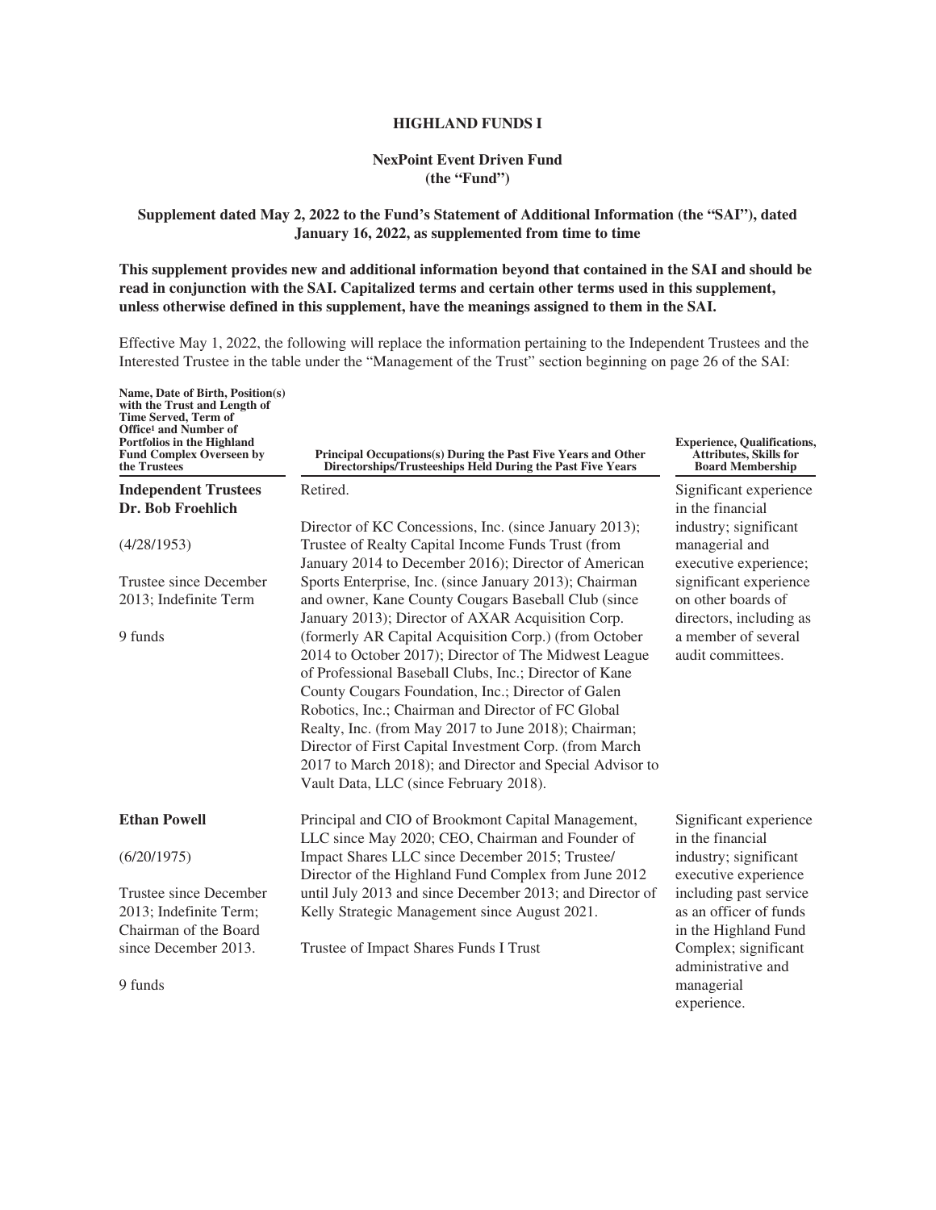**HIGHLAND FUNDS I**

**NexPoint Event Driven Fund**
**(the "Fund")**

**Supplement dated May 2, 2022 to the Fund's Statement of Additional Information (the "SAI"), dated January 16, 2022, as supplemented from time to time**

**This supplement provides new and additional information beyond that contained in the SAI and should be read in conjunction with the SAI. Capitalized terms and certain other terms used in this supplement, unless otherwise defined in this supplement, have the meanings assigned to them in the SAI.**

Effective May 1, 2022, the following will replace the information pertaining to the Independent Trustees and the Interested Trustee in the table under the "Management of the Trust" section beginning on page 26 of the SAI:

| Name, Date of Birth, Position(s) with the Trust and Length of Time Served, Term of Office[1] and Number of Portfolios in the Highland Fund Complex Overseen by the Trustees | Principal Occupations(s) During the Past Five Years and Other Directorships/Trusteeships Held During the Past Five Years | Experience, Qualifications, Attributes, Skills for Board Membership |
|---|---|---|
| **Independent Trustees** | | |
| **Dr. Bob Froehlich**<br><br>(4/28/1953)<br><br>Trustee since December 2013; Indefinite Term<br><br>9 funds | Retired.<br><br>Director of KC Concessions, Inc. (since January 2013); Trustee of Realty Capital Income Funds Trust (from January 2014 to December 2016); Director of American Sports Enterprise, Inc. (since January 2013); Chairman and owner, Kane County Cougars Baseball Club (since January 2013); Director of AXAR Acquisition Corp. (formerly AR Capital Acquisition Corp.) (from October 2014 to October 2017); Director of The Midwest League of Professional Baseball Clubs, Inc.; Director of Kane County Cougars Foundation, Inc.; Director of Galen Robotics, Inc.; Chairman and Director of FC Global Realty, Inc. (from May 2017 to June 2018); Chairman; Director of First Capital Investment Corp. (from March 2017 to March 2018); and Director and Special Advisor to Vault Data, LLC (since February 2018). | Significant experience in the financial industry; significant managerial and executive experience; significant experience on other boards of directors, including as a member of several audit committees. |
| **Ethan Powell**<br><br>(6/20/1975)<br><br>Trustee since December 2013; Indefinite Term; Chairman of the Board since December 2013.<br><br>9 funds | Principal and CIO of Brookmont Capital Management, LLC since May 2020; CEO, Chairman and Founder of Impact Shares LLC since December 2015; Trustee/Director of the Highland Fund Complex from June 2012 until July 2013 and since December 2013; and Director of Kelly Strategic Management since August 2021.<br><br>Trustee of Impact Shares Funds I Trust | Significant experience in the financial industry; significant executive experience including past service as an officer of funds in the Highland Fund Complex; significant administrative and managerial experience. |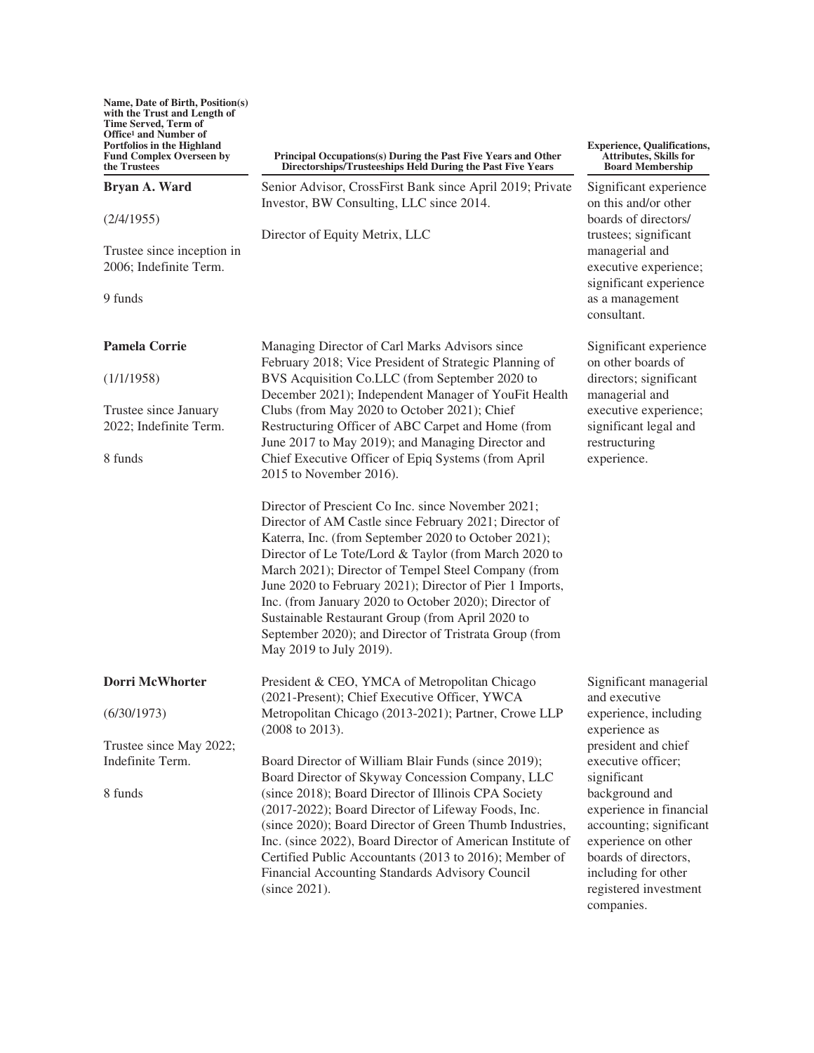| Name, Date of Birth, Position(s) with the Trust and Length of Time Served, Term of Office[1] and Number of Portfolios in the Highland Fund Complex Overseen by the Trustees | Principal Occupations(s) During the Past Five Years and Other Directorships/Trusteeships Held During the Past Five Years | Experience, Qualifications, Attributes, Skills for Board Membership |
|---|---|---|
| **Bryan A. Ward**<br><br>(2/4/1955)<br><br>Trustee since inception in 2006; Indefinite Term.<br><br>9 funds | Senior Advisor, CrossFirst Bank since April 2019; Private Investor, BW Consulting, LLC since 2014.<br><br>Director of Equity Metrix, LLC | Significant experience on this and/or other boards of directors/ trustees; significant managerial and executive experience; significant experience as a management consultant. |
| **Pamela Corrie**<br><br>(1/1/1958)<br><br>Trustee since January 2022; Indefinite Term.<br><br>8 funds | Managing Director of Carl Marks Advisors since February 2018; Vice President of Strategic Planning of BVS Acquisition Co.LLC (from September 2020 to December 2021); Independent Manager of YouFit Health Clubs (from May 2020 to October 2021); Chief Restructuring Officer of ABC Carpet and Home (from June 2017 to May 2019); and Managing Director and Chief Executive Officer of Epiq Systems (from April 2015 to November 2016).<br><br>Director of Prescient Co Inc. since November 2021; Director of AM Castle since February 2021; Director of Katerra, Inc. (from September 2020 to October 2021); Director of Le Tote/Lord & Taylor (from March 2020 to March 2021); Director of Tempel Steel Company (from June 2020 to February 2021); Director of Pier 1 Imports, Inc. (from January 2020 to October 2020); Director of Sustainable Restaurant Group (from April 2020 to September 2020); and Director of Tristrata Group (from May 2019 to July 2019). | Significant experience on other boards of directors; significant managerial and executive experience; significant legal and restructuring experience. |
| **Dorri McWhorter**<br><br>(6/30/1973)<br><br>Trustee since May 2022; Indefinite Term.<br><br>8 funds | President & CEO, YMCA of Metropolitan Chicago (2021-Present); Chief Executive Officer, YWCA Metropolitan Chicago (2013-2021); Partner, Crowe LLP (2008 to 2013).<br><br>Board Director of William Blair Funds (since 2019); Board Director of Skyway Concession Company, LLC (since 2018); Board Director of Illinois CPA Society (2017-2022); Board Director of Lifeway Foods, Inc. (since 2020); Board Director of Green Thumb Industries, Inc. (since 2022), Board Director of American Institute of Certified Public Accountants (2013 to 2016); Member of Financial Accounting Standards Advisory Council (since 2021). | Significant managerial and executive experience, including experience as president and chief executive officer; significant background and experience in financial accounting; significant experience on other boards of directors, including for other registered investment companies. |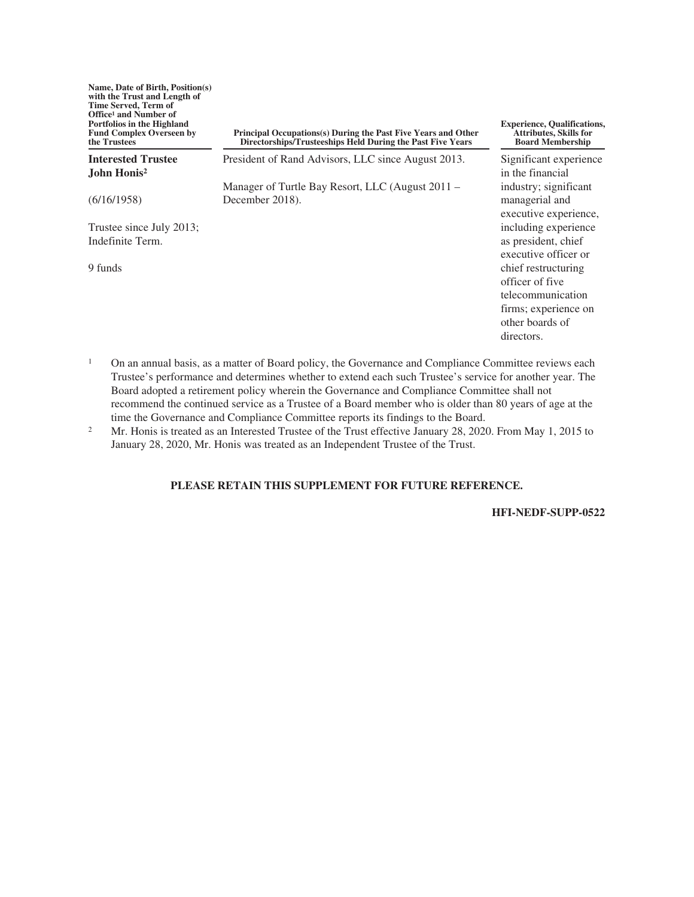| Name, Date of Birth, Position(s) with the Trust and Length of Time Served, Term of Office[1] and Number of Portfolios in the Highland Fund Complex Overseen by the Trustees | Principal Occupations(s) During the Past Five Years and Other Directorships/Trusteeships Held During the Past Five Years | Experience, Qualifications, Attributes, Skills for Board Membership |
|---|---|---|
| **Interested Trustee** **John Honis**[2] (6/16/1958) Trustee since July 2013; Indefinite Term. 9 funds | President of Rand Advisors, LLC since August 2013. Manager of Turtle Bay Resort, LLC (August 2011 – December 2018). | Significant experience in the financial industry; significant managerial and executive experience, including experience as president, chief executive officer or chief restructuring officer of five telecommunication firms; experience on other boards of directors. |

[1] On an annual basis, as a matter of Board policy, the Governance and Compliance Committee reviews each Trustee's performance and determines whether to extend each such Trustee's service for another year. The Board adopted a retirement policy wherein the Governance and Compliance Committee shall not recommend the continued service as a Trustee of a Board member who is older than 80 years of age at the time the Governance and Compliance Committee reports its findings to the Board.

[2] Mr. Honis is treated as an Interested Trustee of the Trust effective January 28, 2020. From May 1, 2015 to January 28, 2020, Mr. Honis was treated as an Independent Trustee of the Trust.

**PLEASE RETAIN THIS SUPPLEMENT FOR FUTURE REFERENCE.**

**HFI-NEDF-SUPP-0522**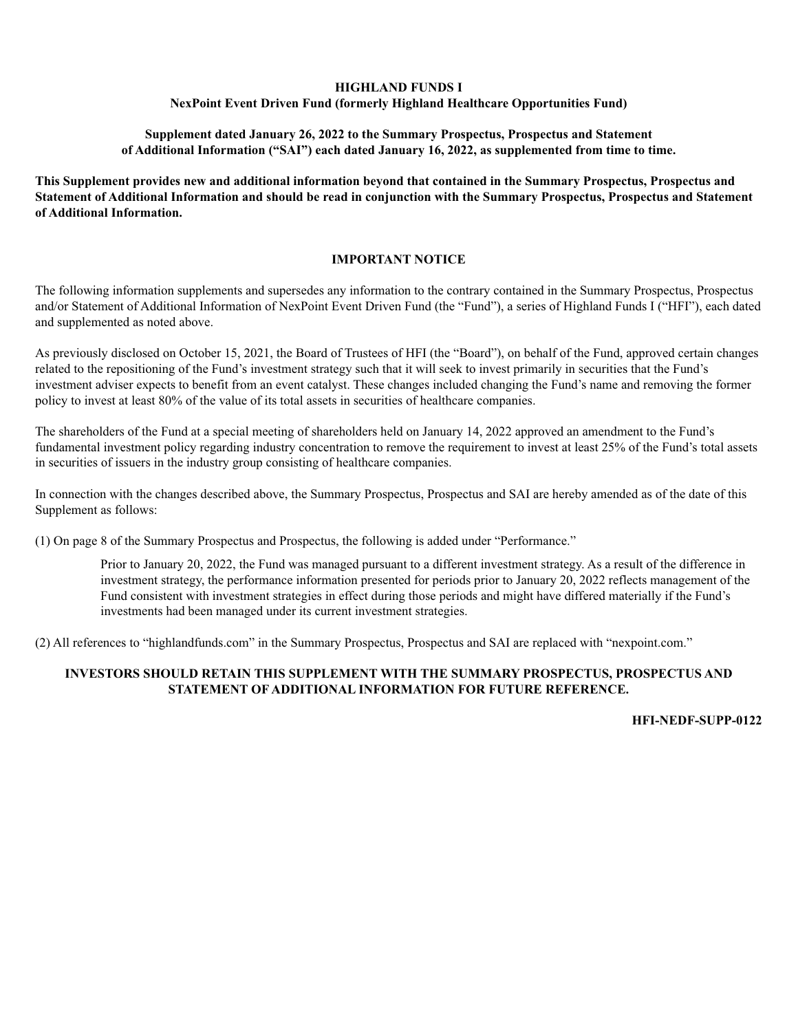**HIGHLAND FUNDS I**
**NexPoint Event Driven Fund (formerly Highland Healthcare Opportunities Fund)**

**Supplement dated January 26, 2022 to the Summary Prospectus, Prospectus and Statement of Additional Information ("SAI") each dated January 16, 2022, as supplemented from time to time.**

**This Supplement provides new and additional information beyond that contained in the Summary Prospectus, Prospectus and Statement of Additional Information and should be read in conjunction with the Summary Prospectus, Prospectus and Statement of Additional Information.**

## IMPORTANT NOTICE

The following information supplements and supersedes any information to the contrary contained in the Summary Prospectus, Prospectus and/or Statement of Additional Information of NexPoint Event Driven Fund (the "Fund"), a series of Highland Funds I ("HFI"), each dated and supplemented as noted above.

As previously disclosed on October 15, 2021, the Board of Trustees of HFI (the "Board"), on behalf of the Fund, approved certain changes related to the repositioning of the Fund's investment strategy such that it will seek to invest primarily in securities that the Fund's investment adviser expects to benefit from an event catalyst. These changes included changing the Fund's name and removing the former policy to invest at least 80% of the value of its total assets in securities of healthcare companies.

The shareholders of the Fund at a special meeting of shareholders held on January 14, 2022 approved an amendment to the Fund's fundamental investment policy regarding industry concentration to remove the requirement to invest at least 25% of the Fund's total assets in securities of issuers in the industry group consisting of healthcare companies.

In connection with the changes described above, the Summary Prospectus, Prospectus and SAI are hereby amended as of the date of this Supplement as follows:

(1) On page 8 of the Summary Prospectus and Prospectus, the following is added under "Performance."

> Prior to January 20, 2022, the Fund was managed pursuant to a different investment strategy. As a result of the difference in investment strategy, the performance information presented for periods prior to January 20, 2022 reflects management of the Fund consistent with investment strategies in effect during those periods and might have differed materially if the Fund's investments had been managed under its current investment strategies.

(2) All references to "highlandfunds.com" in the Summary Prospectus, Prospectus and SAI are replaced with "nexpoint.com."

**INVESTORS SHOULD RETAIN THIS SUPPLEMENT WITH THE SUMMARY PROSPECTUS, PROSPECTUS AND STATEMENT OF ADDITIONAL INFORMATION FOR FUTURE REFERENCE.**

**HFI-NEDF-SUPP-0122**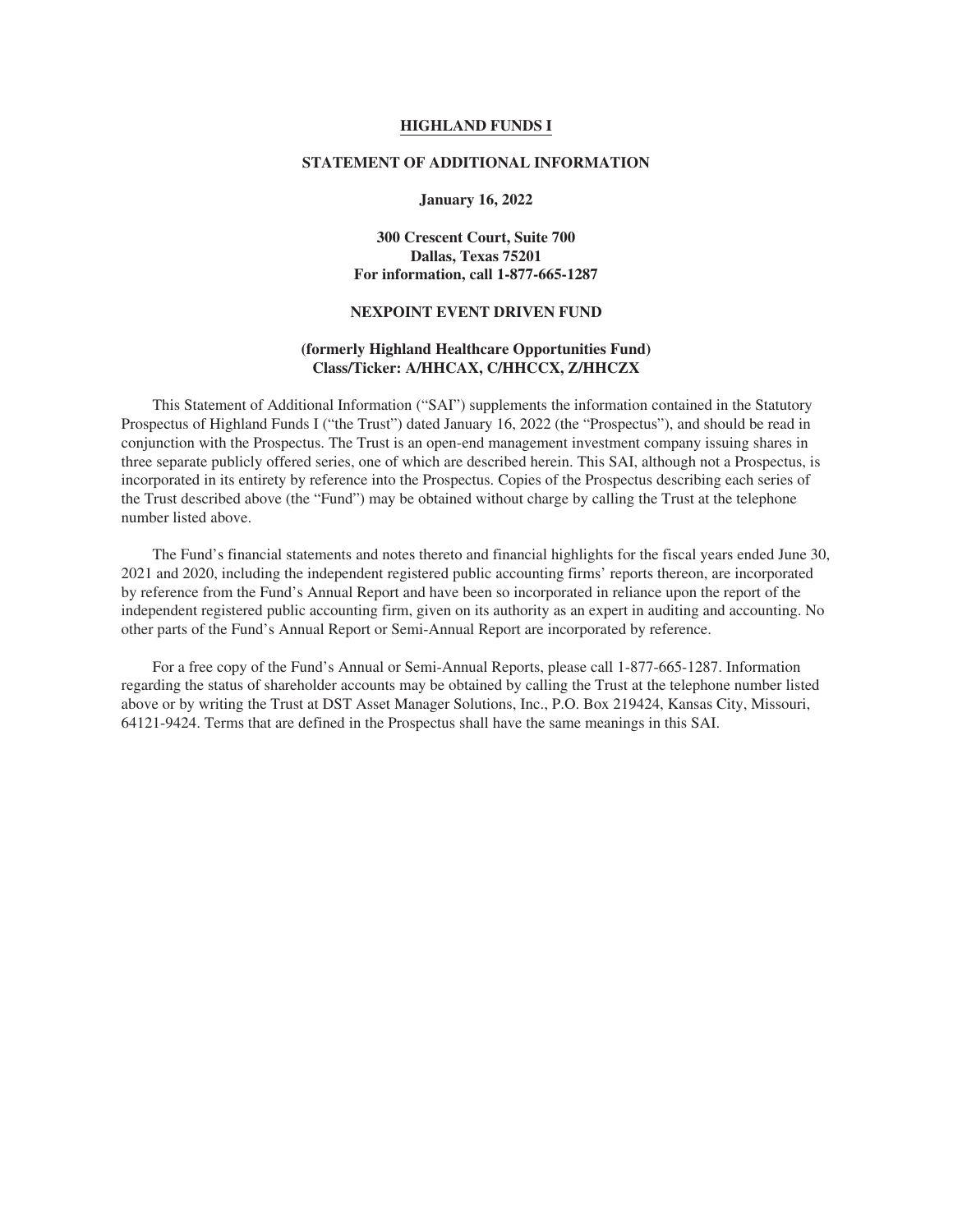# HIGHLAND FUNDS I

## STATEMENT OF ADDITIONAL INFORMATION

**January 16, 2022**

**300 Crescent Court, Suite 700**
**Dallas, Texas 75201**
**For information, call 1-877-665-1287**

## NEXPOINT EVENT DRIVEN FUND

**(formerly Highland Healthcare Opportunities Fund)**
**Class/Ticker: A/HHCAX, C/HHCCX, Z/HHCZX**

This Statement of Additional Information ("SAI") supplements the information contained in the Statutory Prospectus of Highland Funds I ("the Trust") dated January 16, 2022 (the "Prospectus"), and should be read in conjunction with the Prospectus. The Trust is an open-end management investment company issuing shares in three separate publicly offered series, one of which are described herein. This SAI, although not a Prospectus, is incorporated in its entirety by reference into the Prospectus. Copies of the Prospectus describing each series of the Trust described above (the "Fund") may be obtained without charge by calling the Trust at the telephone number listed above.

The Fund's financial statements and notes thereto and financial highlights for the fiscal years ended June 30, 2021 and 2020, including the independent registered public accounting firms' reports thereon, are incorporated by reference from the Fund's Annual Report and have been so incorporated in reliance upon the report of the independent registered public accounting firm, given on its authority as an expert in auditing and accounting. No other parts of the Fund's Annual Report or Semi-Annual Report are incorporated by reference.

For a free copy of the Fund's Annual or Semi-Annual Reports, please call 1-877-665-1287. Information regarding the status of shareholder accounts may be obtained by calling the Trust at the telephone number listed above or by writing the Trust at DST Asset Manager Solutions, Inc., P.O. Box 219424, Kansas City, Missouri, 64121-9424. Terms that are defined in the Prospectus shall have the same meanings in this SAI.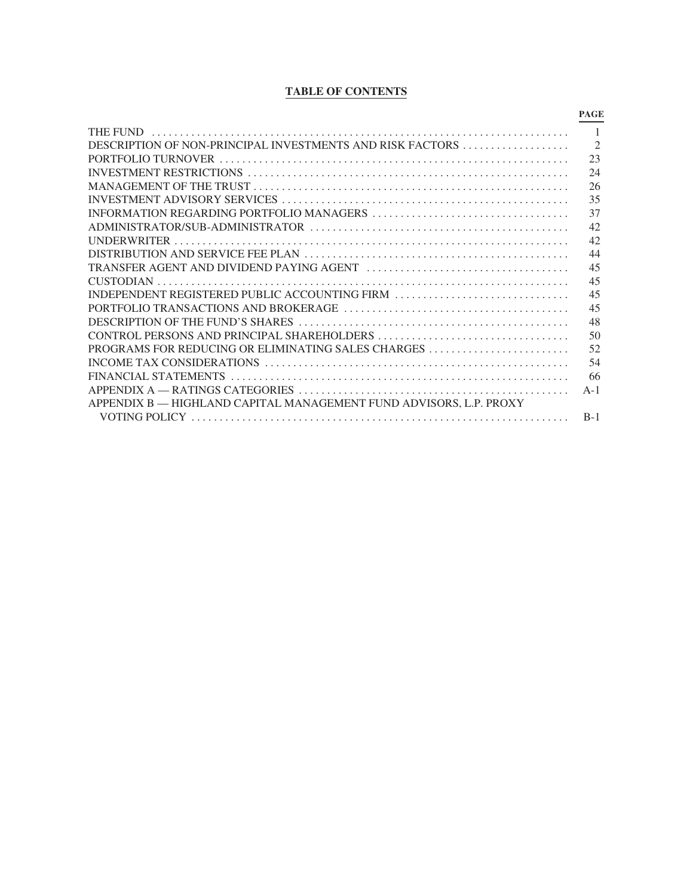## TABLE OF CONTENTS

| | PAGE |
|---|---|
| THE FUND | 1 |
| DESCRIPTION OF NON-PRINCIPAL INVESTMENTS AND RISK FACTORS | 2 |
| PORTFOLIO TURNOVER | 23 |
| INVESTMENT RESTRICTIONS | 24 |
| MANAGEMENT OF THE TRUST | 26 |
| INVESTMENT ADVISORY SERVICES | 35 |
| INFORMATION REGARDING PORTFOLIO MANAGERS | 37 |
| ADMINISTRATOR/SUB-ADMINISTRATOR | 42 |
| UNDERWRITER | 42 |
| DISTRIBUTION AND SERVICE FEE PLAN | 44 |
| TRANSFER AGENT AND DIVIDEND PAYING AGENT | 45 |
| CUSTODIAN | 45 |
| INDEPENDENT REGISTERED PUBLIC ACCOUNTING FIRM | 45 |
| PORTFOLIO TRANSACTIONS AND BROKERAGE | 45 |
| DESCRIPTION OF THE FUND'S SHARES | 48 |
| CONTROL PERSONS AND PRINCIPAL SHAREHOLDERS | 50 |
| PROGRAMS FOR REDUCING OR ELIMINATING SALES CHARGES | 52 |
| INCOME TAX CONSIDERATIONS | 54 |
| FINANCIAL STATEMENTS | 66 |
| APPENDIX A — RATINGS CATEGORIES | A-1 |
| APPENDIX B — HIGHLAND CAPITAL MANAGEMENT FUND ADVISORS, L.P. PROXY VOTING POLICY | B-1 |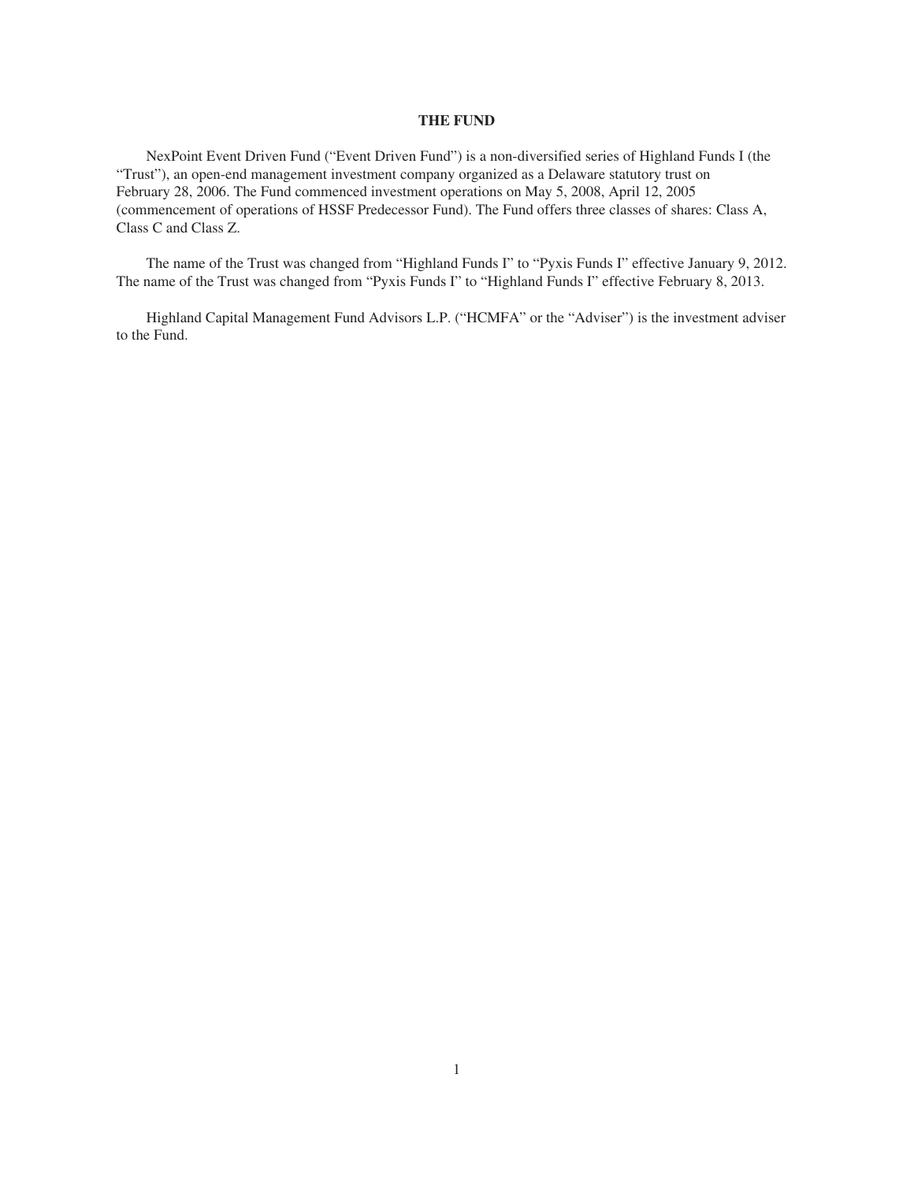# THE FUND

NexPoint Event Driven Fund ("Event Driven Fund") is a non-diversified series of Highland Funds I (the "Trust"), an open-end management investment company organized as a Delaware statutory trust on February 28, 2006. The Fund commenced investment operations on May 5, 2008, April 12, 2005 (commencement of operations of HSSF Predecessor Fund). The Fund offers three classes of shares: Class A, Class C and Class Z.

The name of the Trust was changed from "Highland Funds I" to "Pyxis Funds I" effective January 9, 2012. The name of the Trust was changed from "Pyxis Funds I" to "Highland Funds I" effective February 8, 2013.

Highland Capital Management Fund Advisors L.P. ("HCMFA" or the "Adviser") is the investment adviser to the Fund.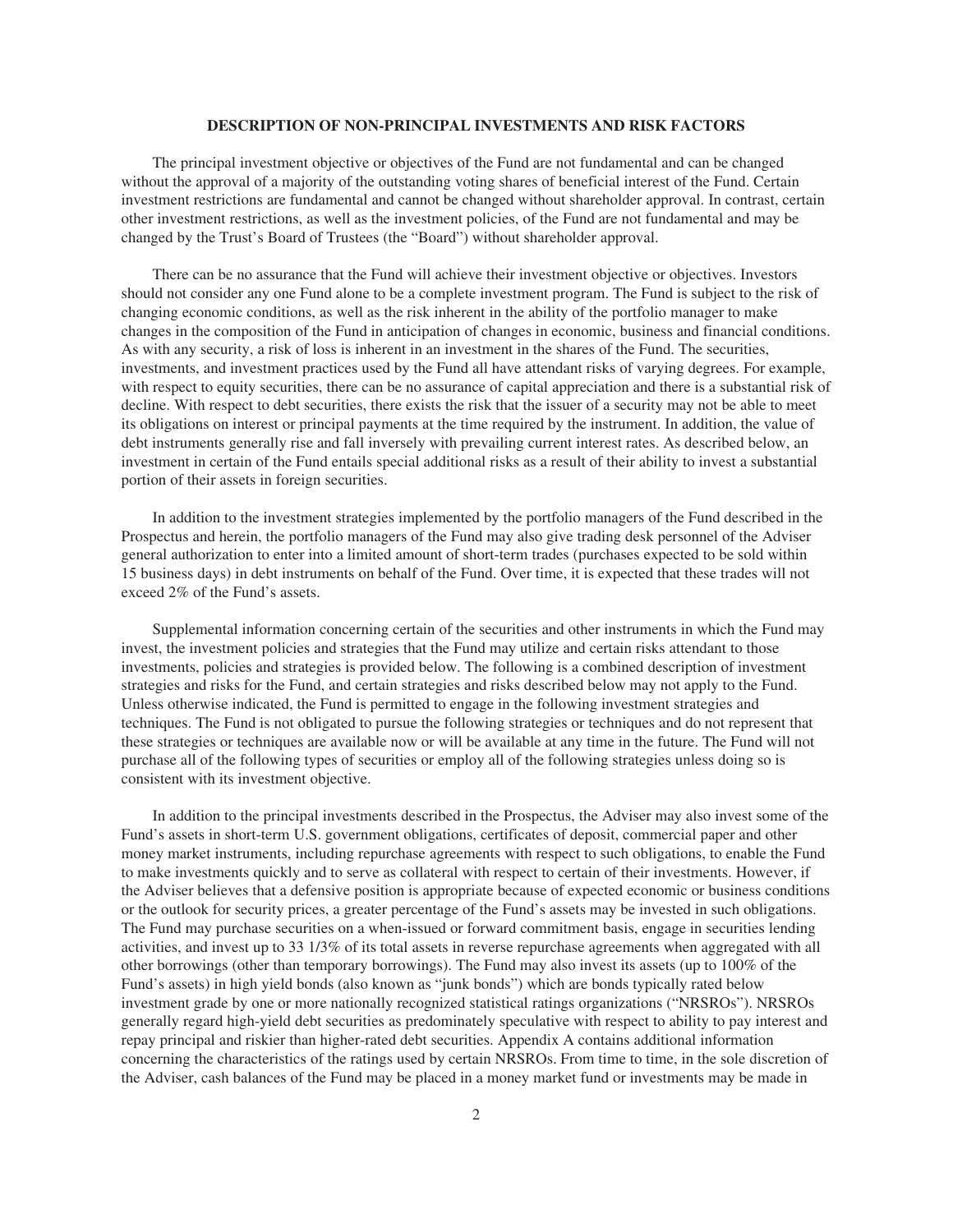## DESCRIPTION OF NON-PRINCIPAL INVESTMENTS AND RISK FACTORS

The principal investment objective or objectives of the Fund are not fundamental and can be changed without the approval of a majority of the outstanding voting shares of beneficial interest of the Fund. Certain investment restrictions are fundamental and cannot be changed without shareholder approval. In contrast, certain other investment restrictions, as well as the investment policies, of the Fund are not fundamental and may be changed by the Trust's Board of Trustees (the "Board") without shareholder approval.

There can be no assurance that the Fund will achieve their investment objective or objectives. Investors should not consider any one Fund alone to be a complete investment program. The Fund is subject to the risk of changing economic conditions, as well as the risk inherent in the ability of the portfolio manager to make changes in the composition of the Fund in anticipation of changes in economic, business and financial conditions. As with any security, a risk of loss is inherent in an investment in the shares of the Fund. The securities, investments, and investment practices used by the Fund all have attendant risks of varying degrees. For example, with respect to equity securities, there can be no assurance of capital appreciation and there is a substantial risk of decline. With respect to debt securities, there exists the risk that the issuer of a security may not be able to meet its obligations on interest or principal payments at the time required by the instrument. In addition, the value of debt instruments generally rise and fall inversely with prevailing current interest rates. As described below, an investment in certain of the Fund entails special additional risks as a result of their ability to invest a substantial portion of their assets in foreign securities.

In addition to the investment strategies implemented by the portfolio managers of the Fund described in the Prospectus and herein, the portfolio managers of the Fund may also give trading desk personnel of the Adviser general authorization to enter into a limited amount of short-term trades (purchases expected to be sold within 15 business days) in debt instruments on behalf of the Fund. Over time, it is expected that these trades will not exceed 2% of the Fund's assets.

Supplemental information concerning certain of the securities and other instruments in which the Fund may invest, the investment policies and strategies that the Fund may utilize and certain risks attendant to those investments, policies and strategies is provided below. The following is a combined description of investment strategies and risks for the Fund, and certain strategies and risks described below may not apply to the Fund. Unless otherwise indicated, the Fund is permitted to engage in the following investment strategies and techniques. The Fund is not obligated to pursue the following strategies or techniques and do not represent that these strategies or techniques are available now or will be available at any time in the future. The Fund will not purchase all of the following types of securities or employ all of the following strategies unless doing so is consistent with its investment objective.

In addition to the principal investments described in the Prospectus, the Adviser may also invest some of the Fund's assets in short-term U.S. government obligations, certificates of deposit, commercial paper and other money market instruments, including repurchase agreements with respect to such obligations, to enable the Fund to make investments quickly and to serve as collateral with respect to certain of their investments. However, if the Adviser believes that a defensive position is appropriate because of expected economic or business conditions or the outlook for security prices, a greater percentage of the Fund's assets may be invested in such obligations. The Fund may purchase securities on a when-issued or forward commitment basis, engage in securities lending activities, and invest up to 33 1/3% of its total assets in reverse repurchase agreements when aggregated with all other borrowings (other than temporary borrowings). The Fund may also invest its assets (up to 100% of the Fund's assets) in high yield bonds (also known as "junk bonds") which are bonds typically rated below investment grade by one or more nationally recognized statistical ratings organizations ("NRSROs"). NRSROs generally regard high-yield debt securities as predominately speculative with respect to ability to pay interest and repay principal and riskier than higher-rated debt securities. Appendix A contains additional information concerning the characteristics of the ratings used by certain NRSROs. From time to time, in the sole discretion of the Adviser, cash balances of the Fund may be placed in a money market fund or investments may be made in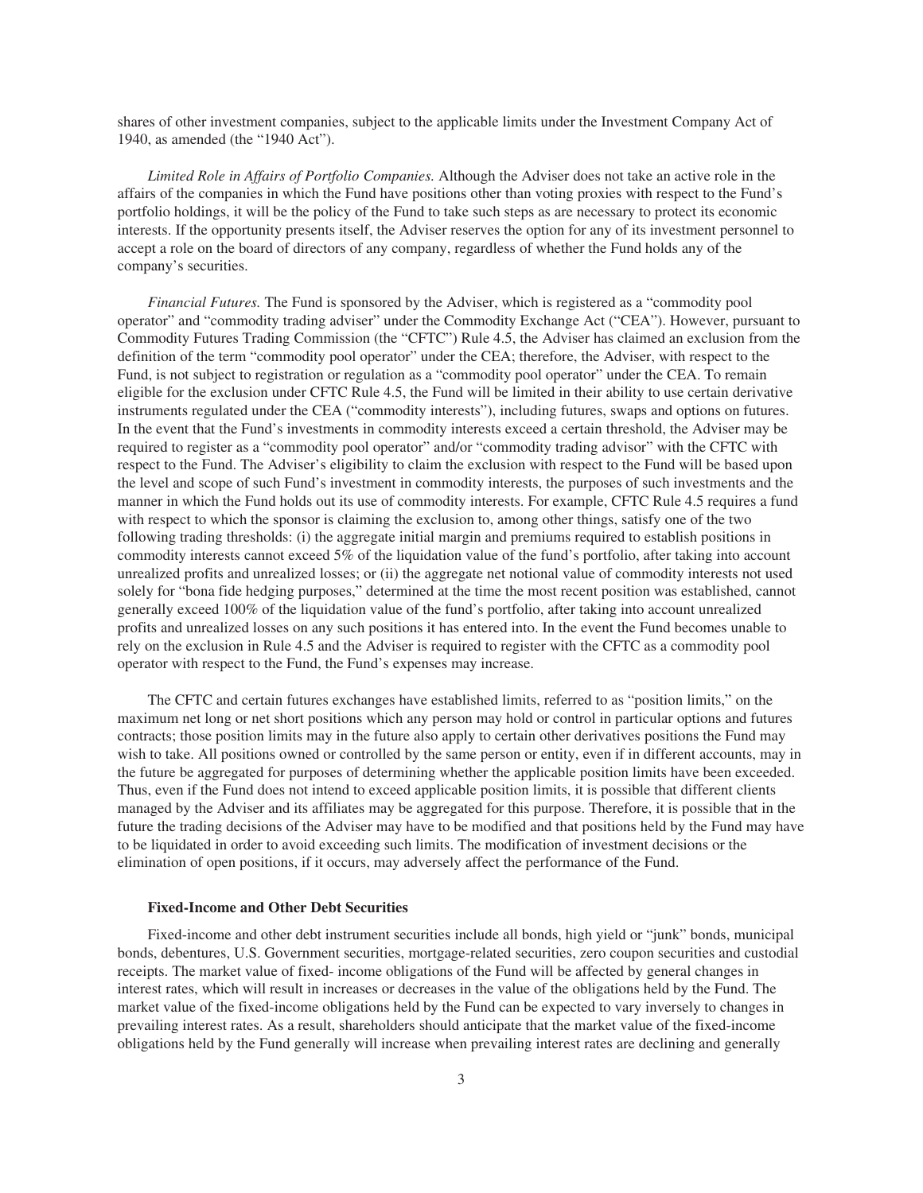shares of other investment companies, subject to the applicable limits under the Investment Company Act of 1940, as amended (the "1940 Act").

*Limited Role in Affairs of Portfolio Companies.* Although the Adviser does not take an active role in the affairs of the companies in which the Fund have positions other than voting proxies with respect to the Fund's portfolio holdings, it will be the policy of the Fund to take such steps as are necessary to protect its economic interests. If the opportunity presents itself, the Adviser reserves the option for any of its investment personnel to accept a role on the board of directors of any company, regardless of whether the Fund holds any of the company's securities.

*Financial Futures.* The Fund is sponsored by the Adviser, which is registered as a "commodity pool operator" and "commodity trading adviser" under the Commodity Exchange Act ("CEA"). However, pursuant to Commodity Futures Trading Commission (the "CFTC") Rule 4.5, the Adviser has claimed an exclusion from the definition of the term "commodity pool operator" under the CEA; therefore, the Adviser, with respect to the Fund, is not subject to registration or regulation as a "commodity pool operator" under the CEA. To remain eligible for the exclusion under CFTC Rule 4.5, the Fund will be limited in their ability to use certain derivative instruments regulated under the CEA ("commodity interests"), including futures, swaps and options on futures. In the event that the Fund's investments in commodity interests exceed a certain threshold, the Adviser may be required to register as a "commodity pool operator" and/or "commodity trading advisor" with the CFTC with respect to the Fund. The Adviser's eligibility to claim the exclusion with respect to the Fund will be based upon the level and scope of such Fund's investment in commodity interests, the purposes of such investments and the manner in which the Fund holds out its use of commodity interests. For example, CFTC Rule 4.5 requires a fund with respect to which the sponsor is claiming the exclusion to, among other things, satisfy one of the two following trading thresholds: (i) the aggregate initial margin and premiums required to establish positions in commodity interests cannot exceed 5% of the liquidation value of the fund's portfolio, after taking into account unrealized profits and unrealized losses; or (ii) the aggregate net notional value of commodity interests not used solely for "bona fide hedging purposes," determined at the time the most recent position was established, cannot generally exceed 100% of the liquidation value of the fund's portfolio, after taking into account unrealized profits and unrealized losses on any such positions it has entered into. In the event the Fund becomes unable to rely on the exclusion in Rule 4.5 and the Adviser is required to register with the CFTC as a commodity pool operator with respect to the Fund, the Fund's expenses may increase.

The CFTC and certain futures exchanges have established limits, referred to as "position limits," on the maximum net long or net short positions which any person may hold or control in particular options and futures contracts; those position limits may in the future also apply to certain other derivatives positions the Fund may wish to take. All positions owned or controlled by the same person or entity, even if in different accounts, may in the future be aggregated for purposes of determining whether the applicable position limits have been exceeded. Thus, even if the Fund does not intend to exceed applicable position limits, it is possible that different clients managed by the Adviser and its affiliates may be aggregated for this purpose. Therefore, it is possible that in the future the trading decisions of the Adviser may have to be modified and that positions held by the Fund may have to be liquidated in order to avoid exceeding such limits. The modification of investment decisions or the elimination of open positions, if it occurs, may adversely affect the performance of the Fund.

**Fixed-Income and Other Debt Securities**

Fixed-income and other debt instrument securities include all bonds, high yield or "junk" bonds, municipal bonds, debentures, U.S. Government securities, mortgage-related securities, zero coupon securities and custodial receipts. The market value of fixed- income obligations of the Fund will be affected by general changes in interest rates, which will result in increases or decreases in the value of the obligations held by the Fund. The market value of the fixed-income obligations held by the Fund can be expected to vary inversely to changes in prevailing interest rates. As a result, shareholders should anticipate that the market value of the fixed-income obligations held by the Fund generally will increase when prevailing interest rates are declining and generally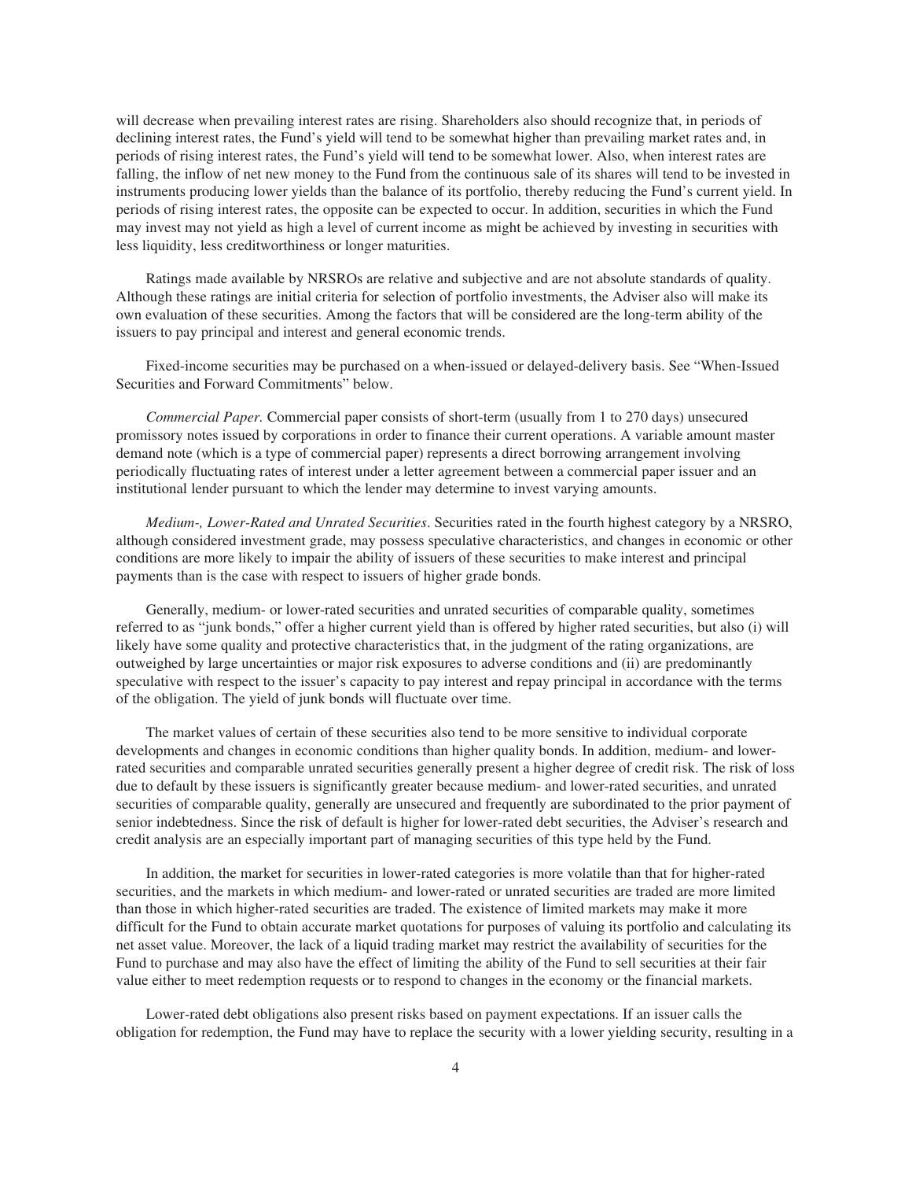will decrease when prevailing interest rates are rising. Shareholders also should recognize that, in periods of declining interest rates, the Fund's yield will tend to be somewhat higher than prevailing market rates and, in periods of rising interest rates, the Fund's yield will tend to be somewhat lower. Also, when interest rates are falling, the inflow of net new money to the Fund from the continuous sale of its shares will tend to be invested in instruments producing lower yields than the balance of its portfolio, thereby reducing the Fund's current yield. In periods of rising interest rates, the opposite can be expected to occur. In addition, securities in which the Fund may invest may not yield as high a level of current income as might be achieved by investing in securities with less liquidity, less creditworthiness or longer maturities.

Ratings made available by NRSROs are relative and subjective and are not absolute standards of quality. Although these ratings are initial criteria for selection of portfolio investments, the Adviser also will make its own evaluation of these securities. Among the factors that will be considered are the long-term ability of the issuers to pay principal and interest and general economic trends.

Fixed-income securities may be purchased on a when-issued or delayed-delivery basis. See "When-Issued Securities and Forward Commitments" below.

*Commercial Paper.* Commercial paper consists of short-term (usually from 1 to 270 days) unsecured promissory notes issued by corporations in order to finance their current operations. A variable amount master demand note (which is a type of commercial paper) represents a direct borrowing arrangement involving periodically fluctuating rates of interest under a letter agreement between a commercial paper issuer and an institutional lender pursuant to which the lender may determine to invest varying amounts.

*Medium-, Lower-Rated and Unrated Securities*. Securities rated in the fourth highest category by a NRSRO, although considered investment grade, may possess speculative characteristics, and changes in economic or other conditions are more likely to impair the ability of issuers of these securities to make interest and principal payments than is the case with respect to issuers of higher grade bonds.

Generally, medium- or lower-rated securities and unrated securities of comparable quality, sometimes referred to as "junk bonds," offer a higher current yield than is offered by higher rated securities, but also (i) will likely have some quality and protective characteristics that, in the judgment of the rating organizations, are outweighed by large uncertainties or major risk exposures to adverse conditions and (ii) are predominantly speculative with respect to the issuer's capacity to pay interest and repay principal in accordance with the terms of the obligation. The yield of junk bonds will fluctuate over time.

The market values of certain of these securities also tend to be more sensitive to individual corporate developments and changes in economic conditions than higher quality bonds. In addition, medium- and lower-rated securities and comparable unrated securities generally present a higher degree of credit risk. The risk of loss due to default by these issuers is significantly greater because medium- and lower-rated securities, and unrated securities of comparable quality, generally are unsecured and frequently are subordinated to the prior payment of senior indebtedness. Since the risk of default is higher for lower-rated debt securities, the Adviser's research and credit analysis are an especially important part of managing securities of this type held by the Fund.

In addition, the market for securities in lower-rated categories is more volatile than that for higher-rated securities, and the markets in which medium- and lower-rated or unrated securities are traded are more limited than those in which higher-rated securities are traded. The existence of limited markets may make it more difficult for the Fund to obtain accurate market quotations for purposes of valuing its portfolio and calculating its net asset value. Moreover, the lack of a liquid trading market may restrict the availability of securities for the Fund to purchase and may also have the effect of limiting the ability of the Fund to sell securities at their fair value either to meet redemption requests or to respond to changes in the economy or the financial markets.

Lower-rated debt obligations also present risks based on payment expectations. If an issuer calls the obligation for redemption, the Fund may have to replace the security with a lower yielding security, resulting in a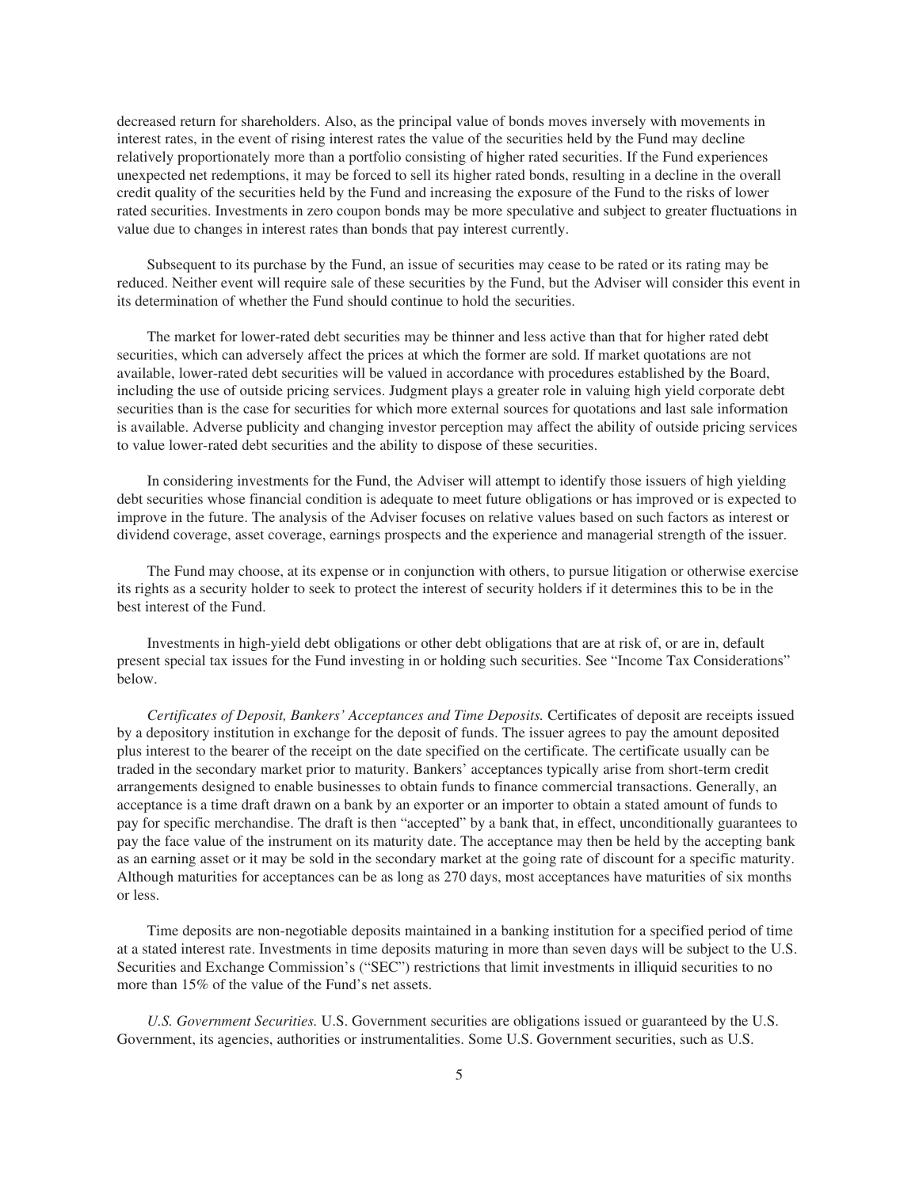decreased return for shareholders. Also, as the principal value of bonds moves inversely with movements in interest rates, in the event of rising interest rates the value of the securities held by the Fund may decline relatively proportionately more than a portfolio consisting of higher rated securities. If the Fund experiences unexpected net redemptions, it may be forced to sell its higher rated bonds, resulting in a decline in the overall credit quality of the securities held by the Fund and increasing the exposure of the Fund to the risks of lower rated securities. Investments in zero coupon bonds may be more speculative and subject to greater fluctuations in value due to changes in interest rates than bonds that pay interest currently.

Subsequent to its purchase by the Fund, an issue of securities may cease to be rated or its rating may be reduced. Neither event will require sale of these securities by the Fund, but the Adviser will consider this event in its determination of whether the Fund should continue to hold the securities.

The market for lower-rated debt securities may be thinner and less active than that for higher rated debt securities, which can adversely affect the prices at which the former are sold. If market quotations are not available, lower-rated debt securities will be valued in accordance with procedures established by the Board, including the use of outside pricing services. Judgment plays a greater role in valuing high yield corporate debt securities than is the case for securities for which more external sources for quotations and last sale information is available. Adverse publicity and changing investor perception may affect the ability of outside pricing services to value lower-rated debt securities and the ability to dispose of these securities.

In considering investments for the Fund, the Adviser will attempt to identify those issuers of high yielding debt securities whose financial condition is adequate to meet future obligations or has improved or is expected to improve in the future. The analysis of the Adviser focuses on relative values based on such factors as interest or dividend coverage, asset coverage, earnings prospects and the experience and managerial strength of the issuer.

The Fund may choose, at its expense or in conjunction with others, to pursue litigation or otherwise exercise its rights as a security holder to seek to protect the interest of security holders if it determines this to be in the best interest of the Fund.

Investments in high-yield debt obligations or other debt obligations that are at risk of, or are in, default present special tax issues for the Fund investing in or holding such securities. See "Income Tax Considerations" below.

*Certificates of Deposit, Bankers' Acceptances and Time Deposits.* Certificates of deposit are receipts issued by a depository institution in exchange for the deposit of funds. The issuer agrees to pay the amount deposited plus interest to the bearer of the receipt on the date specified on the certificate. The certificate usually can be traded in the secondary market prior to maturity. Bankers' acceptances typically arise from short-term credit arrangements designed to enable businesses to obtain funds to finance commercial transactions. Generally, an acceptance is a time draft drawn on a bank by an exporter or an importer to obtain a stated amount of funds to pay for specific merchandise. The draft is then "accepted" by a bank that, in effect, unconditionally guarantees to pay the face value of the instrument on its maturity date. The acceptance may then be held by the accepting bank as an earning asset or it may be sold in the secondary market at the going rate of discount for a specific maturity. Although maturities for acceptances can be as long as 270 days, most acceptances have maturities of six months or less.

Time deposits are non-negotiable deposits maintained in a banking institution for a specified period of time at a stated interest rate. Investments in time deposits maturing in more than seven days will be subject to the U.S. Securities and Exchange Commission's ("SEC") restrictions that limit investments in illiquid securities to no more than 15% of the value of the Fund's net assets.

*U.S. Government Securities.* U.S. Government securities are obligations issued or guaranteed by the U.S. Government, its agencies, authorities or instrumentalities. Some U.S. Government securities, such as U.S.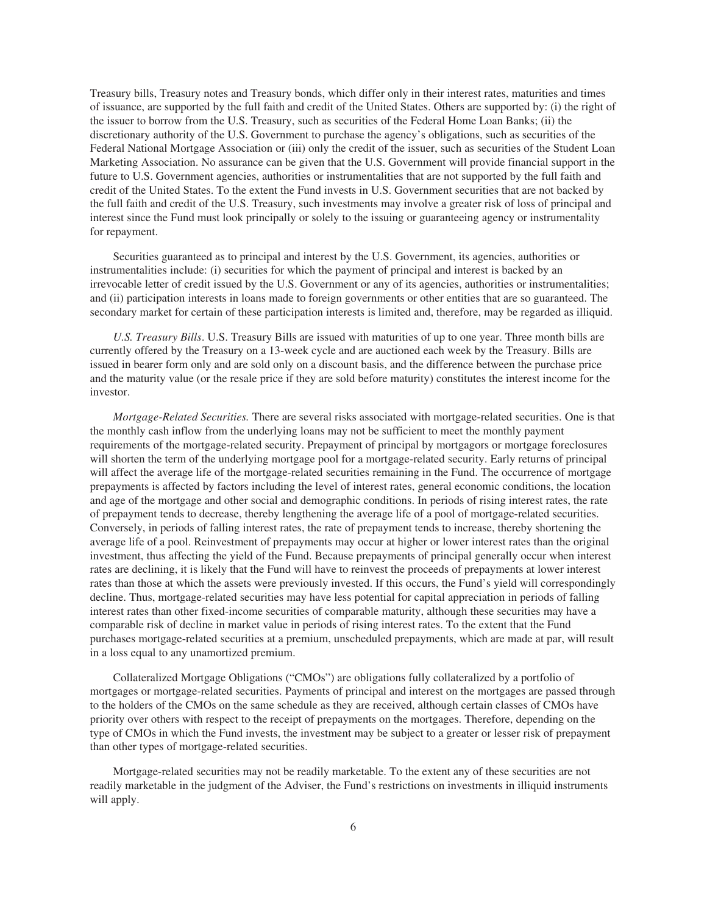Treasury bills, Treasury notes and Treasury bonds, which differ only in their interest rates, maturities and times of issuance, are supported by the full faith and credit of the United States. Others are supported by: (i) the right of the issuer to borrow from the U.S. Treasury, such as securities of the Federal Home Loan Banks; (ii) the discretionary authority of the U.S. Government to purchase the agency's obligations, such as securities of the Federal National Mortgage Association or (iii) only the credit of the issuer, such as securities of the Student Loan Marketing Association. No assurance can be given that the U.S. Government will provide financial support in the future to U.S. Government agencies, authorities or instrumentalities that are not supported by the full faith and credit of the United States. To the extent the Fund invests in U.S. Government securities that are not backed by the full faith and credit of the U.S. Treasury, such investments may involve a greater risk of loss of principal and interest since the Fund must look principally or solely to the issuing or guaranteeing agency or instrumentality for repayment.

Securities guaranteed as to principal and interest by the U.S. Government, its agencies, authorities or instrumentalities include: (i) securities for which the payment of principal and interest is backed by an irrevocable letter of credit issued by the U.S. Government or any of its agencies, authorities or instrumentalities; and (ii) participation interests in loans made to foreign governments or other entities that are so guaranteed. The secondary market for certain of these participation interests is limited and, therefore, may be regarded as illiquid.

*U.S. Treasury Bills*. U.S. Treasury Bills are issued with maturities of up to one year. Three month bills are currently offered by the Treasury on a 13-week cycle and are auctioned each week by the Treasury. Bills are issued in bearer form only and are sold only on a discount basis, and the difference between the purchase price and the maturity value (or the resale price if they are sold before maturity) constitutes the interest income for the investor.

*Mortgage-Related Securities.* There are several risks associated with mortgage-related securities. One is that the monthly cash inflow from the underlying loans may not be sufficient to meet the monthly payment requirements of the mortgage-related security. Prepayment of principal by mortgagors or mortgage foreclosures will shorten the term of the underlying mortgage pool for a mortgage-related security. Early returns of principal will affect the average life of the mortgage-related securities remaining in the Fund. The occurrence of mortgage prepayments is affected by factors including the level of interest rates, general economic conditions, the location and age of the mortgage and other social and demographic conditions. In periods of rising interest rates, the rate of prepayment tends to decrease, thereby lengthening the average life of a pool of mortgage-related securities. Conversely, in periods of falling interest rates, the rate of prepayment tends to increase, thereby shortening the average life of a pool. Reinvestment of prepayments may occur at higher or lower interest rates than the original investment, thus affecting the yield of the Fund. Because prepayments of principal generally occur when interest rates are declining, it is likely that the Fund will have to reinvest the proceeds of prepayments at lower interest rates than those at which the assets were previously invested. If this occurs, the Fund's yield will correspondingly decline. Thus, mortgage-related securities may have less potential for capital appreciation in periods of falling interest rates than other fixed-income securities of comparable maturity, although these securities may have a comparable risk of decline in market value in periods of rising interest rates. To the extent that the Fund purchases mortgage-related securities at a premium, unscheduled prepayments, which are made at par, will result in a loss equal to any unamortized premium.

Collateralized Mortgage Obligations ("CMOs") are obligations fully collateralized by a portfolio of mortgages or mortgage-related securities. Payments of principal and interest on the mortgages are passed through to the holders of the CMOs on the same schedule as they are received, although certain classes of CMOs have priority over others with respect to the receipt of prepayments on the mortgages. Therefore, depending on the type of CMOs in which the Fund invests, the investment may be subject to a greater or lesser risk of prepayment than other types of mortgage-related securities.

Mortgage-related securities may not be readily marketable. To the extent any of these securities are not readily marketable in the judgment of the Adviser, the Fund's restrictions on investments in illiquid instruments will apply.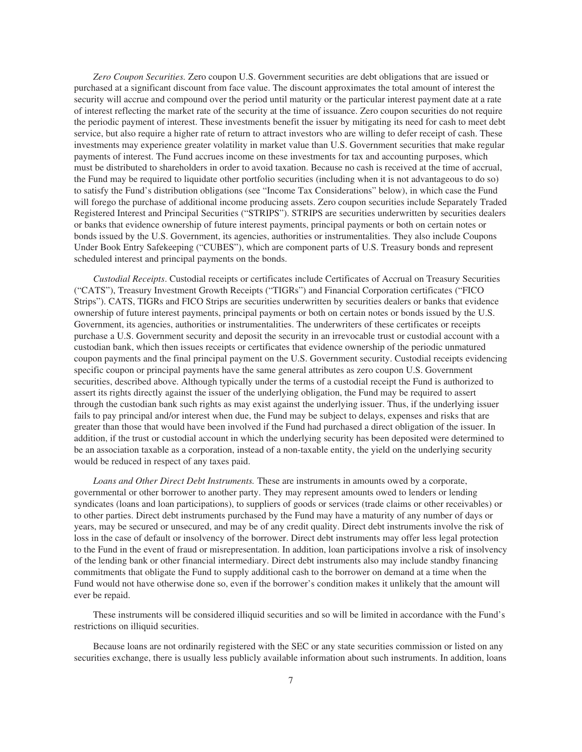*Zero Coupon Securities.* Zero coupon U.S. Government securities are debt obligations that are issued or purchased at a significant discount from face value. The discount approximates the total amount of interest the security will accrue and compound over the period until maturity or the particular interest payment date at a rate of interest reflecting the market rate of the security at the time of issuance. Zero coupon securities do not require the periodic payment of interest. These investments benefit the issuer by mitigating its need for cash to meet debt service, but also require a higher rate of return to attract investors who are willing to defer receipt of cash. These investments may experience greater volatility in market value than U.S. Government securities that make regular payments of interest. The Fund accrues income on these investments for tax and accounting purposes, which must be distributed to shareholders in order to avoid taxation. Because no cash is received at the time of accrual, the Fund may be required to liquidate other portfolio securities (including when it is not advantageous to do so) to satisfy the Fund's distribution obligations (see "Income Tax Considerations" below), in which case the Fund will forego the purchase of additional income producing assets. Zero coupon securities include Separately Traded Registered Interest and Principal Securities ("STRIPS"). STRIPS are securities underwritten by securities dealers or banks that evidence ownership of future interest payments, principal payments or both on certain notes or bonds issued by the U.S. Government, its agencies, authorities or instrumentalities. They also include Coupons Under Book Entry Safekeeping ("CUBES"), which are component parts of U.S. Treasury bonds and represent scheduled interest and principal payments on the bonds.

*Custodial Receipts*. Custodial receipts or certificates include Certificates of Accrual on Treasury Securities ("CATS"), Treasury Investment Growth Receipts ("TIGRs") and Financial Corporation certificates ("FICO Strips"). CATS, TIGRs and FICO Strips are securities underwritten by securities dealers or banks that evidence ownership of future interest payments, principal payments or both on certain notes or bonds issued by the U.S. Government, its agencies, authorities or instrumentalities. The underwriters of these certificates or receipts purchase a U.S. Government security and deposit the security in an irrevocable trust or custodial account with a custodian bank, which then issues receipts or certificates that evidence ownership of the periodic unmatured coupon payments and the final principal payment on the U.S. Government security. Custodial receipts evidencing specific coupon or principal payments have the same general attributes as zero coupon U.S. Government securities, described above. Although typically under the terms of a custodial receipt the Fund is authorized to assert its rights directly against the issuer of the underlying obligation, the Fund may be required to assert through the custodian bank such rights as may exist against the underlying issuer. Thus, if the underlying issuer fails to pay principal and/or interest when due, the Fund may be subject to delays, expenses and risks that are greater than those that would have been involved if the Fund had purchased a direct obligation of the issuer. In addition, if the trust or custodial account in which the underlying security has been deposited were determined to be an association taxable as a corporation, instead of a non-taxable entity, the yield on the underlying security would be reduced in respect of any taxes paid.

*Loans and Other Direct Debt Instruments.* These are instruments in amounts owed by a corporate, governmental or other borrower to another party. They may represent amounts owed to lenders or lending syndicates (loans and loan participations), to suppliers of goods or services (trade claims or other receivables) or to other parties. Direct debt instruments purchased by the Fund may have a maturity of any number of days or years, may be secured or unsecured, and may be of any credit quality. Direct debt instruments involve the risk of loss in the case of default or insolvency of the borrower. Direct debt instruments may offer less legal protection to the Fund in the event of fraud or misrepresentation. In addition, loan participations involve a risk of insolvency of the lending bank or other financial intermediary. Direct debt instruments also may include standby financing commitments that obligate the Fund to supply additional cash to the borrower on demand at a time when the Fund would not have otherwise done so, even if the borrower's condition makes it unlikely that the amount will ever be repaid.

These instruments will be considered illiquid securities and so will be limited in accordance with the Fund's restrictions on illiquid securities.

Because loans are not ordinarily registered with the SEC or any state securities commission or listed on any securities exchange, there is usually less publicly available information about such instruments. In addition, loans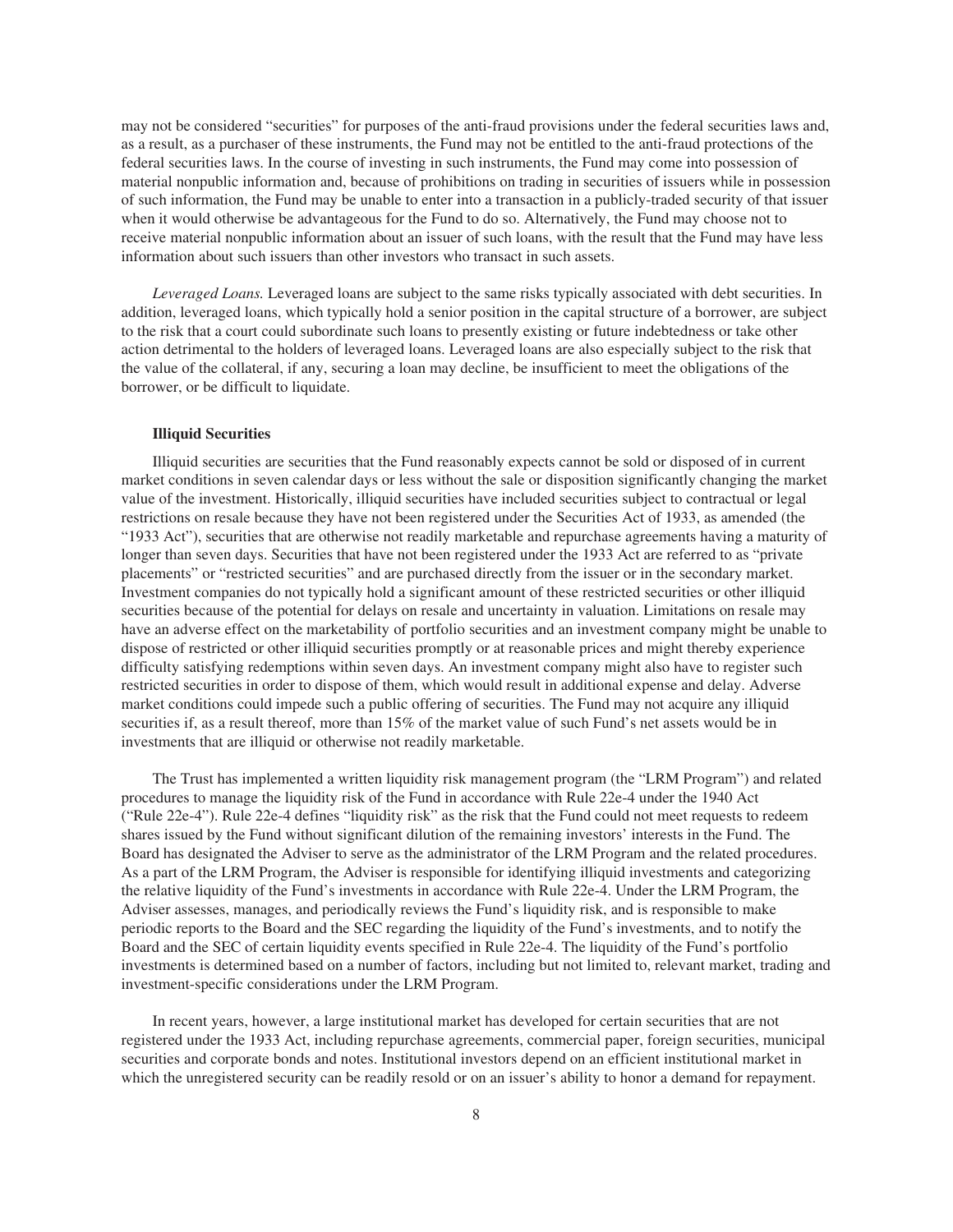may not be considered "securities" for purposes of the anti-fraud provisions under the federal securities laws and, as a result, as a purchaser of these instruments, the Fund may not be entitled to the anti-fraud protections of the federal securities laws. In the course of investing in such instruments, the Fund may come into possession of material nonpublic information and, because of prohibitions on trading in securities of issuers while in possession of such information, the Fund may be unable to enter into a transaction in a publicly-traded security of that issuer when it would otherwise be advantageous for the Fund to do so. Alternatively, the Fund may choose not to receive material nonpublic information about an issuer of such loans, with the result that the Fund may have less information about such issuers than other investors who transact in such assets.

*Leveraged Loans.* Leveraged loans are subject to the same risks typically associated with debt securities. In addition, leveraged loans, which typically hold a senior position in the capital structure of a borrower, are subject to the risk that a court could subordinate such loans to presently existing or future indebtedness or take other action detrimental to the holders of leveraged loans. Leveraged loans are also especially subject to the risk that the value of the collateral, if any, securing a loan may decline, be insufficient to meet the obligations of the borrower, or be difficult to liquidate.

**Illiquid Securities**

Illiquid securities are securities that the Fund reasonably expects cannot be sold or disposed of in current market conditions in seven calendar days or less without the sale or disposition significantly changing the market value of the investment. Historically, illiquid securities have included securities subject to contractual or legal restrictions on resale because they have not been registered under the Securities Act of 1933, as amended (the "1933 Act"), securities that are otherwise not readily marketable and repurchase agreements having a maturity of longer than seven days. Securities that have not been registered under the 1933 Act are referred to as "private placements" or "restricted securities" and are purchased directly from the issuer or in the secondary market. Investment companies do not typically hold a significant amount of these restricted securities or other illiquid securities because of the potential for delays on resale and uncertainty in valuation. Limitations on resale may have an adverse effect on the marketability of portfolio securities and an investment company might be unable to dispose of restricted or other illiquid securities promptly or at reasonable prices and might thereby experience difficulty satisfying redemptions within seven days. An investment company might also have to register such restricted securities in order to dispose of them, which would result in additional expense and delay. Adverse market conditions could impede such a public offering of securities. The Fund may not acquire any illiquid securities if, as a result thereof, more than 15% of the market value of such Fund's net assets would be in investments that are illiquid or otherwise not readily marketable.

The Trust has implemented a written liquidity risk management program (the "LRM Program") and related procedures to manage the liquidity risk of the Fund in accordance with Rule 22e-4 under the 1940 Act ("Rule 22e-4"). Rule 22e-4 defines "liquidity risk" as the risk that the Fund could not meet requests to redeem shares issued by the Fund without significant dilution of the remaining investors' interests in the Fund. The Board has designated the Adviser to serve as the administrator of the LRM Program and the related procedures. As a part of the LRM Program, the Adviser is responsible for identifying illiquid investments and categorizing the relative liquidity of the Fund's investments in accordance with Rule 22e-4. Under the LRM Program, the Adviser assesses, manages, and periodically reviews the Fund's liquidity risk, and is responsible to make periodic reports to the Board and the SEC regarding the liquidity of the Fund's investments, and to notify the Board and the SEC of certain liquidity events specified in Rule 22e-4. The liquidity of the Fund's portfolio investments is determined based on a number of factors, including but not limited to, relevant market, trading and investment-specific considerations under the LRM Program.

In recent years, however, a large institutional market has developed for certain securities that are not registered under the 1933 Act, including repurchase agreements, commercial paper, foreign securities, municipal securities and corporate bonds and notes. Institutional investors depend on an efficient institutional market in which the unregistered security can be readily resold or on an issuer's ability to honor a demand for repayment.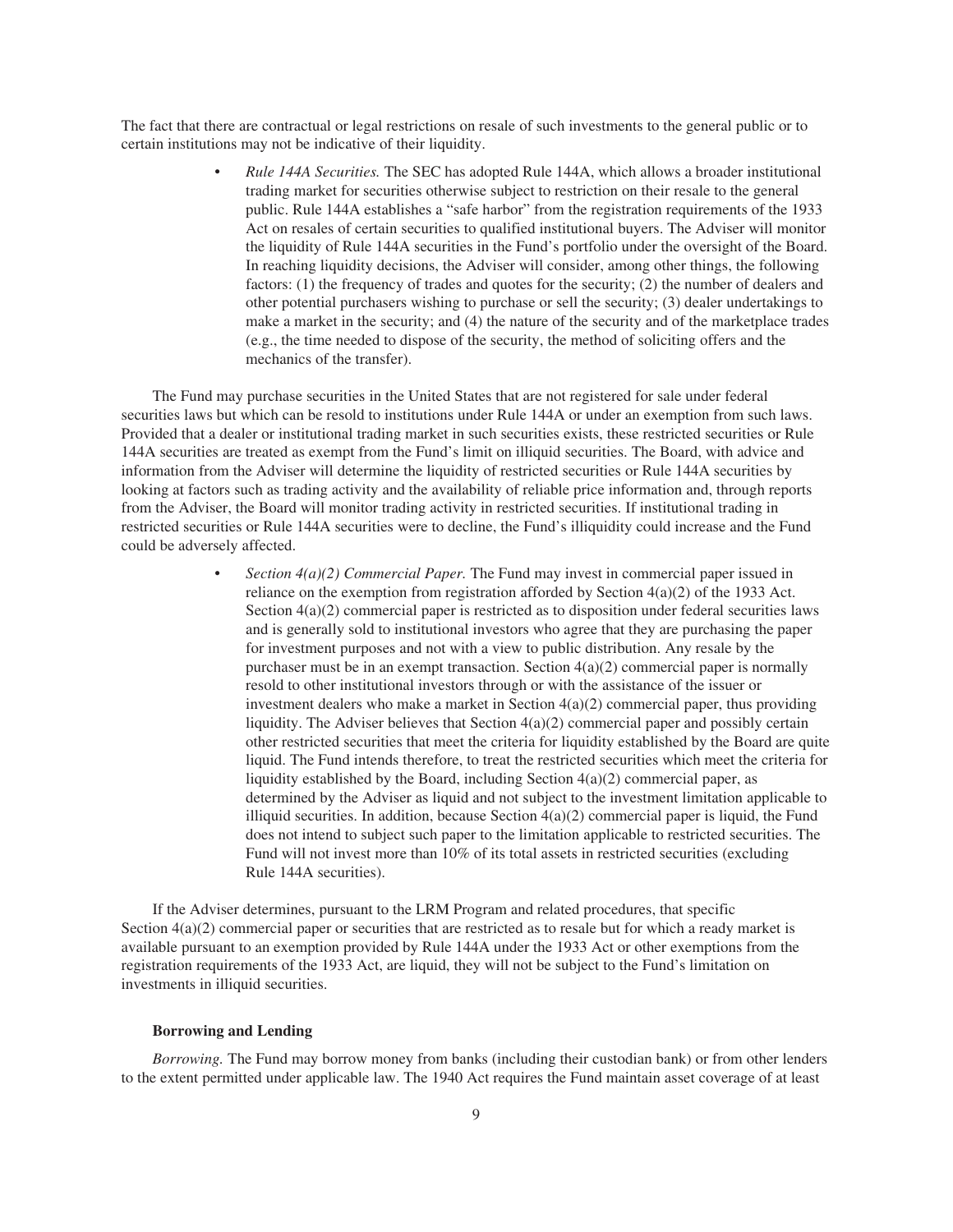The fact that there are contractual or legal restrictions on resale of such investments to the general public or to certain institutions may not be indicative of their liquidity.

- *Rule 144A Securities.* The SEC has adopted Rule 144A, which allows a broader institutional trading market for securities otherwise subject to restriction on their resale to the general public. Rule 144A establishes a "safe harbor" from the registration requirements of the 1933 Act on resales of certain securities to qualified institutional buyers. The Adviser will monitor the liquidity of Rule 144A securities in the Fund's portfolio under the oversight of the Board. In reaching liquidity decisions, the Adviser will consider, among other things, the following factors: (1) the frequency of trades and quotes for the security; (2) the number of dealers and other potential purchasers wishing to purchase or sell the security; (3) dealer undertakings to make a market in the security; and (4) the nature of the security and of the marketplace trades (e.g., the time needed to dispose of the security, the method of soliciting offers and the mechanics of the transfer).

The Fund may purchase securities in the United States that are not registered for sale under federal securities laws but which can be resold to institutions under Rule 144A or under an exemption from such laws. Provided that a dealer or institutional trading market in such securities exists, these restricted securities or Rule 144A securities are treated as exempt from the Fund's limit on illiquid securities. The Board, with advice and information from the Adviser will determine the liquidity of restricted securities or Rule 144A securities by looking at factors such as trading activity and the availability of reliable price information and, through reports from the Adviser, the Board will monitor trading activity in restricted securities. If institutional trading in restricted securities or Rule 144A securities were to decline, the Fund's illiquidity could increase and the Fund could be adversely affected.

- *Section 4(a)(2) Commercial Paper.* The Fund may invest in commercial paper issued in reliance on the exemption from registration afforded by Section 4(a)(2) of the 1933 Act. Section 4(a)(2) commercial paper is restricted as to disposition under federal securities laws and is generally sold to institutional investors who agree that they are purchasing the paper for investment purposes and not with a view to public distribution. Any resale by the purchaser must be in an exempt transaction. Section 4(a)(2) commercial paper is normally resold to other institutional investors through or with the assistance of the issuer or investment dealers who make a market in Section 4(a)(2) commercial paper, thus providing liquidity. The Adviser believes that Section 4(a)(2) commercial paper and possibly certain other restricted securities that meet the criteria for liquidity established by the Board are quite liquid. The Fund intends therefore, to treat the restricted securities which meet the criteria for liquidity established by the Board, including Section 4(a)(2) commercial paper, as determined by the Adviser as liquid and not subject to the investment limitation applicable to illiquid securities. In addition, because Section 4(a)(2) commercial paper is liquid, the Fund does not intend to subject such paper to the limitation applicable to restricted securities. The Fund will not invest more than 10% of its total assets in restricted securities (excluding Rule 144A securities).

If the Adviser determines, pursuant to the LRM Program and related procedures, that specific Section 4(a)(2) commercial paper or securities that are restricted as to resale but for which a ready market is available pursuant to an exemption provided by Rule 144A under the 1933 Act or other exemptions from the registration requirements of the 1933 Act, are liquid, they will not be subject to the Fund's limitation on investments in illiquid securities.

### Borrowing and Lending

*Borrowing.* The Fund may borrow money from banks (including their custodian bank) or from other lenders to the extent permitted under applicable law. The 1940 Act requires the Fund maintain asset coverage of at least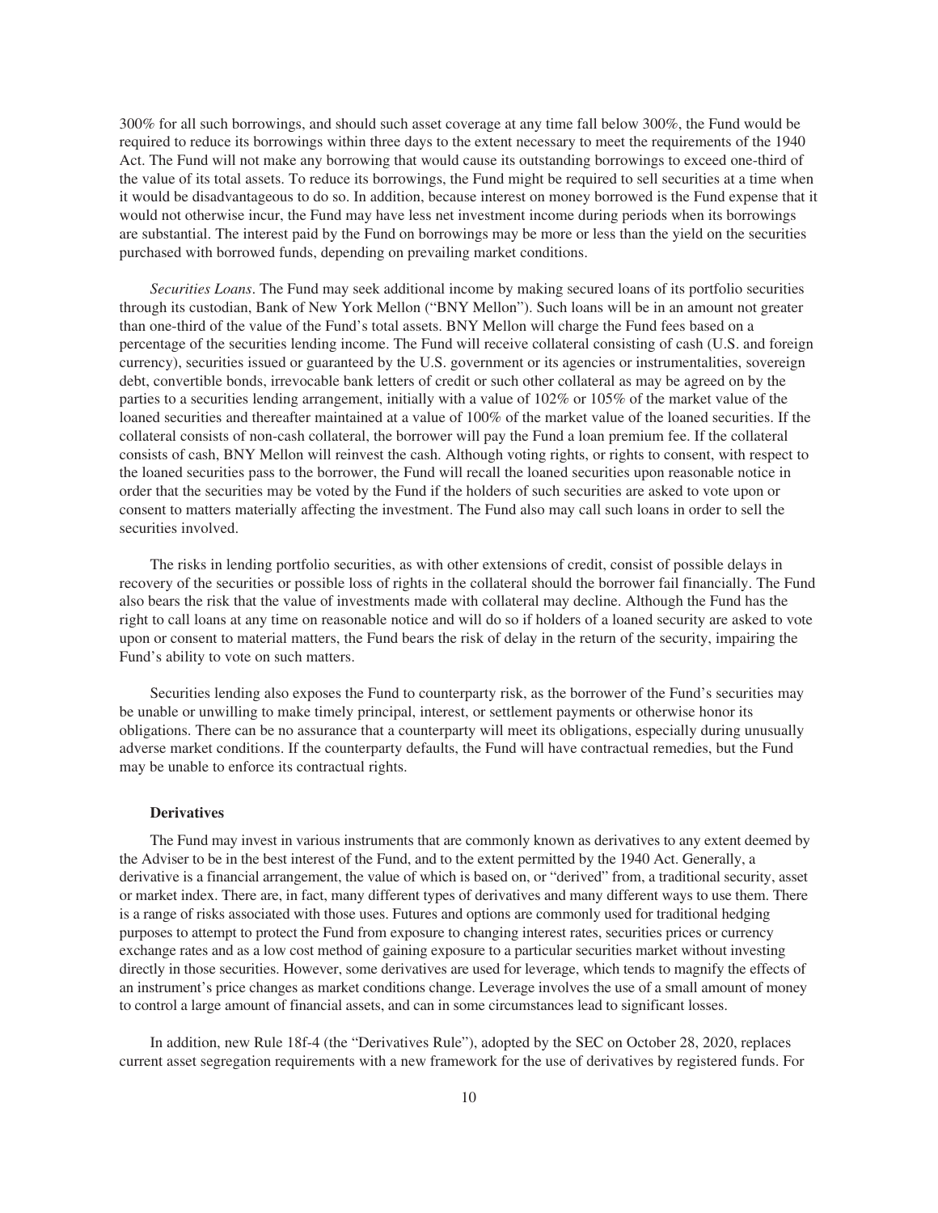300% for all such borrowings, and should such asset coverage at any time fall below 300%, the Fund would be required to reduce its borrowings within three days to the extent necessary to meet the requirements of the 1940 Act. The Fund will not make any borrowing that would cause its outstanding borrowings to exceed one-third of the value of its total assets. To reduce its borrowings, the Fund might be required to sell securities at a time when it would be disadvantageous to do so. In addition, because interest on money borrowed is the Fund expense that it would not otherwise incur, the Fund may have less net investment income during periods when its borrowings are substantial. The interest paid by the Fund on borrowings may be more or less than the yield on the securities purchased with borrowed funds, depending on prevailing market conditions.

*Securities Loans*. The Fund may seek additional income by making secured loans of its portfolio securities through its custodian, Bank of New York Mellon ("BNY Mellon"). Such loans will be in an amount not greater than one-third of the value of the Fund's total assets. BNY Mellon will charge the Fund fees based on a percentage of the securities lending income. The Fund will receive collateral consisting of cash (U.S. and foreign currency), securities issued or guaranteed by the U.S. government or its agencies or instrumentalities, sovereign debt, convertible bonds, irrevocable bank letters of credit or such other collateral as may be agreed on by the parties to a securities lending arrangement, initially with a value of 102% or 105% of the market value of the loaned securities and thereafter maintained at a value of 100% of the market value of the loaned securities. If the collateral consists of non-cash collateral, the borrower will pay the Fund a loan premium fee. If the collateral consists of cash, BNY Mellon will reinvest the cash. Although voting rights, or rights to consent, with respect to the loaned securities pass to the borrower, the Fund will recall the loaned securities upon reasonable notice in order that the securities may be voted by the Fund if the holders of such securities are asked to vote upon or consent to matters materially affecting the investment. The Fund also may call such loans in order to sell the securities involved.

The risks in lending portfolio securities, as with other extensions of credit, consist of possible delays in recovery of the securities or possible loss of rights in the collateral should the borrower fail financially. The Fund also bears the risk that the value of investments made with collateral may decline. Although the Fund has the right to call loans at any time on reasonable notice and will do so if holders of a loaned security are asked to vote upon or consent to material matters, the Fund bears the risk of delay in the return of the security, impairing the Fund's ability to vote on such matters.

Securities lending also exposes the Fund to counterparty risk, as the borrower of the Fund's securities may be unable or unwilling to make timely principal, interest, or settlement payments or otherwise honor its obligations. There can be no assurance that a counterparty will meet its obligations, especially during unusually adverse market conditions. If the counterparty defaults, the Fund will have contractual remedies, but the Fund may be unable to enforce its contractual rights.

**Derivatives**

The Fund may invest in various instruments that are commonly known as derivatives to any extent deemed by the Adviser to be in the best interest of the Fund, and to the extent permitted by the 1940 Act. Generally, a derivative is a financial arrangement, the value of which is based on, or "derived" from, a traditional security, asset or market index. There are, in fact, many different types of derivatives and many different ways to use them. There is a range of risks associated with those uses. Futures and options are commonly used for traditional hedging purposes to attempt to protect the Fund from exposure to changing interest rates, securities prices or currency exchange rates and as a low cost method of gaining exposure to a particular securities market without investing directly in those securities. However, some derivatives are used for leverage, which tends to magnify the effects of an instrument's price changes as market conditions change. Leverage involves the use of a small amount of money to control a large amount of financial assets, and can in some circumstances lead to significant losses.

In addition, new Rule 18f-4 (the "Derivatives Rule"), adopted by the SEC on October 28, 2020, replaces current asset segregation requirements with a new framework for the use of derivatives by registered funds. For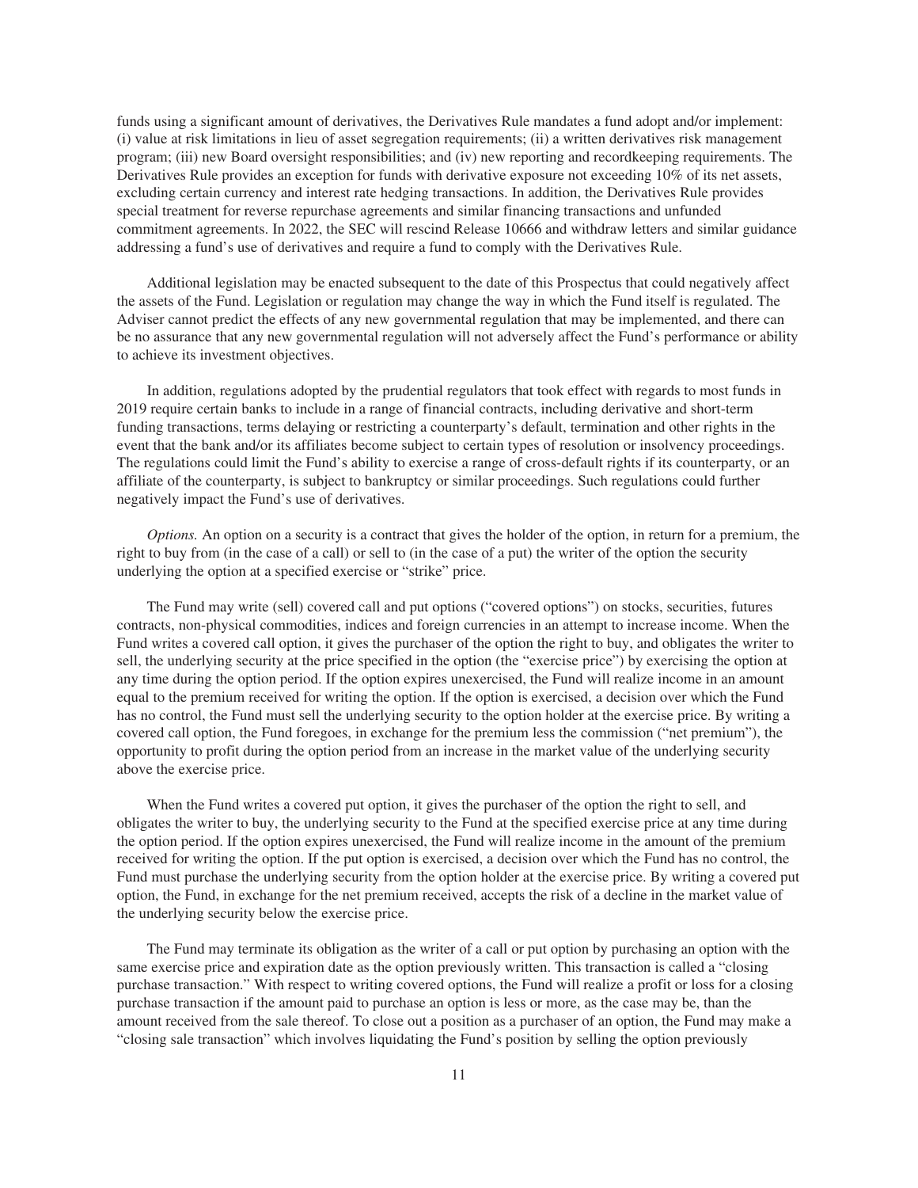funds using a significant amount of derivatives, the Derivatives Rule mandates a fund adopt and/or implement: (i) value at risk limitations in lieu of asset segregation requirements; (ii) a written derivatives risk management program; (iii) new Board oversight responsibilities; and (iv) new reporting and recordkeeping requirements. The Derivatives Rule provides an exception for funds with derivative exposure not exceeding 10% of its net assets, excluding certain currency and interest rate hedging transactions. In addition, the Derivatives Rule provides special treatment for reverse repurchase agreements and similar financing transactions and unfunded commitment agreements. In 2022, the SEC will rescind Release 10666 and withdraw letters and similar guidance addressing a fund's use of derivatives and require a fund to comply with the Derivatives Rule.

Additional legislation may be enacted subsequent to the date of this Prospectus that could negatively affect the assets of the Fund. Legislation or regulation may change the way in which the Fund itself is regulated. The Adviser cannot predict the effects of any new governmental regulation that may be implemented, and there can be no assurance that any new governmental regulation will not adversely affect the Fund's performance or ability to achieve its investment objectives.

In addition, regulations adopted by the prudential regulators that took effect with regards to most funds in 2019 require certain banks to include in a range of financial contracts, including derivative and short-term funding transactions, terms delaying or restricting a counterparty's default, termination and other rights in the event that the bank and/or its affiliates become subject to certain types of resolution or insolvency proceedings. The regulations could limit the Fund's ability to exercise a range of cross-default rights if its counterparty, or an affiliate of the counterparty, is subject to bankruptcy or similar proceedings. Such regulations could further negatively impact the Fund's use of derivatives.

*Options.* An option on a security is a contract that gives the holder of the option, in return for a premium, the right to buy from (in the case of a call) or sell to (in the case of a put) the writer of the option the security underlying the option at a specified exercise or "strike" price.

The Fund may write (sell) covered call and put options ("covered options") on stocks, securities, futures contracts, non-physical commodities, indices and foreign currencies in an attempt to increase income. When the Fund writes a covered call option, it gives the purchaser of the option the right to buy, and obligates the writer to sell, the underlying security at the price specified in the option (the "exercise price") by exercising the option at any time during the option period. If the option expires unexercised, the Fund will realize income in an amount equal to the premium received for writing the option. If the option is exercised, a decision over which the Fund has no control, the Fund must sell the underlying security to the option holder at the exercise price. By writing a covered call option, the Fund foregoes, in exchange for the premium less the commission ("net premium"), the opportunity to profit during the option period from an increase in the market value of the underlying security above the exercise price.

When the Fund writes a covered put option, it gives the purchaser of the option the right to sell, and obligates the writer to buy, the underlying security to the Fund at the specified exercise price at any time during the option period. If the option expires unexercised, the Fund will realize income in the amount of the premium received for writing the option. If the put option is exercised, a decision over which the Fund has no control, the Fund must purchase the underlying security from the option holder at the exercise price. By writing a covered put option, the Fund, in exchange for the net premium received, accepts the risk of a decline in the market value of the underlying security below the exercise price.

The Fund may terminate its obligation as the writer of a call or put option by purchasing an option with the same exercise price and expiration date as the option previously written. This transaction is called a "closing purchase transaction." With respect to writing covered options, the Fund will realize a profit or loss for a closing purchase transaction if the amount paid to purchase an option is less or more, as the case may be, than the amount received from the sale thereof. To close out a position as a purchaser of an option, the Fund may make a "closing sale transaction" which involves liquidating the Fund's position by selling the option previously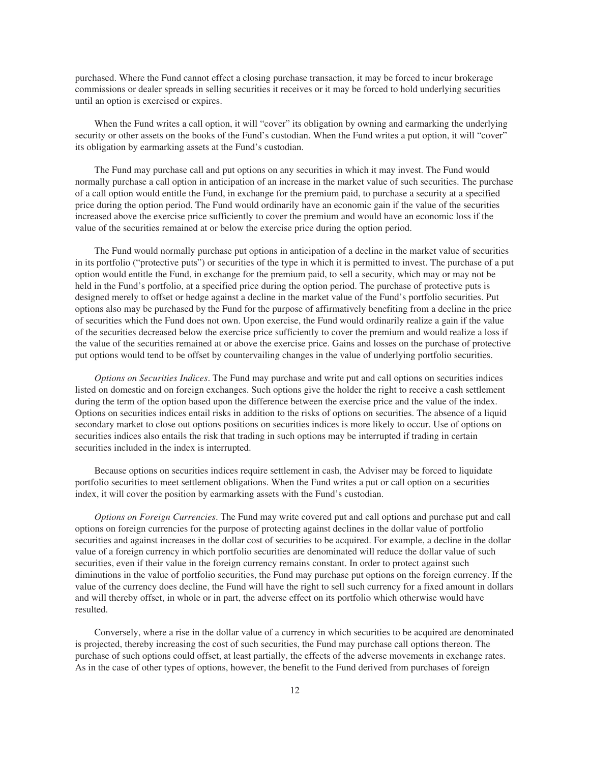purchased. Where the Fund cannot effect a closing purchase transaction, it may be forced to incur brokerage commissions or dealer spreads in selling securities it receives or it may be forced to hold underlying securities until an option is exercised or expires.

When the Fund writes a call option, it will "cover" its obligation by owning and earmarking the underlying security or other assets on the books of the Fund's custodian. When the Fund writes a put option, it will "cover" its obligation by earmarking assets at the Fund's custodian.

The Fund may purchase call and put options on any securities in which it may invest. The Fund would normally purchase a call option in anticipation of an increase in the market value of such securities. The purchase of a call option would entitle the Fund, in exchange for the premium paid, to purchase a security at a specified price during the option period. The Fund would ordinarily have an economic gain if the value of the securities increased above the exercise price sufficiently to cover the premium and would have an economic loss if the value of the securities remained at or below the exercise price during the option period.

The Fund would normally purchase put options in anticipation of a decline in the market value of securities in its portfolio ("protective puts") or securities of the type in which it is permitted to invest. The purchase of a put option would entitle the Fund, in exchange for the premium paid, to sell a security, which may or may not be held in the Fund's portfolio, at a specified price during the option period. The purchase of protective puts is designed merely to offset or hedge against a decline in the market value of the Fund's portfolio securities. Put options also may be purchased by the Fund for the purpose of affirmatively benefiting from a decline in the price of securities which the Fund does not own. Upon exercise, the Fund would ordinarily realize a gain if the value of the securities decreased below the exercise price sufficiently to cover the premium and would realize a loss if the value of the securities remained at or above the exercise price. Gains and losses on the purchase of protective put options would tend to be offset by countervailing changes in the value of underlying portfolio securities.

*Options on Securities Indices*. The Fund may purchase and write put and call options on securities indices listed on domestic and on foreign exchanges. Such options give the holder the right to receive a cash settlement during the term of the option based upon the difference between the exercise price and the value of the index. Options on securities indices entail risks in addition to the risks of options on securities. The absence of a liquid secondary market to close out options positions on securities indices is more likely to occur. Use of options on securities indices also entails the risk that trading in such options may be interrupted if trading in certain securities included in the index is interrupted.

Because options on securities indices require settlement in cash, the Adviser may be forced to liquidate portfolio securities to meet settlement obligations. When the Fund writes a put or call option on a securities index, it will cover the position by earmarking assets with the Fund's custodian.

*Options on Foreign Currencies*. The Fund may write covered put and call options and purchase put and call options on foreign currencies for the purpose of protecting against declines in the dollar value of portfolio securities and against increases in the dollar cost of securities to be acquired. For example, a decline in the dollar value of a foreign currency in which portfolio securities are denominated will reduce the dollar value of such securities, even if their value in the foreign currency remains constant. In order to protect against such diminutions in the value of portfolio securities, the Fund may purchase put options on the foreign currency. If the value of the currency does decline, the Fund will have the right to sell such currency for a fixed amount in dollars and will thereby offset, in whole or in part, the adverse effect on its portfolio which otherwise would have resulted.

Conversely, where a rise in the dollar value of a currency in which securities to be acquired are denominated is projected, thereby increasing the cost of such securities, the Fund may purchase call options thereon. The purchase of such options could offset, at least partially, the effects of the adverse movements in exchange rates. As in the case of other types of options, however, the benefit to the Fund derived from purchases of foreign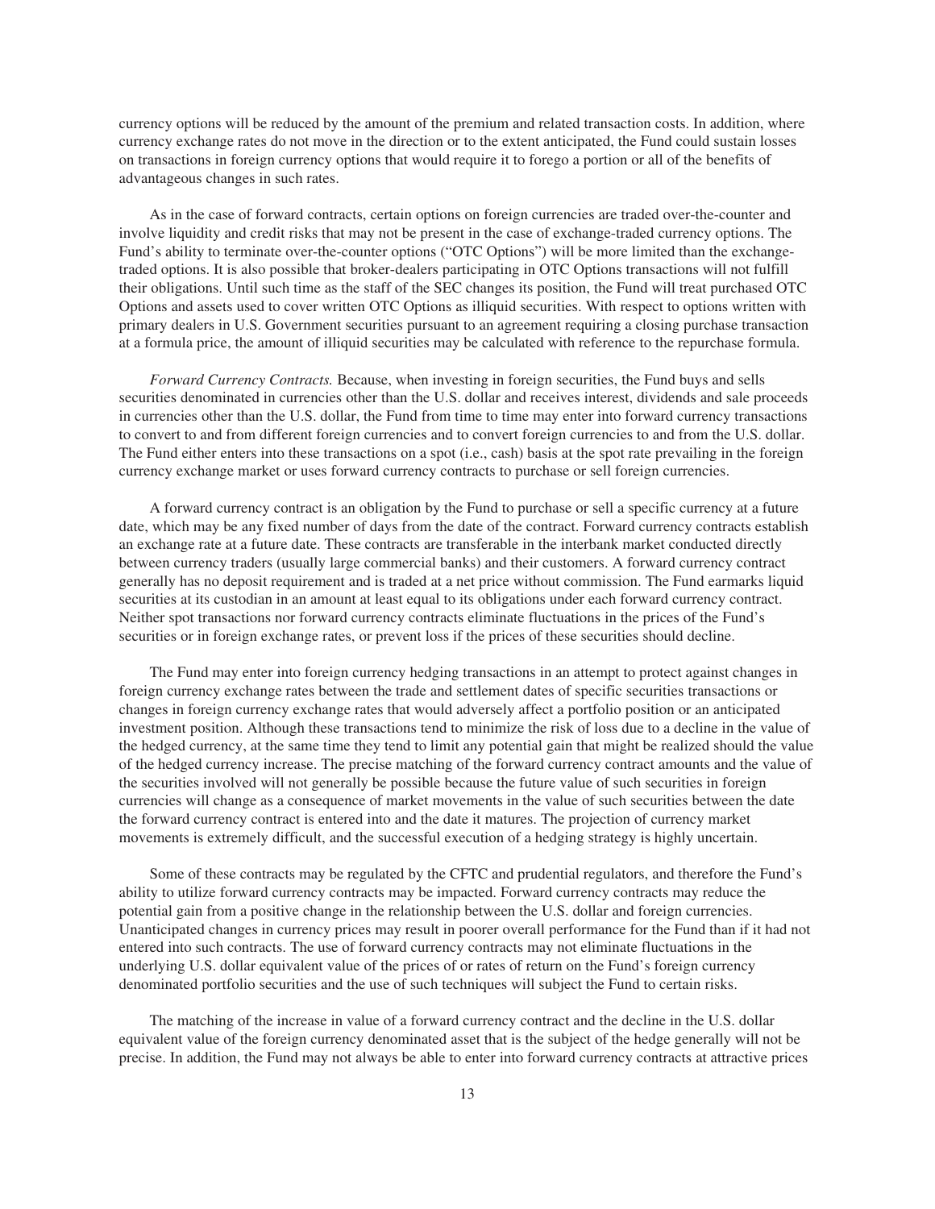currency options will be reduced by the amount of the premium and related transaction costs. In addition, where currency exchange rates do not move in the direction or to the extent anticipated, the Fund could sustain losses on transactions in foreign currency options that would require it to forego a portion or all of the benefits of advantageous changes in such rates.

As in the case of forward contracts, certain options on foreign currencies are traded over-the-counter and involve liquidity and credit risks that may not be present in the case of exchange-traded currency options. The Fund's ability to terminate over-the-counter options ("OTC Options") will be more limited than the exchange-traded options. It is also possible that broker-dealers participating in OTC Options transactions will not fulfill their obligations. Until such time as the staff of the SEC changes its position, the Fund will treat purchased OTC Options and assets used to cover written OTC Options as illiquid securities. With respect to options written with primary dealers in U.S. Government securities pursuant to an agreement requiring a closing purchase transaction at a formula price, the amount of illiquid securities may be calculated with reference to the repurchase formula.

*Forward Currency Contracts.* Because, when investing in foreign securities, the Fund buys and sells securities denominated in currencies other than the U.S. dollar and receives interest, dividends and sale proceeds in currencies other than the U.S. dollar, the Fund from time to time may enter into forward currency transactions to convert to and from different foreign currencies and to convert foreign currencies to and from the U.S. dollar. The Fund either enters into these transactions on a spot (i.e., cash) basis at the spot rate prevailing in the foreign currency exchange market or uses forward currency contracts to purchase or sell foreign currencies.

A forward currency contract is an obligation by the Fund to purchase or sell a specific currency at a future date, which may be any fixed number of days from the date of the contract. Forward currency contracts establish an exchange rate at a future date. These contracts are transferable in the interbank market conducted directly between currency traders (usually large commercial banks) and their customers. A forward currency contract generally has no deposit requirement and is traded at a net price without commission. The Fund earmarks liquid securities at its custodian in an amount at least equal to its obligations under each forward currency contract. Neither spot transactions nor forward currency contracts eliminate fluctuations in the prices of the Fund's securities or in foreign exchange rates, or prevent loss if the prices of these securities should decline.

The Fund may enter into foreign currency hedging transactions in an attempt to protect against changes in foreign currency exchange rates between the trade and settlement dates of specific securities transactions or changes in foreign currency exchange rates that would adversely affect a portfolio position or an anticipated investment position. Although these transactions tend to minimize the risk of loss due to a decline in the value of the hedged currency, at the same time they tend to limit any potential gain that might be realized should the value of the hedged currency increase. The precise matching of the forward currency contract amounts and the value of the securities involved will not generally be possible because the future value of such securities in foreign currencies will change as a consequence of market movements in the value of such securities between the date the forward currency contract is entered into and the date it matures. The projection of currency market movements is extremely difficult, and the successful execution of a hedging strategy is highly uncertain.

Some of these contracts may be regulated by the CFTC and prudential regulators, and therefore the Fund's ability to utilize forward currency contracts may be impacted. Forward currency contracts may reduce the potential gain from a positive change in the relationship between the U.S. dollar and foreign currencies. Unanticipated changes in currency prices may result in poorer overall performance for the Fund than if it had not entered into such contracts. The use of forward currency contracts may not eliminate fluctuations in the underlying U.S. dollar equivalent value of the prices of or rates of return on the Fund's foreign currency denominated portfolio securities and the use of such techniques will subject the Fund to certain risks.

The matching of the increase in value of a forward currency contract and the decline in the U.S. dollar equivalent value of the foreign currency denominated asset that is the subject of the hedge generally will not be precise. In addition, the Fund may not always be able to enter into forward currency contracts at attractive prices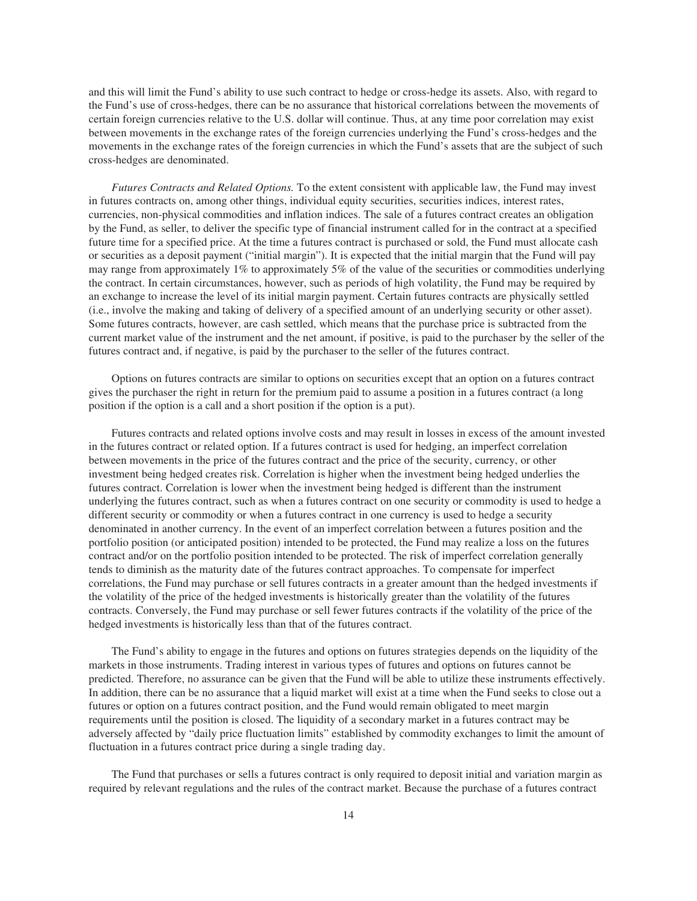and this will limit the Fund's ability to use such contract to hedge or cross-hedge its assets. Also, with regard to the Fund's use of cross-hedges, there can be no assurance that historical correlations between the movements of certain foreign currencies relative to the U.S. dollar will continue. Thus, at any time poor correlation may exist between movements in the exchange rates of the foreign currencies underlying the Fund's cross-hedges and the movements in the exchange rates of the foreign currencies in which the Fund's assets that are the subject of such cross-hedges are denominated.

*Futures Contracts and Related Options.* To the extent consistent with applicable law, the Fund may invest in futures contracts on, among other things, individual equity securities, securities indices, interest rates, currencies, non-physical commodities and inflation indices. The sale of a futures contract creates an obligation by the Fund, as seller, to deliver the specific type of financial instrument called for in the contract at a specified future time for a specified price. At the time a futures contract is purchased or sold, the Fund must allocate cash or securities as a deposit payment ("initial margin"). It is expected that the initial margin that the Fund will pay may range from approximately 1% to approximately 5% of the value of the securities or commodities underlying the contract. In certain circumstances, however, such as periods of high volatility, the Fund may be required by an exchange to increase the level of its initial margin payment. Certain futures contracts are physically settled (i.e., involve the making and taking of delivery of a specified amount of an underlying security or other asset). Some futures contracts, however, are cash settled, which means that the purchase price is subtracted from the current market value of the instrument and the net amount, if positive, is paid to the purchaser by the seller of the futures contract and, if negative, is paid by the purchaser to the seller of the futures contract.

Options on futures contracts are similar to options on securities except that an option on a futures contract gives the purchaser the right in return for the premium paid to assume a position in a futures contract (a long position if the option is a call and a short position if the option is a put).

Futures contracts and related options involve costs and may result in losses in excess of the amount invested in the futures contract or related option. If a futures contract is used for hedging, an imperfect correlation between movements in the price of the futures contract and the price of the security, currency, or other investment being hedged creates risk. Correlation is higher when the investment being hedged underlies the futures contract. Correlation is lower when the investment being hedged is different than the instrument underlying the futures contract, such as when a futures contract on one security or commodity is used to hedge a different security or commodity or when a futures contract in one currency is used to hedge a security denominated in another currency. In the event of an imperfect correlation between a futures position and the portfolio position (or anticipated position) intended to be protected, the Fund may realize a loss on the futures contract and/or on the portfolio position intended to be protected. The risk of imperfect correlation generally tends to diminish as the maturity date of the futures contract approaches. To compensate for imperfect correlations, the Fund may purchase or sell futures contracts in a greater amount than the hedged investments if the volatility of the price of the hedged investments is historically greater than the volatility of the futures contracts. Conversely, the Fund may purchase or sell fewer futures contracts if the volatility of the price of the hedged investments is historically less than that of the futures contract.

The Fund's ability to engage in the futures and options on futures strategies depends on the liquidity of the markets in those instruments. Trading interest in various types of futures and options on futures cannot be predicted. Therefore, no assurance can be given that the Fund will be able to utilize these instruments effectively. In addition, there can be no assurance that a liquid market will exist at a time when the Fund seeks to close out a futures or option on a futures contract position, and the Fund would remain obligated to meet margin requirements until the position is closed. The liquidity of a secondary market in a futures contract may be adversely affected by "daily price fluctuation limits" established by commodity exchanges to limit the amount of fluctuation in a futures contract price during a single trading day.

The Fund that purchases or sells a futures contract is only required to deposit initial and variation margin as required by relevant regulations and the rules of the contract market. Because the purchase of a futures contract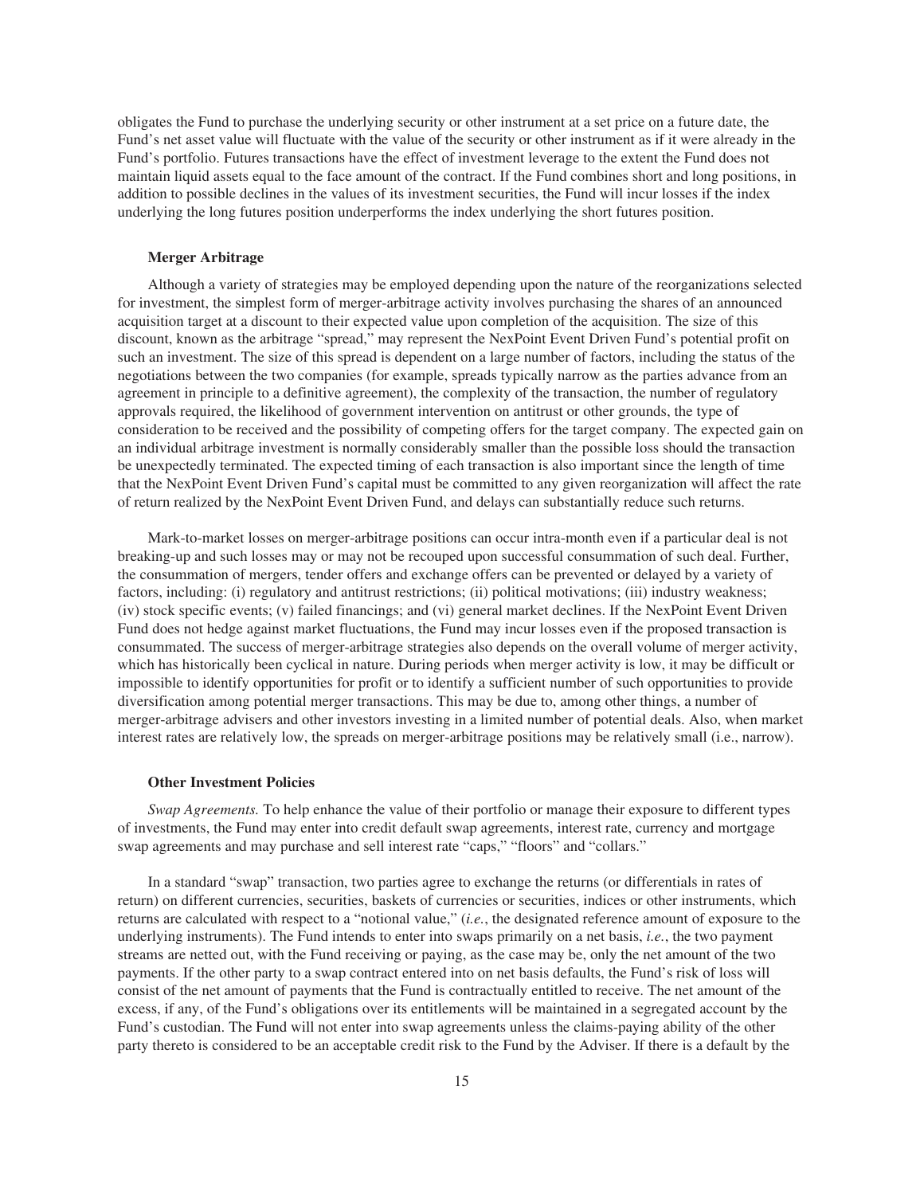obligates the Fund to purchase the underlying security or other instrument at a set price on a future date, the Fund's net asset value will fluctuate with the value of the security or other instrument as if it were already in the Fund's portfolio. Futures transactions have the effect of investment leverage to the extent the Fund does not maintain liquid assets equal to the face amount of the contract. If the Fund combines short and long positions, in addition to possible declines in the values of its investment securities, the Fund will incur losses if the index underlying the long futures position underperforms the index underlying the short futures position.

**Merger Arbitrage**

Although a variety of strategies may be employed depending upon the nature of the reorganizations selected for investment, the simplest form of merger-arbitrage activity involves purchasing the shares of an announced acquisition target at a discount to their expected value upon completion of the acquisition. The size of this discount, known as the arbitrage "spread," may represent the NexPoint Event Driven Fund's potential profit on such an investment. The size of this spread is dependent on a large number of factors, including the status of the negotiations between the two companies (for example, spreads typically narrow as the parties advance from an agreement in principle to a definitive agreement), the complexity of the transaction, the number of regulatory approvals required, the likelihood of government intervention on antitrust or other grounds, the type of consideration to be received and the possibility of competing offers for the target company. The expected gain on an individual arbitrage investment is normally considerably smaller than the possible loss should the transaction be unexpectedly terminated. The expected timing of each transaction is also important since the length of time that the NexPoint Event Driven Fund's capital must be committed to any given reorganization will affect the rate of return realized by the NexPoint Event Driven Fund, and delays can substantially reduce such returns.

Mark-to-market losses on merger-arbitrage positions can occur intra-month even if a particular deal is not breaking-up and such losses may or may not be recouped upon successful consummation of such deal. Further, the consummation of mergers, tender offers and exchange offers can be prevented or delayed by a variety of factors, including: (i) regulatory and antitrust restrictions; (ii) political motivations; (iii) industry weakness; (iv) stock specific events; (v) failed financings; and (vi) general market declines. If the NexPoint Event Driven Fund does not hedge against market fluctuations, the Fund may incur losses even if the proposed transaction is consummated. The success of merger-arbitrage strategies also depends on the overall volume of merger activity, which has historically been cyclical in nature. During periods when merger activity is low, it may be difficult or impossible to identify opportunities for profit or to identify a sufficient number of such opportunities to provide diversification among potential merger transactions. This may be due to, among other things, a number of merger-arbitrage advisers and other investors investing in a limited number of potential deals. Also, when market interest rates are relatively low, the spreads on merger-arbitrage positions may be relatively small (i.e., narrow).

**Other Investment Policies**

*Swap Agreements.* To help enhance the value of their portfolio or manage their exposure to different types of investments, the Fund may enter into credit default swap agreements, interest rate, currency and mortgage swap agreements and may purchase and sell interest rate "caps," "floors" and "collars."

In a standard "swap" transaction, two parties agree to exchange the returns (or differentials in rates of return) on different currencies, securities, baskets of currencies or securities, indices or other instruments, which returns are calculated with respect to a "notional value," (*i.e.*, the designated reference amount of exposure to the underlying instruments). The Fund intends to enter into swaps primarily on a net basis, *i.e.*, the two payment streams are netted out, with the Fund receiving or paying, as the case may be, only the net amount of the two payments. If the other party to a swap contract entered into on net basis defaults, the Fund's risk of loss will consist of the net amount of payments that the Fund is contractually entitled to receive. The net amount of the excess, if any, of the Fund's obligations over its entitlements will be maintained in a segregated account by the Fund's custodian. The Fund will not enter into swap agreements unless the claims-paying ability of the other party thereto is considered to be an acceptable credit risk to the Fund by the Adviser. If there is a default by the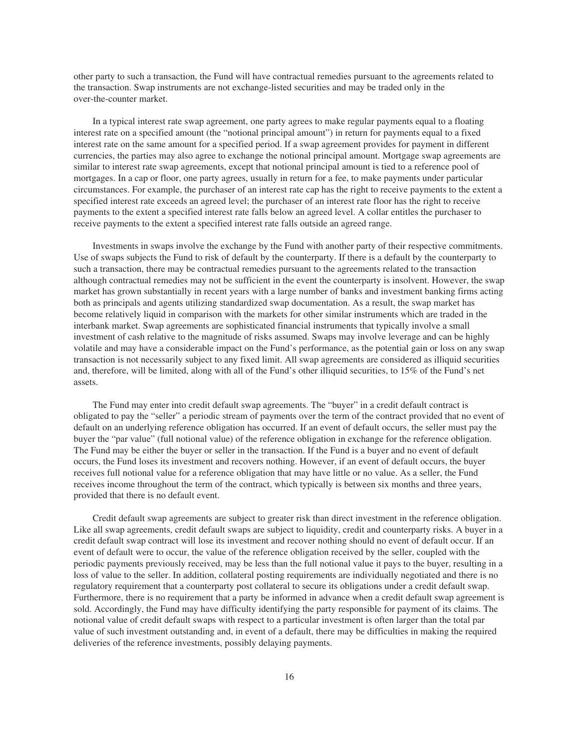other party to such a transaction, the Fund will have contractual remedies pursuant to the agreements related to the transaction. Swap instruments are not exchange-listed securities and may be traded only in the over-the-counter market.

In a typical interest rate swap agreement, one party agrees to make regular payments equal to a floating interest rate on a specified amount (the "notional principal amount") in return for payments equal to a fixed interest rate on the same amount for a specified period. If a swap agreement provides for payment in different currencies, the parties may also agree to exchange the notional principal amount. Mortgage swap agreements are similar to interest rate swap agreements, except that notional principal amount is tied to a reference pool of mortgages. In a cap or floor, one party agrees, usually in return for a fee, to make payments under particular circumstances. For example, the purchaser of an interest rate cap has the right to receive payments to the extent a specified interest rate exceeds an agreed level; the purchaser of an interest rate floor has the right to receive payments to the extent a specified interest rate falls below an agreed level. A collar entitles the purchaser to receive payments to the extent a specified interest rate falls outside an agreed range.

Investments in swaps involve the exchange by the Fund with another party of their respective commitments. Use of swaps subjects the Fund to risk of default by the counterparty. If there is a default by the counterparty to such a transaction, there may be contractual remedies pursuant to the agreements related to the transaction although contractual remedies may not be sufficient in the event the counterparty is insolvent. However, the swap market has grown substantially in recent years with a large number of banks and investment banking firms acting both as principals and agents utilizing standardized swap documentation. As a result, the swap market has become relatively liquid in comparison with the markets for other similar instruments which are traded in the interbank market. Swap agreements are sophisticated financial instruments that typically involve a small investment of cash relative to the magnitude of risks assumed. Swaps may involve leverage and can be highly volatile and may have a considerable impact on the Fund's performance, as the potential gain or loss on any swap transaction is not necessarily subject to any fixed limit. All swap agreements are considered as illiquid securities and, therefore, will be limited, along with all of the Fund's other illiquid securities, to 15% of the Fund's net assets.

The Fund may enter into credit default swap agreements. The "buyer" in a credit default contract is obligated to pay the "seller" a periodic stream of payments over the term of the contract provided that no event of default on an underlying reference obligation has occurred. If an event of default occurs, the seller must pay the buyer the "par value" (full notional value) of the reference obligation in exchange for the reference obligation. The Fund may be either the buyer or seller in the transaction. If the Fund is a buyer and no event of default occurs, the Fund loses its investment and recovers nothing. However, if an event of default occurs, the buyer receives full notional value for a reference obligation that may have little or no value. As a seller, the Fund receives income throughout the term of the contract, which typically is between six months and three years, provided that there is no default event.

Credit default swap agreements are subject to greater risk than direct investment in the reference obligation. Like all swap agreements, credit default swaps are subject to liquidity, credit and counterparty risks. A buyer in a credit default swap contract will lose its investment and recover nothing should no event of default occur. If an event of default were to occur, the value of the reference obligation received by the seller, coupled with the periodic payments previously received, may be less than the full notional value it pays to the buyer, resulting in a loss of value to the seller. In addition, collateral posting requirements are individually negotiated and there is no regulatory requirement that a counterparty post collateral to secure its obligations under a credit default swap. Furthermore, there is no requirement that a party be informed in advance when a credit default swap agreement is sold. Accordingly, the Fund may have difficulty identifying the party responsible for payment of its claims. The notional value of credit default swaps with respect to a particular investment is often larger than the total par value of such investment outstanding and, in event of a default, there may be difficulties in making the required deliveries of the reference investments, possibly delaying payments.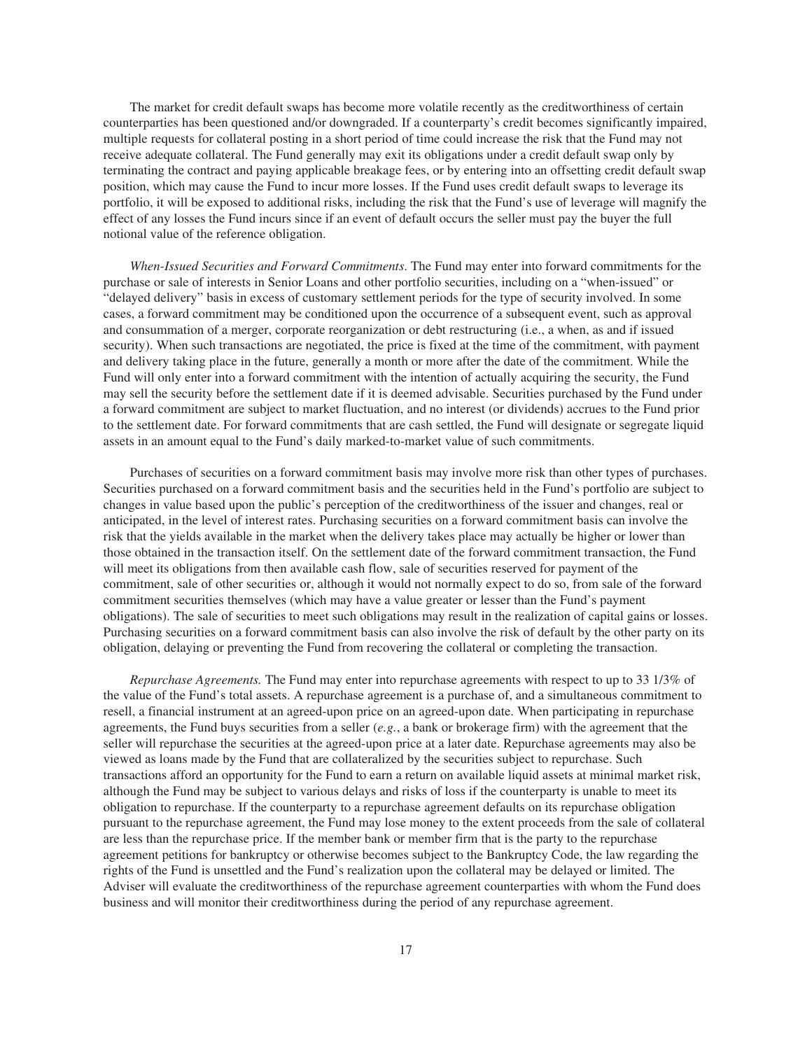The market for credit default swaps has become more volatile recently as the creditworthiness of certain counterparties has been questioned and/or downgraded. If a counterparty's credit becomes significantly impaired, multiple requests for collateral posting in a short period of time could increase the risk that the Fund may not receive adequate collateral. The Fund generally may exit its obligations under a credit default swap only by terminating the contract and paying applicable breakage fees, or by entering into an offsetting credit default swap position, which may cause the Fund to incur more losses. If the Fund uses credit default swaps to leverage its portfolio, it will be exposed to additional risks, including the risk that the Fund's use of leverage will magnify the effect of any losses the Fund incurs since if an event of default occurs the seller must pay the buyer the full notional value of the reference obligation.

*When-Issued Securities and Forward Commitments*. The Fund may enter into forward commitments for the purchase or sale of interests in Senior Loans and other portfolio securities, including on a "when-issued" or "delayed delivery" basis in excess of customary settlement periods for the type of security involved. In some cases, a forward commitment may be conditioned upon the occurrence of a subsequent event, such as approval and consummation of a merger, corporate reorganization or debt restructuring (i.e., a when, as and if issued security). When such transactions are negotiated, the price is fixed at the time of the commitment, with payment and delivery taking place in the future, generally a month or more after the date of the commitment. While the Fund will only enter into a forward commitment with the intention of actually acquiring the security, the Fund may sell the security before the settlement date if it is deemed advisable. Securities purchased by the Fund under a forward commitment are subject to market fluctuation, and no interest (or dividends) accrues to the Fund prior to the settlement date. For forward commitments that are cash settled, the Fund will designate or segregate liquid assets in an amount equal to the Fund's daily marked-to-market value of such commitments.

Purchases of securities on a forward commitment basis may involve more risk than other types of purchases. Securities purchased on a forward commitment basis and the securities held in the Fund's portfolio are subject to changes in value based upon the public's perception of the creditworthiness of the issuer and changes, real or anticipated, in the level of interest rates. Purchasing securities on a forward commitment basis can involve the risk that the yields available in the market when the delivery takes place may actually be higher or lower than those obtained in the transaction itself. On the settlement date of the forward commitment transaction, the Fund will meet its obligations from then available cash flow, sale of securities reserved for payment of the commitment, sale of other securities or, although it would not normally expect to do so, from sale of the forward commitment securities themselves (which may have a value greater or lesser than the Fund's payment obligations). The sale of securities to meet such obligations may result in the realization of capital gains or losses. Purchasing securities on a forward commitment basis can also involve the risk of default by the other party on its obligation, delaying or preventing the Fund from recovering the collateral or completing the transaction.

*Repurchase Agreements.* The Fund may enter into repurchase agreements with respect to up to 33 1/3% of the value of the Fund's total assets. A repurchase agreement is a purchase of, and a simultaneous commitment to resell, a financial instrument at an agreed-upon price on an agreed-upon date. When participating in repurchase agreements, the Fund buys securities from a seller (*e.g.*, a bank or brokerage firm) with the agreement that the seller will repurchase the securities at the agreed-upon price at a later date. Repurchase agreements may also be viewed as loans made by the Fund that are collateralized by the securities subject to repurchase. Such transactions afford an opportunity for the Fund to earn a return on available liquid assets at minimal market risk, although the Fund may be subject to various delays and risks of loss if the counterparty is unable to meet its obligation to repurchase. If the counterparty to a repurchase agreement defaults on its repurchase obligation pursuant to the repurchase agreement, the Fund may lose money to the extent proceeds from the sale of collateral are less than the repurchase price. If the member bank or member firm that is the party to the repurchase agreement petitions for bankruptcy or otherwise becomes subject to the Bankruptcy Code, the law regarding the rights of the Fund is unsettled and the Fund's realization upon the collateral may be delayed or limited. The Adviser will evaluate the creditworthiness of the repurchase agreement counterparties with whom the Fund does business and will monitor their creditworthiness during the period of any repurchase agreement.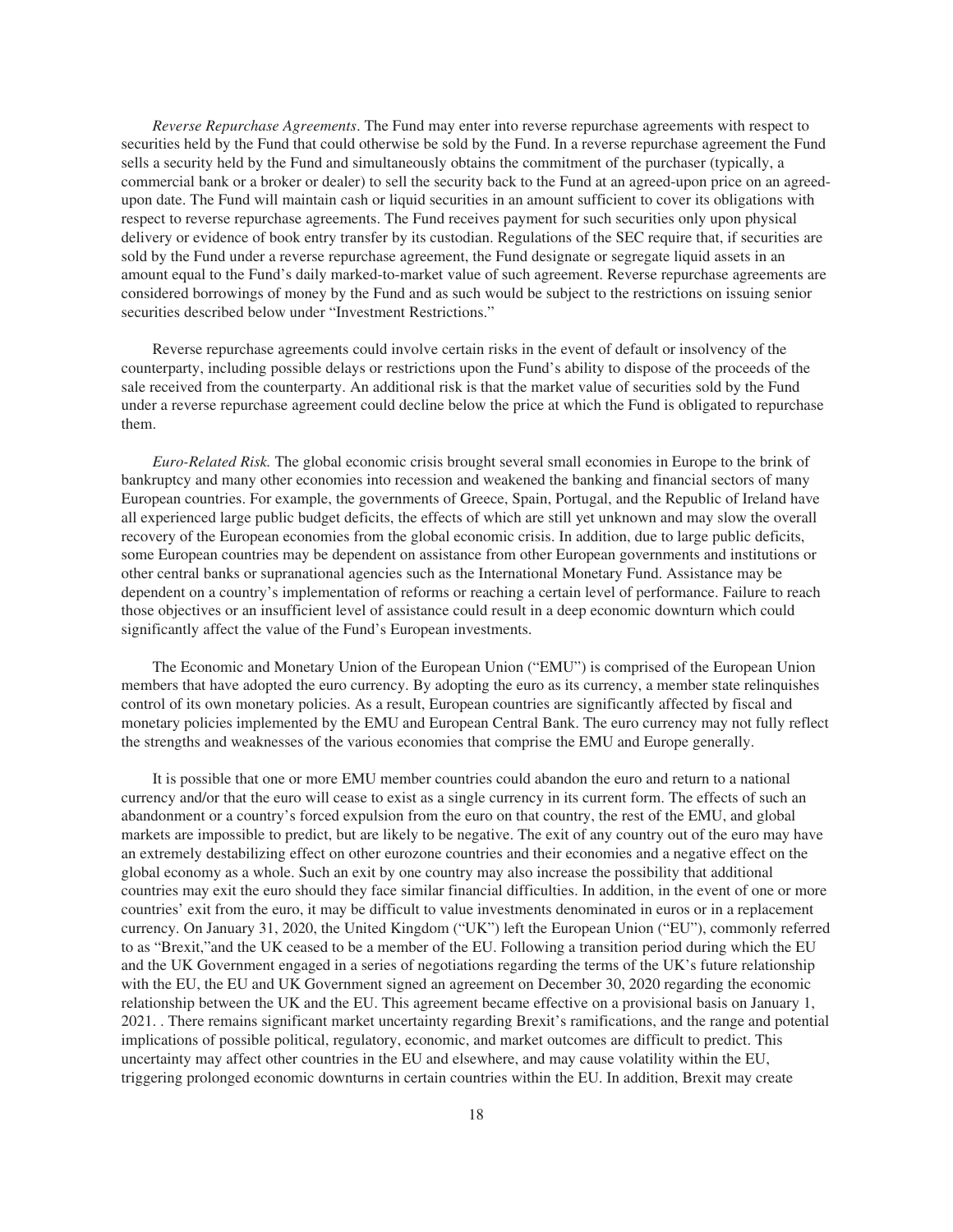*Reverse Repurchase Agreements*. The Fund may enter into reverse repurchase agreements with respect to securities held by the Fund that could otherwise be sold by the Fund. In a reverse repurchase agreement the Fund sells a security held by the Fund and simultaneously obtains the commitment of the purchaser (typically, a commercial bank or a broker or dealer) to sell the security back to the Fund at an agreed-upon price on an agreed-upon date. The Fund will maintain cash or liquid securities in an amount sufficient to cover its obligations with respect to reverse repurchase agreements. The Fund receives payment for such securities only upon physical delivery or evidence of book entry transfer by its custodian. Regulations of the SEC require that, if securities are sold by the Fund under a reverse repurchase agreement, the Fund designate or segregate liquid assets in an amount equal to the Fund's daily marked-to-market value of such agreement. Reverse repurchase agreements are considered borrowings of money by the Fund and as such would be subject to the restrictions on issuing senior securities described below under "Investment Restrictions."

Reverse repurchase agreements could involve certain risks in the event of default or insolvency of the counterparty, including possible delays or restrictions upon the Fund's ability to dispose of the proceeds of the sale received from the counterparty. An additional risk is that the market value of securities sold by the Fund under a reverse repurchase agreement could decline below the price at which the Fund is obligated to repurchase them.

*Euro-Related Risk.* The global economic crisis brought several small economies in Europe to the brink of bankruptcy and many other economies into recession and weakened the banking and financial sectors of many European countries. For example, the governments of Greece, Spain, Portugal, and the Republic of Ireland have all experienced large public budget deficits, the effects of which are still yet unknown and may slow the overall recovery of the European economies from the global economic crisis. In addition, due to large public deficits, some European countries may be dependent on assistance from other European governments and institutions or other central banks or supranational agencies such as the International Monetary Fund. Assistance may be dependent on a country's implementation of reforms or reaching a certain level of performance. Failure to reach those objectives or an insufficient level of assistance could result in a deep economic downturn which could significantly affect the value of the Fund's European investments.

The Economic and Monetary Union of the European Union ("EMU") is comprised of the European Union members that have adopted the euro currency. By adopting the euro as its currency, a member state relinquishes control of its own monetary policies. As a result, European countries are significantly affected by fiscal and monetary policies implemented by the EMU and European Central Bank. The euro currency may not fully reflect the strengths and weaknesses of the various economies that comprise the EMU and Europe generally.

It is possible that one or more EMU member countries could abandon the euro and return to a national currency and/or that the euro will cease to exist as a single currency in its current form. The effects of such an abandonment or a country's forced expulsion from the euro on that country, the rest of the EMU, and global markets are impossible to predict, but are likely to be negative. The exit of any country out of the euro may have an extremely destabilizing effect on other eurozone countries and their economies and a negative effect on the global economy as a whole. Such an exit by one country may also increase the possibility that additional countries may exit the euro should they face similar financial difficulties. In addition, in the event of one or more countries' exit from the euro, it may be difficult to value investments denominated in euros or in a replacement currency. On January 31, 2020, the United Kingdom ("UK") left the European Union ("EU"), commonly referred to as "Brexit,"and the UK ceased to be a member of the EU. Following a transition period during which the EU and the UK Government engaged in a series of negotiations regarding the terms of the UK's future relationship with the EU, the EU and UK Government signed an agreement on December 30, 2020 regarding the economic relationship between the UK and the EU. This agreement became effective on a provisional basis on January 1, 2021. . There remains significant market uncertainty regarding Brexit's ramifications, and the range and potential implications of possible political, regulatory, economic, and market outcomes are difficult to predict. This uncertainty may affect other countries in the EU and elsewhere, and may cause volatility within the EU, triggering prolonged economic downturns in certain countries within the EU. In addition, Brexit may create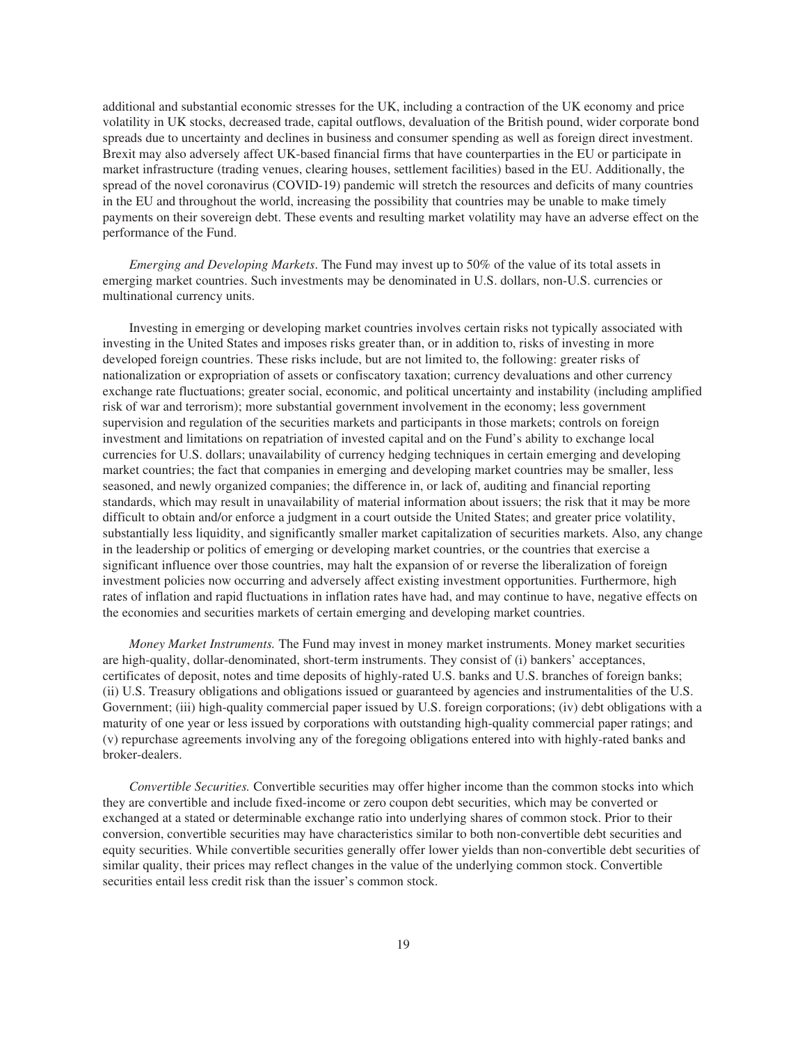additional and substantial economic stresses for the UK, including a contraction of the UK economy and price volatility in UK stocks, decreased trade, capital outflows, devaluation of the British pound, wider corporate bond spreads due to uncertainty and declines in business and consumer spending as well as foreign direct investment. Brexit may also adversely affect UK-based financial firms that have counterparties in the EU or participate in market infrastructure (trading venues, clearing houses, settlement facilities) based in the EU. Additionally, the spread of the novel coronavirus (COVID-19) pandemic will stretch the resources and deficits of many countries in the EU and throughout the world, increasing the possibility that countries may be unable to make timely payments on their sovereign debt. These events and resulting market volatility may have an adverse effect on the performance of the Fund.

*Emerging and Developing Markets*. The Fund may invest up to 50% of the value of its total assets in emerging market countries. Such investments may be denominated in U.S. dollars, non-U.S. currencies or multinational currency units.

Investing in emerging or developing market countries involves certain risks not typically associated with investing in the United States and imposes risks greater than, or in addition to, risks of investing in more developed foreign countries. These risks include, but are not limited to, the following: greater risks of nationalization or expropriation of assets or confiscatory taxation; currency devaluations and other currency exchange rate fluctuations; greater social, economic, and political uncertainty and instability (including amplified risk of war and terrorism); more substantial government involvement in the economy; less government supervision and regulation of the securities markets and participants in those markets; controls on foreign investment and limitations on repatriation of invested capital and on the Fund's ability to exchange local currencies for U.S. dollars; unavailability of currency hedging techniques in certain emerging and developing market countries; the fact that companies in emerging and developing market countries may be smaller, less seasoned, and newly organized companies; the difference in, or lack of, auditing and financial reporting standards, which may result in unavailability of material information about issuers; the risk that it may be more difficult to obtain and/or enforce a judgment in a court outside the United States; and greater price volatility, substantially less liquidity, and significantly smaller market capitalization of securities markets. Also, any change in the leadership or politics of emerging or developing market countries, or the countries that exercise a significant influence over those countries, may halt the expansion of or reverse the liberalization of foreign investment policies now occurring and adversely affect existing investment opportunities. Furthermore, high rates of inflation and rapid fluctuations in inflation rates have had, and may continue to have, negative effects on the economies and securities markets of certain emerging and developing market countries.

*Money Market Instruments.* The Fund may invest in money market instruments. Money market securities are high-quality, dollar-denominated, short-term instruments. They consist of (i) bankers' acceptances, certificates of deposit, notes and time deposits of highly-rated U.S. banks and U.S. branches of foreign banks; (ii) U.S. Treasury obligations and obligations issued or guaranteed by agencies and instrumentalities of the U.S. Government; (iii) high-quality commercial paper issued by U.S. foreign corporations; (iv) debt obligations with a maturity of one year or less issued by corporations with outstanding high-quality commercial paper ratings; and (v) repurchase agreements involving any of the foregoing obligations entered into with highly-rated banks and broker-dealers.

*Convertible Securities.* Convertible securities may offer higher income than the common stocks into which they are convertible and include fixed-income or zero coupon debt securities, which may be converted or exchanged at a stated or determinable exchange ratio into underlying shares of common stock. Prior to their conversion, convertible securities may have characteristics similar to both non-convertible debt securities and equity securities. While convertible securities generally offer lower yields than non-convertible debt securities of similar quality, their prices may reflect changes in the value of the underlying common stock. Convertible securities entail less credit risk than the issuer's common stock.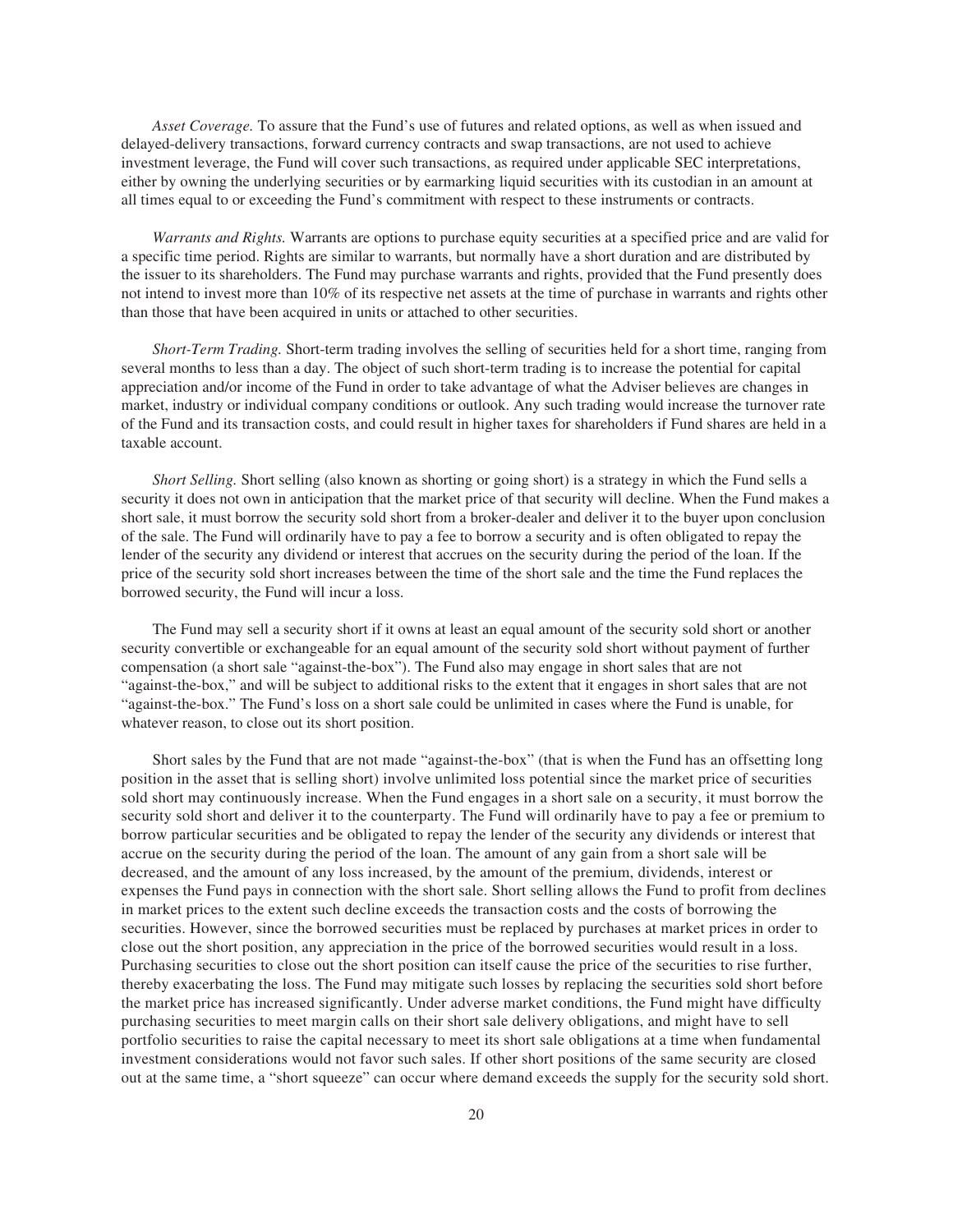*Asset Coverage.* To assure that the Fund's use of futures and related options, as well as when issued and delayed-delivery transactions, forward currency contracts and swap transactions, are not used to achieve investment leverage, the Fund will cover such transactions, as required under applicable SEC interpretations, either by owning the underlying securities or by earmarking liquid securities with its custodian in an amount at all times equal to or exceeding the Fund's commitment with respect to these instruments or contracts.

*Warrants and Rights.* Warrants are options to purchase equity securities at a specified price and are valid for a specific time period. Rights are similar to warrants, but normally have a short duration and are distributed by the issuer to its shareholders. The Fund may purchase warrants and rights, provided that the Fund presently does not intend to invest more than 10% of its respective net assets at the time of purchase in warrants and rights other than those that have been acquired in units or attached to other securities.

*Short-Term Trading.* Short-term trading involves the selling of securities held for a short time, ranging from several months to less than a day. The object of such short-term trading is to increase the potential for capital appreciation and/or income of the Fund in order to take advantage of what the Adviser believes are changes in market, industry or individual company conditions or outlook. Any such trading would increase the turnover rate of the Fund and its transaction costs, and could result in higher taxes for shareholders if Fund shares are held in a taxable account.

*Short Selling.* Short selling (also known as shorting or going short) is a strategy in which the Fund sells a security it does not own in anticipation that the market price of that security will decline. When the Fund makes a short sale, it must borrow the security sold short from a broker-dealer and deliver it to the buyer upon conclusion of the sale. The Fund will ordinarily have to pay a fee to borrow a security and is often obligated to repay the lender of the security any dividend or interest that accrues on the security during the period of the loan. If the price of the security sold short increases between the time of the short sale and the time the Fund replaces the borrowed security, the Fund will incur a loss.

The Fund may sell a security short if it owns at least an equal amount of the security sold short or another security convertible or exchangeable for an equal amount of the security sold short without payment of further compensation (a short sale "against-the-box"). The Fund also may engage in short sales that are not "against-the-box," and will be subject to additional risks to the extent that it engages in short sales that are not "against-the-box." The Fund's loss on a short sale could be unlimited in cases where the Fund is unable, for whatever reason, to close out its short position.

Short sales by the Fund that are not made "against-the-box" (that is when the Fund has an offsetting long position in the asset that is selling short) involve unlimited loss potential since the market price of securities sold short may continuously increase. When the Fund engages in a short sale on a security, it must borrow the security sold short and deliver it to the counterparty. The Fund will ordinarily have to pay a fee or premium to borrow particular securities and be obligated to repay the lender of the security any dividends or interest that accrue on the security during the period of the loan. The amount of any gain from a short sale will be decreased, and the amount of any loss increased, by the amount of the premium, dividends, interest or expenses the Fund pays in connection with the short sale. Short selling allows the Fund to profit from declines in market prices to the extent such decline exceeds the transaction costs and the costs of borrowing the securities. However, since the borrowed securities must be replaced by purchases at market prices in order to close out the short position, any appreciation in the price of the borrowed securities would result in a loss. Purchasing securities to close out the short position can itself cause the price of the securities to rise further, thereby exacerbating the loss. The Fund may mitigate such losses by replacing the securities sold short before the market price has increased significantly. Under adverse market conditions, the Fund might have difficulty purchasing securities to meet margin calls on their short sale delivery obligations, and might have to sell portfolio securities to raise the capital necessary to meet its short sale obligations at a time when fundamental investment considerations would not favor such sales. If other short positions of the same security are closed out at the same time, a "short squeeze" can occur where demand exceeds the supply for the security sold short.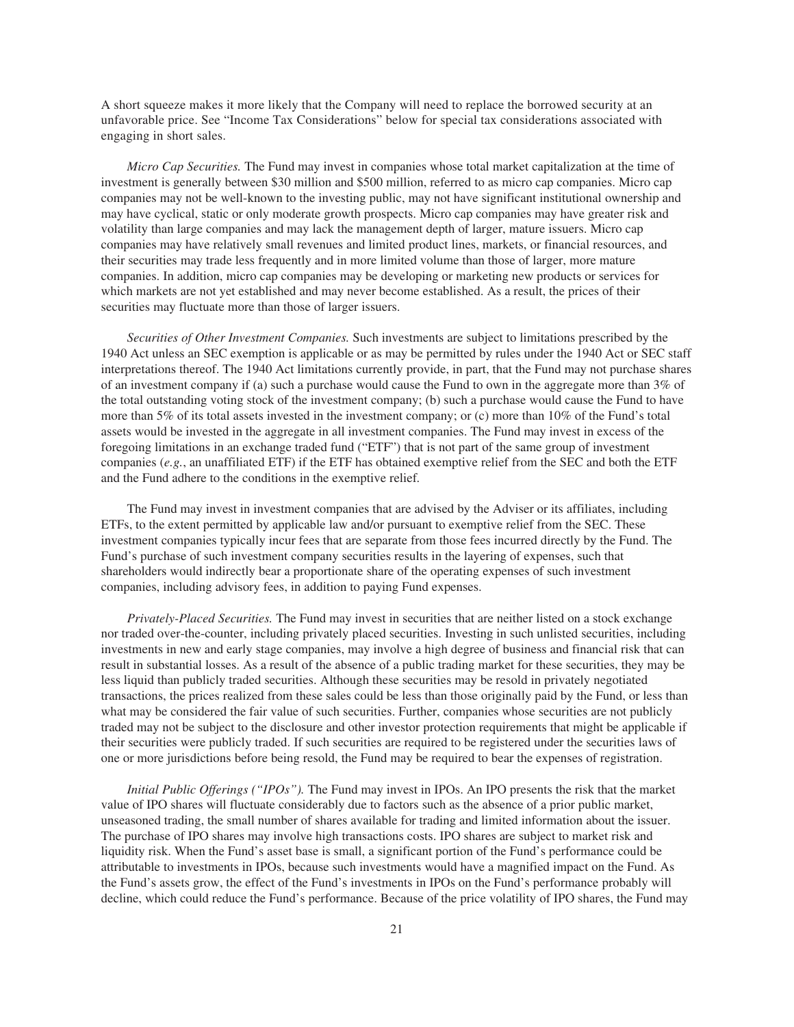A short squeeze makes it more likely that the Company will need to replace the borrowed security at an unfavorable price. See "Income Tax Considerations" below for special tax considerations associated with engaging in short sales.

*Micro Cap Securities.* The Fund may invest in companies whose total market capitalization at the time of investment is generally between $30 million and $500 million, referred to as micro cap companies. Micro cap companies may not be well-known to the investing public, may not have significant institutional ownership and may have cyclical, static or only moderate growth prospects. Micro cap companies may have greater risk and volatility than large companies and may lack the management depth of larger, mature issuers. Micro cap companies may have relatively small revenues and limited product lines, markets, or financial resources, and their securities may trade less frequently and in more limited volume than those of larger, more mature companies. In addition, micro cap companies may be developing or marketing new products or services for which markets are not yet established and may never become established. As a result, the prices of their securities may fluctuate more than those of larger issuers.

*Securities of Other Investment Companies.* Such investments are subject to limitations prescribed by the 1940 Act unless an SEC exemption is applicable or as may be permitted by rules under the 1940 Act or SEC staff interpretations thereof. The 1940 Act limitations currently provide, in part, that the Fund may not purchase shares of an investment company if (a) such a purchase would cause the Fund to own in the aggregate more than 3% of the total outstanding voting stock of the investment company; (b) such a purchase would cause the Fund to have more than 5% of its total assets invested in the investment company; or (c) more than 10% of the Fund's total assets would be invested in the aggregate in all investment companies. The Fund may invest in excess of the foregoing limitations in an exchange traded fund ("ETF") that is not part of the same group of investment companies (*e.g.*, an unaffiliated ETF) if the ETF has obtained exemptive relief from the SEC and both the ETF and the Fund adhere to the conditions in the exemptive relief.

The Fund may invest in investment companies that are advised by the Adviser or its affiliates, including ETFs, to the extent permitted by applicable law and/or pursuant to exemptive relief from the SEC. These investment companies typically incur fees that are separate from those fees incurred directly by the Fund. The Fund's purchase of such investment company securities results in the layering of expenses, such that shareholders would indirectly bear a proportionate share of the operating expenses of such investment companies, including advisory fees, in addition to paying Fund expenses.

*Privately-Placed Securities.* The Fund may invest in securities that are neither listed on a stock exchange nor traded over-the-counter, including privately placed securities. Investing in such unlisted securities, including investments in new and early stage companies, may involve a high degree of business and financial risk that can result in substantial losses. As a result of the absence of a public trading market for these securities, they may be less liquid than publicly traded securities. Although these securities may be resold in privately negotiated transactions, the prices realized from these sales could be less than those originally paid by the Fund, or less than what may be considered the fair value of such securities. Further, companies whose securities are not publicly traded may not be subject to the disclosure and other investor protection requirements that might be applicable if their securities were publicly traded. If such securities are required to be registered under the securities laws of one or more jurisdictions before being resold, the Fund may be required to bear the expenses of registration.

*Initial Public Offerings ("IPOs").* The Fund may invest in IPOs. An IPO presents the risk that the market value of IPO shares will fluctuate considerably due to factors such as the absence of a prior public market, unseasoned trading, the small number of shares available for trading and limited information about the issuer. The purchase of IPO shares may involve high transactions costs. IPO shares are subject to market risk and liquidity risk. When the Fund's asset base is small, a significant portion of the Fund's performance could be attributable to investments in IPOs, because such investments would have a magnified impact on the Fund. As the Fund's assets grow, the effect of the Fund's investments in IPOs on the Fund's performance probably will decline, which could reduce the Fund's performance. Because of the price volatility of IPO shares, the Fund may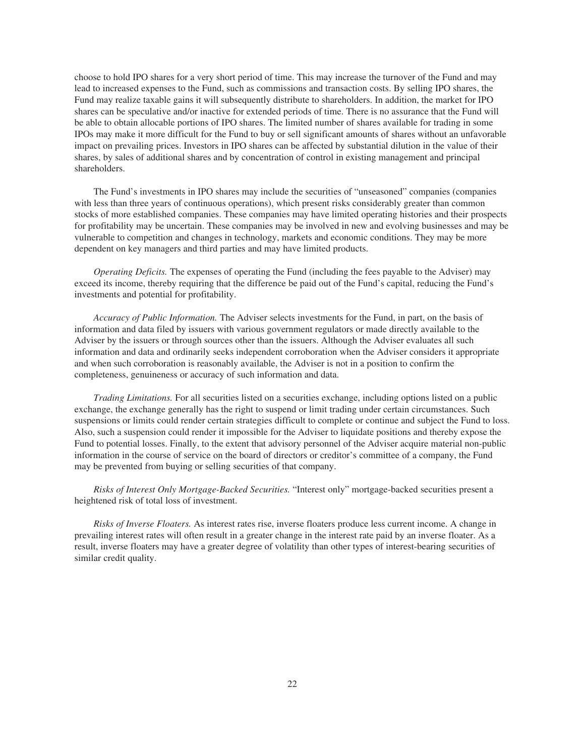choose to hold IPO shares for a very short period of time. This may increase the turnover of the Fund and may lead to increased expenses to the Fund, such as commissions and transaction costs. By selling IPO shares, the Fund may realize taxable gains it will subsequently distribute to shareholders. In addition, the market for IPO shares can be speculative and/or inactive for extended periods of time. There is no assurance that the Fund will be able to obtain allocable portions of IPO shares. The limited number of shares available for trading in some IPOs may make it more difficult for the Fund to buy or sell significant amounts of shares without an unfavorable impact on prevailing prices. Investors in IPO shares can be affected by substantial dilution in the value of their shares, by sales of additional shares and by concentration of control in existing management and principal shareholders.

The Fund's investments in IPO shares may include the securities of "unseasoned" companies (companies with less than three years of continuous operations), which present risks considerably greater than common stocks of more established companies. These companies may have limited operating histories and their prospects for profitability may be uncertain. These companies may be involved in new and evolving businesses and may be vulnerable to competition and changes in technology, markets and economic conditions. They may be more dependent on key managers and third parties and may have limited products.

*Operating Deficits.* The expenses of operating the Fund (including the fees payable to the Adviser) may exceed its income, thereby requiring that the difference be paid out of the Fund's capital, reducing the Fund's investments and potential for profitability.

*Accuracy of Public Information.* The Adviser selects investments for the Fund, in part, on the basis of information and data filed by issuers with various government regulators or made directly available to the Adviser by the issuers or through sources other than the issuers. Although the Adviser evaluates all such information and data and ordinarily seeks independent corroboration when the Adviser considers it appropriate and when such corroboration is reasonably available, the Adviser is not in a position to confirm the completeness, genuineness or accuracy of such information and data.

*Trading Limitations.* For all securities listed on a securities exchange, including options listed on a public exchange, the exchange generally has the right to suspend or limit trading under certain circumstances. Such suspensions or limits could render certain strategies difficult to complete or continue and subject the Fund to loss. Also, such a suspension could render it impossible for the Adviser to liquidate positions and thereby expose the Fund to potential losses. Finally, to the extent that advisory personnel of the Adviser acquire material non-public information in the course of service on the board of directors or creditor's committee of a company, the Fund may be prevented from buying or selling securities of that company.

*Risks of Interest Only Mortgage-Backed Securities.* "Interest only" mortgage-backed securities present a heightened risk of total loss of investment.

*Risks of Inverse Floaters.* As interest rates rise, inverse floaters produce less current income. A change in prevailing interest rates will often result in a greater change in the interest rate paid by an inverse floater. As a result, inverse floaters may have a greater degree of volatility than other types of interest-bearing securities of similar credit quality.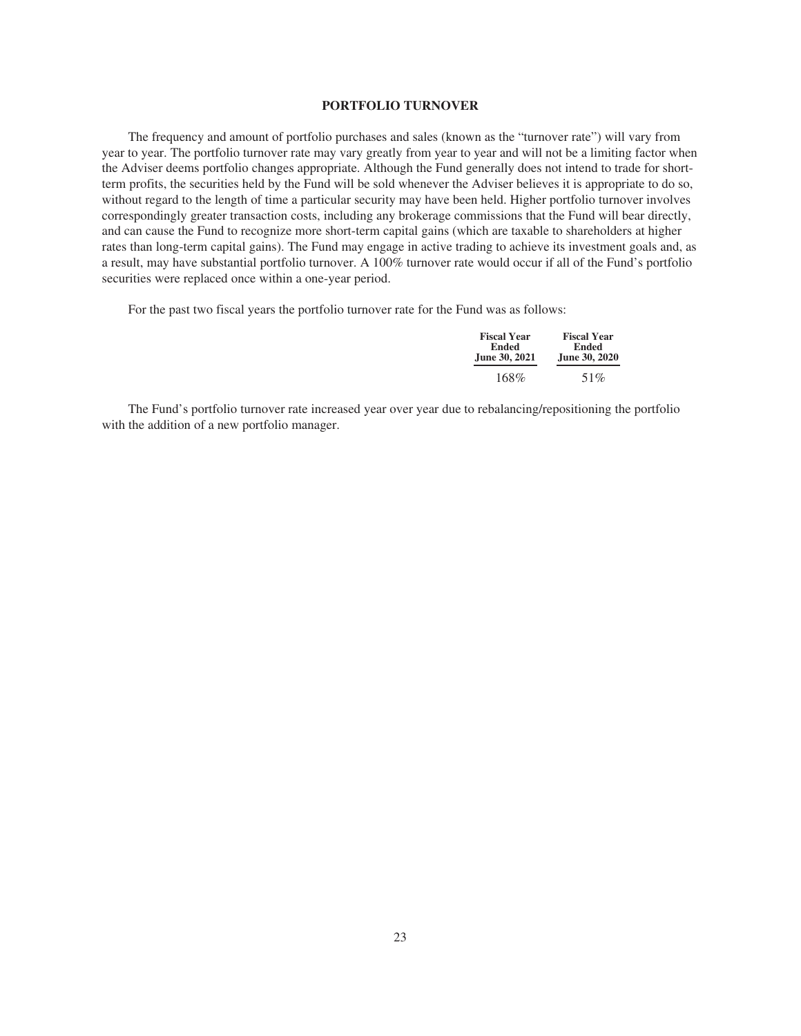## PORTFOLIO TURNOVER

The frequency and amount of portfolio purchases and sales (known as the "turnover rate") will vary from year to year. The portfolio turnover rate may vary greatly from year to year and will not be a limiting factor when the Adviser deems portfolio changes appropriate. Although the Fund generally does not intend to trade for short-term profits, the securities held by the Fund will be sold whenever the Adviser believes it is appropriate to do so, without regard to the length of time a particular security may have been held. Higher portfolio turnover involves correspondingly greater transaction costs, including any brokerage commissions that the Fund will bear directly, and can cause the Fund to recognize more short-term capital gains (which are taxable to shareholders at higher rates than long-term capital gains). The Fund may engage in active trading to achieve its investment goals and, as a result, may have substantial portfolio turnover. A 100% turnover rate would occur if all of the Fund's portfolio securities were replaced once within a one-year period.

For the past two fiscal years the portfolio turnover rate for the Fund was as follows:

| Fiscal Year Ended June 30, 2021 | Fiscal Year Ended June 30, 2020 |
|---|---|
| 168% | 51% |

The Fund's portfolio turnover rate increased year over year due to rebalancing/repositioning the portfolio with the addition of a new portfolio manager.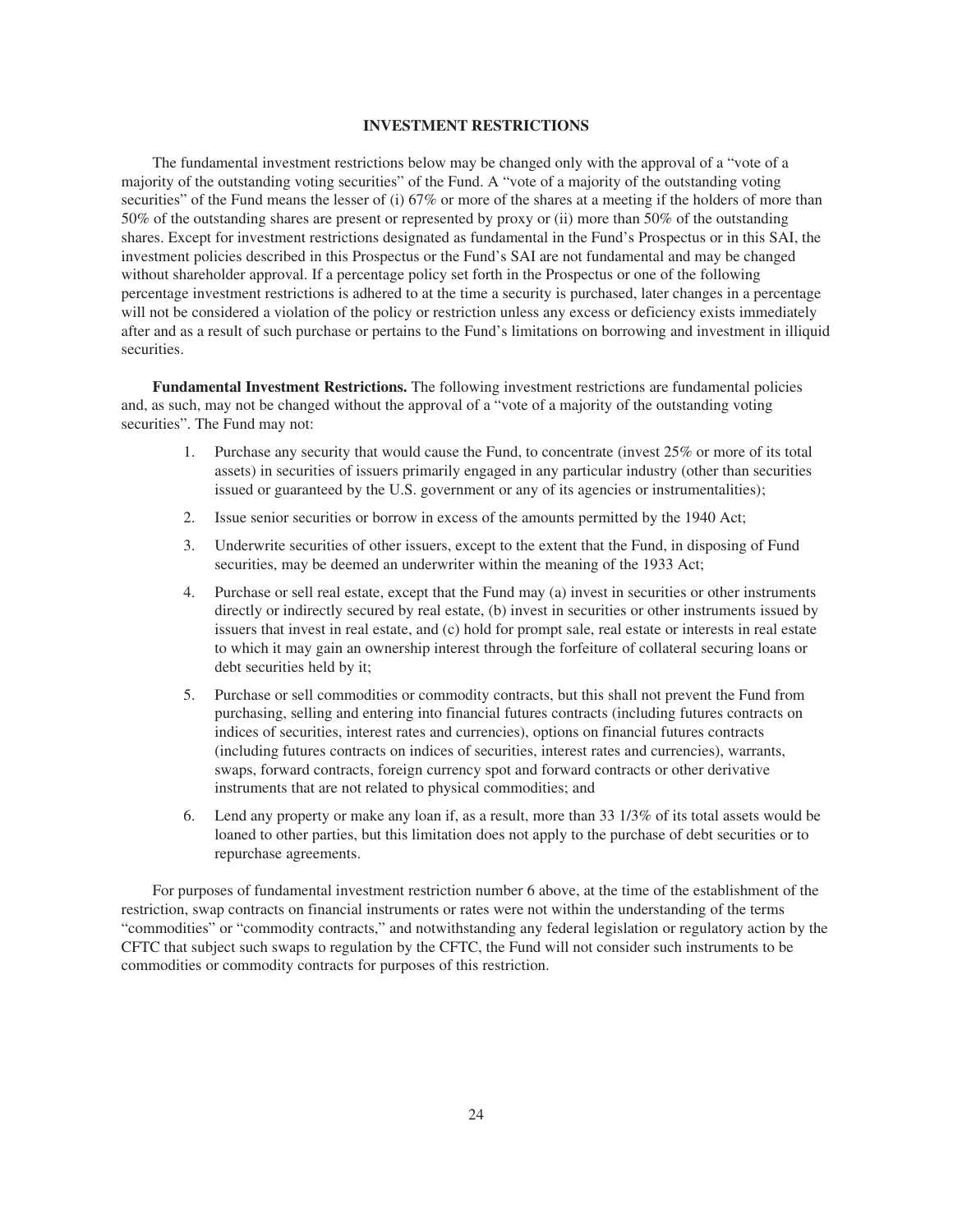## INVESTMENT RESTRICTIONS

The fundamental investment restrictions below may be changed only with the approval of a "vote of a majority of the outstanding voting securities" of the Fund. A "vote of a majority of the outstanding voting securities" of the Fund means the lesser of (i) 67% or more of the shares at a meeting if the holders of more than 50% of the outstanding shares are present or represented by proxy or (ii) more than 50% of the outstanding shares. Except for investment restrictions designated as fundamental in the Fund's Prospectus or in this SAI, the investment policies described in this Prospectus or the Fund's SAI are not fundamental and may be changed without shareholder approval. If a percentage policy set forth in the Prospectus or one of the following percentage investment restrictions is adhered to at the time a security is purchased, later changes in a percentage will not be considered a violation of the policy or restriction unless any excess or deficiency exists immediately after and as a result of such purchase or pertains to the Fund's limitations on borrowing and investment in illiquid securities.

**Fundamental Investment Restrictions.** The following investment restrictions are fundamental policies and, as such, may not be changed without the approval of a "vote of a majority of the outstanding voting securities". The Fund may not:

1. Purchase any security that would cause the Fund, to concentrate (invest 25% or more of its total assets) in securities of issuers primarily engaged in any particular industry (other than securities issued or guaranteed by the U.S. government or any of its agencies or instrumentalities);

2. Issue senior securities or borrow in excess of the amounts permitted by the 1940 Act;

3. Underwrite securities of other issuers, except to the extent that the Fund, in disposing of Fund securities, may be deemed an underwriter within the meaning of the 1933 Act;

4. Purchase or sell real estate, except that the Fund may (a) invest in securities or other instruments directly or indirectly secured by real estate, (b) invest in securities or other instruments issued by issuers that invest in real estate, and (c) hold for prompt sale, real estate or interests in real estate to which it may gain an ownership interest through the forfeiture of collateral securing loans or debt securities held by it;

5. Purchase or sell commodities or commodity contracts, but this shall not prevent the Fund from purchasing, selling and entering into financial futures contracts (including futures contracts on indices of securities, interest rates and currencies), options on financial futures contracts (including futures contracts on indices of securities, interest rates and currencies), warrants, swaps, forward contracts, foreign currency spot and forward contracts or other derivative instruments that are not related to physical commodities; and

6. Lend any property or make any loan if, as a result, more than 33 1/3% of its total assets would be loaned to other parties, but this limitation does not apply to the purchase of debt securities or to repurchase agreements.

For purposes of fundamental investment restriction number 6 above, at the time of the establishment of the restriction, swap contracts on financial instruments or rates were not within the understanding of the terms "commodities" or "commodity contracts," and notwithstanding any federal legislation or regulatory action by the CFTC that subject such swaps to regulation by the CFTC, the Fund will not consider such instruments to be commodities or commodity contracts for purposes of this restriction.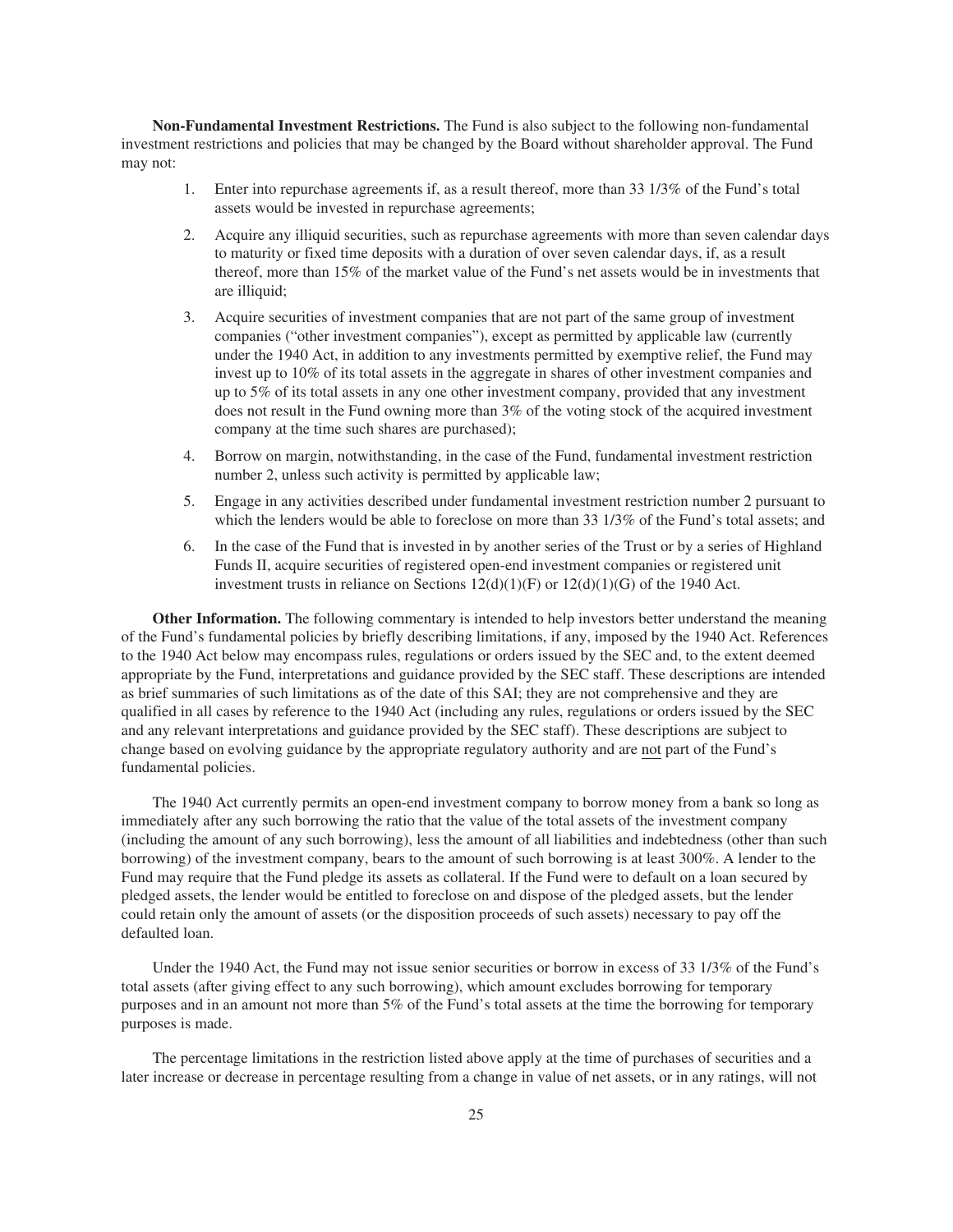**Non-Fundamental Investment Restrictions.** The Fund is also subject to the following non-fundamental investment restrictions and policies that may be changed by the Board without shareholder approval. The Fund may not:

1. Enter into repurchase agreements if, as a result thereof, more than 33 1/3% of the Fund's total assets would be invested in repurchase agreements;
2. Acquire any illiquid securities, such as repurchase agreements with more than seven calendar days to maturity or fixed time deposits with a duration of over seven calendar days, if, as a result thereof, more than 15% of the market value of the Fund's net assets would be in investments that are illiquid;
3. Acquire securities of investment companies that are not part of the same group of investment companies ("other investment companies"), except as permitted by applicable law (currently under the 1940 Act, in addition to any investments permitted by exemptive relief, the Fund may invest up to 10% of its total assets in the aggregate in shares of other investment companies and up to 5% of its total assets in any one other investment company, provided that any investment does not result in the Fund owning more than 3% of the voting stock of the acquired investment company at the time such shares are purchased);
4. Borrow on margin, notwithstanding, in the case of the Fund, fundamental investment restriction number 2, unless such activity is permitted by applicable law;
5. Engage in any activities described under fundamental investment restriction number 2 pursuant to which the lenders would be able to foreclose on more than 33 1/3% of the Fund's total assets; and
6. In the case of the Fund that is invested in by another series of the Trust or by a series of Highland Funds II, acquire securities of registered open-end investment companies or registered unit investment trusts in reliance on Sections 12(d)(1)(F) or 12(d)(1)(G) of the 1940 Act.

**Other Information.** The following commentary is intended to help investors better understand the meaning of the Fund's fundamental policies by briefly describing limitations, if any, imposed by the 1940 Act. References to the 1940 Act below may encompass rules, regulations or orders issued by the SEC and, to the extent deemed appropriate by the Fund, interpretations and guidance provided by the SEC staff. These descriptions are intended as brief summaries of such limitations as of the date of this SAI; they are not comprehensive and they are qualified in all cases by reference to the 1940 Act (including any rules, regulations or orders issued by the SEC and any relevant interpretations and guidance provided by the SEC staff). These descriptions are subject to change based on evolving guidance by the appropriate regulatory authority and are not part of the Fund's fundamental policies.

The 1940 Act currently permits an open-end investment company to borrow money from a bank so long as immediately after any such borrowing the ratio that the value of the total assets of the investment company (including the amount of any such borrowing), less the amount of all liabilities and indebtedness (other than such borrowing) of the investment company, bears to the amount of such borrowing is at least 300%. A lender to the Fund may require that the Fund pledge its assets as collateral. If the Fund were to default on a loan secured by pledged assets, the lender would be entitled to foreclose on and dispose of the pledged assets, but the lender could retain only the amount of assets (or the disposition proceeds of such assets) necessary to pay off the defaulted loan.

Under the 1940 Act, the Fund may not issue senior securities or borrow in excess of 33 1/3% of the Fund's total assets (after giving effect to any such borrowing), which amount excludes borrowing for temporary purposes and in an amount not more than 5% of the Fund's total assets at the time the borrowing for temporary purposes is made.

The percentage limitations in the restriction listed above apply at the time of purchases of securities and a later increase or decrease in percentage resulting from a change in value of net assets, or in any ratings, will not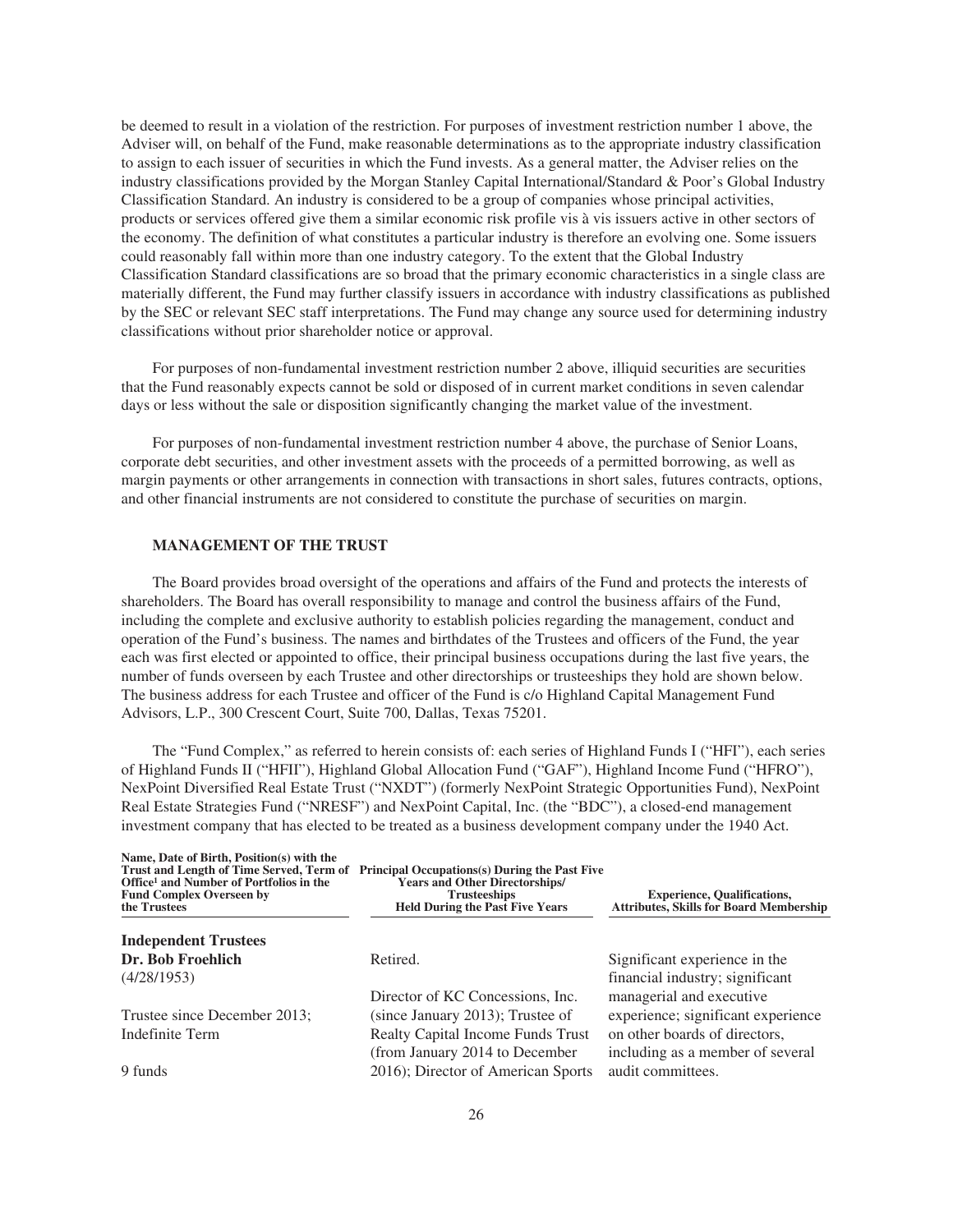be deemed to result in a violation of the restriction. For purposes of investment restriction number 1 above, the Adviser will, on behalf of the Fund, make reasonable determinations as to the appropriate industry classification to assign to each issuer of securities in which the Fund invests. As a general matter, the Adviser relies on the industry classifications provided by the Morgan Stanley Capital International/Standard & Poor's Global Industry Classification Standard. An industry is considered to be a group of companies whose principal activities, products or services offered give them a similar economic risk profile vis à vis issuers active in other sectors of the economy. The definition of what constitutes a particular industry is therefore an evolving one. Some issuers could reasonably fall within more than one industry category. To the extent that the Global Industry Classification Standard classifications are so broad that the primary economic characteristics in a single class are materially different, the Fund may further classify issuers in accordance with industry classifications as published by the SEC or relevant SEC staff interpretations. The Fund may change any source used for determining industry classifications without prior shareholder notice or approval.

For purposes of non-fundamental investment restriction number 2 above, illiquid securities are securities that the Fund reasonably expects cannot be sold or disposed of in current market conditions in seven calendar days or less without the sale or disposition significantly changing the market value of the investment.

For purposes of non-fundamental investment restriction number 4 above, the purchase of Senior Loans, corporate debt securities, and other investment assets with the proceeds of a permitted borrowing, as well as margin payments or other arrangements in connection with transactions in short sales, futures contracts, options, and other financial instruments are not considered to constitute the purchase of securities on margin.

## MANAGEMENT OF THE TRUST

The Board provides broad oversight of the operations and affairs of the Fund and protects the interests of shareholders. The Board has overall responsibility to manage and control the business affairs of the Fund, including the complete and exclusive authority to establish policies regarding the management, conduct and operation of the Fund's business. The names and birthdates of the Trustees and officers of the Fund, the year each was first elected or appointed to office, their principal business occupations during the last five years, the number of funds overseen by each Trustee and other directorships or trusteeships they hold are shown below. The business address for each Trustee and officer of the Fund is c/o Highland Capital Management Fund Advisors, L.P., 300 Crescent Court, Suite 700, Dallas, Texas 75201.

The "Fund Complex," as referred to herein consists of: each series of Highland Funds I ("HFI"), each series of Highland Funds II ("HFII"), Highland Global Allocation Fund ("GAF"), Highland Income Fund ("HFRO"), NexPoint Diversified Real Estate Trust ("NXDT") (formerly NexPoint Strategic Opportunities Fund), NexPoint Real Estate Strategies Fund ("NRESF") and NexPoint Capital, Inc. (the "BDC"), a closed-end management investment company that has elected to be treated as a business development company under the 1940 Act.

| Name, Date of Birth, Position(s) with the Trust and Length of Time Served, Term of Office[1] and Number of Portfolios in the Fund Complex Overseen by the Trustees | Principal Occupations(s) During the Past Five Years and Other Directorships/ Trusteeships Held During the Past Five Years | Experience, Qualifications, Attributes, Skills for Board Membership |
|---|---|---|
| **Independent Trustees** | | |
| **Dr. Bob Froehlich**<br>(4/28/1953)<br><br>Trustee since December 2013; Indefinite Term<br><br>9 funds | Retired.<br><br>Director of KC Concessions, Inc. (since January 2013); Trustee of Realty Capital Income Funds Trust (from January 2014 to December 2016); Director of American Sports | Significant experience in the financial industry; significant managerial and executive experience; significant experience on other boards of directors, including as a member of several audit committees. |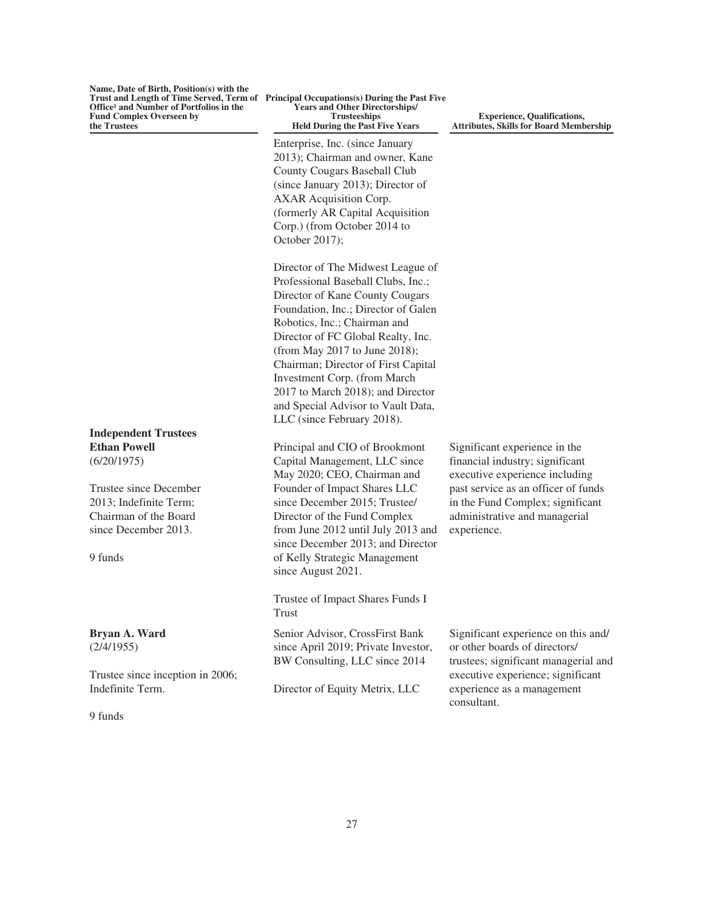| Name, Date of Birth, Position(s) with the Trust and Length of Time Served, Term of Office[1] and Number of Portfolios in the Fund Complex Overseen by the Trustees | Principal Occupations(s) During the Past Five Years and Other Directorships/ Trusteeships Held During the Past Five Years | Experience, Qualifications, Attributes, Skills for Board Membership |
|---|---|---|
| | Enterprise, Inc. (since January 2013); Chairman and owner, Kane County Cougars Baseball Club (since January 2013); Director of AXAR Acquisition Corp. (formerly AR Capital Acquisition Corp.) (from October 2014 to October 2017);<br><br>Director of The Midwest League of Professional Baseball Clubs, Inc.; Director of Kane County Cougars Foundation, Inc.; Director of Galen Robotics, Inc.; Chairman and Director of FC Global Realty, Inc. (from May 2017 to June 2018); Chairman; Director of First Capital Investment Corp. (from March 2017 to March 2018); and Director and Special Advisor to Vault Data, LLC (since February 2018). | |
| **Independent Trustees** | | |
| **Ethan Powell**<br>(6/20/1975)<br><br>Trustee since December 2013; Indefinite Term; Chairman of the Board since December 2013.<br><br>9 funds | Principal and CIO of Brookmont Capital Management, LLC since May 2020; CEO, Chairman and Founder of Impact Shares LLC since December 2015; Trustee/ Director of the Fund Complex from June 2012 until July 2013 and since December 2013; and Director of Kelly Strategic Management since August 2021.<br><br>Trustee of Impact Shares Funds I Trust | Significant experience in the financial industry; significant executive experience including past service as an officer of funds in the Fund Complex; significant administrative and managerial experience. |
| **Bryan A. Ward**<br>(2/4/1955)<br><br>Trustee since inception in 2006; Indefinite Term.<br><br>9 funds | Senior Advisor, CrossFirst Bank since April 2019; Private Investor, BW Consulting, LLC since 2014<br><br>Director of Equity Metrix, LLC | Significant experience on this and/ or other boards of directors/ trustees; significant managerial and executive experience; significant experience as a management consultant. |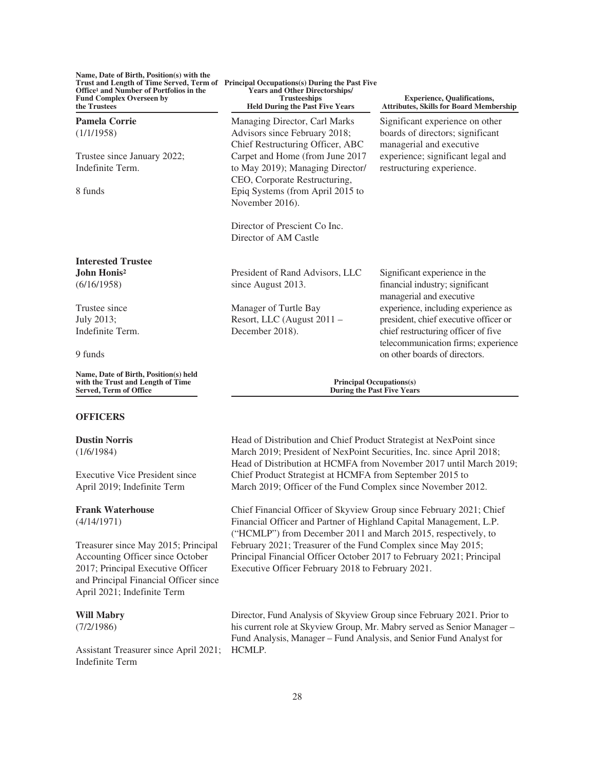| Name, Date of Birth, Position(s) with the Trust and Length of Time Served, Term of Office[1] and Number of Portfolios in the Fund Complex Overseen by the Trustees | Principal Occupations(s) During the Past Five Years and Other Directorships/ Trusteeships Held During the Past Five Years | Experience, Qualifications, Attributes, Skills for Board Membership |
|---|---|---|
| **Pamela Corrie** (1/1/1958)<br><br>Trustee since January 2022; Indefinite Term.<br><br>8 funds | Managing Director, Carl Marks Advisors since February 2018; Chief Restructuring Officer, ABC Carpet and Home (from June 2017 to May 2019); Managing Director/ CEO, Corporate Restructuring, Epiq Systems (from April 2015 to November 2016).<br><br>Director of Prescient Co Inc.<br>Director of AM Castle | Significant experience on other boards of directors; significant managerial and executive experience; significant legal and restructuring experience. |
| **Interested Trustee** | | |
| **John Honis**[2] (6/16/1958)<br><br>Trustee since July 2013; Indefinite Term.<br><br>9 funds | President of Rand Advisors, LLC since August 2013.<br><br>Manager of Turtle Bay Resort, LLC (August 2011 – December 2018). | Significant experience in the financial industry; significant managerial and executive experience, including experience as president, chief executive officer or chief restructuring officer of five telecommunication firms; experience on other boards of directors. |

| Name, Date of Birth, Position(s) held with the Trust and Length of Time Served, Term of Office | Principal Occupations(s) During the Past Five Years |
|---|---|
| **OFFICERS** | |
| **Dustin Norris** (1/6/1984)<br><br>Executive Vice President since April 2019; Indefinite Term | Head of Distribution and Chief Product Strategist at NexPoint since March 2019; President of NexPoint Securities, Inc. since April 2018; Head of Distribution at HCMFA from November 2017 until March 2019; Chief Product Strategist at HCMFA from September 2015 to March 2019; Officer of the Fund Complex since November 2012. |
| **Frank Waterhouse** (4/14/1971)<br><br>Treasurer since May 2015; Principal Accounting Officer since October 2017; Principal Executive Officer and Principal Financial Officer since April 2021; Indefinite Term | Chief Financial Officer of Skyview Group since February 2021; Chief Financial Officer and Partner of Highland Capital Management, L.P. ("HCMLP") from December 2011 and March 2015, respectively, to February 2021; Treasurer of the Fund Complex since May 2015; Principal Financial Officer October 2017 to February 2021; Principal Executive Officer February 2018 to February 2021. |
| **Will Mabry** (7/2/1986)<br><br>Assistant Treasurer since April 2021; Indefinite Term | Director, Fund Analysis of Skyview Group since February 2021. Prior to his current role at Skyview Group, Mr. Mabry served as Senior Manager – Fund Analysis, Manager – Fund Analysis, and Senior Fund Analyst for HCMLP. |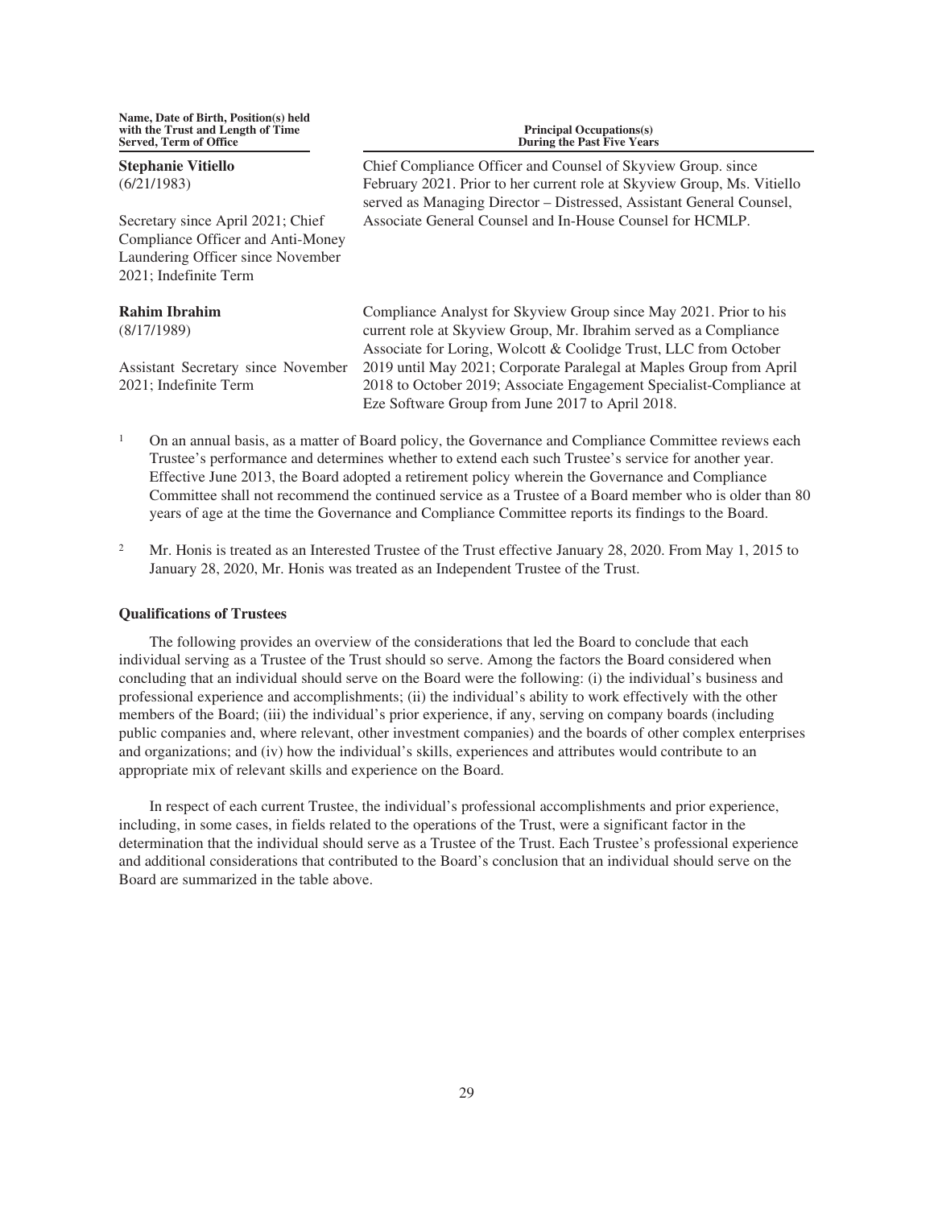| Name, Date of Birth, Position(s) held with the Trust and Length of Time Served, Term of Office | Principal Occupations(s) During the Past Five Years |
|---|---|
| **Stephanie Vitiello** (6/21/1983) Secretary since April 2021; Chief Compliance Officer and Anti-Money Laundering Officer since November 2021; Indefinite Term | Chief Compliance Officer and Counsel of Skyview Group. since February 2021. Prior to her current role at Skyview Group, Ms. Vitiello served as Managing Director – Distressed, Assistant General Counsel, Associate General Counsel and In-House Counsel for HCMLP. |
| **Rahim Ibrahim** (8/17/1989) Assistant Secretary since November 2021; Indefinite Term | Compliance Analyst for Skyview Group since May 2021. Prior to his current role at Skyview Group, Mr. Ibrahim served as a Compliance Associate for Loring, Wolcott & Coolidge Trust, LLC from October 2019 until May 2021; Corporate Paralegal at Maples Group from April 2018 to October 2019; Associate Engagement Specialist-Compliance at Eze Software Group from June 2017 to April 2018. |

[1] On an annual basis, as a matter of Board policy, the Governance and Compliance Committee reviews each Trustee's performance and determines whether to extend each such Trustee's service for another year. Effective June 2013, the Board adopted a retirement policy wherein the Governance and Compliance Committee shall not recommend the continued service as a Trustee of a Board member who is older than 80 years of age at the time the Governance and Compliance Committee reports its findings to the Board.

[2] Mr. Honis is treated as an Interested Trustee of the Trust effective January 28, 2020. From May 1, 2015 to January 28, 2020, Mr. Honis was treated as an Independent Trustee of the Trust.

**Qualifications of Trustees**

The following provides an overview of the considerations that led the Board to conclude that each individual serving as a Trustee of the Trust should so serve. Among the factors the Board considered when concluding that an individual should serve on the Board were the following: (i) the individual's business and professional experience and accomplishments; (ii) the individual's ability to work effectively with the other members of the Board; (iii) the individual's prior experience, if any, serving on company boards (including public companies and, where relevant, other investment companies) and the boards of other complex enterprises and organizations; and (iv) how the individual's skills, experiences and attributes would contribute to an appropriate mix of relevant skills and experience on the Board.

In respect of each current Trustee, the individual's professional accomplishments and prior experience, including, in some cases, in fields related to the operations of the Trust, were a significant factor in the determination that the individual should serve as a Trustee of the Trust. Each Trustee's professional experience and additional considerations that contributed to the Board's conclusion that an individual should serve on the Board are summarized in the table above.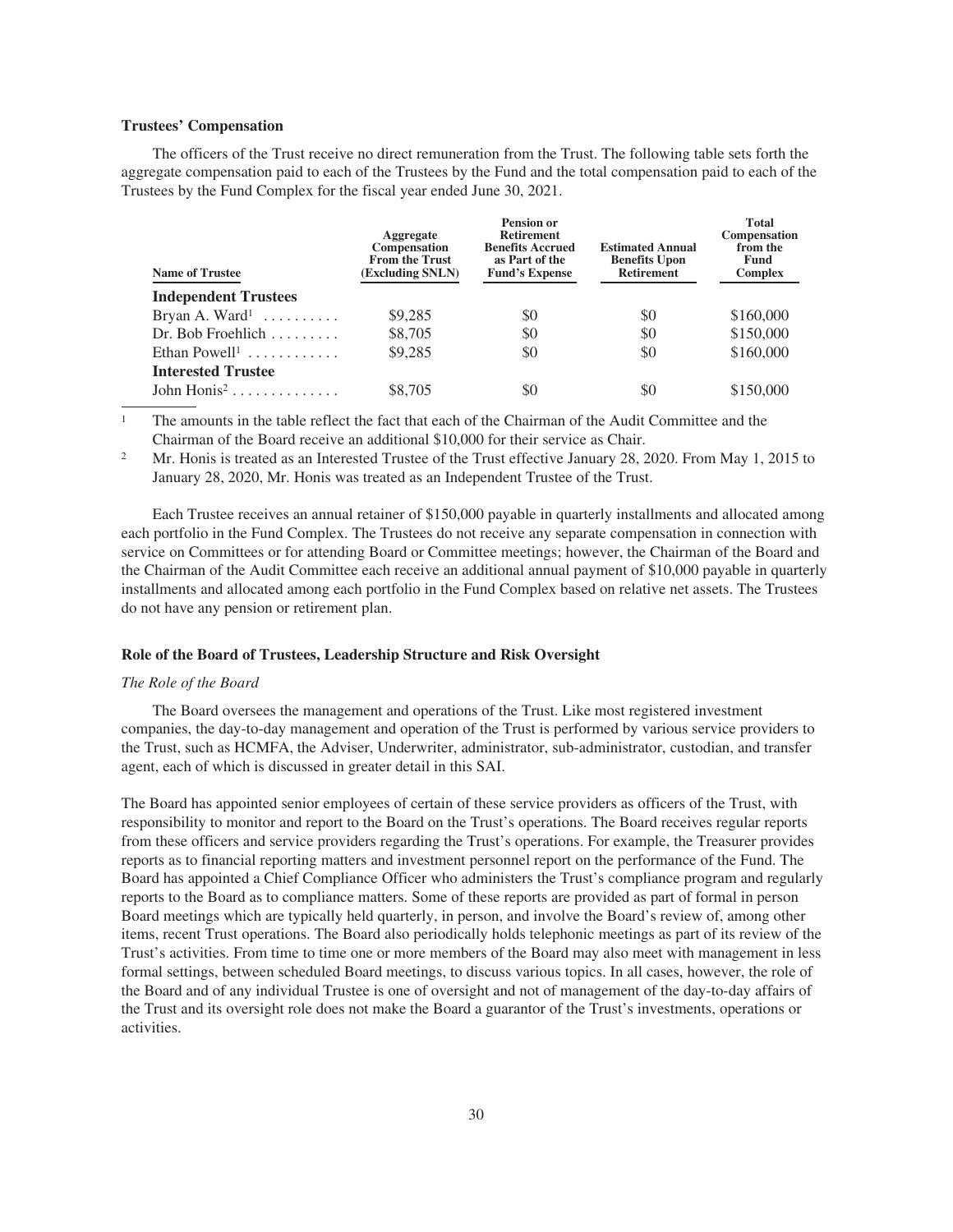**Trustees' Compensation**

The officers of the Trust receive no direct remuneration from the Trust. The following table sets forth the aggregate compensation paid to each of the Trustees by the Fund and the total compensation paid to each of the Trustees by the Fund Complex for the fiscal year ended June 30, 2021.

| Name of Trustee | Aggregate Compensation From the Trust (Excluding SNLN) | Pension or Retirement Benefits Accrued as Part of the Fund's Expense | Estimated Annual Benefits Upon Retirement | Total Compensation from the Fund Complex |
|---|---|---|---|---|
| **Independent Trustees** | | | | |
| Bryan A. Ward[1] | $9,285 | $0 | $0 | $160,000 |
| Dr. Bob Froehlich | $8,705 | $0 | $0 | $150,000 |
| Ethan Powell[1] | $9,285 | $0 | $0 | $160,000 |
| **Interested Trustee** | | | | |
| John Honis[2] | $8,705 | $0 | $0 | $150,000 |

[1] The amounts in the table reflect the fact that each of the Chairman of the Audit Committee and the Chairman of the Board receive an additional $10,000 for their service as Chair.

[2] Mr. Honis is treated as an Interested Trustee of the Trust effective January 28, 2020. From May 1, 2015 to January 28, 2020, Mr. Honis was treated as an Independent Trustee of the Trust.

Each Trustee receives an annual retainer of $150,000 payable in quarterly installments and allocated among each portfolio in the Fund Complex. The Trustees do not receive any separate compensation in connection with service on Committees or for attending Board or Committee meetings; however, the Chairman of the Board and the Chairman of the Audit Committee each receive an additional annual payment of $10,000 payable in quarterly installments and allocated among each portfolio in the Fund Complex based on relative net assets. The Trustees do not have any pension or retirement plan.

**Role of the Board of Trustees, Leadership Structure and Risk Oversight**

*The Role of the Board*

The Board oversees the management and operations of the Trust. Like most registered investment companies, the day-to-day management and operation of the Trust is performed by various service providers to the Trust, such as HCMFA, the Adviser, Underwriter, administrator, sub-administrator, custodian, and transfer agent, each of which is discussed in greater detail in this SAI.

The Board has appointed senior employees of certain of these service providers as officers of the Trust, with responsibility to monitor and report to the Board on the Trust's operations. The Board receives regular reports from these officers and service providers regarding the Trust's operations. For example, the Treasurer provides reports as to financial reporting matters and investment personnel report on the performance of the Fund. The Board has appointed a Chief Compliance Officer who administers the Trust's compliance program and regularly reports to the Board as to compliance matters. Some of these reports are provided as part of formal in person Board meetings which are typically held quarterly, in person, and involve the Board's review of, among other items, recent Trust operations. The Board also periodically holds telephonic meetings as part of its review of the Trust's activities. From time to time one or more members of the Board may also meet with management in less formal settings, between scheduled Board meetings, to discuss various topics. In all cases, however, the role of the Board and of any individual Trustee is one of oversight and not of management of the day-to-day affairs of the Trust and its oversight role does not make the Board a guarantor of the Trust's investments, operations or activities.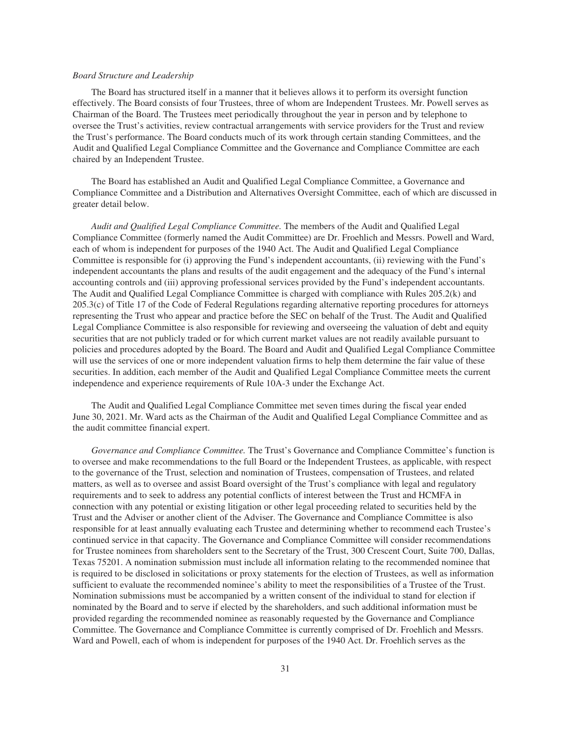*Board Structure and Leadership*

The Board has structured itself in a manner that it believes allows it to perform its oversight function effectively. The Board consists of four Trustees, three of whom are Independent Trustees. Mr. Powell serves as Chairman of the Board. The Trustees meet periodically throughout the year in person and by telephone to oversee the Trust's activities, review contractual arrangements with service providers for the Trust and review the Trust's performance. The Board conducts much of its work through certain standing Committees, and the Audit and Qualified Legal Compliance Committee and the Governance and Compliance Committee are each chaired by an Independent Trustee.

The Board has established an Audit and Qualified Legal Compliance Committee, a Governance and Compliance Committee and a Distribution and Alternatives Oversight Committee, each of which are discussed in greater detail below.

*Audit and Qualified Legal Compliance Committee.* The members of the Audit and Qualified Legal Compliance Committee (formerly named the Audit Committee) are Dr. Froehlich and Messrs. Powell and Ward, each of whom is independent for purposes of the 1940 Act. The Audit and Qualified Legal Compliance Committee is responsible for (i) approving the Fund's independent accountants, (ii) reviewing with the Fund's independent accountants the plans and results of the audit engagement and the adequacy of the Fund's internal accounting controls and (iii) approving professional services provided by the Fund's independent accountants. The Audit and Qualified Legal Compliance Committee is charged with compliance with Rules 205.2(k) and 205.3(c) of Title 17 of the Code of Federal Regulations regarding alternative reporting procedures for attorneys representing the Trust who appear and practice before the SEC on behalf of the Trust. The Audit and Qualified Legal Compliance Committee is also responsible for reviewing and overseeing the valuation of debt and equity securities that are not publicly traded or for which current market values are not readily available pursuant to policies and procedures adopted by the Board. The Board and Audit and Qualified Legal Compliance Committee will use the services of one or more independent valuation firms to help them determine the fair value of these securities. In addition, each member of the Audit and Qualified Legal Compliance Committee meets the current independence and experience requirements of Rule 10A-3 under the Exchange Act.

The Audit and Qualified Legal Compliance Committee met seven times during the fiscal year ended June 30, 2021. Mr. Ward acts as the Chairman of the Audit and Qualified Legal Compliance Committee and as the audit committee financial expert.

*Governance and Compliance Committee.* The Trust's Governance and Compliance Committee's function is to oversee and make recommendations to the full Board or the Independent Trustees, as applicable, with respect to the governance of the Trust, selection and nomination of Trustees, compensation of Trustees, and related matters, as well as to oversee and assist Board oversight of the Trust's compliance with legal and regulatory requirements and to seek to address any potential conflicts of interest between the Trust and HCMFA in connection with any potential or existing litigation or other legal proceeding related to securities held by the Trust and the Adviser or another client of the Adviser. The Governance and Compliance Committee is also responsible for at least annually evaluating each Trustee and determining whether to recommend each Trustee's continued service in that capacity. The Governance and Compliance Committee will consider recommendations for Trustee nominees from shareholders sent to the Secretary of the Trust, 300 Crescent Court, Suite 700, Dallas, Texas 75201. A nomination submission must include all information relating to the recommended nominee that is required to be disclosed in solicitations or proxy statements for the election of Trustees, as well as information sufficient to evaluate the recommended nominee's ability to meet the responsibilities of a Trustee of the Trust. Nomination submissions must be accompanied by a written consent of the individual to stand for election if nominated by the Board and to serve if elected by the shareholders, and such additional information must be provided regarding the recommended nominee as reasonably requested by the Governance and Compliance Committee. The Governance and Compliance Committee is currently comprised of Dr. Froehlich and Messrs. Ward and Powell, each of whom is independent for purposes of the 1940 Act. Dr. Froehlich serves as the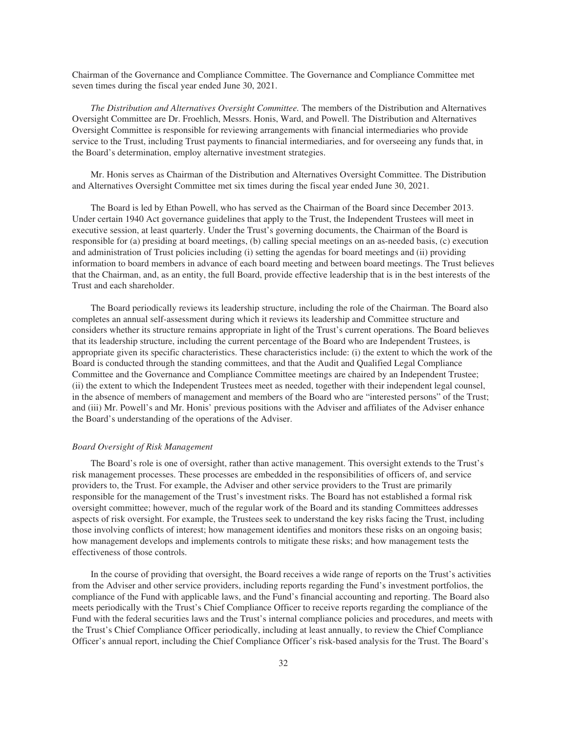Chairman of the Governance and Compliance Committee. The Governance and Compliance Committee met seven times during the fiscal year ended June 30, 2021.

*The Distribution and Alternatives Oversight Committee.* The members of the Distribution and Alternatives Oversight Committee are Dr. Froehlich, Messrs. Honis, Ward, and Powell. The Distribution and Alternatives Oversight Committee is responsible for reviewing arrangements with financial intermediaries who provide service to the Trust, including Trust payments to financial intermediaries, and for overseeing any funds that, in the Board's determination, employ alternative investment strategies.

Mr. Honis serves as Chairman of the Distribution and Alternatives Oversight Committee. The Distribution and Alternatives Oversight Committee met six times during the fiscal year ended June 30, 2021.

The Board is led by Ethan Powell, who has served as the Chairman of the Board since December 2013. Under certain 1940 Act governance guidelines that apply to the Trust, the Independent Trustees will meet in executive session, at least quarterly. Under the Trust's governing documents, the Chairman of the Board is responsible for (a) presiding at board meetings, (b) calling special meetings on an as-needed basis, (c) execution and administration of Trust policies including (i) setting the agendas for board meetings and (ii) providing information to board members in advance of each board meeting and between board meetings. The Trust believes that the Chairman, and, as an entity, the full Board, provide effective leadership that is in the best interests of the Trust and each shareholder.

The Board periodically reviews its leadership structure, including the role of the Chairman. The Board also completes an annual self-assessment during which it reviews its leadership and Committee structure and considers whether its structure remains appropriate in light of the Trust's current operations. The Board believes that its leadership structure, including the current percentage of the Board who are Independent Trustees, is appropriate given its specific characteristics. These characteristics include: (i) the extent to which the work of the Board is conducted through the standing committees, and that the Audit and Qualified Legal Compliance Committee and the Governance and Compliance Committee meetings are chaired by an Independent Trustee; (ii) the extent to which the Independent Trustees meet as needed, together with their independent legal counsel, in the absence of members of management and members of the Board who are "interested persons" of the Trust; and (iii) Mr. Powell's and Mr. Honis' previous positions with the Adviser and affiliates of the Adviser enhance the Board's understanding of the operations of the Adviser.

*Board Oversight of Risk Management*

The Board's role is one of oversight, rather than active management. This oversight extends to the Trust's risk management processes. These processes are embedded in the responsibilities of officers of, and service providers to, the Trust. For example, the Adviser and other service providers to the Trust are primarily responsible for the management of the Trust's investment risks. The Board has not established a formal risk oversight committee; however, much of the regular work of the Board and its standing Committees addresses aspects of risk oversight. For example, the Trustees seek to understand the key risks facing the Trust, including those involving conflicts of interest; how management identifies and monitors these risks on an ongoing basis; how management develops and implements controls to mitigate these risks; and how management tests the effectiveness of those controls.

In the course of providing that oversight, the Board receives a wide range of reports on the Trust's activities from the Adviser and other service providers, including reports regarding the Fund's investment portfolios, the compliance of the Fund with applicable laws, and the Fund's financial accounting and reporting. The Board also meets periodically with the Trust's Chief Compliance Officer to receive reports regarding the compliance of the Fund with the federal securities laws and the Trust's internal compliance policies and procedures, and meets with the Trust's Chief Compliance Officer periodically, including at least annually, to review the Chief Compliance Officer's annual report, including the Chief Compliance Officer's risk-based analysis for the Trust. The Board's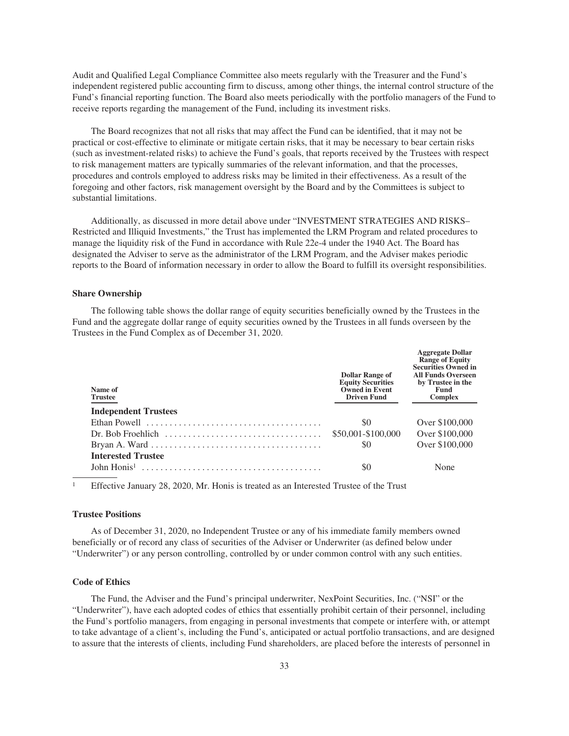Audit and Qualified Legal Compliance Committee also meets regularly with the Treasurer and the Fund's independent registered public accounting firm to discuss, among other things, the internal control structure of the Fund's financial reporting function. The Board also meets periodically with the portfolio managers of the Fund to receive reports regarding the management of the Fund, including its investment risks.

The Board recognizes that not all risks that may affect the Fund can be identified, that it may not be practical or cost-effective to eliminate or mitigate certain risks, that it may be necessary to bear certain risks (such as investment-related risks) to achieve the Fund's goals, that reports received by the Trustees with respect to risk management matters are typically summaries of the relevant information, and that the processes, procedures and controls employed to address risks may be limited in their effectiveness. As a result of the foregoing and other factors, risk management oversight by the Board and by the Committees is subject to substantial limitations.

Additionally, as discussed in more detail above under "INVESTMENT STRATEGIES AND RISKS– Restricted and Illiquid Investments," the Trust has implemented the LRM Program and related procedures to manage the liquidity risk of the Fund in accordance with Rule 22e-4 under the 1940 Act. The Board has designated the Adviser to serve as the administrator of the LRM Program, and the Adviser makes periodic reports to the Board of information necessary in order to allow the Board to fulfill its oversight responsibilities.

### Share Ownership

The following table shows the dollar range of equity securities beneficially owned by the Trustees in the Fund and the aggregate dollar range of equity securities owned by the Trustees in all funds overseen by the Trustees in the Fund Complex as of December 31, 2020.

| Name of Trustee | Dollar Range of Equity Securities Owned in Event Driven Fund | Aggregate Dollar Range of Equity Securities Owned in All Funds Overseen by Trustee in the Fund Complex |
|---|---|---|
| **Independent Trustees** | | |
| Ethan Powell | $0 | Over $100,000 |
| Dr. Bob Froehlich | $50,001-$100,000 | Over $100,000 |
| Bryan A. Ward | $0 | Over $100,000 |
| **Interested Trustee** | | |
| John Honis[1] | $0 | None |

[1] Effective January 28, 2020, Mr. Honis is treated as an Interested Trustee of the Trust

### Trustee Positions

As of December 31, 2020, no Independent Trustee or any of his immediate family members owned beneficially or of record any class of securities of the Adviser or Underwriter (as defined below under "Underwriter") or any person controlling, controlled by or under common control with any such entities.

### Code of Ethics

The Fund, the Adviser and the Fund's principal underwriter, NexPoint Securities, Inc. ("NSI" or the "Underwriter"), have each adopted codes of ethics that essentially prohibit certain of their personnel, including the Fund's portfolio managers, from engaging in personal investments that compete or interfere with, or attempt to take advantage of a client's, including the Fund's, anticipated or actual portfolio transactions, and are designed to assure that the interests of clients, including Fund shareholders, are placed before the interests of personnel in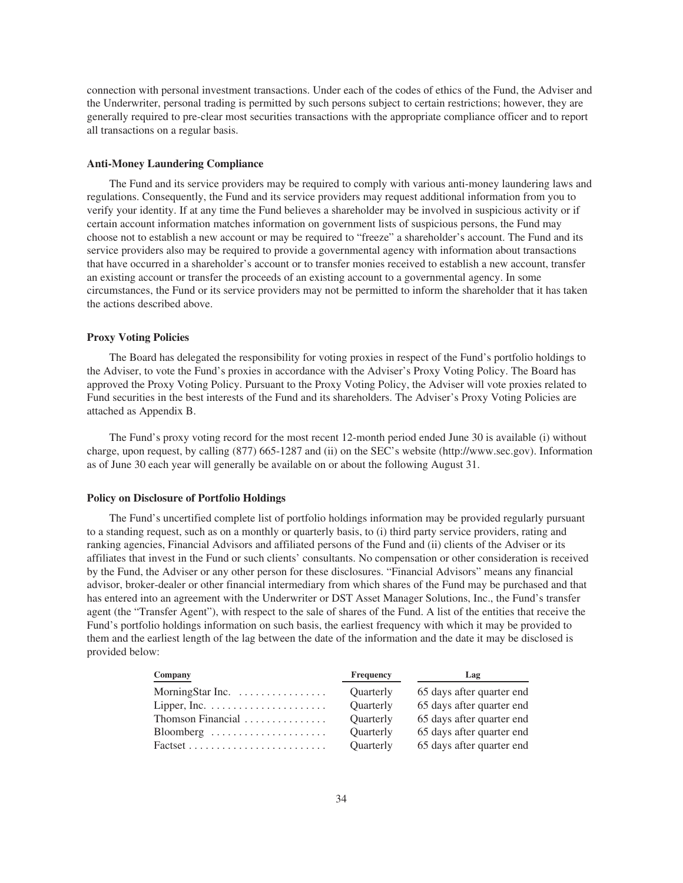connection with personal investment transactions. Under each of the codes of ethics of the Fund, the Adviser and the Underwriter, personal trading is permitted by such persons subject to certain restrictions; however, they are generally required to pre-clear most securities transactions with the appropriate compliance officer and to report all transactions on a regular basis.

**Anti-Money Laundering Compliance**

The Fund and its service providers may be required to comply with various anti-money laundering laws and regulations. Consequently, the Fund and its service providers may request additional information from you to verify your identity. If at any time the Fund believes a shareholder may be involved in suspicious activity or if certain account information matches information on government lists of suspicious persons, the Fund may choose not to establish a new account or may be required to "freeze" a shareholder's account. The Fund and its service providers also may be required to provide a governmental agency with information about transactions that have occurred in a shareholder's account or to transfer monies received to establish a new account, transfer an existing account or transfer the proceeds of an existing account to a governmental agency. In some circumstances, the Fund or its service providers may not be permitted to inform the shareholder that it has taken the actions described above.

**Proxy Voting Policies**

The Board has delegated the responsibility for voting proxies in respect of the Fund's portfolio holdings to the Adviser, to vote the Fund's proxies in accordance with the Adviser's Proxy Voting Policy. The Board has approved the Proxy Voting Policy. Pursuant to the Proxy Voting Policy, the Adviser will vote proxies related to Fund securities in the best interests of the Fund and its shareholders. The Adviser's Proxy Voting Policies are attached as Appendix B.

The Fund's proxy voting record for the most recent 12-month period ended June 30 is available (i) without charge, upon request, by calling (877) 665-1287 and (ii) on the SEC's website (http://www.sec.gov). Information as of June 30 each year will generally be available on or about the following August 31.

**Policy on Disclosure of Portfolio Holdings**

The Fund's uncertified complete list of portfolio holdings information may be provided regularly pursuant to a standing request, such as on a monthly or quarterly basis, to (i) third party service providers, rating and ranking agencies, Financial Advisors and affiliated persons of the Fund and (ii) clients of the Adviser or its affiliates that invest in the Fund or such clients' consultants. No compensation or other consideration is received by the Fund, the Adviser or any other person for these disclosures. "Financial Advisors" means any financial advisor, broker-dealer or other financial intermediary from which shares of the Fund may be purchased and that has entered into an agreement with the Underwriter or DST Asset Manager Solutions, Inc., the Fund's transfer agent (the "Transfer Agent"), with respect to the sale of shares of the Fund. A list of the entities that receive the Fund's portfolio holdings information on such basis, the earliest frequency with which it may be provided to them and the earliest length of the lag between the date of the information and the date it may be disclosed is provided below:

| Company | Frequency | Lag |
| --- | --- | --- |
| MorningStar Inc. | Quarterly | 65 days after quarter end |
| Lipper, Inc. | Quarterly | 65 days after quarter end |
| Thomson Financial | Quarterly | 65 days after quarter end |
| Bloomberg | Quarterly | 65 days after quarter end |
| Factset | Quarterly | 65 days after quarter end |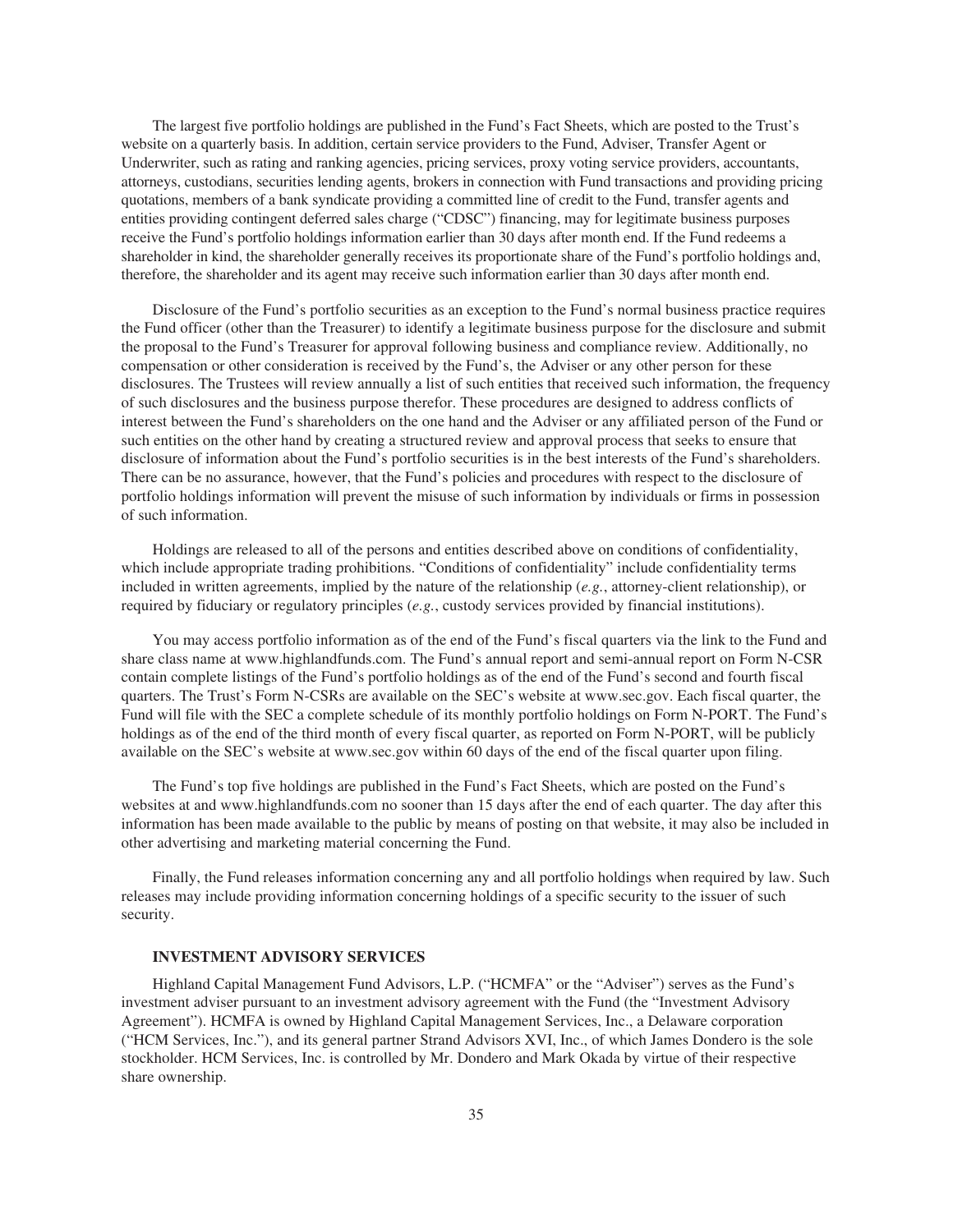The largest five portfolio holdings are published in the Fund's Fact Sheets, which are posted to the Trust's website on a quarterly basis. In addition, certain service providers to the Fund, Adviser, Transfer Agent or Underwriter, such as rating and ranking agencies, pricing services, proxy voting service providers, accountants, attorneys, custodians, securities lending agents, brokers in connection with Fund transactions and providing pricing quotations, members of a bank syndicate providing a committed line of credit to the Fund, transfer agents and entities providing contingent deferred sales charge ("CDSC") financing, may for legitimate business purposes receive the Fund's portfolio holdings information earlier than 30 days after month end. If the Fund redeems a shareholder in kind, the shareholder generally receives its proportionate share of the Fund's portfolio holdings and, therefore, the shareholder and its agent may receive such information earlier than 30 days after month end.

Disclosure of the Fund's portfolio securities as an exception to the Fund's normal business practice requires the Fund officer (other than the Treasurer) to identify a legitimate business purpose for the disclosure and submit the proposal to the Fund's Treasurer for approval following business and compliance review. Additionally, no compensation or other consideration is received by the Fund's, the Adviser or any other person for these disclosures. The Trustees will review annually a list of such entities that received such information, the frequency of such disclosures and the business purpose therefor. These procedures are designed to address conflicts of interest between the Fund's shareholders on the one hand and the Adviser or any affiliated person of the Fund or such entities on the other hand by creating a structured review and approval process that seeks to ensure that disclosure of information about the Fund's portfolio securities is in the best interests of the Fund's shareholders. There can be no assurance, however, that the Fund's policies and procedures with respect to the disclosure of portfolio holdings information will prevent the misuse of such information by individuals or firms in possession of such information.

Holdings are released to all of the persons and entities described above on conditions of confidentiality, which include appropriate trading prohibitions. "Conditions of confidentiality" include confidentiality terms included in written agreements, implied by the nature of the relationship (*e.g.*, attorney-client relationship), or required by fiduciary or regulatory principles (*e.g.*, custody services provided by financial institutions).

You may access portfolio information as of the end of the Fund's fiscal quarters via the link to the Fund and share class name at www.highlandfunds.com. The Fund's annual report and semi-annual report on Form N-CSR contain complete listings of the Fund's portfolio holdings as of the end of the Fund's second and fourth fiscal quarters. The Trust's Form N-CSRs are available on the SEC's website at www.sec.gov. Each fiscal quarter, the Fund will file with the SEC a complete schedule of its monthly portfolio holdings on Form N-PORT. The Fund's holdings as of the end of the third month of every fiscal quarter, as reported on Form N-PORT, will be publicly available on the SEC's website at www.sec.gov within 60 days of the end of the fiscal quarter upon filing.

The Fund's top five holdings are published in the Fund's Fact Sheets, which are posted on the Fund's websites at and www.highlandfunds.com no sooner than 15 days after the end of each quarter. The day after this information has been made available to the public by means of posting on that website, it may also be included in other advertising and marketing material concerning the Fund.

Finally, the Fund releases information concerning any and all portfolio holdings when required by law. Such releases may include providing information concerning holdings of a specific security to the issuer of such security.

### INVESTMENT ADVISORY SERVICES

Highland Capital Management Fund Advisors, L.P. ("HCMFA" or the "Adviser") serves as the Fund's investment adviser pursuant to an investment advisory agreement with the Fund (the "Investment Advisory Agreement"). HCMFA is owned by Highland Capital Management Services, Inc., a Delaware corporation ("HCM Services, Inc."), and its general partner Strand Advisors XVI, Inc., of which James Dondero is the sole stockholder. HCM Services, Inc. is controlled by Mr. Dondero and Mark Okada by virtue of their respective share ownership.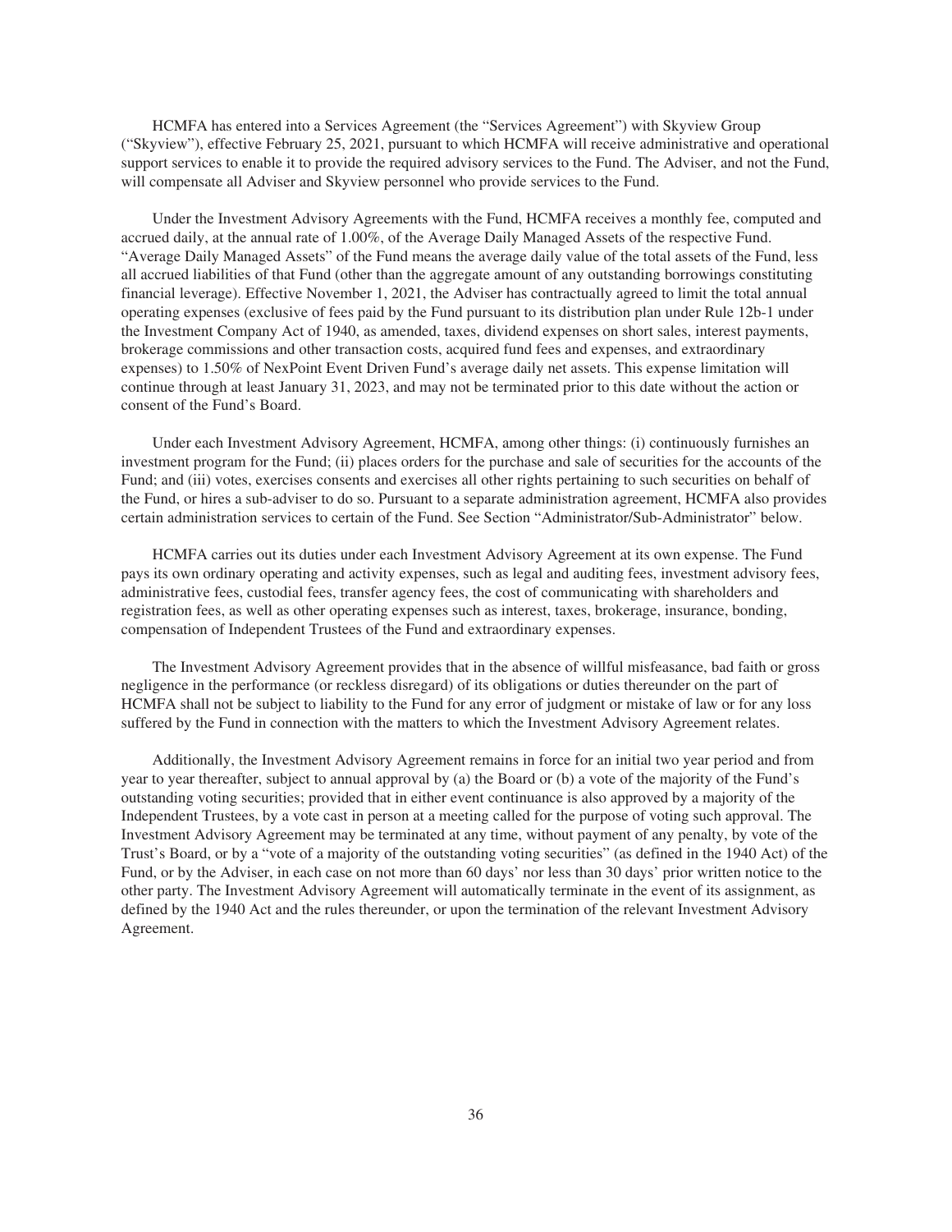HCMFA has entered into a Services Agreement (the "Services Agreement") with Skyview Group ("Skyview"), effective February 25, 2021, pursuant to which HCMFA will receive administrative and operational support services to enable it to provide the required advisory services to the Fund. The Adviser, and not the Fund, will compensate all Adviser and Skyview personnel who provide services to the Fund.

Under the Investment Advisory Agreements with the Fund, HCMFA receives a monthly fee, computed and accrued daily, at the annual rate of 1.00%, of the Average Daily Managed Assets of the respective Fund. "Average Daily Managed Assets" of the Fund means the average daily value of the total assets of the Fund, less all accrued liabilities of that Fund (other than the aggregate amount of any outstanding borrowings constituting financial leverage). Effective November 1, 2021, the Adviser has contractually agreed to limit the total annual operating expenses (exclusive of fees paid by the Fund pursuant to its distribution plan under Rule 12b-1 under the Investment Company Act of 1940, as amended, taxes, dividend expenses on short sales, interest payments, brokerage commissions and other transaction costs, acquired fund fees and expenses, and extraordinary expenses) to 1.50% of NexPoint Event Driven Fund's average daily net assets. This expense limitation will continue through at least January 31, 2023, and may not be terminated prior to this date without the action or consent of the Fund's Board.

Under each Investment Advisory Agreement, HCMFA, among other things: (i) continuously furnishes an investment program for the Fund; (ii) places orders for the purchase and sale of securities for the accounts of the Fund; and (iii) votes, exercises consents and exercises all other rights pertaining to such securities on behalf of the Fund, or hires a sub-adviser to do so. Pursuant to a separate administration agreement, HCMFA also provides certain administration services to certain of the Fund. See Section "Administrator/Sub-Administrator" below.

HCMFA carries out its duties under each Investment Advisory Agreement at its own expense. The Fund pays its own ordinary operating and activity expenses, such as legal and auditing fees, investment advisory fees, administrative fees, custodial fees, transfer agency fees, the cost of communicating with shareholders and registration fees, as well as other operating expenses such as interest, taxes, brokerage, insurance, bonding, compensation of Independent Trustees of the Fund and extraordinary expenses.

The Investment Advisory Agreement provides that in the absence of willful misfeasance, bad faith or gross negligence in the performance (or reckless disregard) of its obligations or duties thereunder on the part of HCMFA shall not be subject to liability to the Fund for any error of judgment or mistake of law or for any loss suffered by the Fund in connection with the matters to which the Investment Advisory Agreement relates.

Additionally, the Investment Advisory Agreement remains in force for an initial two year period and from year to year thereafter, subject to annual approval by (a) the Board or (b) a vote of the majority of the Fund's outstanding voting securities; provided that in either event continuance is also approved by a majority of the Independent Trustees, by a vote cast in person at a meeting called for the purpose of voting such approval. The Investment Advisory Agreement may be terminated at any time, without payment of any penalty, by vote of the Trust's Board, or by a "vote of a majority of the outstanding voting securities" (as defined in the 1940 Act) of the Fund, or by the Adviser, in each case on not more than 60 days' nor less than 30 days' prior written notice to the other party. The Investment Advisory Agreement will automatically terminate in the event of its assignment, as defined by the 1940 Act and the rules thereunder, or upon the termination of the relevant Investment Advisory Agreement.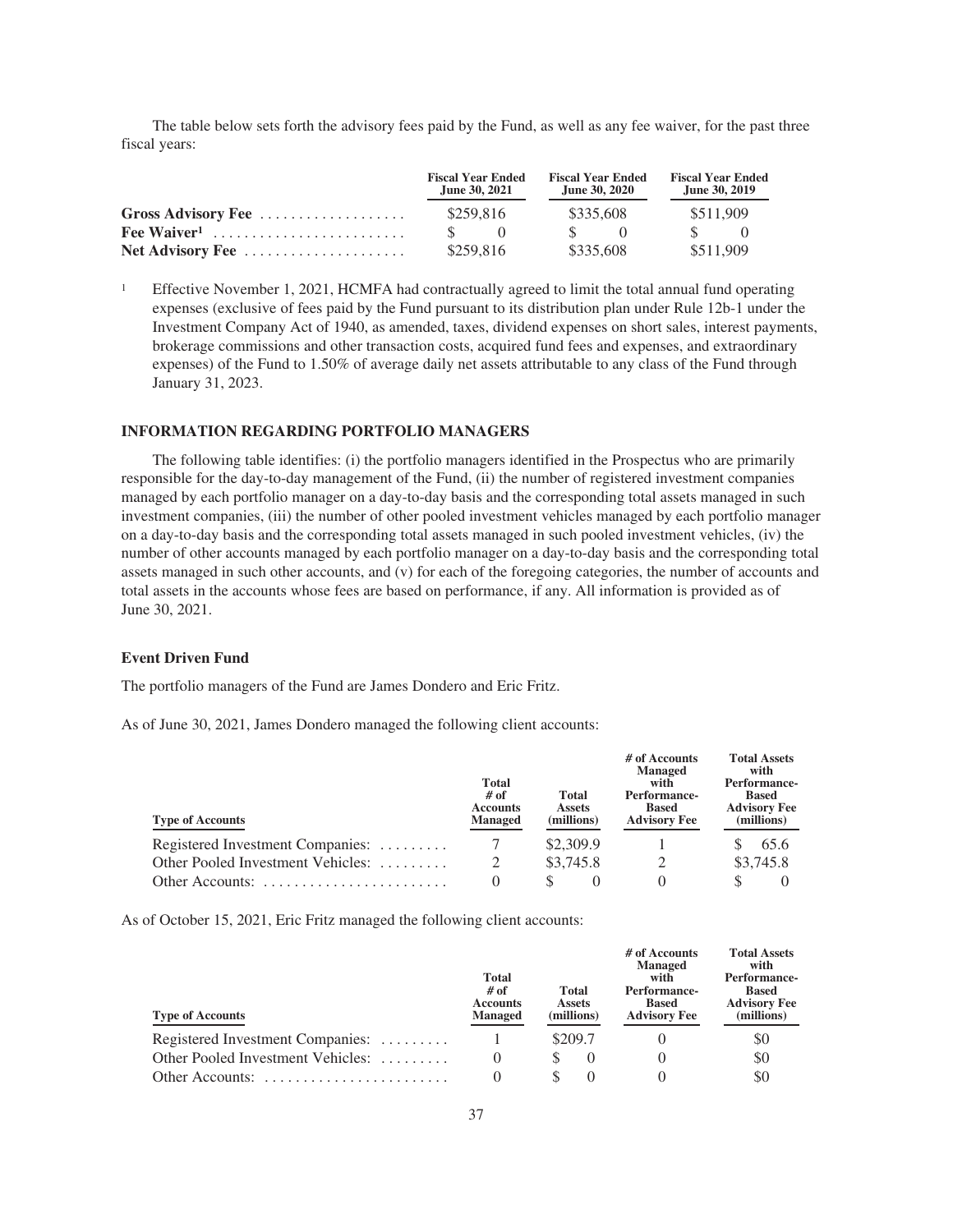The table below sets forth the advisory fees paid by the Fund, as well as any fee waiver, for the past three fiscal years:

| | Fiscal Year Ended June 30, 2021 | Fiscal Year Ended June 30, 2020 | Fiscal Year Ended June 30, 2019 |
|---|---|---|---|
| **Gross Advisory Fee** | $259,816 | $335,608 | $511,909 |
| **Fee Waiver[1]** | $ 0 | $ 0 | $ 0 |
| **Net Advisory Fee** | $259,816 | $335,608 | $511,909 |

[1] Effective November 1, 2021, HCMFA had contractually agreed to limit the total annual fund operating expenses (exclusive of fees paid by the Fund pursuant to its distribution plan under Rule 12b-1 under the Investment Company Act of 1940, as amended, taxes, dividend expenses on short sales, interest payments, brokerage commissions and other transaction costs, acquired fund fees and expenses, and extraordinary expenses) of the Fund to 1.50% of average daily net assets attributable to any class of the Fund through January 31, 2023.

### INFORMATION REGARDING PORTFOLIO MANAGERS

The following table identifies: (i) the portfolio managers identified in the Prospectus who are primarily responsible for the day-to-day management of the Fund, (ii) the number of registered investment companies managed by each portfolio manager on a day-to-day basis and the corresponding total assets managed in such investment companies, (iii) the number of other pooled investment vehicles managed by each portfolio manager on a day-to-day basis and the corresponding total assets managed in such pooled investment vehicles, (iv) the number of other accounts managed by each portfolio manager on a day-to-day basis and the corresponding total assets managed in such other accounts, and (v) for each of the foregoing categories, the number of accounts and total assets in the accounts whose fees are based on performance, if any. All information is provided as of June 30, 2021.

#### Event Driven Fund

The portfolio managers of the Fund are James Dondero and Eric Fritz.

As of June 30, 2021, James Dondero managed the following client accounts:

| Type of Accounts | Total # of Accounts Managed | Total Assets (millions) | # of Accounts Managed with Performance-Based Advisory Fee | Total Assets with Performance-Based Advisory Fee (millions) |
|---|---|---|---|---|
| Registered Investment Companies: | 7 | $2,309.9 | 1 | $ 65.6 |
| Other Pooled Investment Vehicles: | 2 | $3,745.8 | 2 | $3,745.8 |
| Other Accounts: | 0 | $ 0 | 0 | $ 0 |

As of October 15, 2021, Eric Fritz managed the following client accounts:

| Type of Accounts | Total # of Accounts Managed | Total Assets (millions) | # of Accounts Managed with Performance-Based Advisory Fee | Total Assets with Performance-Based Advisory Fee (millions) |
|---|---|---|---|---|
| Registered Investment Companies: | 1 | $209.7 | 0 | $0 |
| Other Pooled Investment Vehicles: | 0 | $ 0 | 0 | $0 |
| Other Accounts: | 0 | $ 0 | 0 | $0 |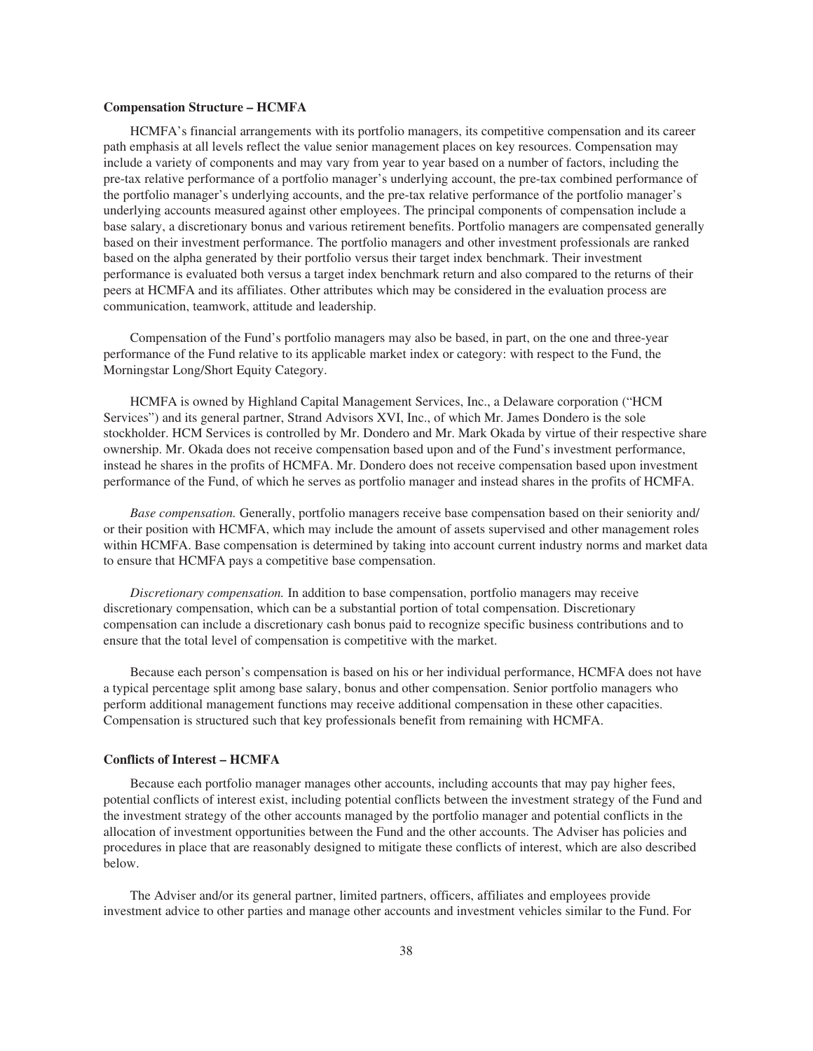**Compensation Structure – HCMFA**

HCMFA's financial arrangements with its portfolio managers, its competitive compensation and its career path emphasis at all levels reflect the value senior management places on key resources. Compensation may include a variety of components and may vary from year to year based on a number of factors, including the pre-tax relative performance of a portfolio manager's underlying account, the pre-tax combined performance of the portfolio manager's underlying accounts, and the pre-tax relative performance of the portfolio manager's underlying accounts measured against other employees. The principal components of compensation include a base salary, a discretionary bonus and various retirement benefits. Portfolio managers are compensated generally based on their investment performance. The portfolio managers and other investment professionals are ranked based on the alpha generated by their portfolio versus their target index benchmark. Their investment performance is evaluated both versus a target index benchmark return and also compared to the returns of their peers at HCMFA and its affiliates. Other attributes which may be considered in the evaluation process are communication, teamwork, attitude and leadership.

Compensation of the Fund's portfolio managers may also be based, in part, on the one and three-year performance of the Fund relative to its applicable market index or category: with respect to the Fund, the Morningstar Long/Short Equity Category.

HCMFA is owned by Highland Capital Management Services, Inc., a Delaware corporation ("HCM Services") and its general partner, Strand Advisors XVI, Inc., of which Mr. James Dondero is the sole stockholder. HCM Services is controlled by Mr. Dondero and Mr. Mark Okada by virtue of their respective share ownership. Mr. Okada does not receive compensation based upon and of the Fund's investment performance, instead he shares in the profits of HCMFA. Mr. Dondero does not receive compensation based upon investment performance of the Fund, of which he serves as portfolio manager and instead shares in the profits of HCMFA.

*Base compensation.* Generally, portfolio managers receive base compensation based on their seniority and/or their position with HCMFA, which may include the amount of assets supervised and other management roles within HCMFA. Base compensation is determined by taking into account current industry norms and market data to ensure that HCMFA pays a competitive base compensation.

*Discretionary compensation.* In addition to base compensation, portfolio managers may receive discretionary compensation, which can be a substantial portion of total compensation. Discretionary compensation can include a discretionary cash bonus paid to recognize specific business contributions and to ensure that the total level of compensation is competitive with the market.

Because each person's compensation is based on his or her individual performance, HCMFA does not have a typical percentage split among base salary, bonus and other compensation. Senior portfolio managers who perform additional management functions may receive additional compensation in these other capacities. Compensation is structured such that key professionals benefit from remaining with HCMFA.

**Conflicts of Interest – HCMFA**

Because each portfolio manager manages other accounts, including accounts that may pay higher fees, potential conflicts of interest exist, including potential conflicts between the investment strategy of the Fund and the investment strategy of the other accounts managed by the portfolio manager and potential conflicts in the allocation of investment opportunities between the Fund and the other accounts. The Adviser has policies and procedures in place that are reasonably designed to mitigate these conflicts of interest, which are also described below.

The Adviser and/or its general partner, limited partners, officers, affiliates and employees provide investment advice to other parties and manage other accounts and investment vehicles similar to the Fund. For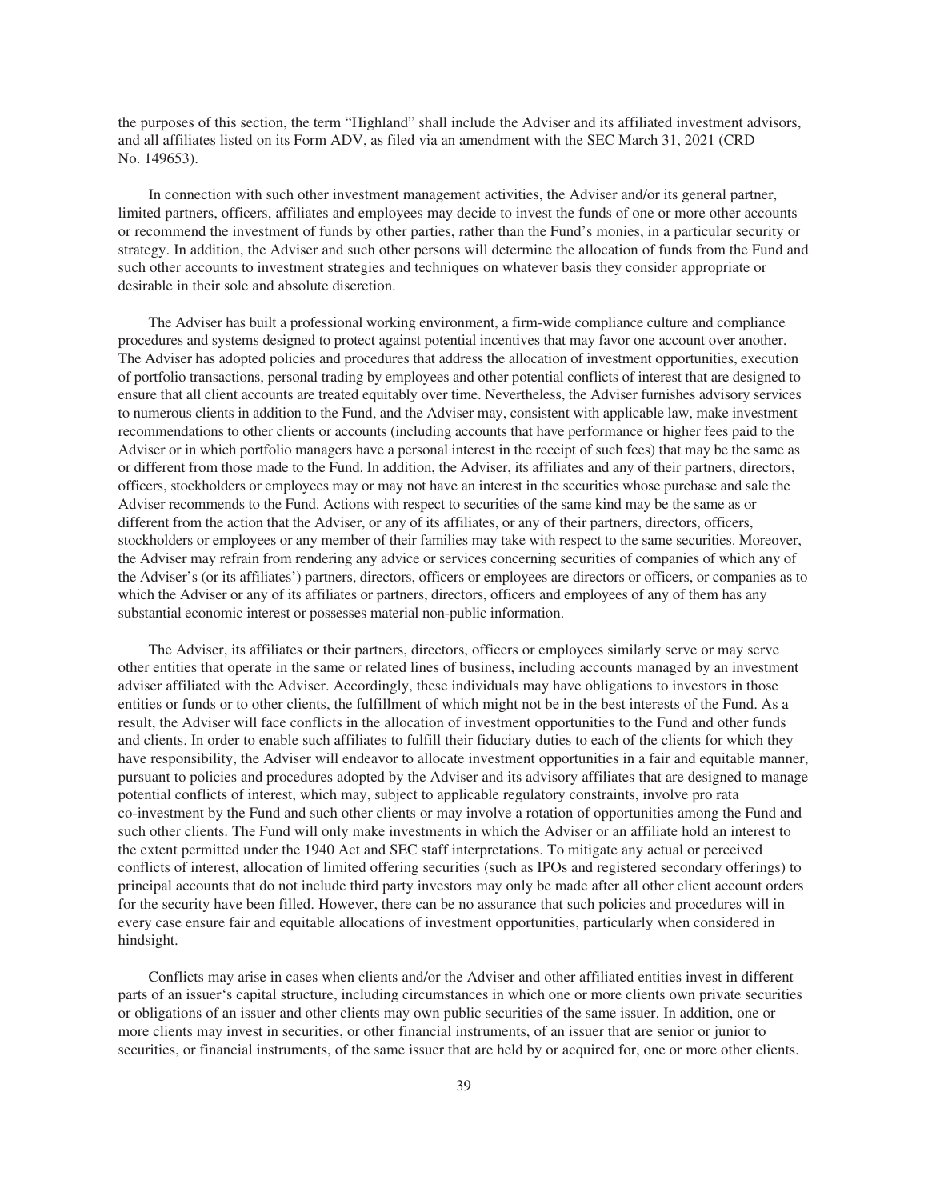the purposes of this section, the term "Highland" shall include the Adviser and its affiliated investment advisors, and all affiliates listed on its Form ADV, as filed via an amendment with the SEC March 31, 2021 (CRD No. 149653).

In connection with such other investment management activities, the Adviser and/or its general partner, limited partners, officers, affiliates and employees may decide to invest the funds of one or more other accounts or recommend the investment of funds by other parties, rather than the Fund's monies, in a particular security or strategy. In addition, the Adviser and such other persons will determine the allocation of funds from the Fund and such other accounts to investment strategies and techniques on whatever basis they consider appropriate or desirable in their sole and absolute discretion.

The Adviser has built a professional working environment, a firm-wide compliance culture and compliance procedures and systems designed to protect against potential incentives that may favor one account over another. The Adviser has adopted policies and procedures that address the allocation of investment opportunities, execution of portfolio transactions, personal trading by employees and other potential conflicts of interest that are designed to ensure that all client accounts are treated equitably over time. Nevertheless, the Adviser furnishes advisory services to numerous clients in addition to the Fund, and the Adviser may, consistent with applicable law, make investment recommendations to other clients or accounts (including accounts that have performance or higher fees paid to the Adviser or in which portfolio managers have a personal interest in the receipt of such fees) that may be the same as or different from those made to the Fund. In addition, the Adviser, its affiliates and any of their partners, directors, officers, stockholders or employees may or may not have an interest in the securities whose purchase and sale the Adviser recommends to the Fund. Actions with respect to securities of the same kind may be the same as or different from the action that the Adviser, or any of its affiliates, or any of their partners, directors, officers, stockholders or employees or any member of their families may take with respect to the same securities. Moreover, the Adviser may refrain from rendering any advice or services concerning securities of companies of which any of the Adviser's (or its affiliates') partners, directors, officers or employees are directors or officers, or companies as to which the Adviser or any of its affiliates or partners, directors, officers and employees of any of them has any substantial economic interest or possesses material non-public information.

The Adviser, its affiliates or their partners, directors, officers or employees similarly serve or may serve other entities that operate in the same or related lines of business, including accounts managed by an investment adviser affiliated with the Adviser. Accordingly, these individuals may have obligations to investors in those entities or funds or to other clients, the fulfillment of which might not be in the best interests of the Fund. As a result, the Adviser will face conflicts in the allocation of investment opportunities to the Fund and other funds and clients. In order to enable such affiliates to fulfill their fiduciary duties to each of the clients for which they have responsibility, the Adviser will endeavor to allocate investment opportunities in a fair and equitable manner, pursuant to policies and procedures adopted by the Adviser and its advisory affiliates that are designed to manage potential conflicts of interest, which may, subject to applicable regulatory constraints, involve pro rata co-investment by the Fund and such other clients or may involve a rotation of opportunities among the Fund and such other clients. The Fund will only make investments in which the Adviser or an affiliate hold an interest to the extent permitted under the 1940 Act and SEC staff interpretations. To mitigate any actual or perceived conflicts of interest, allocation of limited offering securities (such as IPOs and registered secondary offerings) to principal accounts that do not include third party investors may only be made after all other client account orders for the security have been filled. However, there can be no assurance that such policies and procedures will in every case ensure fair and equitable allocations of investment opportunities, particularly when considered in hindsight.

Conflicts may arise in cases when clients and/or the Adviser and other affiliated entities invest in different parts of an issuer's capital structure, including circumstances in which one or more clients own private securities or obligations of an issuer and other clients may own public securities of the same issuer. In addition, one or more clients may invest in securities, or other financial instruments, of an issuer that are senior or junior to securities, or financial instruments, of the same issuer that are held by or acquired for, one or more other clients.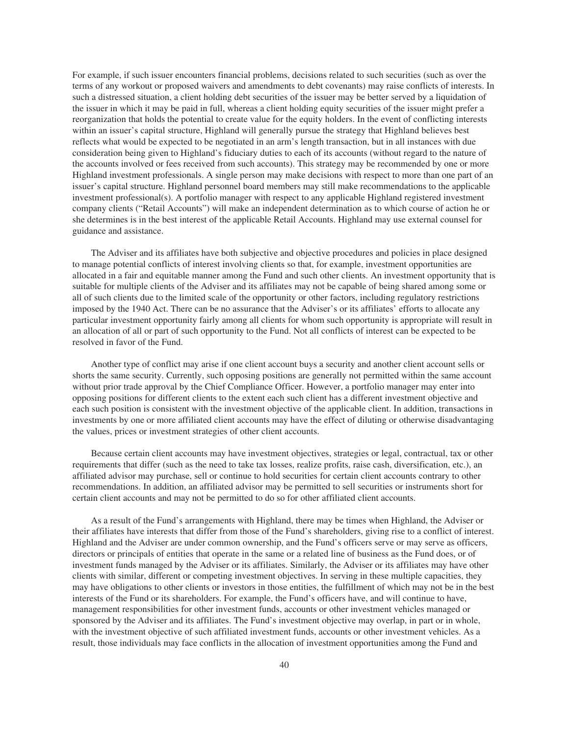For example, if such issuer encounters financial problems, decisions related to such securities (such as over the terms of any workout or proposed waivers and amendments to debt covenants) may raise conflicts of interests. In such a distressed situation, a client holding debt securities of the issuer may be better served by a liquidation of the issuer in which it may be paid in full, whereas a client holding equity securities of the issuer might prefer a reorganization that holds the potential to create value for the equity holders. In the event of conflicting interests within an issuer's capital structure, Highland will generally pursue the strategy that Highland believes best reflects what would be expected to be negotiated in an arm's length transaction, but in all instances with due consideration being given to Highland's fiduciary duties to each of its accounts (without regard to the nature of the accounts involved or fees received from such accounts). This strategy may be recommended by one or more Highland investment professionals. A single person may make decisions with respect to more than one part of an issuer's capital structure. Highland personnel board members may still make recommendations to the applicable investment professional(s). A portfolio manager with respect to any applicable Highland registered investment company clients ("Retail Accounts") will make an independent determination as to which course of action he or she determines is in the best interest of the applicable Retail Accounts. Highland may use external counsel for guidance and assistance.

The Adviser and its affiliates have both subjective and objective procedures and policies in place designed to manage potential conflicts of interest involving clients so that, for example, investment opportunities are allocated in a fair and equitable manner among the Fund and such other clients. An investment opportunity that is suitable for multiple clients of the Adviser and its affiliates may not be capable of being shared among some or all of such clients due to the limited scale of the opportunity or other factors, including regulatory restrictions imposed by the 1940 Act. There can be no assurance that the Adviser's or its affiliates' efforts to allocate any particular investment opportunity fairly among all clients for whom such opportunity is appropriate will result in an allocation of all or part of such opportunity to the Fund. Not all conflicts of interest can be expected to be resolved in favor of the Fund.

Another type of conflict may arise if one client account buys a security and another client account sells or shorts the same security. Currently, such opposing positions are generally not permitted within the same account without prior trade approval by the Chief Compliance Officer. However, a portfolio manager may enter into opposing positions for different clients to the extent each such client has a different investment objective and each such position is consistent with the investment objective of the applicable client. In addition, transactions in investments by one or more affiliated client accounts may have the effect of diluting or otherwise disadvantaging the values, prices or investment strategies of other client accounts.

Because certain client accounts may have investment objectives, strategies or legal, contractual, tax or other requirements that differ (such as the need to take tax losses, realize profits, raise cash, diversification, etc.), an affiliated advisor may purchase, sell or continue to hold securities for certain client accounts contrary to other recommendations. In addition, an affiliated advisor may be permitted to sell securities or instruments short for certain client accounts and may not be permitted to do so for other affiliated client accounts.

As a result of the Fund's arrangements with Highland, there may be times when Highland, the Adviser or their affiliates have interests that differ from those of the Fund's shareholders, giving rise to a conflict of interest. Highland and the Adviser are under common ownership, and the Fund's officers serve or may serve as officers, directors or principals of entities that operate in the same or a related line of business as the Fund does, or of investment funds managed by the Adviser or its affiliates. Similarly, the Adviser or its affiliates may have other clients with similar, different or competing investment objectives. In serving in these multiple capacities, they may have obligations to other clients or investors in those entities, the fulfillment of which may not be in the best interests of the Fund or its shareholders. For example, the Fund's officers have, and will continue to have, management responsibilities for other investment funds, accounts or other investment vehicles managed or sponsored by the Adviser and its affiliates. The Fund's investment objective may overlap, in part or in whole, with the investment objective of such affiliated investment funds, accounts or other investment vehicles. As a result, those individuals may face conflicts in the allocation of investment opportunities among the Fund and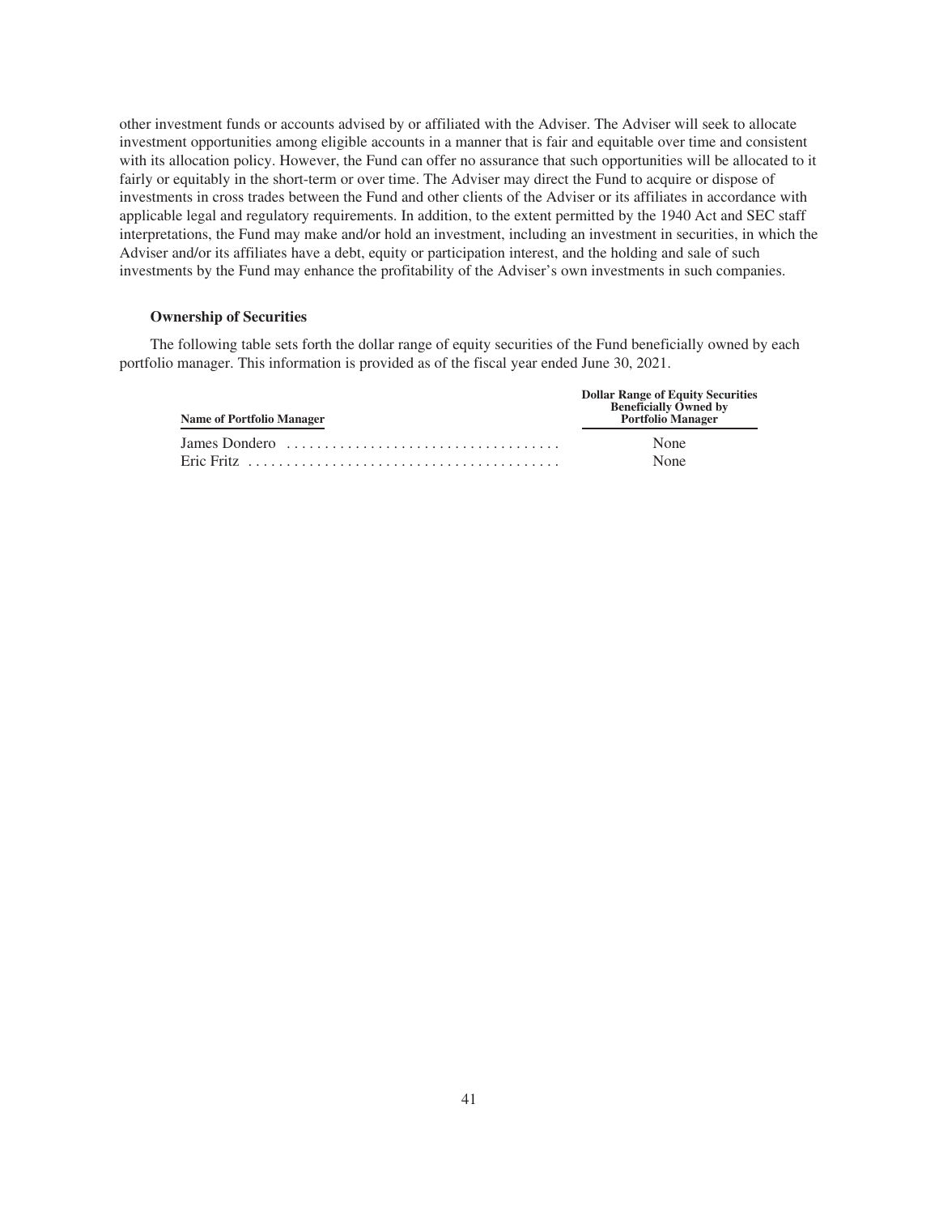other investment funds or accounts advised by or affiliated with the Adviser. The Adviser will seek to allocate investment opportunities among eligible accounts in a manner that is fair and equitable over time and consistent with its allocation policy. However, the Fund can offer no assurance that such opportunities will be allocated to it fairly or equitably in the short-term or over time. The Adviser may direct the Fund to acquire or dispose of investments in cross trades between the Fund and other clients of the Adviser or its affiliates in accordance with applicable legal and regulatory requirements. In addition, to the extent permitted by the 1940 Act and SEC staff interpretations, the Fund may make and/or hold an investment, including an investment in securities, in which the Adviser and/or its affiliates have a debt, equity or participation interest, and the holding and sale of such investments by the Fund may enhance the profitability of the Adviser's own investments in such companies.

**Ownership of Securities**

The following table sets forth the dollar range of equity securities of the Fund beneficially owned by each portfolio manager. This information is provided as of the fiscal year ended June 30, 2021.

| Name of Portfolio Manager | Dollar Range of Equity Securities Beneficially Owned by Portfolio Manager |
|---|---|
| James Dondero | None |
| Eric Fritz | None |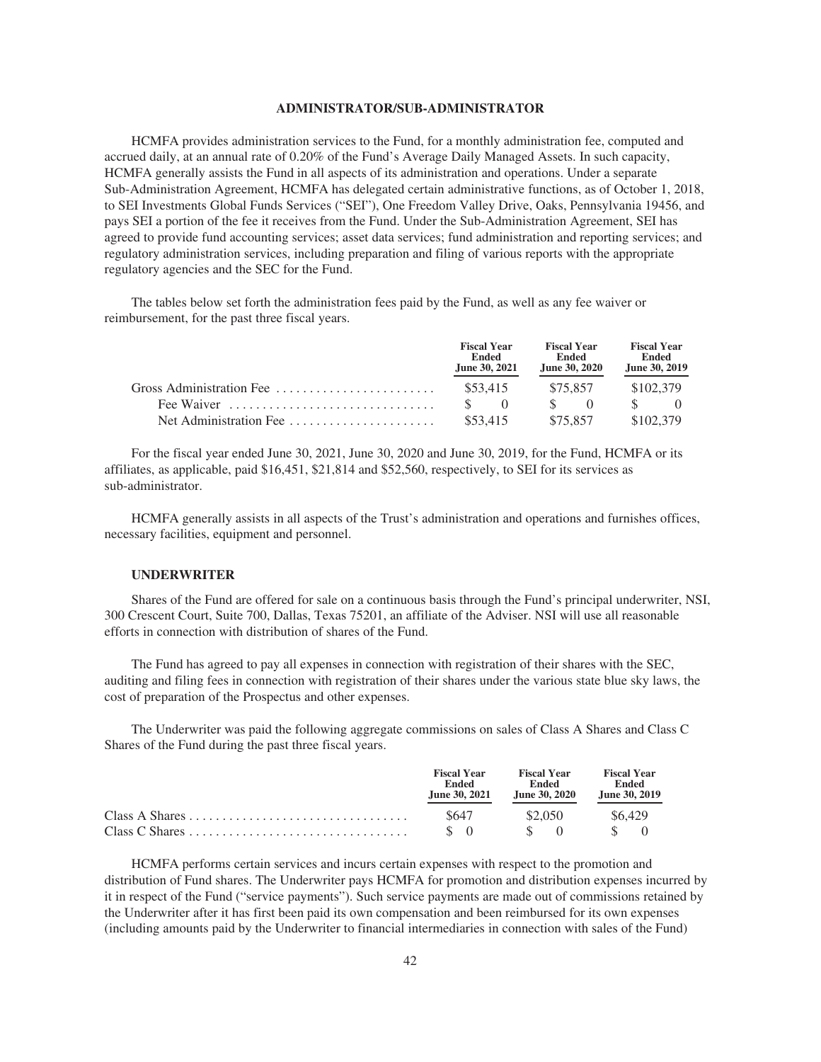## ADMINISTRATOR/SUB-ADMINISTRATOR

HCMFA provides administration services to the Fund, for a monthly administration fee, computed and accrued daily, at an annual rate of 0.20% of the Fund's Average Daily Managed Assets. In such capacity, HCMFA generally assists the Fund in all aspects of its administration and operations. Under a separate Sub-Administration Agreement, HCMFA has delegated certain administrative functions, as of October 1, 2018, to SEI Investments Global Funds Services ("SEI"), One Freedom Valley Drive, Oaks, Pennsylvania 19456, and pays SEI a portion of the fee it receives from the Fund. Under the Sub-Administration Agreement, SEI has agreed to provide fund accounting services; asset data services; fund administration and reporting services; and regulatory administration services, including preparation and filing of various reports with the appropriate regulatory agencies and the SEC for the Fund.

The tables below set forth the administration fees paid by the Fund, as well as any fee waiver or reimbursement, for the past three fiscal years.

| | Fiscal Year Ended June 30, 2021 | Fiscal Year Ended June 30, 2020 | Fiscal Year Ended June 30, 2019 |
|---|---|---|---|
| Gross Administration Fee | $53,415 | $75,857 | $102,379 |
| Fee Waiver | $ 0 | $ 0 | $ 0 |
| Net Administration Fee | $53,415 | $75,857 | $102,379 |

For the fiscal year ended June 30, 2021, June 30, 2020 and June 30, 2019, for the Fund, HCMFA or its affiliates, as applicable, paid $16,451, $21,814 and $52,560, respectively, to SEI for its services as sub-administrator.

HCMFA generally assists in all aspects of the Trust's administration and operations and furnishes offices, necessary facilities, equipment and personnel.

### UNDERWRITER

Shares of the Fund are offered for sale on a continuous basis through the Fund's principal underwriter, NSI, 300 Crescent Court, Suite 700, Dallas, Texas 75201, an affiliate of the Adviser. NSI will use all reasonable efforts in connection with distribution of shares of the Fund.

The Fund has agreed to pay all expenses in connection with registration of their shares with the SEC, auditing and filing fees in connection with registration of their shares under the various state blue sky laws, the cost of preparation of the Prospectus and other expenses.

The Underwriter was paid the following aggregate commissions on sales of Class A Shares and Class C Shares of the Fund during the past three fiscal years.

| | Fiscal Year Ended June 30, 2021 | Fiscal Year Ended June 30, 2020 | Fiscal Year Ended June 30, 2019 |
|---|---|---|---|
| Class A Shares | $647 | $2,050 | $6,429 |
| Class C Shares | $ 0 | $ 0 | $ 0 |

HCMFA performs certain services and incurs certain expenses with respect to the promotion and distribution of Fund shares. The Underwriter pays HCMFA for promotion and distribution expenses incurred by it in respect of the Fund ("service payments"). Such service payments are made out of commissions retained by the Underwriter after it has first been paid its own compensation and been reimbursed for its own expenses (including amounts paid by the Underwriter to financial intermediaries in connection with sales of the Fund)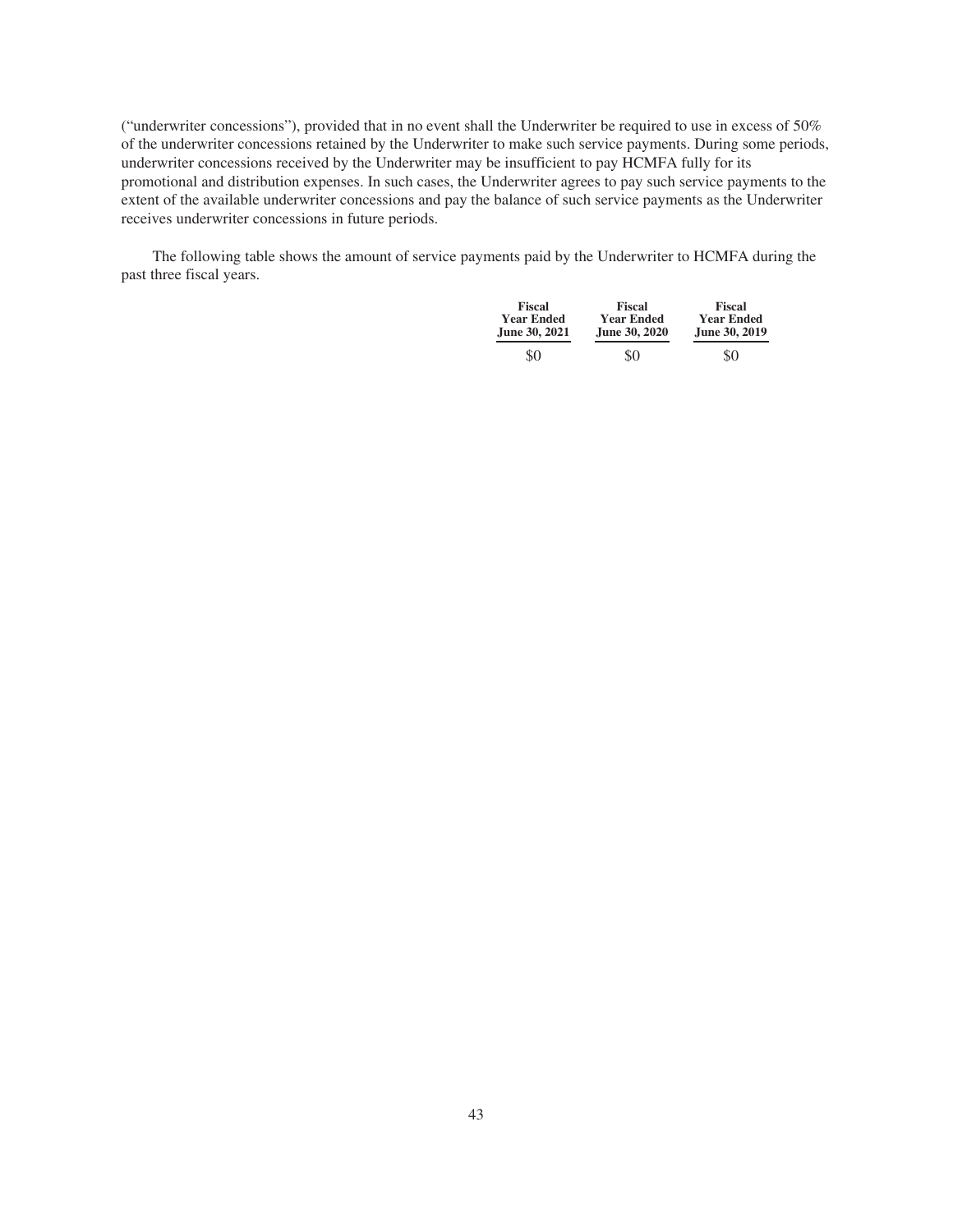(“underwriter concessions”), provided that in no event shall the Underwriter be required to use in excess of 50% of the underwriter concessions retained by the Underwriter to make such service payments. During some periods, underwriter concessions received by the Underwriter may be insufficient to pay HCMFA fully for its promotional and distribution expenses. In such cases, the Underwriter agrees to pay such service payments to the extent of the available underwriter concessions and pay the balance of such service payments as the Underwriter receives underwriter concessions in future periods.

The following table shows the amount of service payments paid by the Underwriter to HCMFA during the past three fiscal years.

| Fiscal Year Ended June 30, 2021 | Fiscal Year Ended June 30, 2020 | Fiscal Year Ended June 30, 2019 |
|---|---|---|
| $0 | $0 | $0 |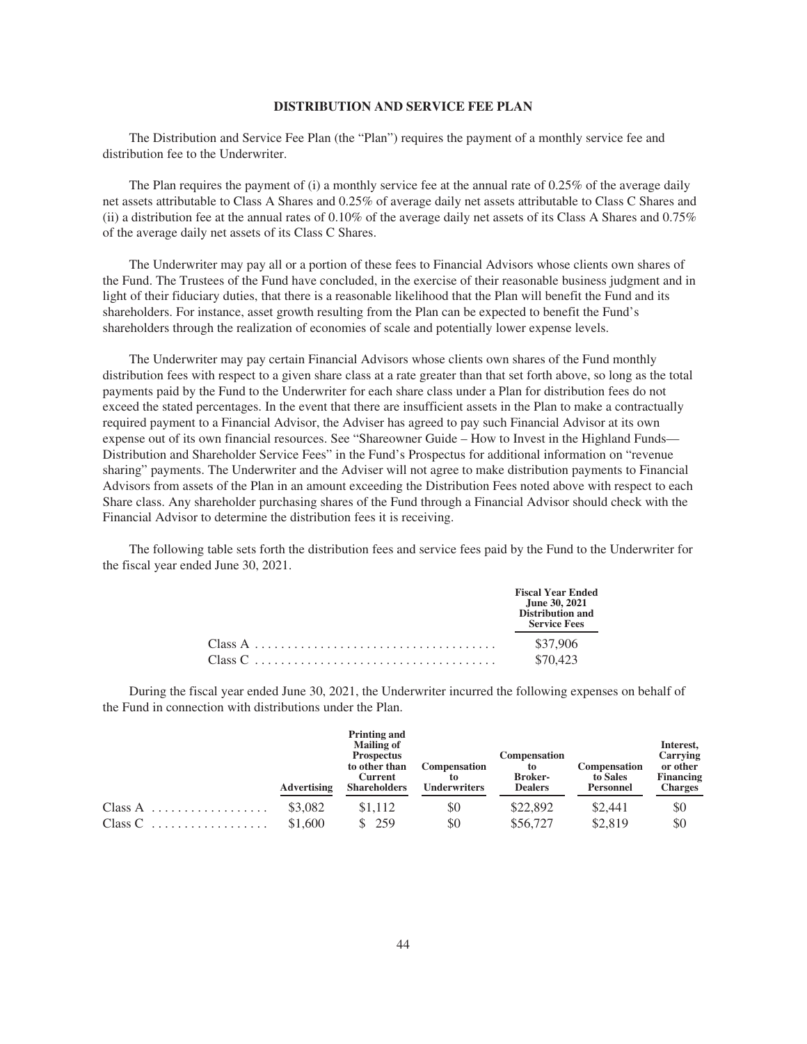## DISTRIBUTION AND SERVICE FEE PLAN

The Distribution and Service Fee Plan (the "Plan") requires the payment of a monthly service fee and distribution fee to the Underwriter.

The Plan requires the payment of (i) a monthly service fee at the annual rate of 0.25% of the average daily net assets attributable to Class A Shares and 0.25% of average daily net assets attributable to Class C Shares and (ii) a distribution fee at the annual rates of 0.10% of the average daily net assets of its Class A Shares and 0.75% of the average daily net assets of its Class C Shares.

The Underwriter may pay all or a portion of these fees to Financial Advisors whose clients own shares of the Fund. The Trustees of the Fund have concluded, in the exercise of their reasonable business judgment and in light of their fiduciary duties, that there is a reasonable likelihood that the Plan will benefit the Fund and its shareholders. For instance, asset growth resulting from the Plan can be expected to benefit the Fund's shareholders through the realization of economies of scale and potentially lower expense levels.

The Underwriter may pay certain Financial Advisors whose clients own shares of the Fund monthly distribution fees with respect to a given share class at a rate greater than that set forth above, so long as the total payments paid by the Fund to the Underwriter for each share class under a Plan for distribution fees do not exceed the stated percentages. In the event that there are insufficient assets in the Plan to make a contractually required payment to a Financial Advisor, the Adviser has agreed to pay such Financial Advisor at its own expense out of its own financial resources. See "Shareowner Guide – How to Invest in the Highland Funds—Distribution and Shareholder Service Fees" in the Fund's Prospectus for additional information on "revenue sharing" payments. The Underwriter and the Adviser will not agree to make distribution payments to Financial Advisors from assets of the Plan in an amount exceeding the Distribution Fees noted above with respect to each Share class. Any shareholder purchasing shares of the Fund through a Financial Advisor should check with the Financial Advisor to determine the distribution fees it is receiving.

The following table sets forth the distribution fees and service fees paid by the Fund to the Underwriter for the fiscal year ended June 30, 2021.

| | Fiscal Year Ended June 30, 2021 Distribution and Service Fees |
|---|---|
| Class A | \$37,906 |
| Class C | \$70,423 |

During the fiscal year ended June 30, 2021, the Underwriter incurred the following expenses on behalf of the Fund in connection with distributions under the Plan.

| | Advertising | Printing and Mailing of Prospectus to other than Current Shareholders | Compensation to Underwriters | Compensation to Broker-Dealers | Compensation to Sales Personnel | Interest, Carrying or other Financing Charges |
|---|---|---|---|---|---|---|
| Class A | \$3,082 | \$1,112 | \$0 | \$22,892 | \$2,441 | \$0 |
| Class C | \$1,600 | \$ 259 | \$0 | \$56,727 | \$2,819 | \$0 |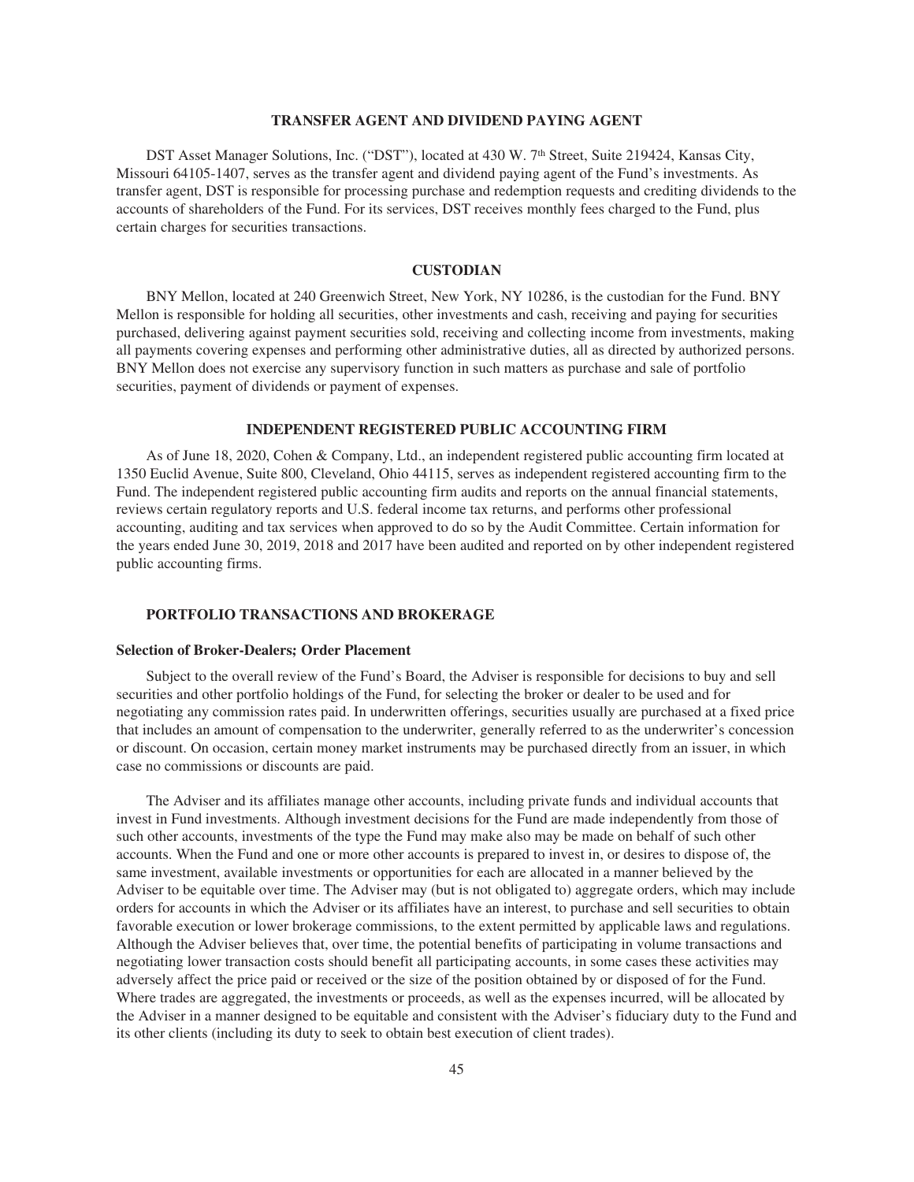## TRANSFER AGENT AND DIVIDEND PAYING AGENT

DST Asset Manager Solutions, Inc. ("DST"), located at 430 W. 7th Street, Suite 219424, Kansas City, Missouri 64105-1407, serves as the transfer agent and dividend paying agent of the Fund's investments. As transfer agent, DST is responsible for processing purchase and redemption requests and crediting dividends to the accounts of shareholders of the Fund. For its services, DST receives monthly fees charged to the Fund, plus certain charges for securities transactions.

## CUSTODIAN

BNY Mellon, located at 240 Greenwich Street, New York, NY 10286, is the custodian for the Fund. BNY Mellon is responsible for holding all securities, other investments and cash, receiving and paying for securities purchased, delivering against payment securities sold, receiving and collecting income from investments, making all payments covering expenses and performing other administrative duties, all as directed by authorized persons. BNY Mellon does not exercise any supervisory function in such matters as purchase and sale of portfolio securities, payment of dividends or payment of expenses.

## INDEPENDENT REGISTERED PUBLIC ACCOUNTING FIRM

As of June 18, 2020, Cohen & Company, Ltd., an independent registered public accounting firm located at 1350 Euclid Avenue, Suite 800, Cleveland, Ohio 44115, serves as independent registered accounting firm to the Fund. The independent registered public accounting firm audits and reports on the annual financial statements, reviews certain regulatory reports and U.S. federal income tax returns, and performs other professional accounting, auditing and tax services when approved to do so by the Audit Committee. Certain information for the years ended June 30, 2019, 2018 and 2017 have been audited and reported on by other independent registered public accounting firms.

## PORTFOLIO TRANSACTIONS AND BROKERAGE

### Selection of Broker-Dealers; Order Placement

Subject to the overall review of the Fund's Board, the Adviser is responsible for decisions to buy and sell securities and other portfolio holdings of the Fund, for selecting the broker or dealer to be used and for negotiating any commission rates paid. In underwritten offerings, securities usually are purchased at a fixed price that includes an amount of compensation to the underwriter, generally referred to as the underwriter's concession or discount. On occasion, certain money market instruments may be purchased directly from an issuer, in which case no commissions or discounts are paid.

The Adviser and its affiliates manage other accounts, including private funds and individual accounts that invest in Fund investments. Although investment decisions for the Fund are made independently from those of such other accounts, investments of the type the Fund may make also may be made on behalf of such other accounts. When the Fund and one or more other accounts is prepared to invest in, or desires to dispose of, the same investment, available investments or opportunities for each are allocated in a manner believed by the Adviser to be equitable over time. The Adviser may (but is not obligated to) aggregate orders, which may include orders for accounts in which the Adviser or its affiliates have an interest, to purchase and sell securities to obtain favorable execution or lower brokerage commissions, to the extent permitted by applicable laws and regulations. Although the Adviser believes that, over time, the potential benefits of participating in volume transactions and negotiating lower transaction costs should benefit all participating accounts, in some cases these activities may adversely affect the price paid or received or the size of the position obtained by or disposed of for the Fund. Where trades are aggregated, the investments or proceeds, as well as the expenses incurred, will be allocated by the Adviser in a manner designed to be equitable and consistent with the Adviser's fiduciary duty to the Fund and its other clients (including its duty to seek to obtain best execution of client trades).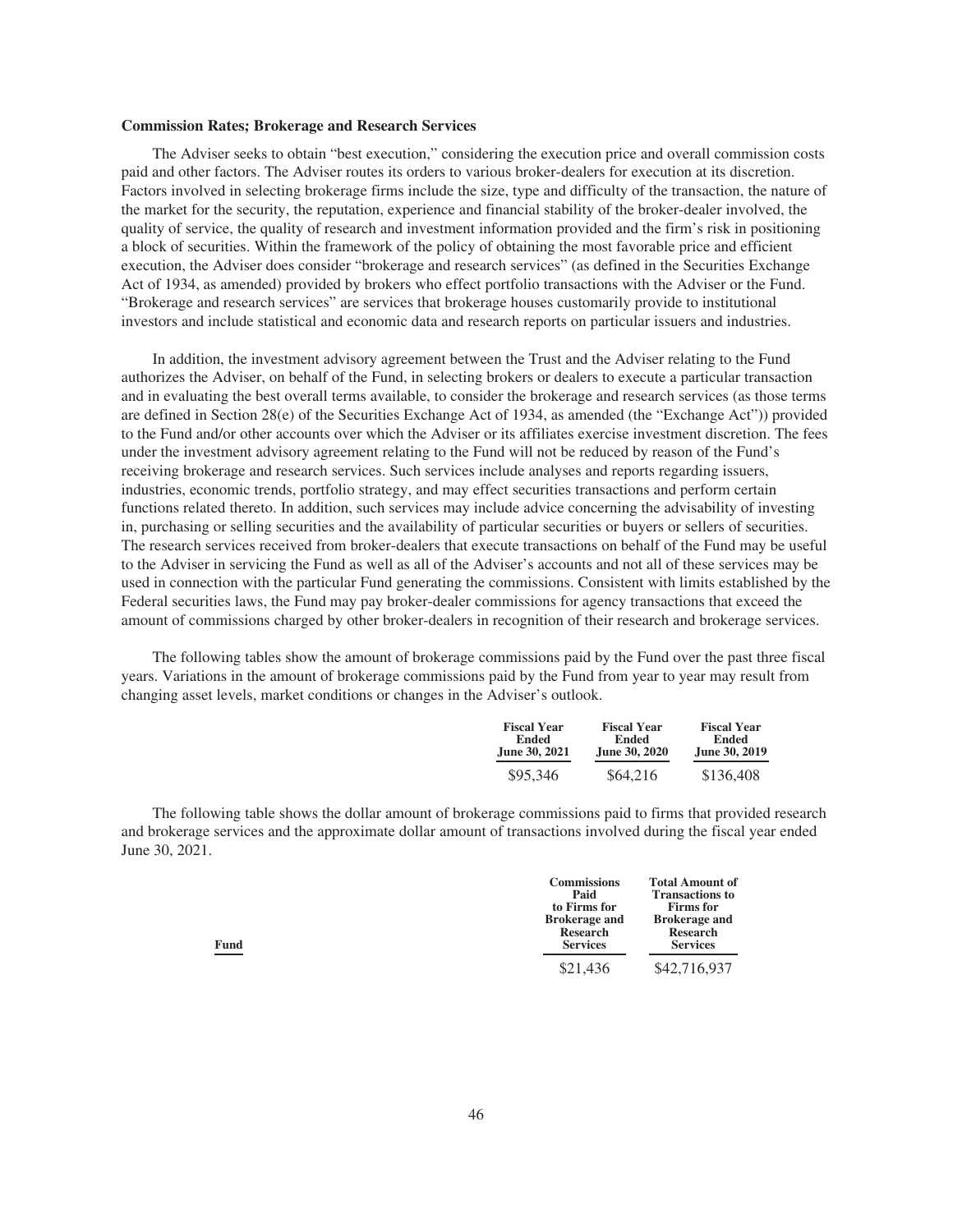**Commission Rates; Brokerage and Research Services**

The Adviser seeks to obtain "best execution," considering the execution price and overall commission costs paid and other factors. The Adviser routes its orders to various broker-dealers for execution at its discretion. Factors involved in selecting brokerage firms include the size, type and difficulty of the transaction, the nature of the market for the security, the reputation, experience and financial stability of the broker-dealer involved, the quality of service, the quality of research and investment information provided and the firm's risk in positioning a block of securities. Within the framework of the policy of obtaining the most favorable price and efficient execution, the Adviser does consider "brokerage and research services" (as defined in the Securities Exchange Act of 1934, as amended) provided by brokers who effect portfolio transactions with the Adviser or the Fund. "Brokerage and research services" are services that brokerage houses customarily provide to institutional investors and include statistical and economic data and research reports on particular issuers and industries.

In addition, the investment advisory agreement between the Trust and the Adviser relating to the Fund authorizes the Adviser, on behalf of the Fund, in selecting brokers or dealers to execute a particular transaction and in evaluating the best overall terms available, to consider the brokerage and research services (as those terms are defined in Section 28(e) of the Securities Exchange Act of 1934, as amended (the "Exchange Act")) provided to the Fund and/or other accounts over which the Adviser or its affiliates exercise investment discretion. The fees under the investment advisory agreement relating to the Fund will not be reduced by reason of the Fund's receiving brokerage and research services. Such services include analyses and reports regarding issuers, industries, economic trends, portfolio strategy, and may effect securities transactions and perform certain functions related thereto. In addition, such services may include advice concerning the advisability of investing in, purchasing or selling securities and the availability of particular securities or buyers or sellers of securities. The research services received from broker-dealers that execute transactions on behalf of the Fund may be useful to the Adviser in servicing the Fund as well as all of the Adviser's accounts and not all of these services may be used in connection with the particular Fund generating the commissions. Consistent with limits established by the Federal securities laws, the Fund may pay broker-dealer commissions for agency transactions that exceed the amount of commissions charged by other broker-dealers in recognition of their research and brokerage services.

The following tables show the amount of brokerage commissions paid by the Fund over the past three fiscal years. Variations in the amount of brokerage commissions paid by the Fund from year to year may result from changing asset levels, market conditions or changes in the Adviser's outlook.

| Fiscal Year Ended June 30, 2021 | Fiscal Year Ended June 30, 2020 | Fiscal Year Ended June 30, 2019 |
|---|---|---|
| \$95,346 | \$64,216 | \$136,408 |

The following table shows the dollar amount of brokerage commissions paid to firms that provided research and brokerage services and the approximate dollar amount of transactions involved during the fiscal year ended June 30, 2021.

| Fund | Commissions Paid to Firms for Brokerage and Research Services | Total Amount of Transactions to Firms for Brokerage and Research Services |
|---|---|---|
| | \$21,436 | \$42,716,937 |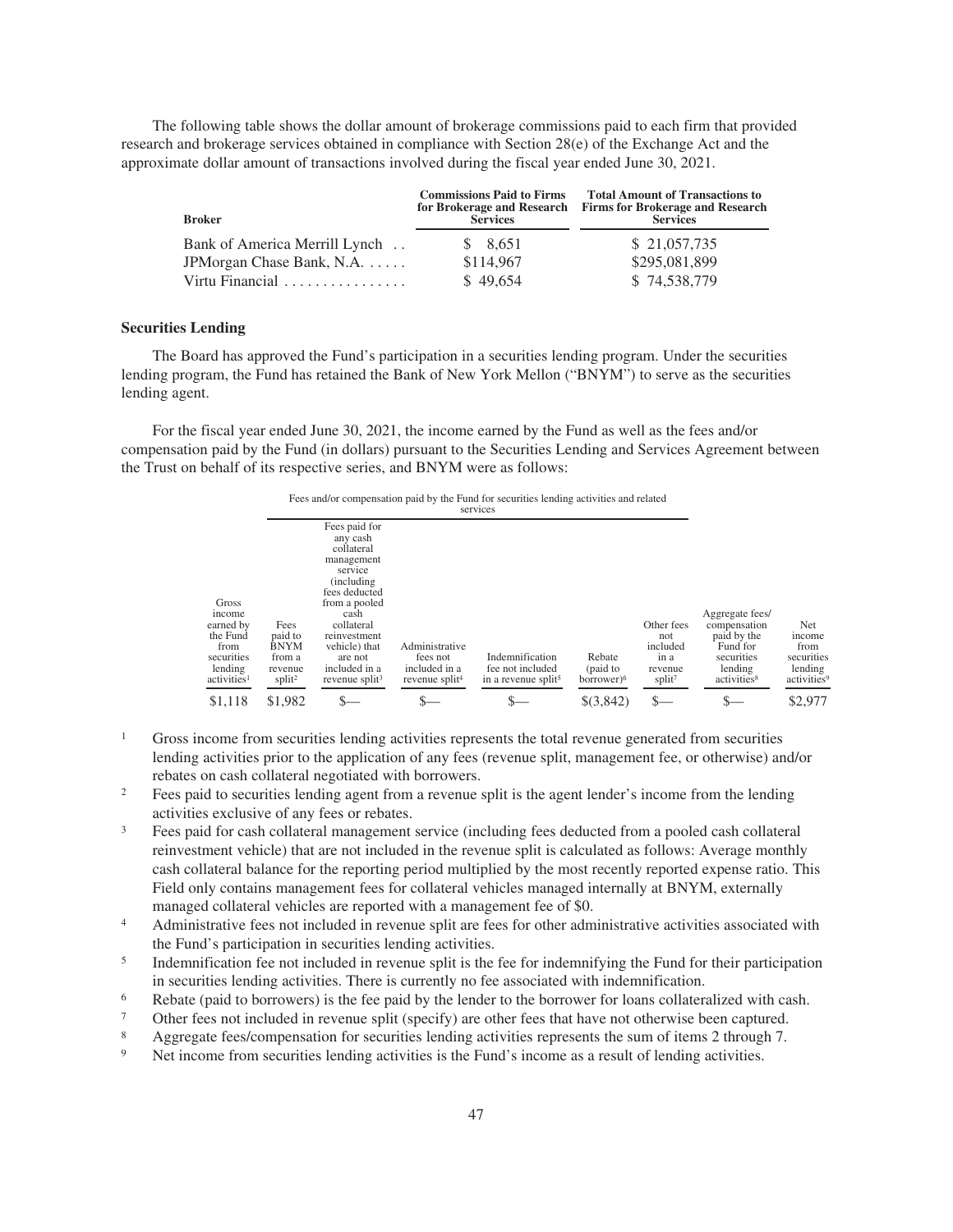The following table shows the dollar amount of brokerage commissions paid to each firm that provided research and brokerage services obtained in compliance with Section 28(e) of the Exchange Act and the approximate dollar amount of transactions involved during the fiscal year ended June 30, 2021.

| Broker | Commissions Paid to Firms for Brokerage and Research Services | Total Amount of Transactions to Firms for Brokerage and Research Services |
|---|---|---|
| Bank of America Merrill Lynch | $ 8,651 | $ 21,057,735 |
| JPMorgan Chase Bank, N.A. | $114,967 | $295,081,899 |
| Virtu Financial | $ 49,654 | $ 74,538,779 |

**Securities Lending**

The Board has approved the Fund's participation in a securities lending program. Under the securities lending program, the Fund has retained the Bank of New York Mellon ("BNYM") to serve as the securities lending agent.

For the fiscal year ended June 30, 2021, the income earned by the Fund as well as the fees and/or compensation paid by the Fund (in dollars) pursuant to the Securities Lending and Services Agreement between the Trust on behalf of its respective series, and BNYM were as follows:

| | Fees and/or compensation paid by the Fund for securities lending activities and related services | | | | | | | |
|---|---|---|---|---|---|---|---|---|
| Gross income earned by the Fund from securities lending activities[1] | Fees paid to BNYM from a revenue split[2] | Fees paid for any cash collateral management service (including fees deducted from a pooled cash collateral reinvestment vehicle) that are not included in a revenue split[3] | Administrative fees not included in a revenue split[4] | Indemnification fee not included in a revenue split[5] | Rebate (paid to borrower)[6] | Other fees not included in a revenue split[7] | Aggregate fees/compensation paid by the Fund for securities lending activities[8] | Net income from securities lending activities[9] |
| $1,118 | $1,982 | $— | $— | $— | $(3,842) | $— | $— | $2,977 |

[1] Gross income from securities lending activities represents the total revenue generated from securities lending activities prior to the application of any fees (revenue split, management fee, or otherwise) and/or rebates on cash collateral negotiated with borrowers.

[2] Fees paid to securities lending agent from a revenue split is the agent lender's income from the lending activities exclusive of any fees or rebates.

[3] Fees paid for cash collateral management service (including fees deducted from a pooled cash collateral reinvestment vehicle) that are not included in the revenue split is calculated as follows: Average monthly cash collateral balance for the reporting period multiplied by the most recently reported expense ratio. This Field only contains management fees for collateral vehicles managed internally at BNYM, externally managed collateral vehicles are reported with a management fee of $0.

[4] Administrative fees not included in revenue split are fees for other administrative activities associated with the Fund's participation in securities lending activities.

[5] Indemnification fee not included in revenue split is the fee for indemnifying the Fund for their participation in securities lending activities. There is currently no fee associated with indemnification.

[6] Rebate (paid to borrowers) is the fee paid by the lender to the borrower for loans collateralized with cash.

[7] Other fees not included in revenue split (specify) are other fees that have not otherwise been captured.

[8] Aggregate fees/compensation for securities lending activities represents the sum of items 2 through 7.

[9] Net income from securities lending activities is the Fund's income as a result of lending activities.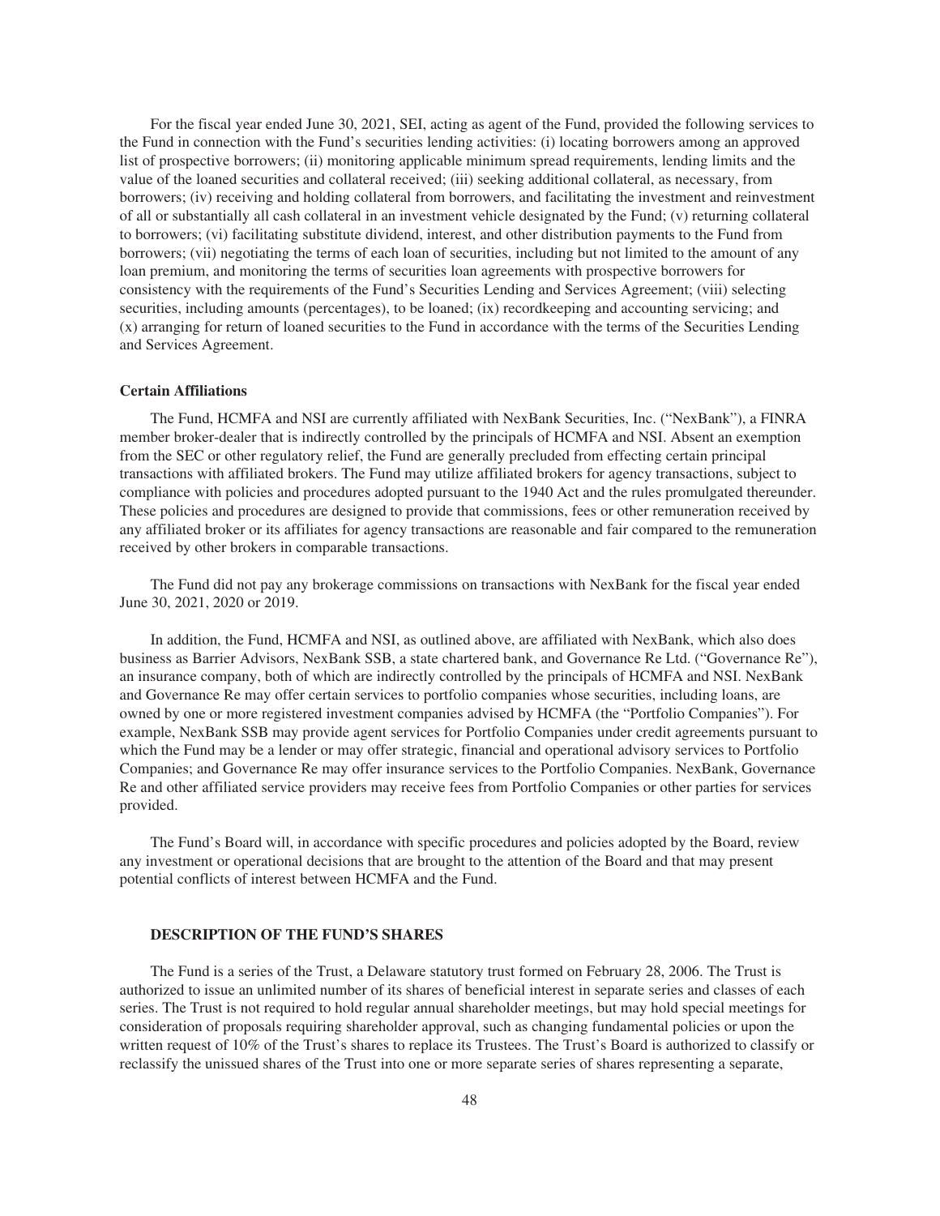For the fiscal year ended June 30, 2021, SEI, acting as agent of the Fund, provided the following services to the Fund in connection with the Fund's securities lending activities: (i) locating borrowers among an approved list of prospective borrowers; (ii) monitoring applicable minimum spread requirements, lending limits and the value of the loaned securities and collateral received; (iii) seeking additional collateral, as necessary, from borrowers; (iv) receiving and holding collateral from borrowers, and facilitating the investment and reinvestment of all or substantially all cash collateral in an investment vehicle designated by the Fund; (v) returning collateral to borrowers; (vi) facilitating substitute dividend, interest, and other distribution payments to the Fund from borrowers; (vii) negotiating the terms of each loan of securities, including but not limited to the amount of any loan premium, and monitoring the terms of securities loan agreements with prospective borrowers for consistency with the requirements of the Fund's Securities Lending and Services Agreement; (viii) selecting securities, including amounts (percentages), to be loaned; (ix) recordkeeping and accounting servicing; and (x) arranging for return of loaned securities to the Fund in accordance with the terms of the Securities Lending and Services Agreement.

**Certain Affiliations**

The Fund, HCMFA and NSI are currently affiliated with NexBank Securities, Inc. ("NexBank"), a FINRA member broker-dealer that is indirectly controlled by the principals of HCMFA and NSI. Absent an exemption from the SEC or other regulatory relief, the Fund are generally precluded from effecting certain principal transactions with affiliated brokers. The Fund may utilize affiliated brokers for agency transactions, subject to compliance with policies and procedures adopted pursuant to the 1940 Act and the rules promulgated thereunder. These policies and procedures are designed to provide that commissions, fees or other remuneration received by any affiliated broker or its affiliates for agency transactions are reasonable and fair compared to the remuneration received by other brokers in comparable transactions.

The Fund did not pay any brokerage commissions on transactions with NexBank for the fiscal year ended June 30, 2021, 2020 or 2019.

In addition, the Fund, HCMFA and NSI, as outlined above, are affiliated with NexBank, which also does business as Barrier Advisors, NexBank SSB, a state chartered bank, and Governance Re Ltd. ("Governance Re"), an insurance company, both of which are indirectly controlled by the principals of HCMFA and NSI. NexBank and Governance Re may offer certain services to portfolio companies whose securities, including loans, are owned by one or more registered investment companies advised by HCMFA (the "Portfolio Companies"). For example, NexBank SSB may provide agent services for Portfolio Companies under credit agreements pursuant to which the Fund may be a lender or may offer strategic, financial and operational advisory services to Portfolio Companies; and Governance Re may offer insurance services to the Portfolio Companies. NexBank, Governance Re and other affiliated service providers may receive fees from Portfolio Companies or other parties for services provided.

The Fund's Board will, in accordance with specific procedures and policies adopted by the Board, review any investment or operational decisions that are brought to the attention of the Board and that may present potential conflicts of interest between HCMFA and the Fund.

## DESCRIPTION OF THE FUND'S SHARES

The Fund is a series of the Trust, a Delaware statutory trust formed on February 28, 2006. The Trust is authorized to issue an unlimited number of its shares of beneficial interest in separate series and classes of each series. The Trust is not required to hold regular annual shareholder meetings, but may hold special meetings for consideration of proposals requiring shareholder approval, such as changing fundamental policies or upon the written request of 10% of the Trust's shares to replace its Trustees. The Trust's Board is authorized to classify or reclassify the unissued shares of the Trust into one or more separate series of shares representing a separate,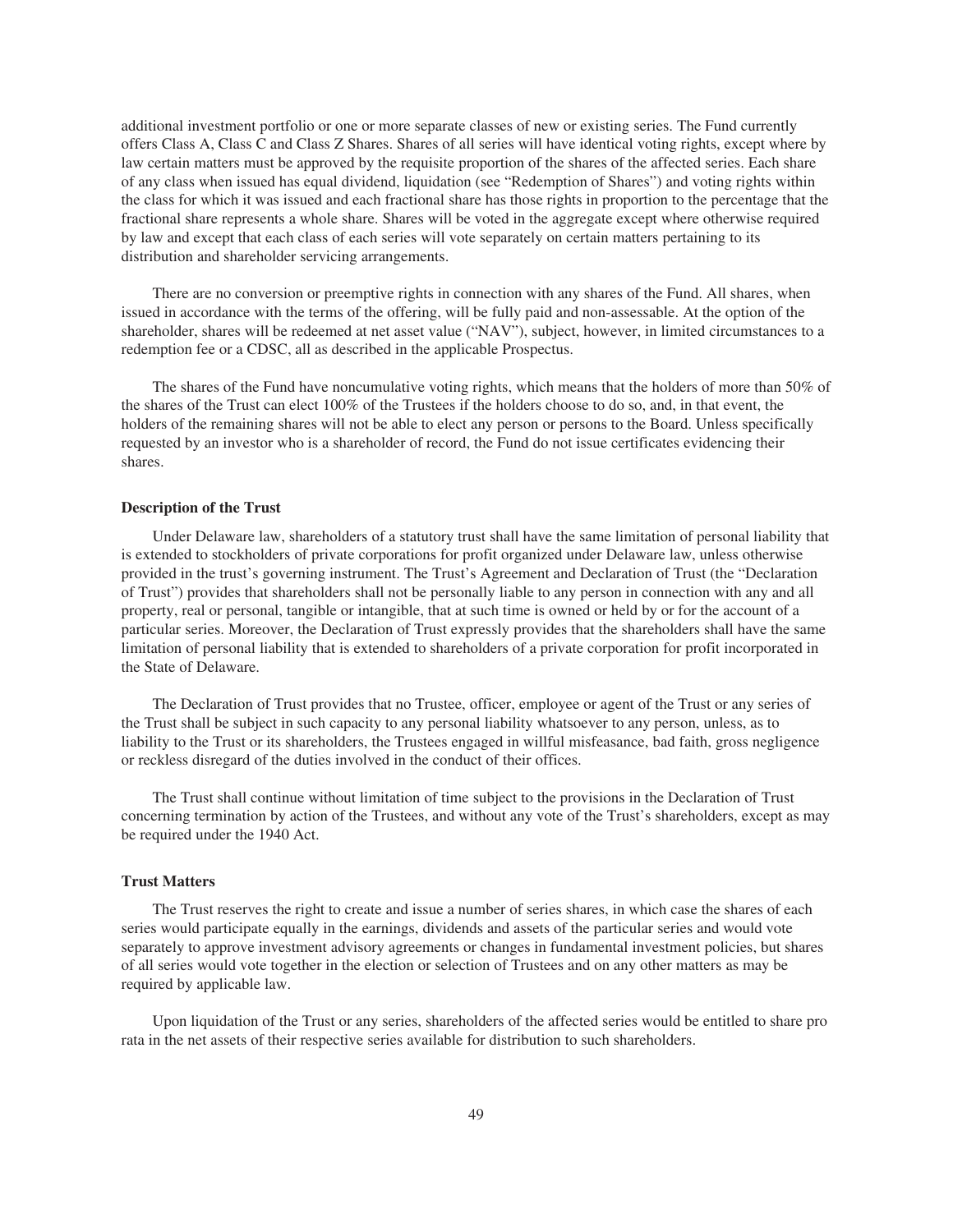additional investment portfolio or one or more separate classes of new or existing series. The Fund currently offers Class A, Class C and Class Z Shares. Shares of all series will have identical voting rights, except where by law certain matters must be approved by the requisite proportion of the shares of the affected series. Each share of any class when issued has equal dividend, liquidation (see "Redemption of Shares") and voting rights within the class for which it was issued and each fractional share has those rights in proportion to the percentage that the fractional share represents a whole share. Shares will be voted in the aggregate except where otherwise required by law and except that each class of each series will vote separately on certain matters pertaining to its distribution and shareholder servicing arrangements.

There are no conversion or preemptive rights in connection with any shares of the Fund. All shares, when issued in accordance with the terms of the offering, will be fully paid and non-assessable. At the option of the shareholder, shares will be redeemed at net asset value ("NAV"), subject, however, in limited circumstances to a redemption fee or a CDSC, all as described in the applicable Prospectus.

The shares of the Fund have noncumulative voting rights, which means that the holders of more than 50% of the shares of the Trust can elect 100% of the Trustees if the holders choose to do so, and, in that event, the holders of the remaining shares will not be able to elect any person or persons to the Board. Unless specifically requested by an investor who is a shareholder of record, the Fund do not issue certificates evidencing their shares.

**Description of the Trust**

Under Delaware law, shareholders of a statutory trust shall have the same limitation of personal liability that is extended to stockholders of private corporations for profit organized under Delaware law, unless otherwise provided in the trust's governing instrument. The Trust's Agreement and Declaration of Trust (the "Declaration of Trust") provides that shareholders shall not be personally liable to any person in connection with any and all property, real or personal, tangible or intangible, that at such time is owned or held by or for the account of a particular series. Moreover, the Declaration of Trust expressly provides that the shareholders shall have the same limitation of personal liability that is extended to shareholders of a private corporation for profit incorporated in the State of Delaware.

The Declaration of Trust provides that no Trustee, officer, employee or agent of the Trust or any series of the Trust shall be subject in such capacity to any personal liability whatsoever to any person, unless, as to liability to the Trust or its shareholders, the Trustees engaged in willful misfeasance, bad faith, gross negligence or reckless disregard of the duties involved in the conduct of their offices.

The Trust shall continue without limitation of time subject to the provisions in the Declaration of Trust concerning termination by action of the Trustees, and without any vote of the Trust's shareholders, except as may be required under the 1940 Act.

**Trust Matters**

The Trust reserves the right to create and issue a number of series shares, in which case the shares of each series would participate equally in the earnings, dividends and assets of the particular series and would vote separately to approve investment advisory agreements or changes in fundamental investment policies, but shares of all series would vote together in the election or selection of Trustees and on any other matters as may be required by applicable law.

Upon liquidation of the Trust or any series, shareholders of the affected series would be entitled to share pro rata in the net assets of their respective series available for distribution to such shareholders.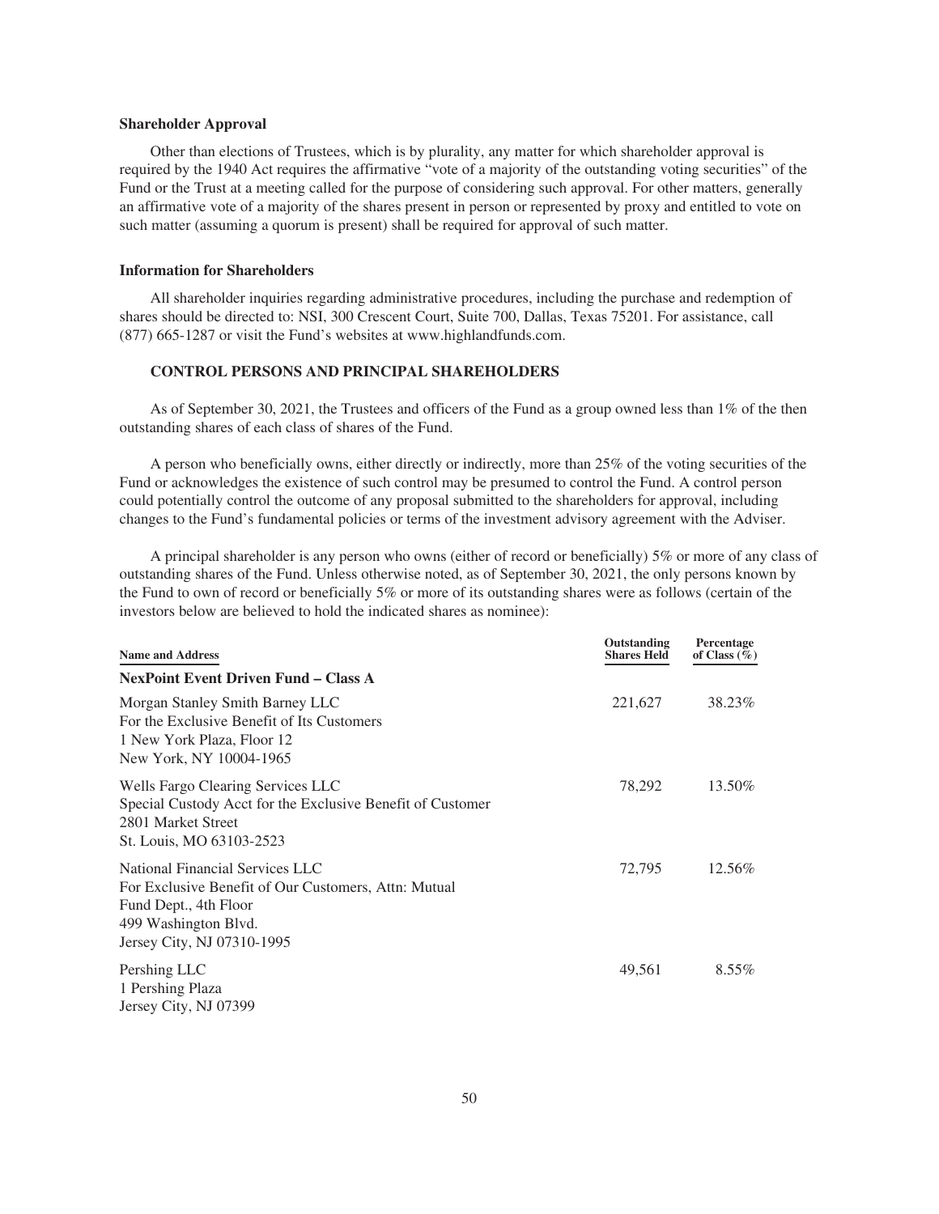**Shareholder Approval**

Other than elections of Trustees, which is by plurality, any matter for which shareholder approval is required by the 1940 Act requires the affirmative "vote of a majority of the outstanding voting securities" of the Fund or the Trust at a meeting called for the purpose of considering such approval. For other matters, generally an affirmative vote of a majority of the shares present in person or represented by proxy and entitled to vote on such matter (assuming a quorum is present) shall be required for approval of such matter.

**Information for Shareholders**

All shareholder inquiries regarding administrative procedures, including the purchase and redemption of shares should be directed to: NSI, 300 Crescent Court, Suite 700, Dallas, Texas 75201. For assistance, call (877) 665-1287 or visit the Fund's websites at www.highlandfunds.com.

**CONTROL PERSONS AND PRINCIPAL SHAREHOLDERS**

As of September 30, 2021, the Trustees and officers of the Fund as a group owned less than 1% of the then outstanding shares of each class of shares of the Fund.

A person who beneficially owns, either directly or indirectly, more than 25% of the voting securities of the Fund or acknowledges the existence of such control may be presumed to control the Fund. A control person could potentially control the outcome of any proposal submitted to the shareholders for approval, including changes to the Fund's fundamental policies or terms of the investment advisory agreement with the Adviser.

A principal shareholder is any person who owns (either of record or beneficially) 5% or more of any class of outstanding shares of the Fund. Unless otherwise noted, as of September 30, 2021, the only persons known by the Fund to own of record or beneficially 5% or more of its outstanding shares were as follows (certain of the investors below are believed to hold the indicated shares as nominee):

| Name and Address | Outstanding Shares Held | Percentage of Class (%) |
|---|---|---|
| **NexPoint Event Driven Fund – Class A** | | |
| Morgan Stanley Smith Barney LLC<br>For the Exclusive Benefit of Its Customers<br>1 New York Plaza, Floor 12<br>New York, NY 10004-1965 | 221,627 | 38.23% |
| Wells Fargo Clearing Services LLC<br>Special Custody Acct for the Exclusive Benefit of Customer<br>2801 Market Street<br>St. Louis, MO 63103-2523 | 78,292 | 13.50% |
| National Financial Services LLC<br>For Exclusive Benefit of Our Customers, Attn: Mutual Fund Dept., 4th Floor<br>499 Washington Blvd.<br>Jersey City, NJ 07310-1995 | 72,795 | 12.56% |
| Pershing LLC<br>1 Pershing Plaza<br>Jersey City, NJ 07399 | 49,561 | 8.55% |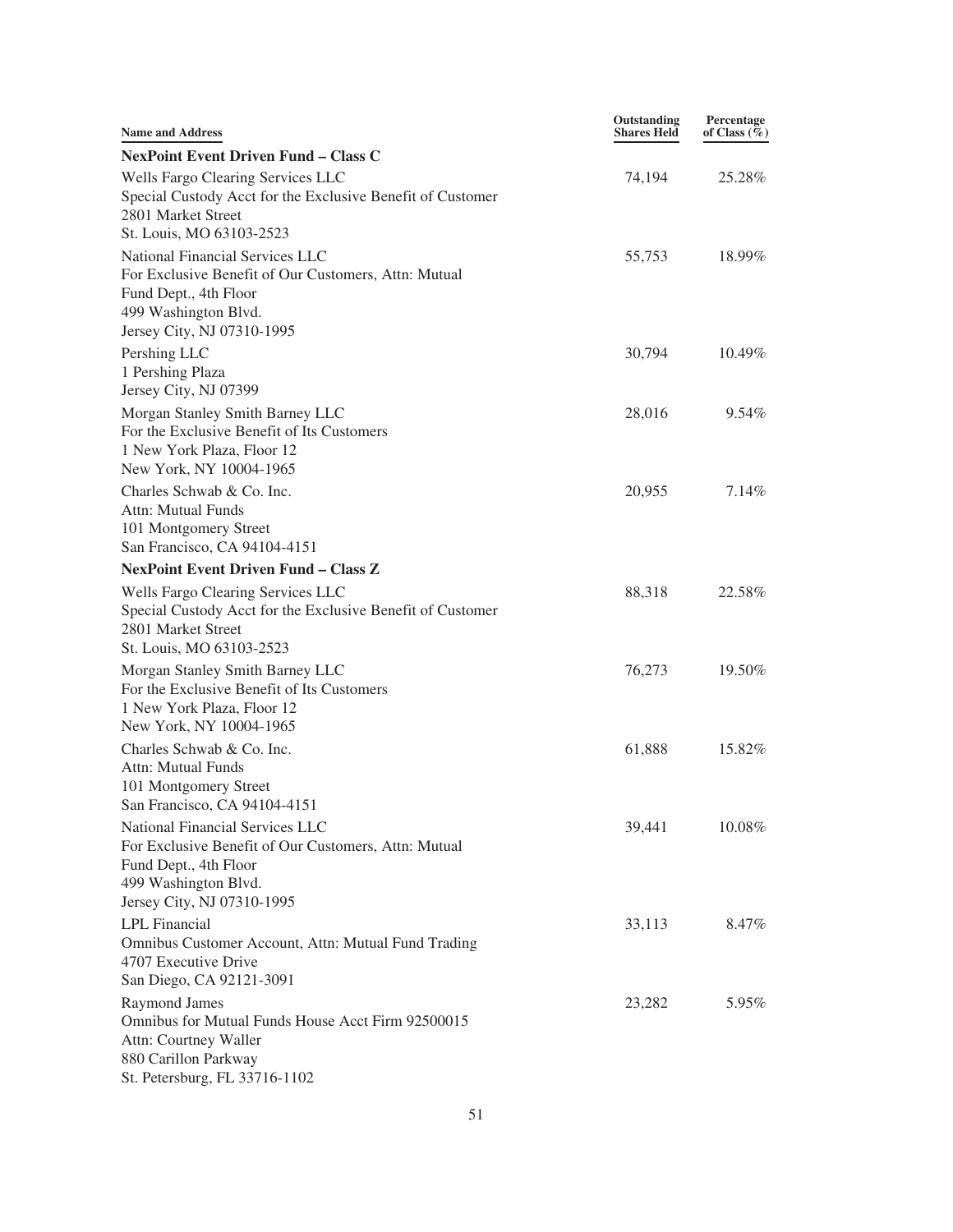| Name and Address | Outstanding Shares Held | Percentage of Class (%) |
|---|---|---|
| **NexPoint Event Driven Fund – Class C** | | |
| Wells Fargo Clearing Services LLC<br>Special Custody Acct for the Exclusive Benefit of Customer<br>2801 Market Street<br>St. Louis, MO 63103-2523 | 74,194 | 25.28% |
| National Financial Services LLC<br>For Exclusive Benefit of Our Customers, Attn: Mutual Fund Dept., 4th Floor<br>499 Washington Blvd.<br>Jersey City, NJ 07310-1995 | 55,753 | 18.99% |
| Pershing LLC<br>1 Pershing Plaza<br>Jersey City, NJ 07399 | 30,794 | 10.49% |
| Morgan Stanley Smith Barney LLC<br>For the Exclusive Benefit of Its Customers<br>1 New York Plaza, Floor 12<br>New York, NY 10004-1965 | 28,016 | 9.54% |
| Charles Schwab & Co. Inc.<br>Attn: Mutual Funds<br>101 Montgomery Street<br>San Francisco, CA 94104-4151 | 20,955 | 7.14% |
| **NexPoint Event Driven Fund – Class Z** | | |
| Wells Fargo Clearing Services LLC<br>Special Custody Acct for the Exclusive Benefit of Customer<br>2801 Market Street<br>St. Louis, MO 63103-2523 | 88,318 | 22.58% |
| Morgan Stanley Smith Barney LLC<br>For the Exclusive Benefit of Its Customers<br>1 New York Plaza, Floor 12<br>New York, NY 10004-1965 | 76,273 | 19.50% |
| Charles Schwab & Co. Inc.<br>Attn: Mutual Funds<br>101 Montgomery Street<br>San Francisco, CA 94104-4151 | 61,888 | 15.82% |
| National Financial Services LLC<br>For Exclusive Benefit of Our Customers, Attn: Mutual Fund Dept., 4th Floor<br>499 Washington Blvd.<br>Jersey City, NJ 07310-1995 | 39,441 | 10.08% |
| LPL Financial<br>Omnibus Customer Account, Attn: Mutual Fund Trading<br>4707 Executive Drive<br>San Diego, CA 92121-3091 | 33,113 | 8.47% |
| Raymond James<br>Omnibus for Mutual Funds House Acct Firm 92500015<br>Attn: Courtney Waller<br>880 Carillon Parkway<br>St. Petersburg, FL 33716-1102 | 23,282 | 5.95% |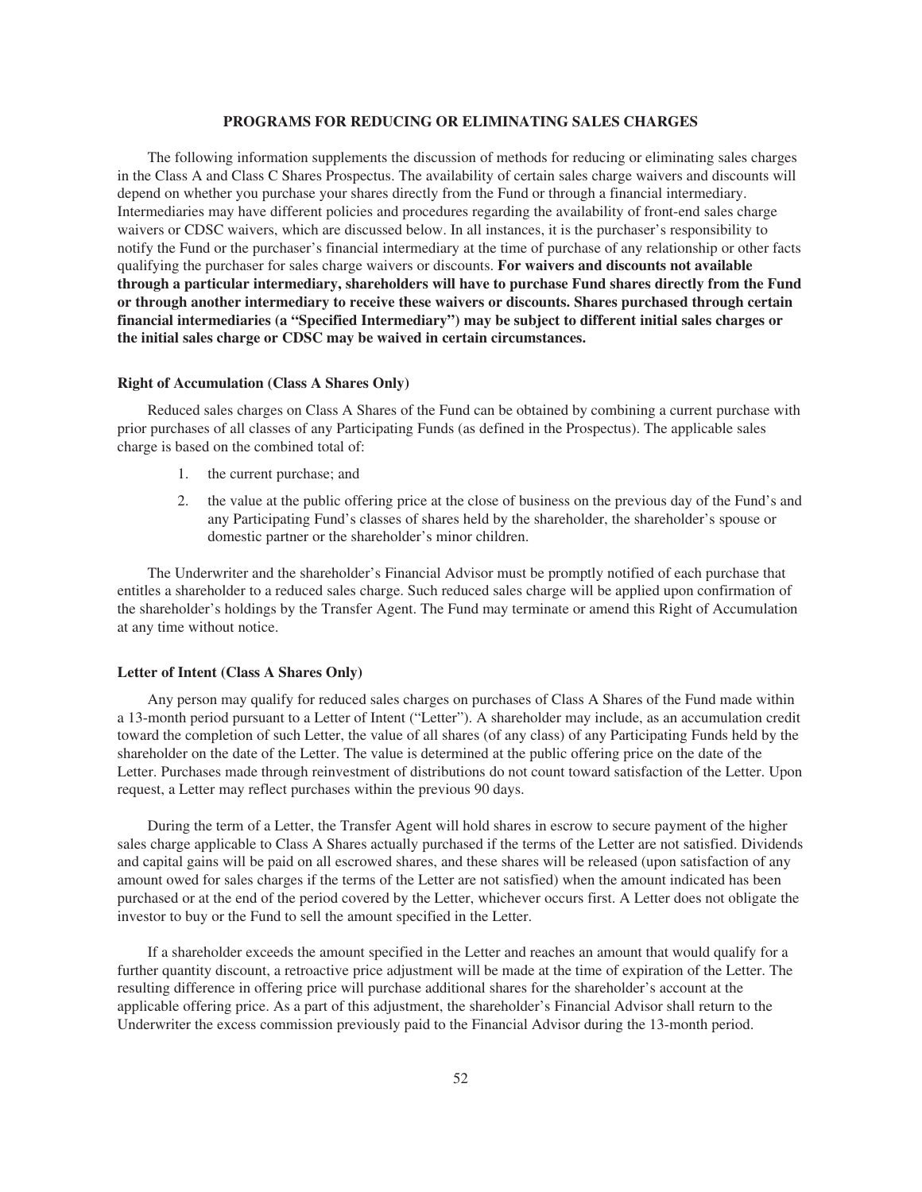## PROGRAMS FOR REDUCING OR ELIMINATING SALES CHARGES

The following information supplements the discussion of methods for reducing or eliminating sales charges in the Class A and Class C Shares Prospectus. The availability of certain sales charge waivers and discounts will depend on whether you purchase your shares directly from the Fund or through a financial intermediary. Intermediaries may have different policies and procedures regarding the availability of front-end sales charge waivers or CDSC waivers, which are discussed below. In all instances, it is the purchaser's responsibility to notify the Fund or the purchaser's financial intermediary at the time of purchase of any relationship or other facts qualifying the purchaser for sales charge waivers or discounts. **For waivers and discounts not available through a particular intermediary, shareholders will have to purchase Fund shares directly from the Fund or through another intermediary to receive these waivers or discounts. Shares purchased through certain financial intermediaries (a "Specified Intermediary") may be subject to different initial sales charges or the initial sales charge or CDSC may be waived in certain circumstances.**

### Right of Accumulation (Class A Shares Only)

Reduced sales charges on Class A Shares of the Fund can be obtained by combining a current purchase with prior purchases of all classes of any Participating Funds (as defined in the Prospectus). The applicable sales charge is based on the combined total of:

1. the current purchase; and
2. the value at the public offering price at the close of business on the previous day of the Fund's and any Participating Fund's classes of shares held by the shareholder, the shareholder's spouse or domestic partner or the shareholder's minor children.

The Underwriter and the shareholder's Financial Advisor must be promptly notified of each purchase that entitles a shareholder to a reduced sales charge. Such reduced sales charge will be applied upon confirmation of the shareholder's holdings by the Transfer Agent. The Fund may terminate or amend this Right of Accumulation at any time without notice.

### Letter of Intent (Class A Shares Only)

Any person may qualify for reduced sales charges on purchases of Class A Shares of the Fund made within a 13-month period pursuant to a Letter of Intent ("Letter"). A shareholder may include, as an accumulation credit toward the completion of such Letter, the value of all shares (of any class) of any Participating Funds held by the shareholder on the date of the Letter. The value is determined at the public offering price on the date of the Letter. Purchases made through reinvestment of distributions do not count toward satisfaction of the Letter. Upon request, a Letter may reflect purchases within the previous 90 days.

During the term of a Letter, the Transfer Agent will hold shares in escrow to secure payment of the higher sales charge applicable to Class A Shares actually purchased if the terms of the Letter are not satisfied. Dividends and capital gains will be paid on all escrowed shares, and these shares will be released (upon satisfaction of any amount owed for sales charges if the terms of the Letter are not satisfied) when the amount indicated has been purchased or at the end of the period covered by the Letter, whichever occurs first. A Letter does not obligate the investor to buy or the Fund to sell the amount specified in the Letter.

If a shareholder exceeds the amount specified in the Letter and reaches an amount that would qualify for a further quantity discount, a retroactive price adjustment will be made at the time of expiration of the Letter. The resulting difference in offering price will purchase additional shares for the shareholder's account at the applicable offering price. As a part of this adjustment, the shareholder's Financial Advisor shall return to the Underwriter the excess commission previously paid to the Financial Advisor during the 13-month period.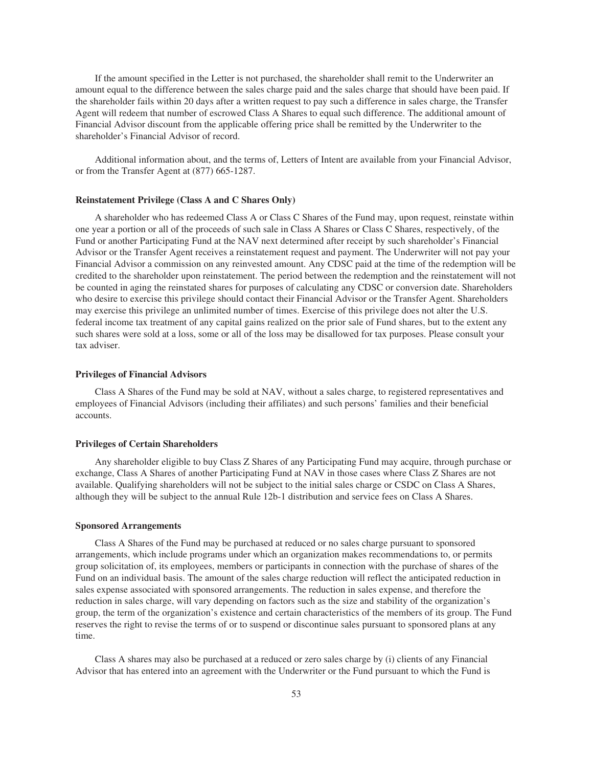If the amount specified in the Letter is not purchased, the shareholder shall remit to the Underwriter an amount equal to the difference between the sales charge paid and the sales charge that should have been paid. If the shareholder fails within 20 days after a written request to pay such a difference in sales charge, the Transfer Agent will redeem that number of escrowed Class A Shares to equal such difference. The additional amount of Financial Advisor discount from the applicable offering price shall be remitted by the Underwriter to the shareholder's Financial Advisor of record.

Additional information about, and the terms of, Letters of Intent are available from your Financial Advisor, or from the Transfer Agent at (877) 665-1287.

**Reinstatement Privilege (Class A and C Shares Only)**

A shareholder who has redeemed Class A or Class C Shares of the Fund may, upon request, reinstate within one year a portion or all of the proceeds of such sale in Class A Shares or Class C Shares, respectively, of the Fund or another Participating Fund at the NAV next determined after receipt by such shareholder's Financial Advisor or the Transfer Agent receives a reinstatement request and payment. The Underwriter will not pay your Financial Advisor a commission on any reinvested amount. Any CDSC paid at the time of the redemption will be credited to the shareholder upon reinstatement. The period between the redemption and the reinstatement will not be counted in aging the reinstated shares for purposes of calculating any CDSC or conversion date. Shareholders who desire to exercise this privilege should contact their Financial Advisor or the Transfer Agent. Shareholders may exercise this privilege an unlimited number of times. Exercise of this privilege does not alter the U.S. federal income tax treatment of any capital gains realized on the prior sale of Fund shares, but to the extent any such shares were sold at a loss, some or all of the loss may be disallowed for tax purposes. Please consult your tax adviser.

**Privileges of Financial Advisors**

Class A Shares of the Fund may be sold at NAV, without a sales charge, to registered representatives and employees of Financial Advisors (including their affiliates) and such persons' families and their beneficial accounts.

**Privileges of Certain Shareholders**

Any shareholder eligible to buy Class Z Shares of any Participating Fund may acquire, through purchase or exchange, Class A Shares of another Participating Fund at NAV in those cases where Class Z Shares are not available. Qualifying shareholders will not be subject to the initial sales charge or CSDC on Class A Shares, although they will be subject to the annual Rule 12b-1 distribution and service fees on Class A Shares.

**Sponsored Arrangements**

Class A Shares of the Fund may be purchased at reduced or no sales charge pursuant to sponsored arrangements, which include programs under which an organization makes recommendations to, or permits group solicitation of, its employees, members or participants in connection with the purchase of shares of the Fund on an individual basis. The amount of the sales charge reduction will reflect the anticipated reduction in sales expense associated with sponsored arrangements. The reduction in sales expense, and therefore the reduction in sales charge, will vary depending on factors such as the size and stability of the organization's group, the term of the organization's existence and certain characteristics of the members of its group. The Fund reserves the right to revise the terms of or to suspend or discontinue sales pursuant to sponsored plans at any time.

Class A shares may also be purchased at a reduced or zero sales charge by (i) clients of any Financial Advisor that has entered into an agreement with the Underwriter or the Fund pursuant to which the Fund is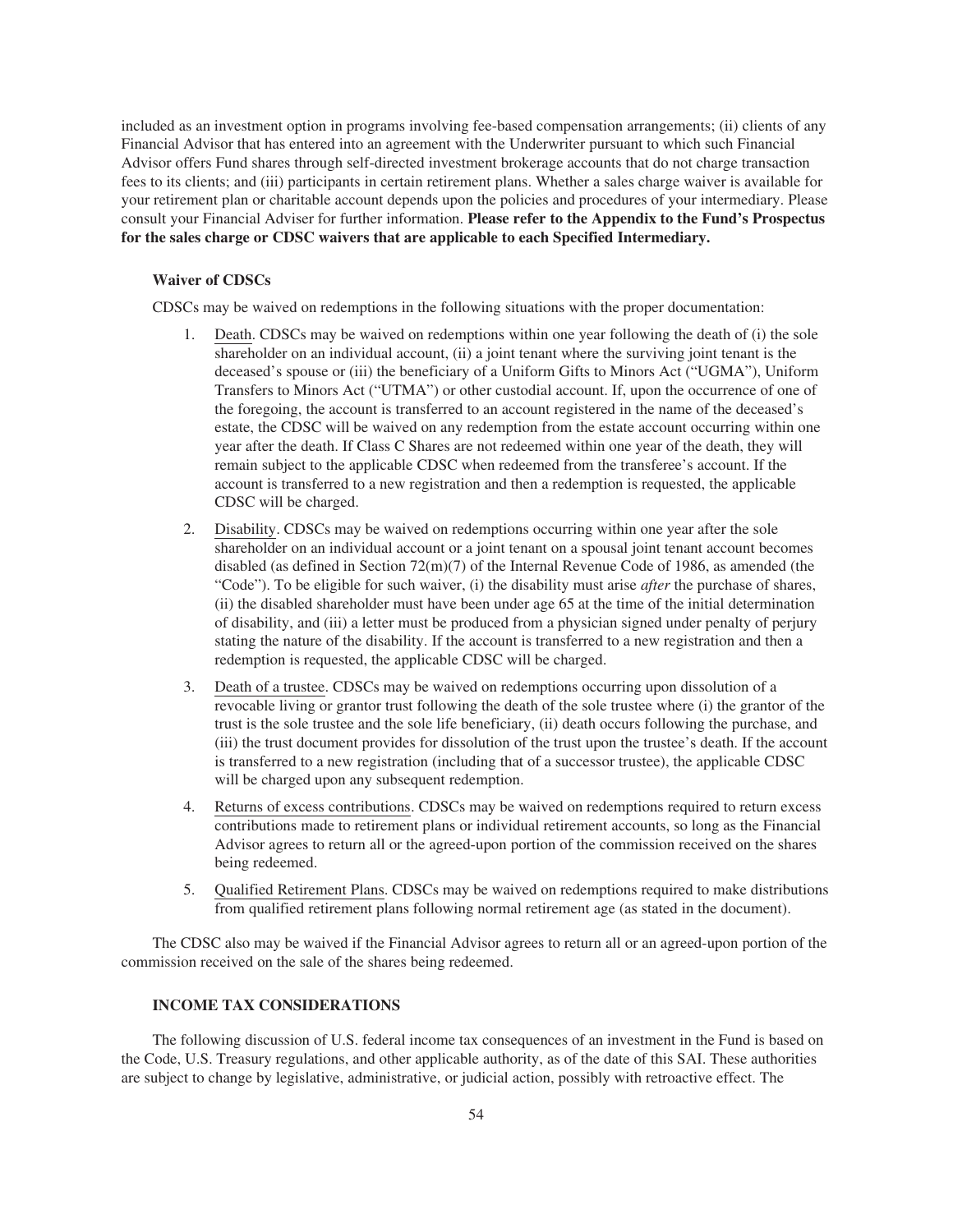included as an investment option in programs involving fee-based compensation arrangements; (ii) clients of any Financial Advisor that has entered into an agreement with the Underwriter pursuant to which such Financial Advisor offers Fund shares through self-directed investment brokerage accounts that do not charge transaction fees to its clients; and (iii) participants in certain retirement plans. Whether a sales charge waiver is available for your retirement plan or charitable account depends upon the policies and procedures of your intermediary. Please consult your Financial Adviser for further information. **Please refer to the Appendix to the Fund's Prospectus for the sales charge or CDSC waivers that are applicable to each Specified Intermediary.**

#### Waiver of CDSCs

CDSCs may be waived on redemptions in the following situations with the proper documentation:

1. Death. CDSCs may be waived on redemptions within one year following the death of (i) the sole shareholder on an individual account, (ii) a joint tenant where the surviving joint tenant is the deceased's spouse or (iii) the beneficiary of a Uniform Gifts to Minors Act ("UGMA"), Uniform Transfers to Minors Act ("UTMA") or other custodial account. If, upon the occurrence of one of the foregoing, the account is transferred to an account registered in the name of the deceased's estate, the CDSC will be waived on any redemption from the estate account occurring within one year after the death. If Class C Shares are not redeemed within one year of the death, they will remain subject to the applicable CDSC when redeemed from the transferee's account. If the account is transferred to a new registration and then a redemption is requested, the applicable CDSC will be charged.

2. Disability. CDSCs may be waived on redemptions occurring within one year after the sole shareholder on an individual account or a joint tenant on a spousal joint tenant account becomes disabled (as defined in Section 72(m)(7) of the Internal Revenue Code of 1986, as amended (the "Code"). To be eligible for such waiver, (i) the disability must arise *after* the purchase of shares, (ii) the disabled shareholder must have been under age 65 at the time of the initial determination of disability, and (iii) a letter must be produced from a physician signed under penalty of perjury stating the nature of the disability. If the account is transferred to a new registration and then a redemption is requested, the applicable CDSC will be charged.

3. Death of a trustee. CDSCs may be waived on redemptions occurring upon dissolution of a revocable living or grantor trust following the death of the sole trustee where (i) the grantor of the trust is the sole trustee and the sole life beneficiary, (ii) death occurs following the purchase, and (iii) the trust document provides for dissolution of the trust upon the trustee's death. If the account is transferred to a new registration (including that of a successor trustee), the applicable CDSC will be charged upon any subsequent redemption.

4. Returns of excess contributions. CDSCs may be waived on redemptions required to return excess contributions made to retirement plans or individual retirement accounts, so long as the Financial Advisor agrees to return all or the agreed-upon portion of the commission received on the shares being redeemed.

5. Qualified Retirement Plans. CDSCs may be waived on redemptions required to make distributions from qualified retirement plans following normal retirement age (as stated in the document).

The CDSC also may be waived if the Financial Advisor agrees to return all or an agreed-upon portion of the commission received on the sale of the shares being redeemed.

### INCOME TAX CONSIDERATIONS

The following discussion of U.S. federal income tax consequences of an investment in the Fund is based on the Code, U.S. Treasury regulations, and other applicable authority, as of the date of this SAI. These authorities are subject to change by legislative, administrative, or judicial action, possibly with retroactive effect. The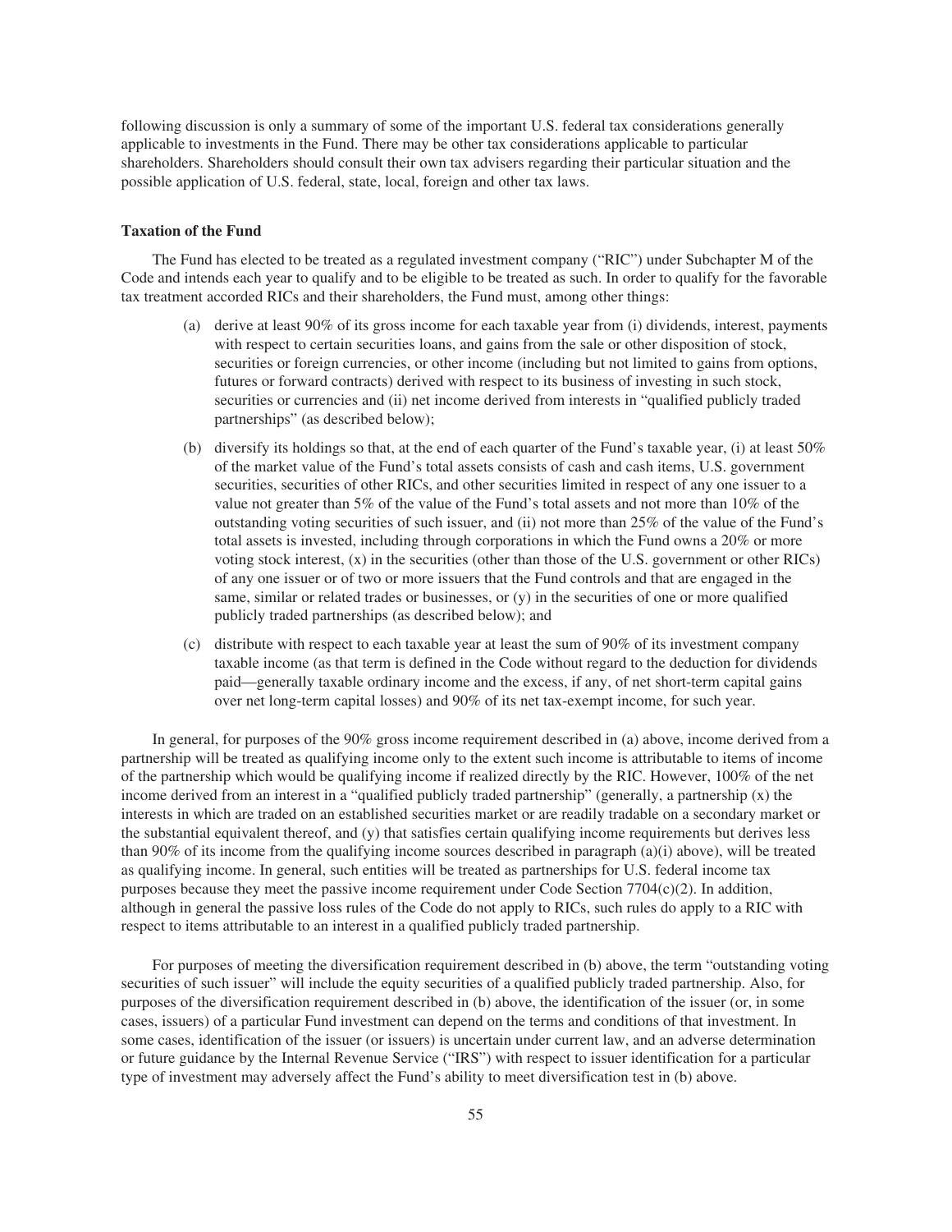following discussion is only a summary of some of the important U.S. federal tax considerations generally applicable to investments in the Fund. There may be other tax considerations applicable to particular shareholders. Shareholders should consult their own tax advisers regarding their particular situation and the possible application of U.S. federal, state, local, foreign and other tax laws.

**Taxation of the Fund**

The Fund has elected to be treated as a regulated investment company ("RIC") under Subchapter M of the Code and intends each year to qualify and to be eligible to be treated as such. In order to qualify for the favorable tax treatment accorded RICs and their shareholders, the Fund must, among other things:

(a) derive at least 90% of its gross income for each taxable year from (i) dividends, interest, payments with respect to certain securities loans, and gains from the sale or other disposition of stock, securities or foreign currencies, or other income (including but not limited to gains from options, futures or forward contracts) derived with respect to its business of investing in such stock, securities or currencies and (ii) net income derived from interests in "qualified publicly traded partnerships" (as described below);

(b) diversify its holdings so that, at the end of each quarter of the Fund's taxable year, (i) at least 50% of the market value of the Fund's total assets consists of cash and cash items, U.S. government securities, securities of other RICs, and other securities limited in respect of any one issuer to a value not greater than 5% of the value of the Fund's total assets and not more than 10% of the outstanding voting securities of such issuer, and (ii) not more than 25% of the value of the Fund's total assets is invested, including through corporations in which the Fund owns a 20% or more voting stock interest, (x) in the securities (other than those of the U.S. government or other RICs) of any one issuer or of two or more issuers that the Fund controls and that are engaged in the same, similar or related trades or businesses, or (y) in the securities of one or more qualified publicly traded partnerships (as described below); and

(c) distribute with respect to each taxable year at least the sum of 90% of its investment company taxable income (as that term is defined in the Code without regard to the deduction for dividends paid—generally taxable ordinary income and the excess, if any, of net short-term capital gains over net long-term capital losses) and 90% of its net tax-exempt income, for such year.

In general, for purposes of the 90% gross income requirement described in (a) above, income derived from a partnership will be treated as qualifying income only to the extent such income is attributable to items of income of the partnership which would be qualifying income if realized directly by the RIC. However, 100% of the net income derived from an interest in a "qualified publicly traded partnership" (generally, a partnership (x) the interests in which are traded on an established securities market or are readily tradable on a secondary market or the substantial equivalent thereof, and (y) that satisfies certain qualifying income requirements but derives less than 90% of its income from the qualifying income sources described in paragraph (a)(i) above), will be treated as qualifying income. In general, such entities will be treated as partnerships for U.S. federal income tax purposes because they meet the passive income requirement under Code Section 7704(c)(2). In addition, although in general the passive loss rules of the Code do not apply to RICs, such rules do apply to a RIC with respect to items attributable to an interest in a qualified publicly traded partnership.

For purposes of meeting the diversification requirement described in (b) above, the term "outstanding voting securities of such issuer" will include the equity securities of a qualified publicly traded partnership. Also, for purposes of the diversification requirement described in (b) above, the identification of the issuer (or, in some cases, issuers) of a particular Fund investment can depend on the terms and conditions of that investment. In some cases, identification of the issuer (or issuers) is uncertain under current law, and an adverse determination or future guidance by the Internal Revenue Service ("IRS") with respect to issuer identification for a particular type of investment may adversely affect the Fund's ability to meet diversification test in (b) above.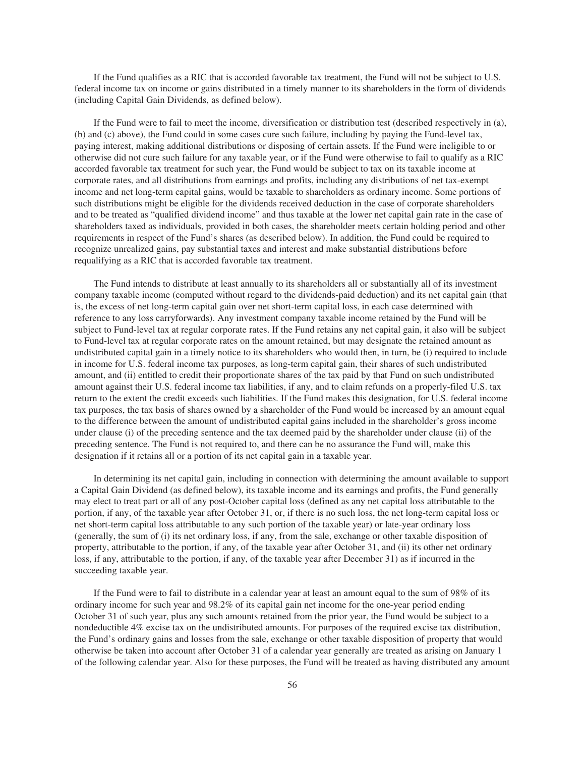If the Fund qualifies as a RIC that is accorded favorable tax treatment, the Fund will not be subject to U.S. federal income tax on income or gains distributed in a timely manner to its shareholders in the form of dividends (including Capital Gain Dividends, as defined below).

If the Fund were to fail to meet the income, diversification or distribution test (described respectively in (a), (b) and (c) above), the Fund could in some cases cure such failure, including by paying the Fund-level tax, paying interest, making additional distributions or disposing of certain assets. If the Fund were ineligible to or otherwise did not cure such failure for any taxable year, or if the Fund were otherwise to fail to qualify as a RIC accorded favorable tax treatment for such year, the Fund would be subject to tax on its taxable income at corporate rates, and all distributions from earnings and profits, including any distributions of net tax-exempt income and net long-term capital gains, would be taxable to shareholders as ordinary income. Some portions of such distributions might be eligible for the dividends received deduction in the case of corporate shareholders and to be treated as "qualified dividend income" and thus taxable at the lower net capital gain rate in the case of shareholders taxed as individuals, provided in both cases, the shareholder meets certain holding period and other requirements in respect of the Fund's shares (as described below). In addition, the Fund could be required to recognize unrealized gains, pay substantial taxes and interest and make substantial distributions before requalifying as a RIC that is accorded favorable tax treatment.

The Fund intends to distribute at least annually to its shareholders all or substantially all of its investment company taxable income (computed without regard to the dividends-paid deduction) and its net capital gain (that is, the excess of net long-term capital gain over net short-term capital loss, in each case determined with reference to any loss carryforwards). Any investment company taxable income retained by the Fund will be subject to Fund-level tax at regular corporate rates. If the Fund retains any net capital gain, it also will be subject to Fund-level tax at regular corporate rates on the amount retained, but may designate the retained amount as undistributed capital gain in a timely notice to its shareholders who would then, in turn, be (i) required to include in income for U.S. federal income tax purposes, as long-term capital gain, their shares of such undistributed amount, and (ii) entitled to credit their proportionate shares of the tax paid by that Fund on such undistributed amount against their U.S. federal income tax liabilities, if any, and to claim refunds on a properly-filed U.S. tax return to the extent the credit exceeds such liabilities. If the Fund makes this designation, for U.S. federal income tax purposes, the tax basis of shares owned by a shareholder of the Fund would be increased by an amount equal to the difference between the amount of undistributed capital gains included in the shareholder's gross income under clause (i) of the preceding sentence and the tax deemed paid by the shareholder under clause (ii) of the preceding sentence. The Fund is not required to, and there can be no assurance the Fund will, make this designation if it retains all or a portion of its net capital gain in a taxable year.

In determining its net capital gain, including in connection with determining the amount available to support a Capital Gain Dividend (as defined below), its taxable income and its earnings and profits, the Fund generally may elect to treat part or all of any post-October capital loss (defined as any net capital loss attributable to the portion, if any, of the taxable year after October 31, or, if there is no such loss, the net long-term capital loss or net short-term capital loss attributable to any such portion of the taxable year) or late-year ordinary loss (generally, the sum of (i) its net ordinary loss, if any, from the sale, exchange or other taxable disposition of property, attributable to the portion, if any, of the taxable year after October 31, and (ii) its other net ordinary loss, if any, attributable to the portion, if any, of the taxable year after December 31) as if incurred in the succeeding taxable year.

If the Fund were to fail to distribute in a calendar year at least an amount equal to the sum of 98% of its ordinary income for such year and 98.2% of its capital gain net income for the one-year period ending October 31 of such year, plus any such amounts retained from the prior year, the Fund would be subject to a nondeductible 4% excise tax on the undistributed amounts. For purposes of the required excise tax distribution, the Fund's ordinary gains and losses from the sale, exchange or other taxable disposition of property that would otherwise be taken into account after October 31 of a calendar year generally are treated as arising on January 1 of the following calendar year. Also for these purposes, the Fund will be treated as having distributed any amount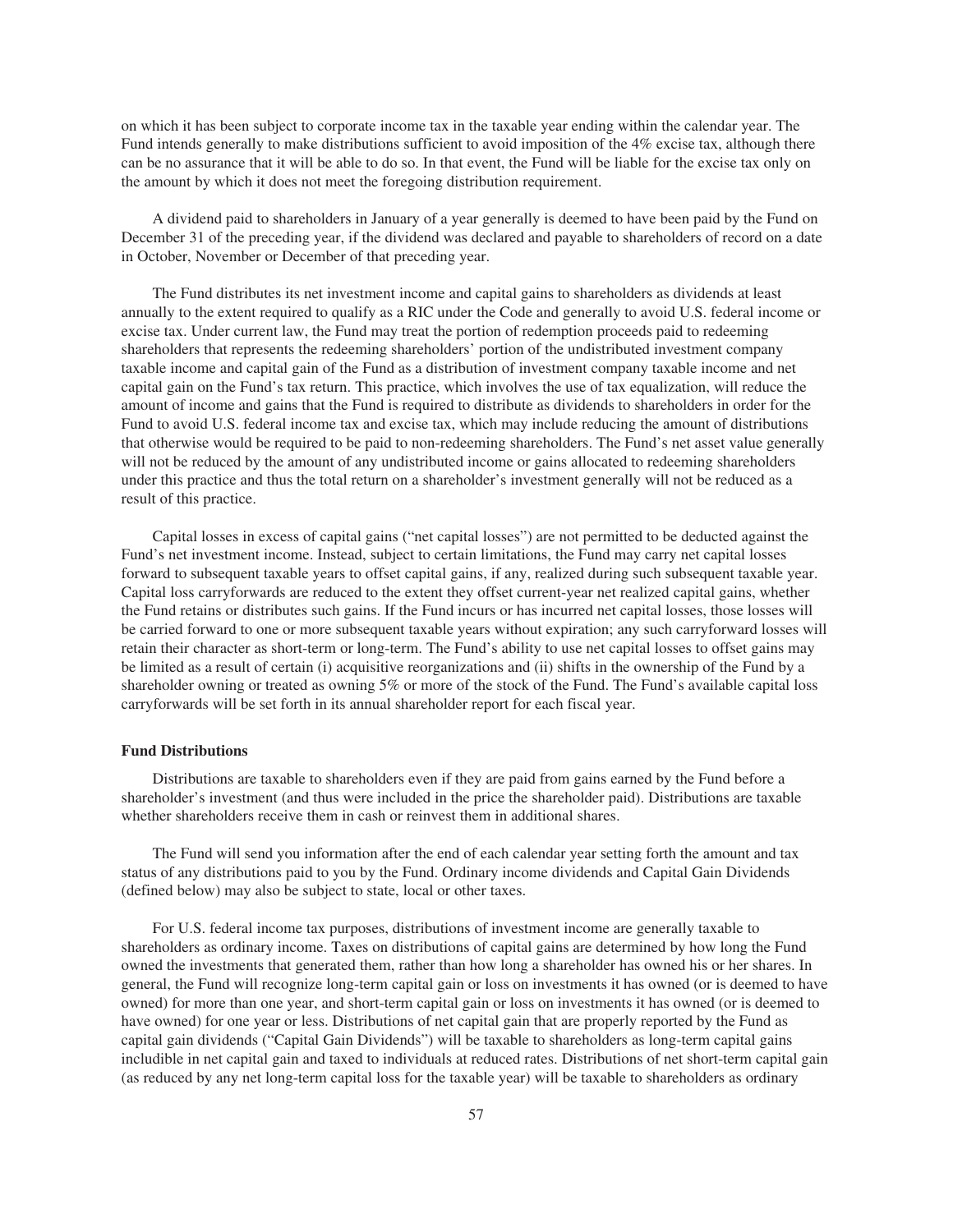on which it has been subject to corporate income tax in the taxable year ending within the calendar year. The Fund intends generally to make distributions sufficient to avoid imposition of the 4% excise tax, although there can be no assurance that it will be able to do so. In that event, the Fund will be liable for the excise tax only on the amount by which it does not meet the foregoing distribution requirement.

A dividend paid to shareholders in January of a year generally is deemed to have been paid by the Fund on December 31 of the preceding year, if the dividend was declared and payable to shareholders of record on a date in October, November or December of that preceding year.

The Fund distributes its net investment income and capital gains to shareholders as dividends at least annually to the extent required to qualify as a RIC under the Code and generally to avoid U.S. federal income or excise tax. Under current law, the Fund may treat the portion of redemption proceeds paid to redeeming shareholders that represents the redeeming shareholders' portion of the undistributed investment company taxable income and capital gain of the Fund as a distribution of investment company taxable income and net capital gain on the Fund's tax return. This practice, which involves the use of tax equalization, will reduce the amount of income and gains that the Fund is required to distribute as dividends to shareholders in order for the Fund to avoid U.S. federal income tax and excise tax, which may include reducing the amount of distributions that otherwise would be required to be paid to non-redeeming shareholders. The Fund's net asset value generally will not be reduced by the amount of any undistributed income or gains allocated to redeeming shareholders under this practice and thus the total return on a shareholder's investment generally will not be reduced as a result of this practice.

Capital losses in excess of capital gains ("net capital losses") are not permitted to be deducted against the Fund's net investment income. Instead, subject to certain limitations, the Fund may carry net capital losses forward to subsequent taxable years to offset capital gains, if any, realized during such subsequent taxable year. Capital loss carryforwards are reduced to the extent they offset current-year net realized capital gains, whether the Fund retains or distributes such gains. If the Fund incurs or has incurred net capital losses, those losses will be carried forward to one or more subsequent taxable years without expiration; any such carryforward losses will retain their character as short-term or long-term. The Fund's ability to use net capital losses to offset gains may be limited as a result of certain (i) acquisitive reorganizations and (ii) shifts in the ownership of the Fund by a shareholder owning or treated as owning 5% or more of the stock of the Fund. The Fund's available capital loss carryforwards will be set forth in its annual shareholder report for each fiscal year.

**Fund Distributions**

Distributions are taxable to shareholders even if they are paid from gains earned by the Fund before a shareholder's investment (and thus were included in the price the shareholder paid). Distributions are taxable whether shareholders receive them in cash or reinvest them in additional shares.

The Fund will send you information after the end of each calendar year setting forth the amount and tax status of any distributions paid to you by the Fund. Ordinary income dividends and Capital Gain Dividends (defined below) may also be subject to state, local or other taxes.

For U.S. federal income tax purposes, distributions of investment income are generally taxable to shareholders as ordinary income. Taxes on distributions of capital gains are determined by how long the Fund owned the investments that generated them, rather than how long a shareholder has owned his or her shares. In general, the Fund will recognize long-term capital gain or loss on investments it has owned (or is deemed to have owned) for more than one year, and short-term capital gain or loss on investments it has owned (or is deemed to have owned) for one year or less. Distributions of net capital gain that are properly reported by the Fund as capital gain dividends ("Capital Gain Dividends") will be taxable to shareholders as long-term capital gains includible in net capital gain and taxed to individuals at reduced rates. Distributions of net short-term capital gain (as reduced by any net long-term capital loss for the taxable year) will be taxable to shareholders as ordinary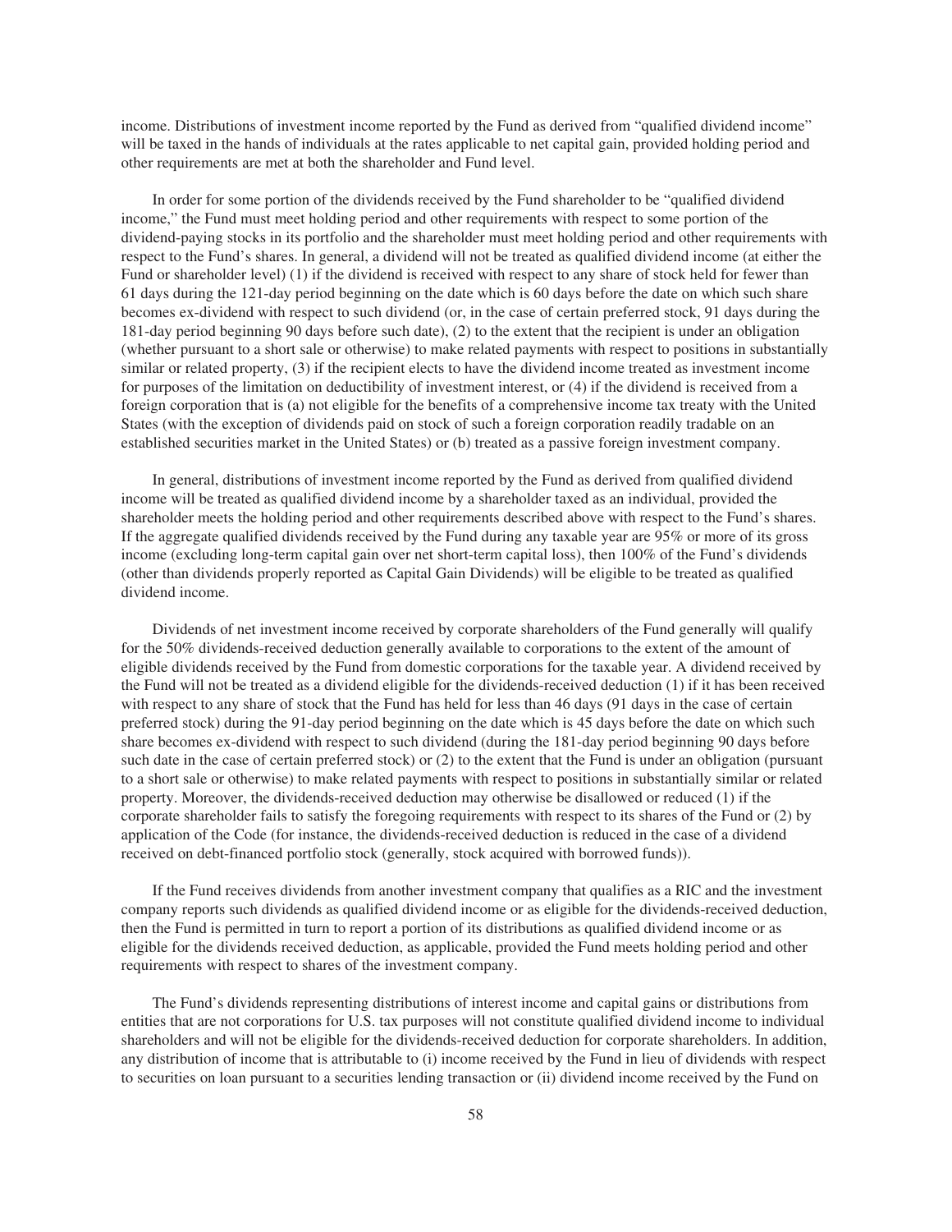income. Distributions of investment income reported by the Fund as derived from "qualified dividend income" will be taxed in the hands of individuals at the rates applicable to net capital gain, provided holding period and other requirements are met at both the shareholder and Fund level.

In order for some portion of the dividends received by the Fund shareholder to be "qualified dividend income," the Fund must meet holding period and other requirements with respect to some portion of the dividend-paying stocks in its portfolio and the shareholder must meet holding period and other requirements with respect to the Fund's shares. In general, a dividend will not be treated as qualified dividend income (at either the Fund or shareholder level) (1) if the dividend is received with respect to any share of stock held for fewer than 61 days during the 121-day period beginning on the date which is 60 days before the date on which such share becomes ex-dividend with respect to such dividend (or, in the case of certain preferred stock, 91 days during the 181-day period beginning 90 days before such date), (2) to the extent that the recipient is under an obligation (whether pursuant to a short sale or otherwise) to make related payments with respect to positions in substantially similar or related property, (3) if the recipient elects to have the dividend income treated as investment income for purposes of the limitation on deductibility of investment interest, or (4) if the dividend is received from a foreign corporation that is (a) not eligible for the benefits of a comprehensive income tax treaty with the United States (with the exception of dividends paid on stock of such a foreign corporation readily tradable on an established securities market in the United States) or (b) treated as a passive foreign investment company.

In general, distributions of investment income reported by the Fund as derived from qualified dividend income will be treated as qualified dividend income by a shareholder taxed as an individual, provided the shareholder meets the holding period and other requirements described above with respect to the Fund's shares. If the aggregate qualified dividends received by the Fund during any taxable year are 95% or more of its gross income (excluding long-term capital gain over net short-term capital loss), then 100% of the Fund's dividends (other than dividends properly reported as Capital Gain Dividends) will be eligible to be treated as qualified dividend income.

Dividends of net investment income received by corporate shareholders of the Fund generally will qualify for the 50% dividends-received deduction generally available to corporations to the extent of the amount of eligible dividends received by the Fund from domestic corporations for the taxable year. A dividend received by the Fund will not be treated as a dividend eligible for the dividends-received deduction (1) if it has been received with respect to any share of stock that the Fund has held for less than 46 days (91 days in the case of certain preferred stock) during the 91-day period beginning on the date which is 45 days before the date on which such share becomes ex-dividend with respect to such dividend (during the 181-day period beginning 90 days before such date in the case of certain preferred stock) or (2) to the extent that the Fund is under an obligation (pursuant to a short sale or otherwise) to make related payments with respect to positions in substantially similar or related property. Moreover, the dividends-received deduction may otherwise be disallowed or reduced (1) if the corporate shareholder fails to satisfy the foregoing requirements with respect to its shares of the Fund or (2) by application of the Code (for instance, the dividends-received deduction is reduced in the case of a dividend received on debt-financed portfolio stock (generally, stock acquired with borrowed funds)).

If the Fund receives dividends from another investment company that qualifies as a RIC and the investment company reports such dividends as qualified dividend income or as eligible for the dividends-received deduction, then the Fund is permitted in turn to report a portion of its distributions as qualified dividend income or as eligible for the dividends received deduction, as applicable, provided the Fund meets holding period and other requirements with respect to shares of the investment company.

The Fund's dividends representing distributions of interest income and capital gains or distributions from entities that are not corporations for U.S. tax purposes will not constitute qualified dividend income to individual shareholders and will not be eligible for the dividends-received deduction for corporate shareholders. In addition, any distribution of income that is attributable to (i) income received by the Fund in lieu of dividends with respect to securities on loan pursuant to a securities lending transaction or (ii) dividend income received by the Fund on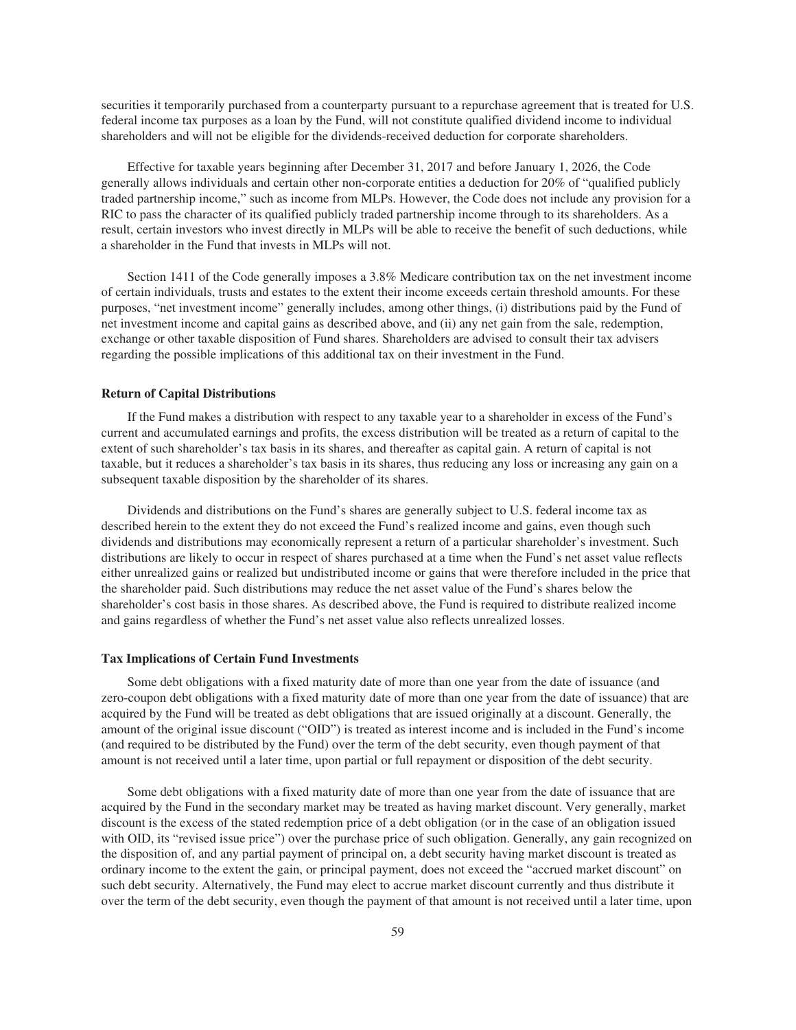securities it temporarily purchased from a counterparty pursuant to a repurchase agreement that is treated for U.S. federal income tax purposes as a loan by the Fund, will not constitute qualified dividend income to individual shareholders and will not be eligible for the dividends-received deduction for corporate shareholders.

Effective for taxable years beginning after December 31, 2017 and before January 1, 2026, the Code generally allows individuals and certain other non-corporate entities a deduction for 20% of "qualified publicly traded partnership income," such as income from MLPs. However, the Code does not include any provision for a RIC to pass the character of its qualified publicly traded partnership income through to its shareholders. As a result, certain investors who invest directly in MLPs will be able to receive the benefit of such deductions, while a shareholder in the Fund that invests in MLPs will not.

Section 1411 of the Code generally imposes a 3.8% Medicare contribution tax on the net investment income of certain individuals, trusts and estates to the extent their income exceeds certain threshold amounts. For these purposes, "net investment income" generally includes, among other things, (i) distributions paid by the Fund of net investment income and capital gains as described above, and (ii) any net gain from the sale, redemption, exchange or other taxable disposition of Fund shares. Shareholders are advised to consult their tax advisers regarding the possible implications of this additional tax on their investment in the Fund.

**Return of Capital Distributions**

If the Fund makes a distribution with respect to any taxable year to a shareholder in excess of the Fund's current and accumulated earnings and profits, the excess distribution will be treated as a return of capital to the extent of such shareholder's tax basis in its shares, and thereafter as capital gain. A return of capital is not taxable, but it reduces a shareholder's tax basis in its shares, thus reducing any loss or increasing any gain on a subsequent taxable disposition by the shareholder of its shares.

Dividends and distributions on the Fund's shares are generally subject to U.S. federal income tax as described herein to the extent they do not exceed the Fund's realized income and gains, even though such dividends and distributions may economically represent a return of a particular shareholder's investment. Such distributions are likely to occur in respect of shares purchased at a time when the Fund's net asset value reflects either unrealized gains or realized but undistributed income or gains that were therefore included in the price that the shareholder paid. Such distributions may reduce the net asset value of the Fund's shares below the shareholder's cost basis in those shares. As described above, the Fund is required to distribute realized income and gains regardless of whether the Fund's net asset value also reflects unrealized losses.

**Tax Implications of Certain Fund Investments**

Some debt obligations with a fixed maturity date of more than one year from the date of issuance (and zero-coupon debt obligations with a fixed maturity date of more than one year from the date of issuance) that are acquired by the Fund will be treated as debt obligations that are issued originally at a discount. Generally, the amount of the original issue discount ("OID") is treated as interest income and is included in the Fund's income (and required to be distributed by the Fund) over the term of the debt security, even though payment of that amount is not received until a later time, upon partial or full repayment or disposition of the debt security.

Some debt obligations with a fixed maturity date of more than one year from the date of issuance that are acquired by the Fund in the secondary market may be treated as having market discount. Very generally, market discount is the excess of the stated redemption price of a debt obligation (or in the case of an obligation issued with OID, its "revised issue price") over the purchase price of such obligation. Generally, any gain recognized on the disposition of, and any partial payment of principal on, a debt security having market discount is treated as ordinary income to the extent the gain, or principal payment, does not exceed the "accrued market discount" on such debt security. Alternatively, the Fund may elect to accrue market discount currently and thus distribute it over the term of the debt security, even though the payment of that amount is not received until a later time, upon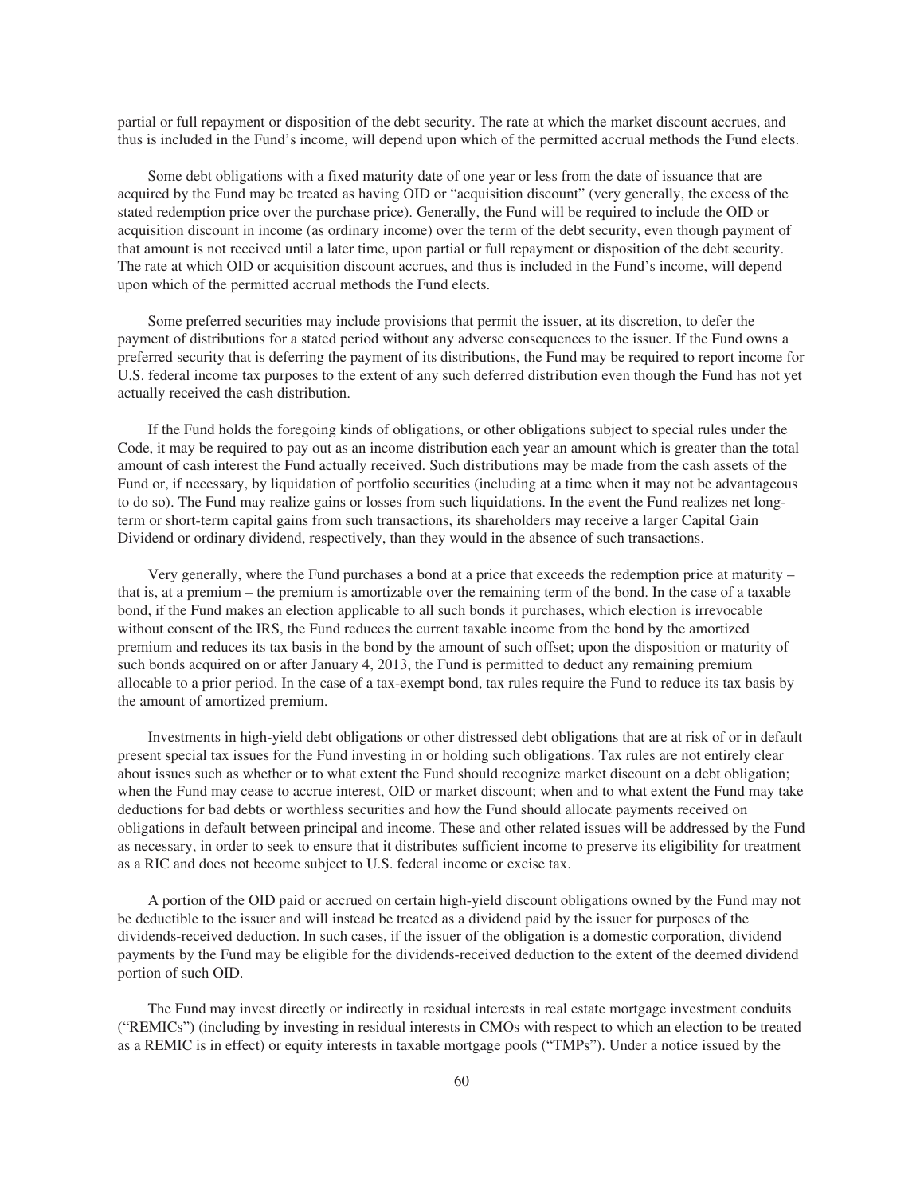partial or full repayment or disposition of the debt security. The rate at which the market discount accrues, and thus is included in the Fund's income, will depend upon which of the permitted accrual methods the Fund elects.

Some debt obligations with a fixed maturity date of one year or less from the date of issuance that are acquired by the Fund may be treated as having OID or "acquisition discount" (very generally, the excess of the stated redemption price over the purchase price). Generally, the Fund will be required to include the OID or acquisition discount in income (as ordinary income) over the term of the debt security, even though payment of that amount is not received until a later time, upon partial or full repayment or disposition of the debt security. The rate at which OID or acquisition discount accrues, and thus is included in the Fund's income, will depend upon which of the permitted accrual methods the Fund elects.

Some preferred securities may include provisions that permit the issuer, at its discretion, to defer the payment of distributions for a stated period without any adverse consequences to the issuer. If the Fund owns a preferred security that is deferring the payment of its distributions, the Fund may be required to report income for U.S. federal income tax purposes to the extent of any such deferred distribution even though the Fund has not yet actually received the cash distribution.

If the Fund holds the foregoing kinds of obligations, or other obligations subject to special rules under the Code, it may be required to pay out as an income distribution each year an amount which is greater than the total amount of cash interest the Fund actually received. Such distributions may be made from the cash assets of the Fund or, if necessary, by liquidation of portfolio securities (including at a time when it may not be advantageous to do so). The Fund may realize gains or losses from such liquidations. In the event the Fund realizes net long-term or short-term capital gains from such transactions, its shareholders may receive a larger Capital Gain Dividend or ordinary dividend, respectively, than they would in the absence of such transactions.

Very generally, where the Fund purchases a bond at a price that exceeds the redemption price at maturity – that is, at a premium – the premium is amortizable over the remaining term of the bond. In the case of a taxable bond, if the Fund makes an election applicable to all such bonds it purchases, which election is irrevocable without consent of the IRS, the Fund reduces the current taxable income from the bond by the amortized premium and reduces its tax basis in the bond by the amount of such offset; upon the disposition or maturity of such bonds acquired on or after January 4, 2013, the Fund is permitted to deduct any remaining premium allocable to a prior period. In the case of a tax-exempt bond, tax rules require the Fund to reduce its tax basis by the amount of amortized premium.

Investments in high-yield debt obligations or other distressed debt obligations that are at risk of or in default present special tax issues for the Fund investing in or holding such obligations. Tax rules are not entirely clear about issues such as whether or to what extent the Fund should recognize market discount on a debt obligation; when the Fund may cease to accrue interest, OID or market discount; when and to what extent the Fund may take deductions for bad debts or worthless securities and how the Fund should allocate payments received on obligations in default between principal and income. These and other related issues will be addressed by the Fund as necessary, in order to seek to ensure that it distributes sufficient income to preserve its eligibility for treatment as a RIC and does not become subject to U.S. federal income or excise tax.

A portion of the OID paid or accrued on certain high-yield discount obligations owned by the Fund may not be deductible to the issuer and will instead be treated as a dividend paid by the issuer for purposes of the dividends-received deduction. In such cases, if the issuer of the obligation is a domestic corporation, dividend payments by the Fund may be eligible for the dividends-received deduction to the extent of the deemed dividend portion of such OID.

The Fund may invest directly or indirectly in residual interests in real estate mortgage investment conduits ("REMICs") (including by investing in residual interests in CMOs with respect to which an election to be treated as a REMIC is in effect) or equity interests in taxable mortgage pools ("TMPs"). Under a notice issued by the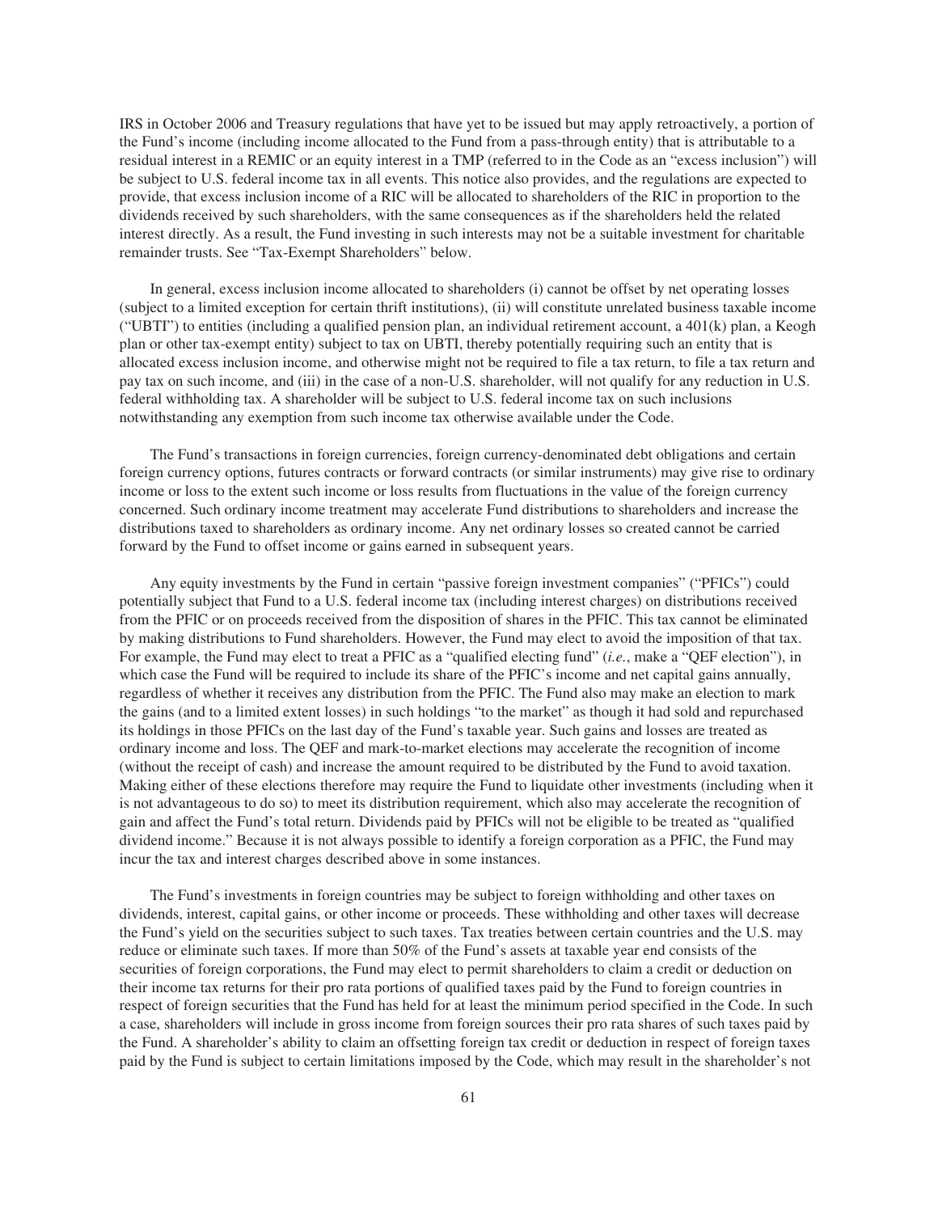IRS in October 2006 and Treasury regulations that have yet to be issued but may apply retroactively, a portion of the Fund's income (including income allocated to the Fund from a pass-through entity) that is attributable to a residual interest in a REMIC or an equity interest in a TMP (referred to in the Code as an "excess inclusion") will be subject to U.S. federal income tax in all events. This notice also provides, and the regulations are expected to provide, that excess inclusion income of a RIC will be allocated to shareholders of the RIC in proportion to the dividends received by such shareholders, with the same consequences as if the shareholders held the related interest directly. As a result, the Fund investing in such interests may not be a suitable investment for charitable remainder trusts. See "Tax-Exempt Shareholders" below.

In general, excess inclusion income allocated to shareholders (i) cannot be offset by net operating losses (subject to a limited exception for certain thrift institutions), (ii) will constitute unrelated business taxable income ("UBTI") to entities (including a qualified pension plan, an individual retirement account, a 401(k) plan, a Keogh plan or other tax-exempt entity) subject to tax on UBTI, thereby potentially requiring such an entity that is allocated excess inclusion income, and otherwise might not be required to file a tax return, to file a tax return and pay tax on such income, and (iii) in the case of a non-U.S. shareholder, will not qualify for any reduction in U.S. federal withholding tax. A shareholder will be subject to U.S. federal income tax on such inclusions notwithstanding any exemption from such income tax otherwise available under the Code.

The Fund's transactions in foreign currencies, foreign currency-denominated debt obligations and certain foreign currency options, futures contracts or forward contracts (or similar instruments) may give rise to ordinary income or loss to the extent such income or loss results from fluctuations in the value of the foreign currency concerned. Such ordinary income treatment may accelerate Fund distributions to shareholders and increase the distributions taxed to shareholders as ordinary income. Any net ordinary losses so created cannot be carried forward by the Fund to offset income or gains earned in subsequent years.

Any equity investments by the Fund in certain "passive foreign investment companies" ("PFICs") could potentially subject that Fund to a U.S. federal income tax (including interest charges) on distributions received from the PFIC or on proceeds received from the disposition of shares in the PFIC. This tax cannot be eliminated by making distributions to Fund shareholders. However, the Fund may elect to avoid the imposition of that tax. For example, the Fund may elect to treat a PFIC as a "qualified electing fund" (*i.e.*, make a "QEF election"), in which case the Fund will be required to include its share of the PFIC's income and net capital gains annually, regardless of whether it receives any distribution from the PFIC. The Fund also may make an election to mark the gains (and to a limited extent losses) in such holdings "to the market" as though it had sold and repurchased its holdings in those PFICs on the last day of the Fund's taxable year. Such gains and losses are treated as ordinary income and loss. The QEF and mark-to-market elections may accelerate the recognition of income (without the receipt of cash) and increase the amount required to be distributed by the Fund to avoid taxation. Making either of these elections therefore may require the Fund to liquidate other investments (including when it is not advantageous to do so) to meet its distribution requirement, which also may accelerate the recognition of gain and affect the Fund's total return. Dividends paid by PFICs will not be eligible to be treated as "qualified dividend income." Because it is not always possible to identify a foreign corporation as a PFIC, the Fund may incur the tax and interest charges described above in some instances.

The Fund's investments in foreign countries may be subject to foreign withholding and other taxes on dividends, interest, capital gains, or other income or proceeds. These withholding and other taxes will decrease the Fund's yield on the securities subject to such taxes. Tax treaties between certain countries and the U.S. may reduce or eliminate such taxes. If more than 50% of the Fund's assets at taxable year end consists of the securities of foreign corporations, the Fund may elect to permit shareholders to claim a credit or deduction on their income tax returns for their pro rata portions of qualified taxes paid by the Fund to foreign countries in respect of foreign securities that the Fund has held for at least the minimum period specified in the Code. In such a case, shareholders will include in gross income from foreign sources their pro rata shares of such taxes paid by the Fund. A shareholder's ability to claim an offsetting foreign tax credit or deduction in respect of foreign taxes paid by the Fund is subject to certain limitations imposed by the Code, which may result in the shareholder's not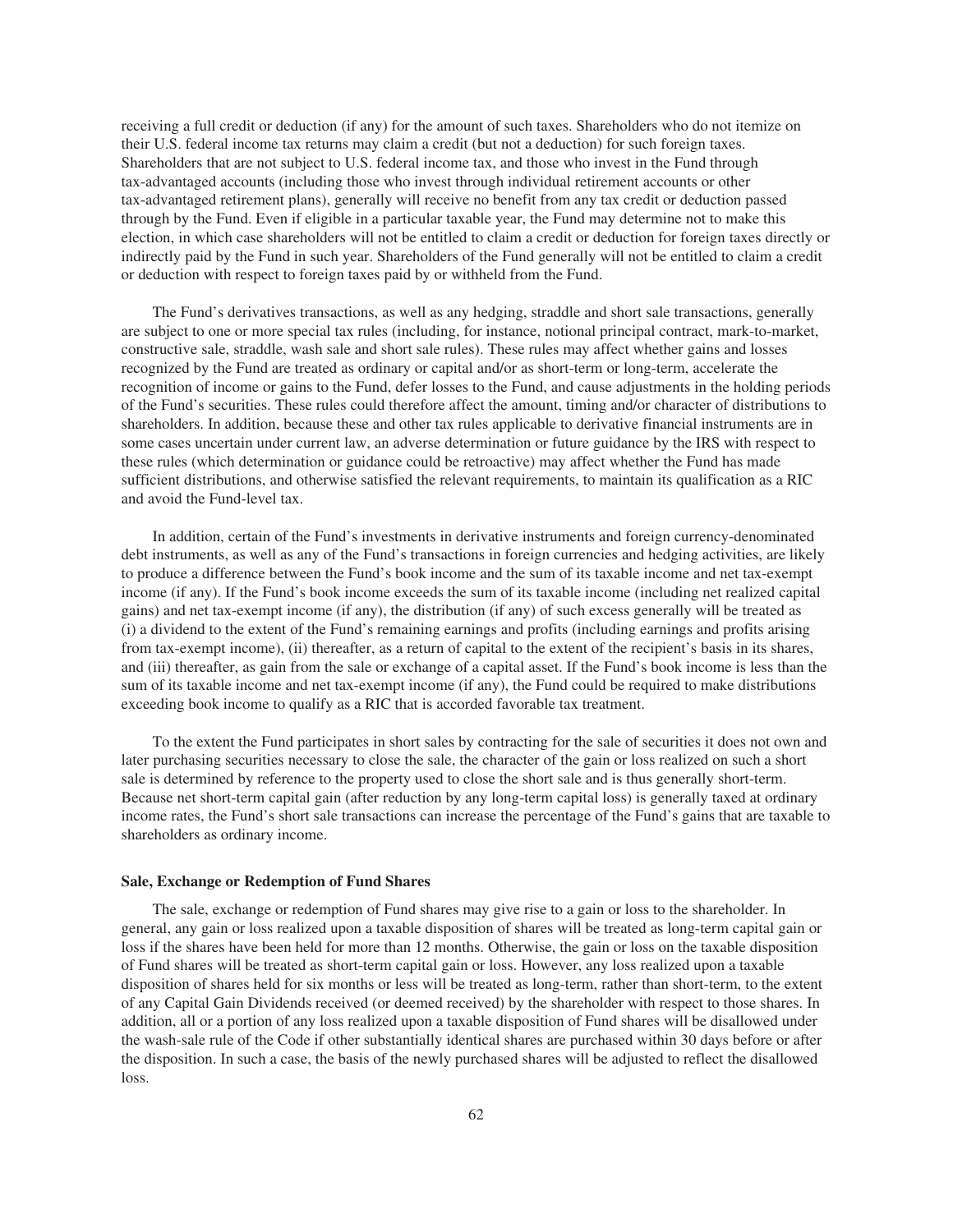receiving a full credit or deduction (if any) for the amount of such taxes. Shareholders who do not itemize on their U.S. federal income tax returns may claim a credit (but not a deduction) for such foreign taxes. Shareholders that are not subject to U.S. federal income tax, and those who invest in the Fund through tax-advantaged accounts (including those who invest through individual retirement accounts or other tax-advantaged retirement plans), generally will receive no benefit from any tax credit or deduction passed through by the Fund. Even if eligible in a particular taxable year, the Fund may determine not to make this election, in which case shareholders will not be entitled to claim a credit or deduction for foreign taxes directly or indirectly paid by the Fund in such year. Shareholders of the Fund generally will not be entitled to claim a credit or deduction with respect to foreign taxes paid by or withheld from the Fund.

The Fund's derivatives transactions, as well as any hedging, straddle and short sale transactions, generally are subject to one or more special tax rules (including, for instance, notional principal contract, mark-to-market, constructive sale, straddle, wash sale and short sale rules). These rules may affect whether gains and losses recognized by the Fund are treated as ordinary or capital and/or as short-term or long-term, accelerate the recognition of income or gains to the Fund, defer losses to the Fund, and cause adjustments in the holding periods of the Fund's securities. These rules could therefore affect the amount, timing and/or character of distributions to shareholders. In addition, because these and other tax rules applicable to derivative financial instruments are in some cases uncertain under current law, an adverse determination or future guidance by the IRS with respect to these rules (which determination or guidance could be retroactive) may affect whether the Fund has made sufficient distributions, and otherwise satisfied the relevant requirements, to maintain its qualification as a RIC and avoid the Fund-level tax.

In addition, certain of the Fund's investments in derivative instruments and foreign currency-denominated debt instruments, as well as any of the Fund's transactions in foreign currencies and hedging activities, are likely to produce a difference between the Fund's book income and the sum of its taxable income and net tax-exempt income (if any). If the Fund's book income exceeds the sum of its taxable income (including net realized capital gains) and net tax-exempt income (if any), the distribution (if any) of such excess generally will be treated as (i) a dividend to the extent of the Fund's remaining earnings and profits (including earnings and profits arising from tax-exempt income), (ii) thereafter, as a return of capital to the extent of the recipient's basis in its shares, and (iii) thereafter, as gain from the sale or exchange of a capital asset. If the Fund's book income is less than the sum of its taxable income and net tax-exempt income (if any), the Fund could be required to make distributions exceeding book income to qualify as a RIC that is accorded favorable tax treatment.

To the extent the Fund participates in short sales by contracting for the sale of securities it does not own and later purchasing securities necessary to close the sale, the character of the gain or loss realized on such a short sale is determined by reference to the property used to close the short sale and is thus generally short-term. Because net short-term capital gain (after reduction by any long-term capital loss) is generally taxed at ordinary income rates, the Fund's short sale transactions can increase the percentage of the Fund's gains that are taxable to shareholders as ordinary income.

**Sale, Exchange or Redemption of Fund Shares**

The sale, exchange or redemption of Fund shares may give rise to a gain or loss to the shareholder. In general, any gain or loss realized upon a taxable disposition of shares will be treated as long-term capital gain or loss if the shares have been held for more than 12 months. Otherwise, the gain or loss on the taxable disposition of Fund shares will be treated as short-term capital gain or loss. However, any loss realized upon a taxable disposition of shares held for six months or less will be treated as long-term, rather than short-term, to the extent of any Capital Gain Dividends received (or deemed received) by the shareholder with respect to those shares. In addition, all or a portion of any loss realized upon a taxable disposition of Fund shares will be disallowed under the wash-sale rule of the Code if other substantially identical shares are purchased within 30 days before or after the disposition. In such a case, the basis of the newly purchased shares will be adjusted to reflect the disallowed loss.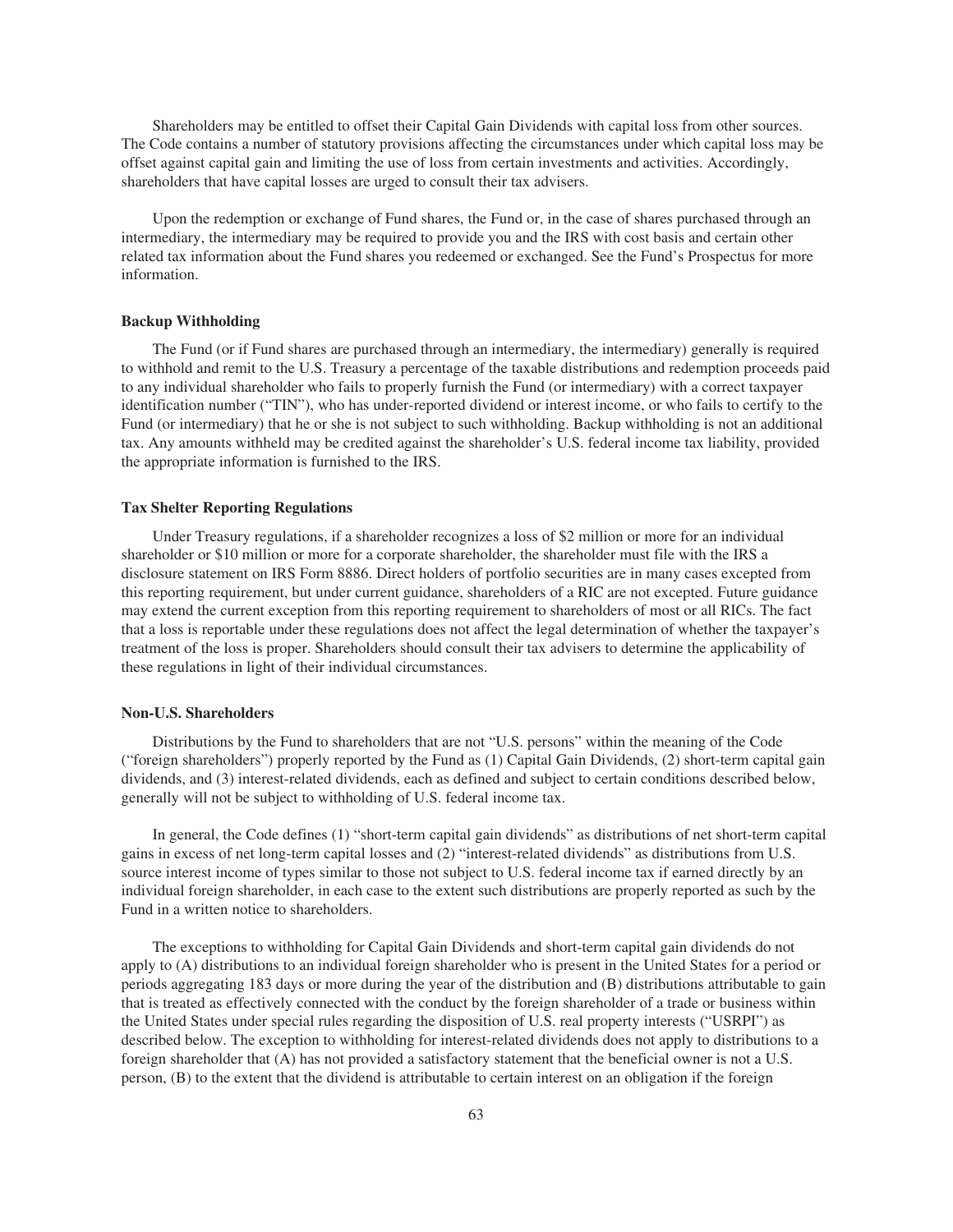Shareholders may be entitled to offset their Capital Gain Dividends with capital loss from other sources. The Code contains a number of statutory provisions affecting the circumstances under which capital loss may be offset against capital gain and limiting the use of loss from certain investments and activities. Accordingly, shareholders that have capital losses are urged to consult their tax advisers.

Upon the redemption or exchange of Fund shares, the Fund or, in the case of shares purchased through an intermediary, the intermediary may be required to provide you and the IRS with cost basis and certain other related tax information about the Fund shares you redeemed or exchanged. See the Fund's Prospectus for more information.

**Backup Withholding**

The Fund (or if Fund shares are purchased through an intermediary, the intermediary) generally is required to withhold and remit to the U.S. Treasury a percentage of the taxable distributions and redemption proceeds paid to any individual shareholder who fails to properly furnish the Fund (or intermediary) with a correct taxpayer identification number ("TIN"), who has under-reported dividend or interest income, or who fails to certify to the Fund (or intermediary) that he or she is not subject to such withholding. Backup withholding is not an additional tax. Any amounts withheld may be credited against the shareholder's U.S. federal income tax liability, provided the appropriate information is furnished to the IRS.

**Tax Shelter Reporting Regulations**

Under Treasury regulations, if a shareholder recognizes a loss of $2 million or more for an individual shareholder or $10 million or more for a corporate shareholder, the shareholder must file with the IRS a disclosure statement on IRS Form 8886. Direct holders of portfolio securities are in many cases excepted from this reporting requirement, but under current guidance, shareholders of a RIC are not excepted. Future guidance may extend the current exception from this reporting requirement to shareholders of most or all RICs. The fact that a loss is reportable under these regulations does not affect the legal determination of whether the taxpayer's treatment of the loss is proper. Shareholders should consult their tax advisers to determine the applicability of these regulations in light of their individual circumstances.

**Non-U.S. Shareholders**

Distributions by the Fund to shareholders that are not "U.S. persons" within the meaning of the Code ("foreign shareholders") properly reported by the Fund as (1) Capital Gain Dividends, (2) short-term capital gain dividends, and (3) interest-related dividends, each as defined and subject to certain conditions described below, generally will not be subject to withholding of U.S. federal income tax.

In general, the Code defines (1) "short-term capital gain dividends" as distributions of net short-term capital gains in excess of net long-term capital losses and (2) "interest-related dividends" as distributions from U.S. source interest income of types similar to those not subject to U.S. federal income tax if earned directly by an individual foreign shareholder, in each case to the extent such distributions are properly reported as such by the Fund in a written notice to shareholders.

The exceptions to withholding for Capital Gain Dividends and short-term capital gain dividends do not apply to (A) distributions to an individual foreign shareholder who is present in the United States for a period or periods aggregating 183 days or more during the year of the distribution and (B) distributions attributable to gain that is treated as effectively connected with the conduct by the foreign shareholder of a trade or business within the United States under special rules regarding the disposition of U.S. real property interests ("USRPI") as described below. The exception to withholding for interest-related dividends does not apply to distributions to a foreign shareholder that (A) has not provided a satisfactory statement that the beneficial owner is not a U.S. person, (B) to the extent that the dividend is attributable to certain interest on an obligation if the foreign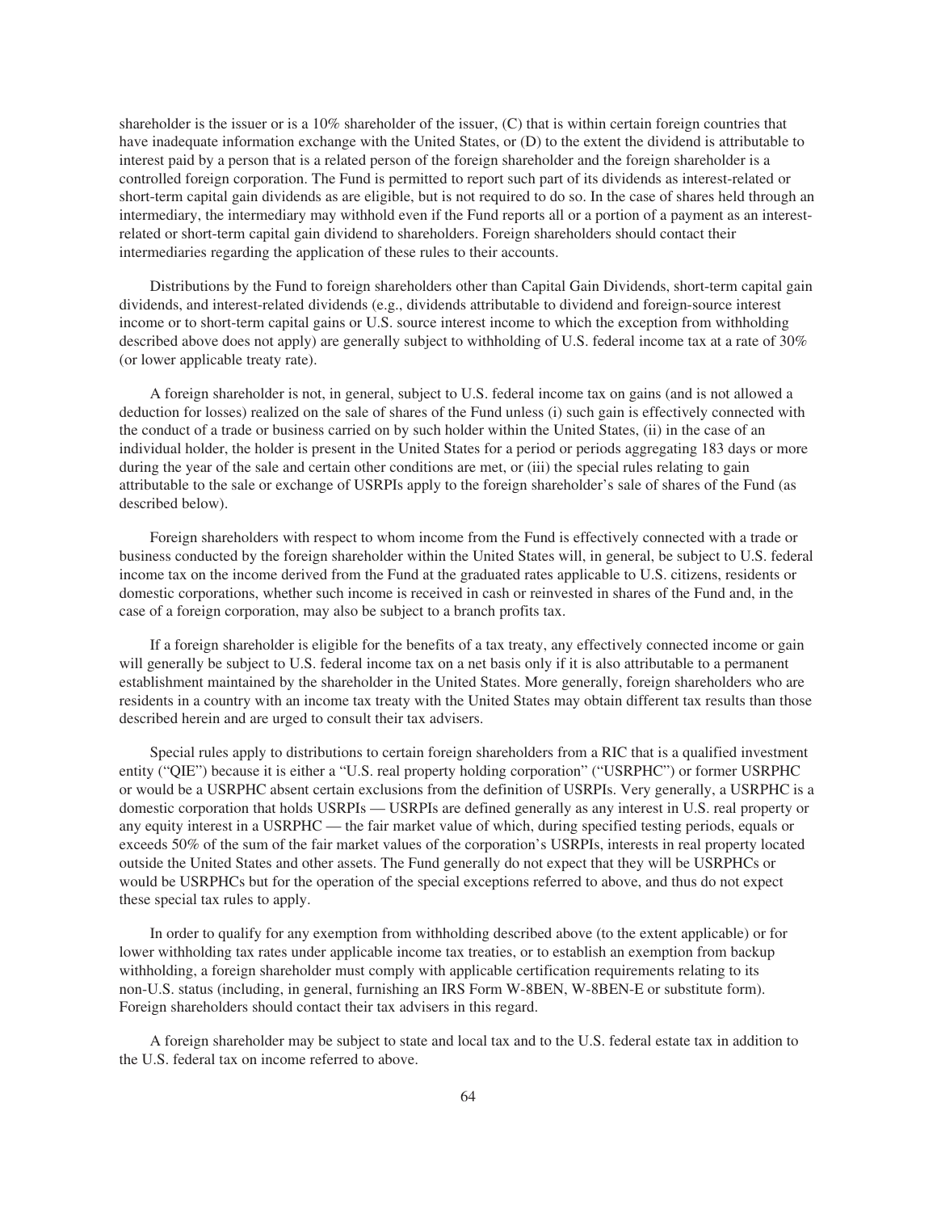shareholder is the issuer or is a 10% shareholder of the issuer, (C) that is within certain foreign countries that have inadequate information exchange with the United States, or (D) to the extent the dividend is attributable to interest paid by a person that is a related person of the foreign shareholder and the foreign shareholder is a controlled foreign corporation. The Fund is permitted to report such part of its dividends as interest-related or short-term capital gain dividends as are eligible, but is not required to do so. In the case of shares held through an intermediary, the intermediary may withhold even if the Fund reports all or a portion of a payment as an interest-related or short-term capital gain dividend to shareholders. Foreign shareholders should contact their intermediaries regarding the application of these rules to their accounts.

Distributions by the Fund to foreign shareholders other than Capital Gain Dividends, short-term capital gain dividends, and interest-related dividends (e.g., dividends attributable to dividend and foreign-source interest income or to short-term capital gains or U.S. source interest income to which the exception from withholding described above does not apply) are generally subject to withholding of U.S. federal income tax at a rate of 30% (or lower applicable treaty rate).

A foreign shareholder is not, in general, subject to U.S. federal income tax on gains (and is not allowed a deduction for losses) realized on the sale of shares of the Fund unless (i) such gain is effectively connected with the conduct of a trade or business carried on by such holder within the United States, (ii) in the case of an individual holder, the holder is present in the United States for a period or periods aggregating 183 days or more during the year of the sale and certain other conditions are met, or (iii) the special rules relating to gain attributable to the sale or exchange of USRPIs apply to the foreign shareholder's sale of shares of the Fund (as described below).

Foreign shareholders with respect to whom income from the Fund is effectively connected with a trade or business conducted by the foreign shareholder within the United States will, in general, be subject to U.S. federal income tax on the income derived from the Fund at the graduated rates applicable to U.S. citizens, residents or domestic corporations, whether such income is received in cash or reinvested in shares of the Fund and, in the case of a foreign corporation, may also be subject to a branch profits tax.

If a foreign shareholder is eligible for the benefits of a tax treaty, any effectively connected income or gain will generally be subject to U.S. federal income tax on a net basis only if it is also attributable to a permanent establishment maintained by the shareholder in the United States. More generally, foreign shareholders who are residents in a country with an income tax treaty with the United States may obtain different tax results than those described herein and are urged to consult their tax advisers.

Special rules apply to distributions to certain foreign shareholders from a RIC that is a qualified investment entity ("QIE") because it is either a "U.S. real property holding corporation" ("USRPHC") or former USRPHC or would be a USRPHC absent certain exclusions from the definition of USRPIs. Very generally, a USRPHC is a domestic corporation that holds USRPIs — USRPIs are defined generally as any interest in U.S. real property or any equity interest in a USRPHC — the fair market value of which, during specified testing periods, equals or exceeds 50% of the sum of the fair market values of the corporation's USRPIs, interests in real property located outside the United States and other assets. The Fund generally do not expect that they will be USRPHCs or would be USRPHCs but for the operation of the special exceptions referred to above, and thus do not expect these special tax rules to apply.

In order to qualify for any exemption from withholding described above (to the extent applicable) or for lower withholding tax rates under applicable income tax treaties, or to establish an exemption from backup withholding, a foreign shareholder must comply with applicable certification requirements relating to its non-U.S. status (including, in general, furnishing an IRS Form W-8BEN, W-8BEN-E or substitute form). Foreign shareholders should contact their tax advisers in this regard.

A foreign shareholder may be subject to state and local tax and to the U.S. federal estate tax in addition to the U.S. federal tax on income referred to above.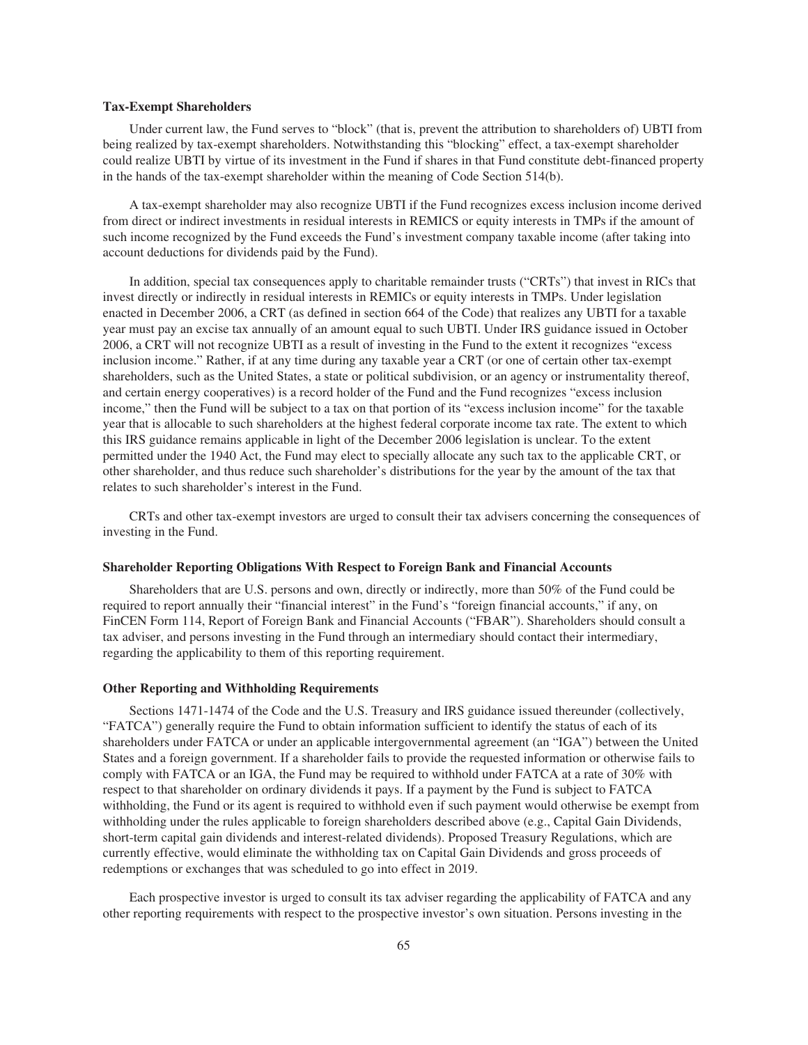**Tax-Exempt Shareholders**

Under current law, the Fund serves to "block" (that is, prevent the attribution to shareholders of) UBTI from being realized by tax-exempt shareholders. Notwithstanding this "blocking" effect, a tax-exempt shareholder could realize UBTI by virtue of its investment in the Fund if shares in that Fund constitute debt-financed property in the hands of the tax-exempt shareholder within the meaning of Code Section 514(b).

A tax-exempt shareholder may also recognize UBTI if the Fund recognizes excess inclusion income derived from direct or indirect investments in residual interests in REMICS or equity interests in TMPs if the amount of such income recognized by the Fund exceeds the Fund's investment company taxable income (after taking into account deductions for dividends paid by the Fund).

In addition, special tax consequences apply to charitable remainder trusts ("CRTs") that invest in RICs that invest directly or indirectly in residual interests in REMICs or equity interests in TMPs. Under legislation enacted in December 2006, a CRT (as defined in section 664 of the Code) that realizes any UBTI for a taxable year must pay an excise tax annually of an amount equal to such UBTI. Under IRS guidance issued in October 2006, a CRT will not recognize UBTI as a result of investing in the Fund to the extent it recognizes "excess inclusion income." Rather, if at any time during any taxable year a CRT (or one of certain other tax-exempt shareholders, such as the United States, a state or political subdivision, or an agency or instrumentality thereof, and certain energy cooperatives) is a record holder of the Fund and the Fund recognizes "excess inclusion income," then the Fund will be subject to a tax on that portion of its "excess inclusion income" for the taxable year that is allocable to such shareholders at the highest federal corporate income tax rate. The extent to which this IRS guidance remains applicable in light of the December 2006 legislation is unclear. To the extent permitted under the 1940 Act, the Fund may elect to specially allocate any such tax to the applicable CRT, or other shareholder, and thus reduce such shareholder's distributions for the year by the amount of the tax that relates to such shareholder's interest in the Fund.

CRTs and other tax-exempt investors are urged to consult their tax advisers concerning the consequences of investing in the Fund.

**Shareholder Reporting Obligations With Respect to Foreign Bank and Financial Accounts**

Shareholders that are U.S. persons and own, directly or indirectly, more than 50% of the Fund could be required to report annually their "financial interest" in the Fund's "foreign financial accounts," if any, on FinCEN Form 114, Report of Foreign Bank and Financial Accounts ("FBAR"). Shareholders should consult a tax adviser, and persons investing in the Fund through an intermediary should contact their intermediary, regarding the applicability to them of this reporting requirement.

**Other Reporting and Withholding Requirements**

Sections 1471-1474 of the Code and the U.S. Treasury and IRS guidance issued thereunder (collectively, "FATCA") generally require the Fund to obtain information sufficient to identify the status of each of its shareholders under FATCA or under an applicable intergovernmental agreement (an "IGA") between the United States and a foreign government. If a shareholder fails to provide the requested information or otherwise fails to comply with FATCA or an IGA, the Fund may be required to withhold under FATCA at a rate of 30% with respect to that shareholder on ordinary dividends it pays. If a payment by the Fund is subject to FATCA withholding, the Fund or its agent is required to withhold even if such payment would otherwise be exempt from withholding under the rules applicable to foreign shareholders described above (e.g., Capital Gain Dividends, short-term capital gain dividends and interest-related dividends). Proposed Treasury Regulations, which are currently effective, would eliminate the withholding tax on Capital Gain Dividends and gross proceeds of redemptions or exchanges that was scheduled to go into effect in 2019.

Each prospective investor is urged to consult its tax adviser regarding the applicability of FATCA and any other reporting requirements with respect to the prospective investor's own situation. Persons investing in the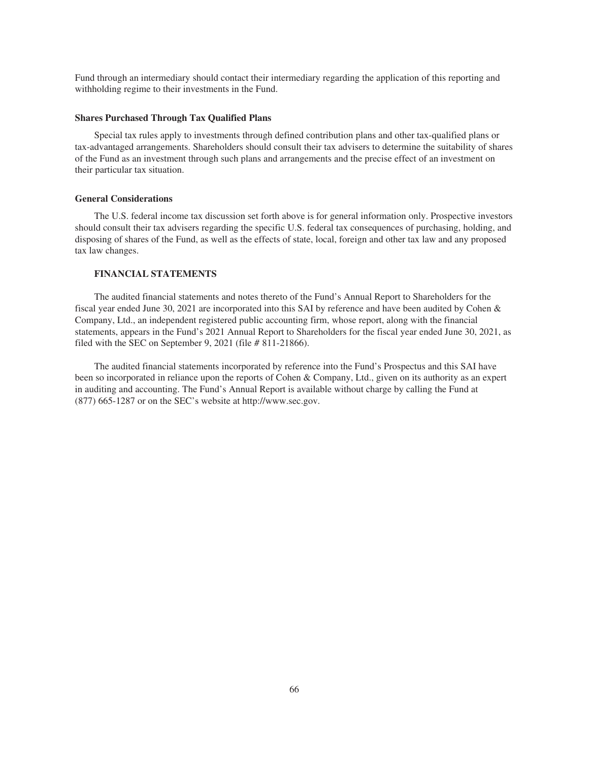Fund through an intermediary should contact their intermediary regarding the application of this reporting and withholding regime to their investments in the Fund.

### Shares Purchased Through Tax Qualified Plans

Special tax rules apply to investments through defined contribution plans and other tax-qualified plans or tax-advantaged arrangements. Shareholders should consult their tax advisers to determine the suitability of shares of the Fund as an investment through such plans and arrangements and the precise effect of an investment on their particular tax situation.

### General Considerations

The U.S. federal income tax discussion set forth above is for general information only. Prospective investors should consult their tax advisers regarding the specific U.S. federal tax consequences of purchasing, holding, and disposing of shares of the Fund, as well as the effects of state, local, foreign and other tax law and any proposed tax law changes.

## FINANCIAL STATEMENTS

The audited financial statements and notes thereto of the Fund's Annual Report to Shareholders for the fiscal year ended June 30, 2021 are incorporated into this SAI by reference and have been audited by Cohen & Company, Ltd., an independent registered public accounting firm, whose report, along with the financial statements, appears in the Fund's 2021 Annual Report to Shareholders for the fiscal year ended June 30, 2021, as filed with the SEC on September 9, 2021 (file # 811-21866).

The audited financial statements incorporated by reference into the Fund's Prospectus and this SAI have been so incorporated in reliance upon the reports of Cohen & Company, Ltd., given on its authority as an expert in auditing and accounting. The Fund's Annual Report is available without charge by calling the Fund at (877) 665-1287 or on the SEC's website at http://www.sec.gov.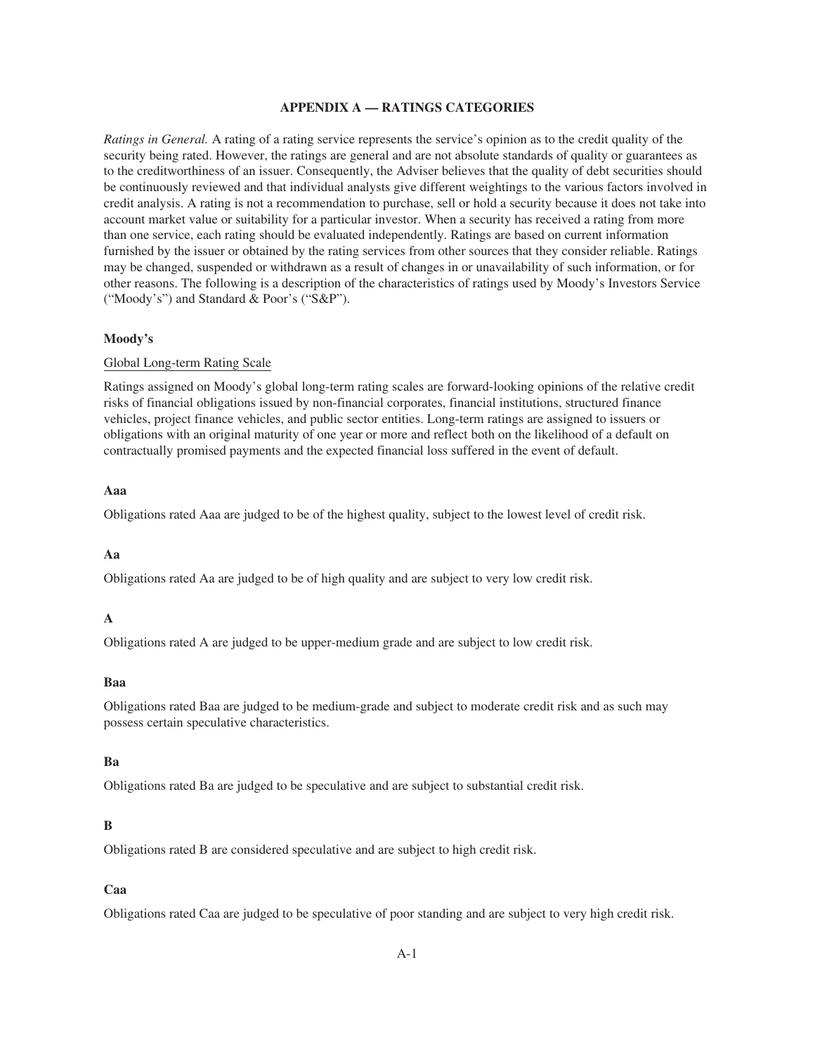## APPENDIX A — RATINGS CATEGORIES

*Ratings in General.* A rating of a rating service represents the service's opinion as to the credit quality of the security being rated. However, the ratings are general and are not absolute standards of quality or guarantees as to the creditworthiness of an issuer. Consequently, the Adviser believes that the quality of debt securities should be continuously reviewed and that individual analysts give different weightings to the various factors involved in credit analysis. A rating is not a recommendation to purchase, sell or hold a security because it does not take into account market value or suitability for a particular investor. When a security has received a rating from more than one service, each rating should be evaluated independently. Ratings are based on current information furnished by the issuer or obtained by the rating services from other sources that they consider reliable. Ratings may be changed, suspended or withdrawn as a result of changes in or unavailability of such information, or for other reasons. The following is a description of the characteristics of ratings used by Moody's Investors Service ("Moody's") and Standard & Poor's ("S&P").

### Moody's

Global Long-term Rating Scale

Ratings assigned on Moody's global long-term rating scales are forward-looking opinions of the relative credit risks of financial obligations issued by non-financial corporates, financial institutions, structured finance vehicles, project finance vehicles, and public sector entities. Long-term ratings are assigned to issuers or obligations with an original maturity of one year or more and reflect both on the likelihood of a default on contractually promised payments and the expected financial loss suffered in the event of default.

**Aaa**

Obligations rated Aaa are judged to be of the highest quality, subject to the lowest level of credit risk.

**Aa**

Obligations rated Aa are judged to be of high quality and are subject to very low credit risk.

**A**

Obligations rated A are judged to be upper-medium grade and are subject to low credit risk.

**Baa**

Obligations rated Baa are judged to be medium-grade and subject to moderate credit risk and as such may possess certain speculative characteristics.

**Ba**

Obligations rated Ba are judged to be speculative and are subject to substantial credit risk.

**B**

Obligations rated B are considered speculative and are subject to high credit risk.

**Caa**

Obligations rated Caa are judged to be speculative of poor standing and are subject to very high credit risk.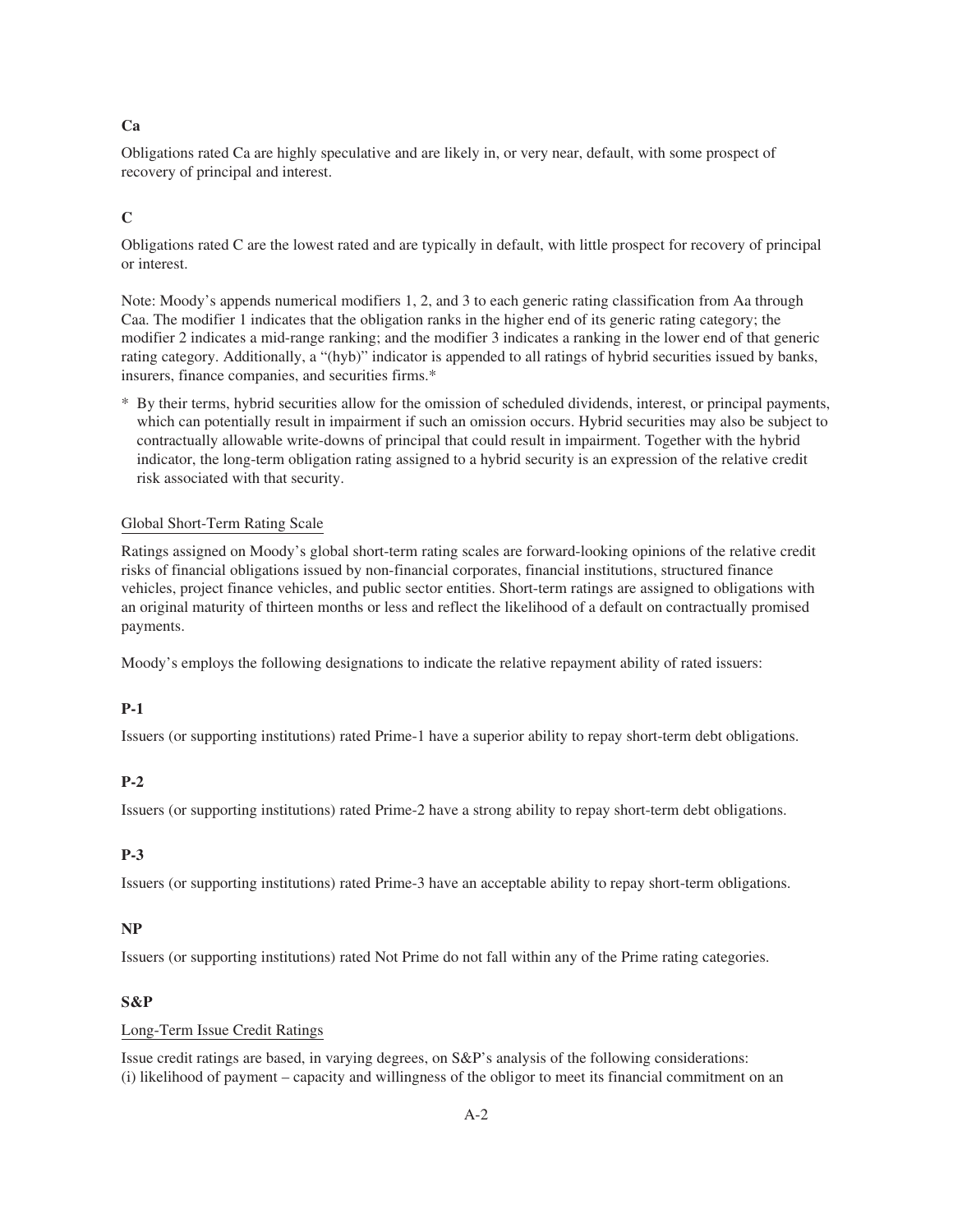**Ca**

Obligations rated Ca are highly speculative and are likely in, or very near, default, with some prospect of recovery of principal and interest.

**C**

Obligations rated C are the lowest rated and are typically in default, with little prospect for recovery of principal or interest.

Note: Moody's appends numerical modifiers 1, 2, and 3 to each generic rating classification from Aa through Caa. The modifier 1 indicates that the obligation ranks in the higher end of its generic rating category; the modifier 2 indicates a mid-range ranking; and the modifier 3 indicates a ranking in the lower end of that generic rating category. Additionally, a "(hyb)" indicator is appended to all ratings of hybrid securities issued by banks, insurers, finance companies, and securities firms.*

\* By their terms, hybrid securities allow for the omission of scheduled dividends, interest, or principal payments, which can potentially result in impairment if such an omission occurs. Hybrid securities may also be subject to contractually allowable write-downs of principal that could result in impairment. Together with the hybrid indicator, the long-term obligation rating assigned to a hybrid security is an expression of the relative credit risk associated with that security.

Global Short-Term Rating Scale

Ratings assigned on Moody's global short-term rating scales are forward-looking opinions of the relative credit risks of financial obligations issued by non-financial corporates, financial institutions, structured finance vehicles, project finance vehicles, and public sector entities. Short-term ratings are assigned to obligations with an original maturity of thirteen months or less and reflect the likelihood of a default on contractually promised payments.

Moody's employs the following designations to indicate the relative repayment ability of rated issuers:

**P-1**

Issuers (or supporting institutions) rated Prime-1 have a superior ability to repay short-term debt obligations.

**P-2**

Issuers (or supporting institutions) rated Prime-2 have a strong ability to repay short-term debt obligations.

**P-3**

Issuers (or supporting institutions) rated Prime-3 have an acceptable ability to repay short-term obligations.

**NP**

Issuers (or supporting institutions) rated Not Prime do not fall within any of the Prime rating categories.

**S&P**

Long-Term Issue Credit Ratings

Issue credit ratings are based, in varying degrees, on S&P's analysis of the following considerations:
(i) likelihood of payment – capacity and willingness of the obligor to meet its financial commitment on an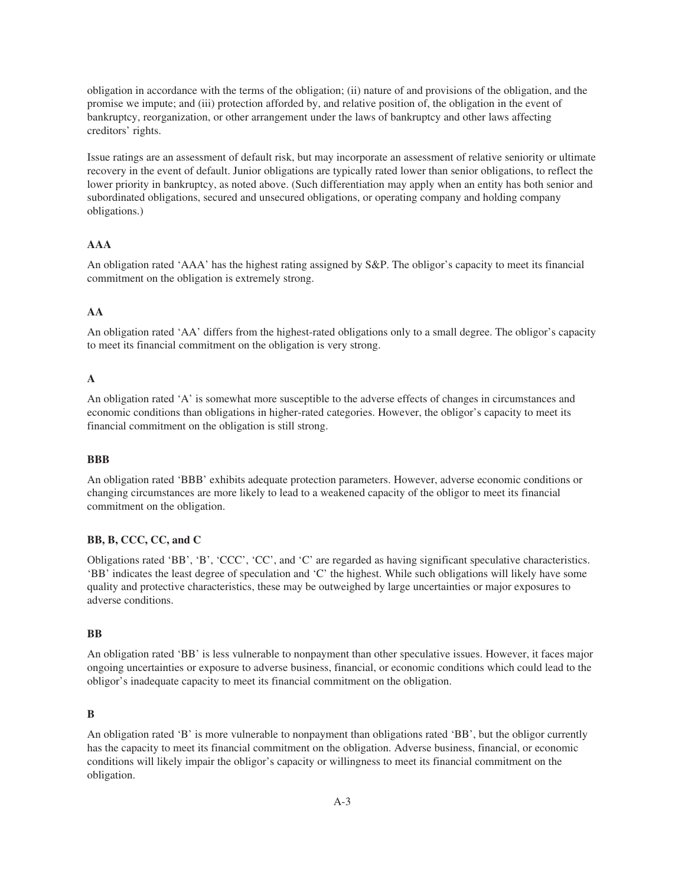obligation in accordance with the terms of the obligation; (ii) nature of and provisions of the obligation, and the promise we impute; and (iii) protection afforded by, and relative position of, the obligation in the event of bankruptcy, reorganization, or other arrangement under the laws of bankruptcy and other laws affecting creditors' rights.

Issue ratings are an assessment of default risk, but may incorporate an assessment of relative seniority or ultimate recovery in the event of default. Junior obligations are typically rated lower than senior obligations, to reflect the lower priority in bankruptcy, as noted above. (Such differentiation may apply when an entity has both senior and subordinated obligations, secured and unsecured obligations, or operating company and holding company obligations.)

**AAA**

An obligation rated 'AAA' has the highest rating assigned by S&P. The obligor's capacity to meet its financial commitment on the obligation is extremely strong.

**AA**

An obligation rated 'AA' differs from the highest-rated obligations only to a small degree. The obligor's capacity to meet its financial commitment on the obligation is very strong.

**A**

An obligation rated 'A' is somewhat more susceptible to the adverse effects of changes in circumstances and economic conditions than obligations in higher-rated categories. However, the obligor's capacity to meet its financial commitment on the obligation is still strong.

**BBB**

An obligation rated 'BBB' exhibits adequate protection parameters. However, adverse economic conditions or changing circumstances are more likely to lead to a weakened capacity of the obligor to meet its financial commitment on the obligation.

**BB, B, CCC, CC, and C**

Obligations rated 'BB', 'B', 'CCC', 'CC', and 'C' are regarded as having significant speculative characteristics. 'BB' indicates the least degree of speculation and 'C' the highest. While such obligations will likely have some quality and protective characteristics, these may be outweighed by large uncertainties or major exposures to adverse conditions.

**BB**

An obligation rated 'BB' is less vulnerable to nonpayment than other speculative issues. However, it faces major ongoing uncertainties or exposure to adverse business, financial, or economic conditions which could lead to the obligor's inadequate capacity to meet its financial commitment on the obligation.

**B**

An obligation rated 'B' is more vulnerable to nonpayment than obligations rated 'BB', but the obligor currently has the capacity to meet its financial commitment on the obligation. Adverse business, financial, or economic conditions will likely impair the obligor's capacity or willingness to meet its financial commitment on the obligation.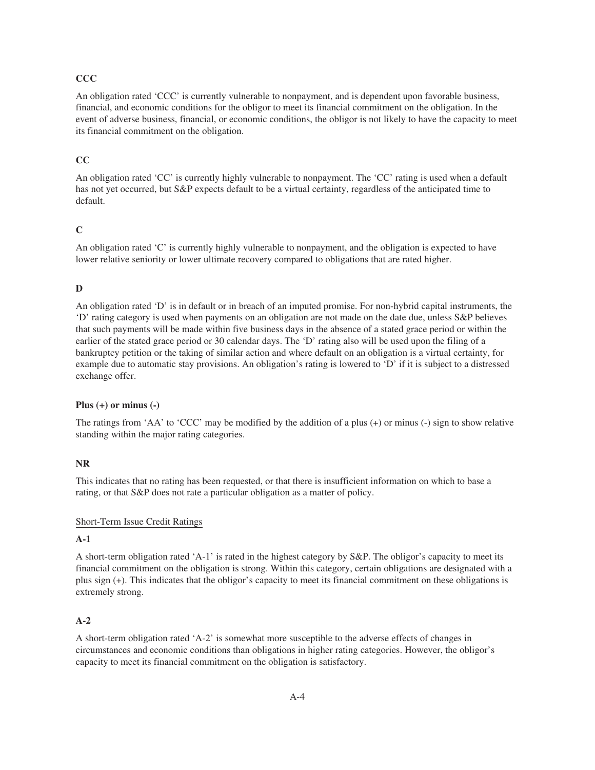**CCC**

An obligation rated ‘CCC’ is currently vulnerable to nonpayment, and is dependent upon favorable business, financial, and economic conditions for the obligor to meet its financial commitment on the obligation. In the event of adverse business, financial, or economic conditions, the obligor is not likely to have the capacity to meet its financial commitment on the obligation.

**CC**

An obligation rated ‘CC’ is currently highly vulnerable to nonpayment. The ‘CC’ rating is used when a default has not yet occurred, but S&P expects default to be a virtual certainty, regardless of the anticipated time to default.

**C**

An obligation rated ‘C’ is currently highly vulnerable to nonpayment, and the obligation is expected to have lower relative seniority or lower ultimate recovery compared to obligations that are rated higher.

**D**

An obligation rated ‘D’ is in default or in breach of an imputed promise. For non-hybrid capital instruments, the ‘D’ rating category is used when payments on an obligation are not made on the date due, unless S&P believes that such payments will be made within five business days in the absence of a stated grace period or within the earlier of the stated grace period or 30 calendar days. The ‘D’ rating also will be used upon the filing of a bankruptcy petition or the taking of similar action and where default on an obligation is a virtual certainty, for example due to automatic stay provisions. An obligation’s rating is lowered to ‘D’ if it is subject to a distressed exchange offer.

**Plus (+) or minus (-)**

The ratings from ‘AA’ to ‘CCC’ may be modified by the addition of a plus (+) or minus (-) sign to show relative standing within the major rating categories.

**NR**

This indicates that no rating has been requested, or that there is insufficient information on which to base a rating, or that S&P does not rate a particular obligation as a matter of policy.

Short-Term Issue Credit Ratings

**A-1**

A short-term obligation rated ‘A-1’ is rated in the highest category by S&P. The obligor’s capacity to meet its financial commitment on the obligation is strong. Within this category, certain obligations are designated with a plus sign (+). This indicates that the obligor’s capacity to meet its financial commitment on these obligations is extremely strong.

**A-2**

A short-term obligation rated ‘A-2’ is somewhat more susceptible to the adverse effects of changes in circumstances and economic conditions than obligations in higher rating categories. However, the obligor’s capacity to meet its financial commitment on the obligation is satisfactory.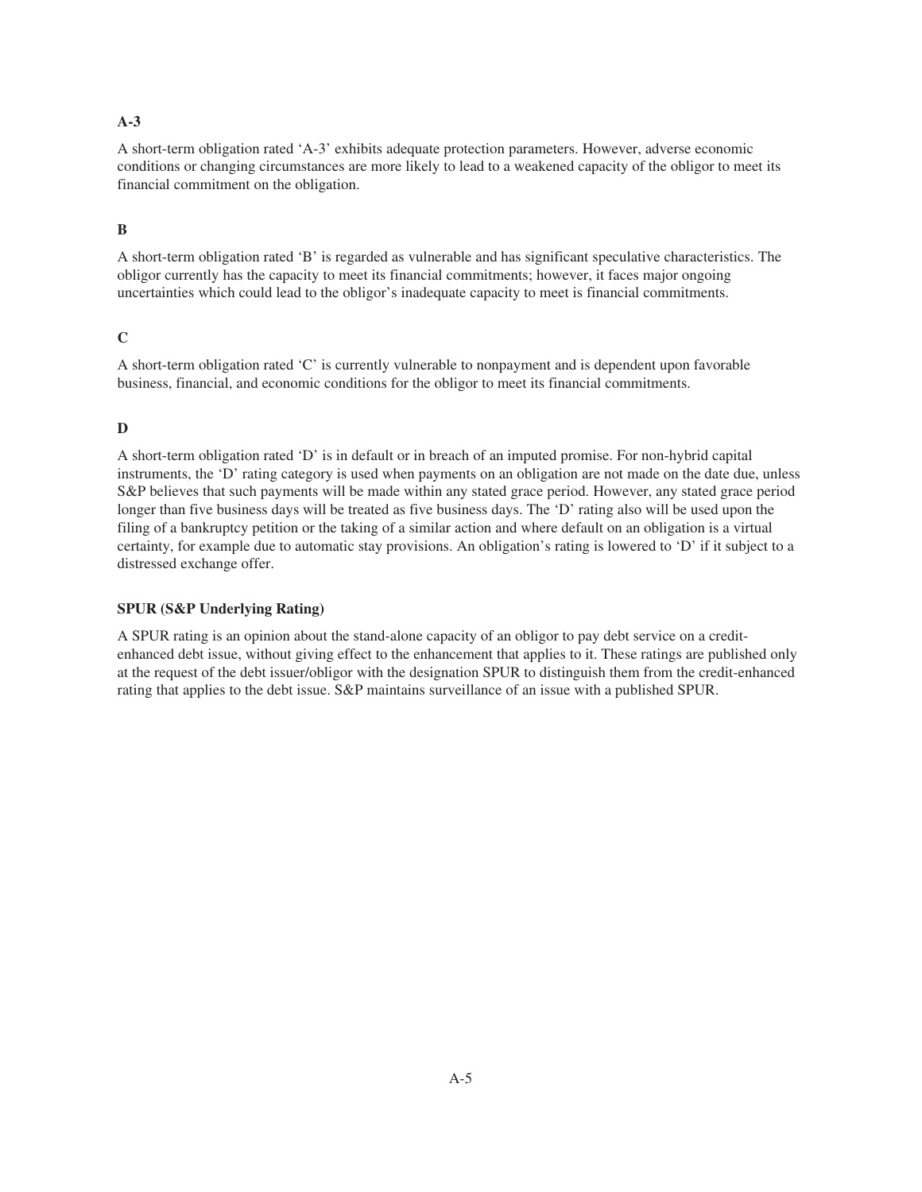**A-3**

A short-term obligation rated 'A-3' exhibits adequate protection parameters. However, adverse economic conditions or changing circumstances are more likely to lead to a weakened capacity of the obligor to meet its financial commitment on the obligation.

**B**

A short-term obligation rated 'B' is regarded as vulnerable and has significant speculative characteristics. The obligor currently has the capacity to meet its financial commitments; however, it faces major ongoing uncertainties which could lead to the obligor's inadequate capacity to meet is financial commitments.

**C**

A short-term obligation rated 'C' is currently vulnerable to nonpayment and is dependent upon favorable business, financial, and economic conditions for the obligor to meet its financial commitments.

**D**

A short-term obligation rated 'D' is in default or in breach of an imputed promise. For non-hybrid capital instruments, the 'D' rating category is used when payments on an obligation are not made on the date due, unless S&P believes that such payments will be made within any stated grace period. However, any stated grace period longer than five business days will be treated as five business days. The 'D' rating also will be used upon the filing of a bankruptcy petition or the taking of a similar action and where default on an obligation is a virtual certainty, for example due to automatic stay provisions. An obligation's rating is lowered to 'D' if it subject to a distressed exchange offer.

**SPUR (S&P Underlying Rating)**

A SPUR rating is an opinion about the stand-alone capacity of an obligor to pay debt service on a credit-enhanced debt issue, without giving effect to the enhancement that applies to it. These ratings are published only at the request of the debt issuer/obligor with the designation SPUR to distinguish them from the credit-enhanced rating that applies to the debt issue. S&P maintains surveillance of an issue with a published SPUR.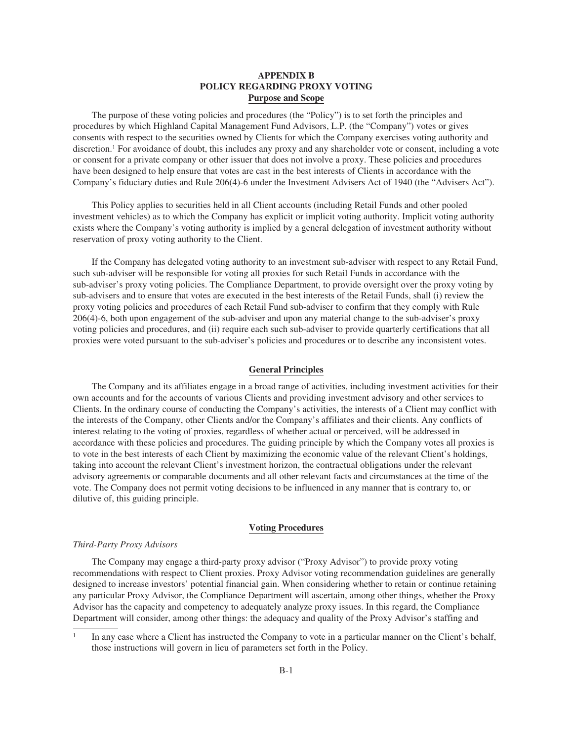# APPENDIX B
# POLICY REGARDING PROXY VOTING

## Purpose and Scope

The purpose of these voting policies and procedures (the "Policy") is to set forth the principles and procedures by which Highland Capital Management Fund Advisors, L.P. (the "Company") votes or gives consents with respect to the securities owned by Clients for which the Company exercises voting authority and discretion.[1] For avoidance of doubt, this includes any proxy and any shareholder vote or consent, including a vote or consent for a private company or other issuer that does not involve a proxy. These policies and procedures have been designed to help ensure that votes are cast in the best interests of Clients in accordance with the Company's fiduciary duties and Rule 206(4)-6 under the Investment Advisers Act of 1940 (the "Advisers Act").

This Policy applies to securities held in all Client accounts (including Retail Funds and other pooled investment vehicles) as to which the Company has explicit or implicit voting authority. Implicit voting authority exists where the Company's voting authority is implied by a general delegation of investment authority without reservation of proxy voting authority to the Client.

If the Company has delegated voting authority to an investment sub-adviser with respect to any Retail Fund, such sub-adviser will be responsible for voting all proxies for such Retail Funds in accordance with the sub-adviser's proxy voting policies. The Compliance Department, to provide oversight over the proxy voting by sub-advisers and to ensure that votes are executed in the best interests of the Retail Funds, shall (i) review the proxy voting policies and procedures of each Retail Fund sub-adviser to confirm that they comply with Rule 206(4)-6, both upon engagement of the sub-adviser and upon any material change to the sub-adviser's proxy voting policies and procedures, and (ii) require each such sub-adviser to provide quarterly certifications that all proxies were voted pursuant to the sub-adviser's policies and procedures or to describe any inconsistent votes.

## General Principles

The Company and its affiliates engage in a broad range of activities, including investment activities for their own accounts and for the accounts of various Clients and providing investment advisory and other services to Clients. In the ordinary course of conducting the Company's activities, the interests of a Client may conflict with the interests of the Company, other Clients and/or the Company's affiliates and their clients. Any conflicts of interest relating to the voting of proxies, regardless of whether actual or perceived, will be addressed in accordance with these policies and procedures. The guiding principle by which the Company votes all proxies is to vote in the best interests of each Client by maximizing the economic value of the relevant Client's holdings, taking into account the relevant Client's investment horizon, the contractual obligations under the relevant advisory agreements or comparable documents and all other relevant facts and circumstances at the time of the vote. The Company does not permit voting decisions to be influenced in any manner that is contrary to, or dilutive of, this guiding principle.

## Voting Procedures

*Third-Party Proxy Advisors*

The Company may engage a third-party proxy advisor ("Proxy Advisor") to provide proxy voting recommendations with respect to Client proxies. Proxy Advisor voting recommendation guidelines are generally designed to increase investors' potential financial gain. When considering whether to retain or continue retaining any particular Proxy Advisor, the Compliance Department will ascertain, among other things, whether the Proxy Advisor has the capacity and competency to adequately analyze proxy issues. In this regard, the Compliance Department will consider, among other things: the adequacy and quality of the Proxy Advisor's staffing and

[1] In any case where a Client has instructed the Company to vote in a particular manner on the Client's behalf, those instructions will govern in lieu of parameters set forth in the Policy.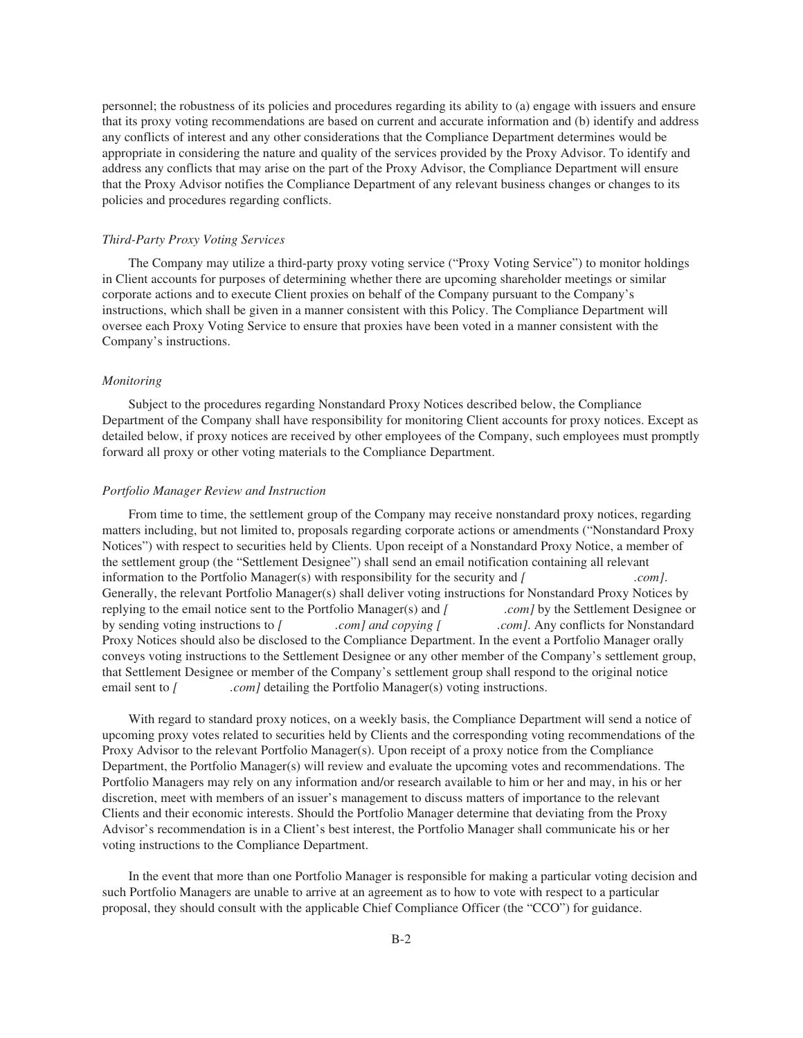personnel; the robustness of its policies and procedures regarding its ability to (a) engage with issuers and ensure that its proxy voting recommendations are based on current and accurate information and (b) identify and address any conflicts of interest and any other considerations that the Compliance Department determines would be appropriate in considering the nature and quality of the services provided by the Proxy Advisor. To identify and address any conflicts that may arise on the part of the Proxy Advisor, the Compliance Department will ensure that the Proxy Advisor notifies the Compliance Department of any relevant business changes or changes to its policies and procedures regarding conflicts.

*Third-Party Proxy Voting Services*

The Company may utilize a third-party proxy voting service ("Proxy Voting Service") to monitor holdings in Client accounts for purposes of determining whether there are upcoming shareholder meetings or similar corporate actions and to execute Client proxies on behalf of the Company pursuant to the Company's instructions, which shall be given in a manner consistent with this Policy. The Compliance Department will oversee each Proxy Voting Service to ensure that proxies have been voted in a manner consistent with the Company's instructions.

*Monitoring*

Subject to the procedures regarding Nonstandard Proxy Notices described below, the Compliance Department of the Company shall have responsibility for monitoring Client accounts for proxy notices. Except as detailed below, if proxy notices are received by other employees of the Company, such employees must promptly forward all proxy or other voting materials to the Compliance Department.

*Portfolio Manager Review and Instruction*

From time to time, the settlement group of the Company may receive nonstandard proxy notices, regarding matters including, but not limited to, proposals regarding corporate actions or amendments ("Nonstandard Proxy Notices") with respect to securities held by Clients. Upon receipt of a Nonstandard Proxy Notice, a member of the settlement group (the "Settlement Designee") shall send an email notification containing all relevant information to the Portfolio Manager(s) with responsibility for the security and *[ .com]*. Generally, the relevant Portfolio Manager(s) shall deliver voting instructions for Nonstandard Proxy Notices by replying to the email notice sent to the Portfolio Manager(s) and *[ .com]* by the Settlement Designee or by sending voting instructions to *[ .com] and copying [ .com]*. Any conflicts for Nonstandard Proxy Notices should also be disclosed to the Compliance Department. In the event a Portfolio Manager orally conveys voting instructions to the Settlement Designee or any other member of the Company's settlement group, that Settlement Designee or member of the Company's settlement group shall respond to the original notice email sent to *[ .com]* detailing the Portfolio Manager(s) voting instructions.

With regard to standard proxy notices, on a weekly basis, the Compliance Department will send a notice of upcoming proxy votes related to securities held by Clients and the corresponding voting recommendations of the Proxy Advisor to the relevant Portfolio Manager(s). Upon receipt of a proxy notice from the Compliance Department, the Portfolio Manager(s) will review and evaluate the upcoming votes and recommendations. The Portfolio Managers may rely on any information and/or research available to him or her and may, in his or her discretion, meet with members of an issuer's management to discuss matters of importance to the relevant Clients and their economic interests. Should the Portfolio Manager determine that deviating from the Proxy Advisor's recommendation is in a Client's best interest, the Portfolio Manager shall communicate his or her voting instructions to the Compliance Department.

In the event that more than one Portfolio Manager is responsible for making a particular voting decision and such Portfolio Managers are unable to arrive at an agreement as to how to vote with respect to a particular proposal, they should consult with the applicable Chief Compliance Officer (the "CCO") for guidance.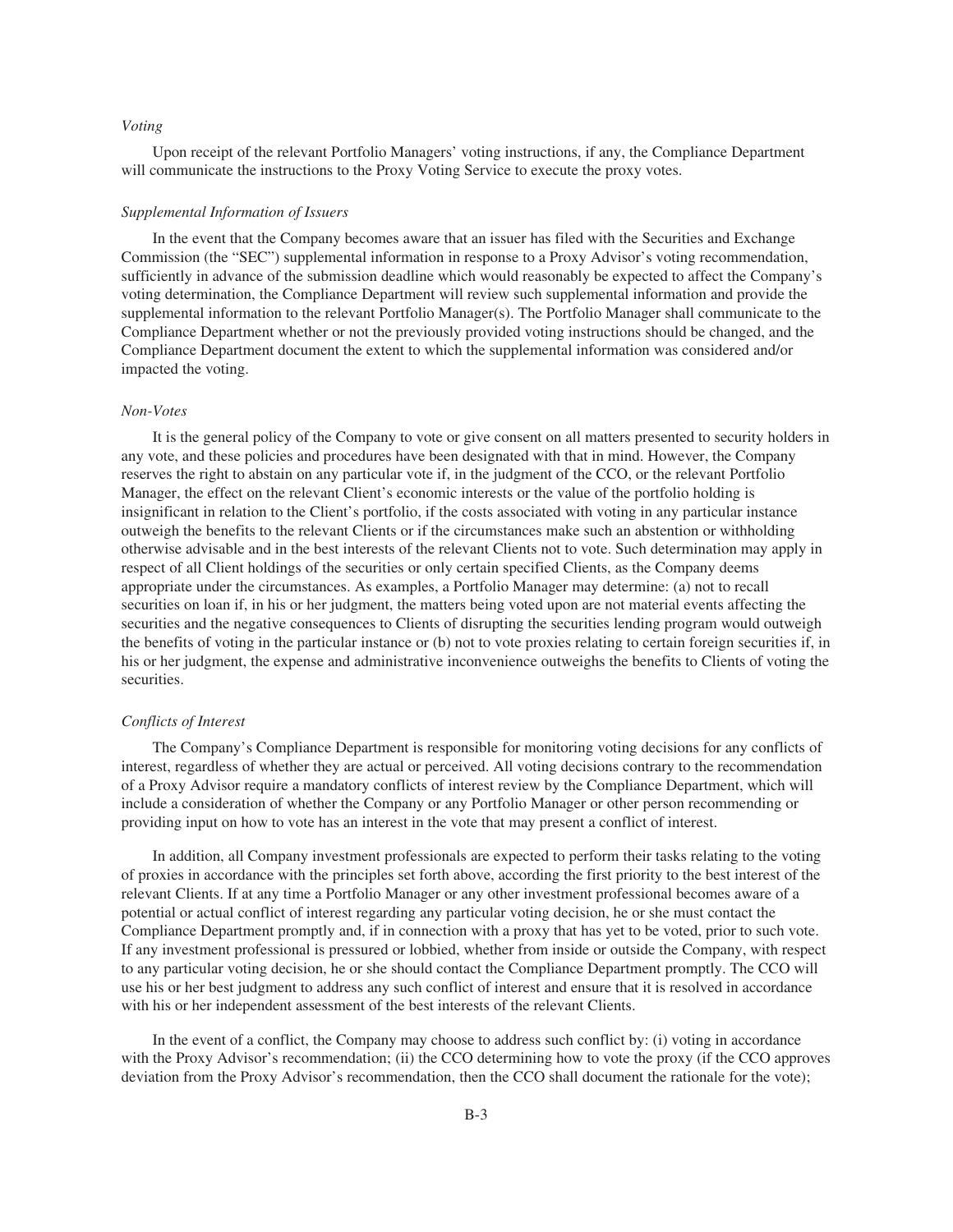*Voting*

Upon receipt of the relevant Portfolio Managers' voting instructions, if any, the Compliance Department will communicate the instructions to the Proxy Voting Service to execute the proxy votes.

*Supplemental Information of Issuers*

In the event that the Company becomes aware that an issuer has filed with the Securities and Exchange Commission (the "SEC") supplemental information in response to a Proxy Advisor's voting recommendation, sufficiently in advance of the submission deadline which would reasonably be expected to affect the Company's voting determination, the Compliance Department will review such supplemental information and provide the supplemental information to the relevant Portfolio Manager(s). The Portfolio Manager shall communicate to the Compliance Department whether or not the previously provided voting instructions should be changed, and the Compliance Department document the extent to which the supplemental information was considered and/or impacted the voting.

*Non-Votes*

It is the general policy of the Company to vote or give consent on all matters presented to security holders in any vote, and these policies and procedures have been designated with that in mind. However, the Company reserves the right to abstain on any particular vote if, in the judgment of the CCO, or the relevant Portfolio Manager, the effect on the relevant Client's economic interests or the value of the portfolio holding is insignificant in relation to the Client's portfolio, if the costs associated with voting in any particular instance outweigh the benefits to the relevant Clients or if the circumstances make such an abstention or withholding otherwise advisable and in the best interests of the relevant Clients not to vote. Such determination may apply in respect of all Client holdings of the securities or only certain specified Clients, as the Company deems appropriate under the circumstances. As examples, a Portfolio Manager may determine: (a) not to recall securities on loan if, in his or her judgment, the matters being voted upon are not material events affecting the securities and the negative consequences to Clients of disrupting the securities lending program would outweigh the benefits of voting in the particular instance or (b) not to vote proxies relating to certain foreign securities if, in his or her judgment, the expense and administrative inconvenience outweighs the benefits to Clients of voting the securities.

*Conflicts of Interest*

The Company's Compliance Department is responsible for monitoring voting decisions for any conflicts of interest, regardless of whether they are actual or perceived. All voting decisions contrary to the recommendation of a Proxy Advisor require a mandatory conflicts of interest review by the Compliance Department, which will include a consideration of whether the Company or any Portfolio Manager or other person recommending or providing input on how to vote has an interest in the vote that may present a conflict of interest.

In addition, all Company investment professionals are expected to perform their tasks relating to the voting of proxies in accordance with the principles set forth above, according the first priority to the best interest of the relevant Clients. If at any time a Portfolio Manager or any other investment professional becomes aware of a potential or actual conflict of interest regarding any particular voting decision, he or she must contact the Compliance Department promptly and, if in connection with a proxy that has yet to be voted, prior to such vote. If any investment professional is pressured or lobbied, whether from inside or outside the Company, with respect to any particular voting decision, he or she should contact the Compliance Department promptly. The CCO will use his or her best judgment to address any such conflict of interest and ensure that it is resolved in accordance with his or her independent assessment of the best interests of the relevant Clients.

In the event of a conflict, the Company may choose to address such conflict by: (i) voting in accordance with the Proxy Advisor's recommendation; (ii) the CCO determining how to vote the proxy (if the CCO approves deviation from the Proxy Advisor's recommendation, then the CCO shall document the rationale for the vote);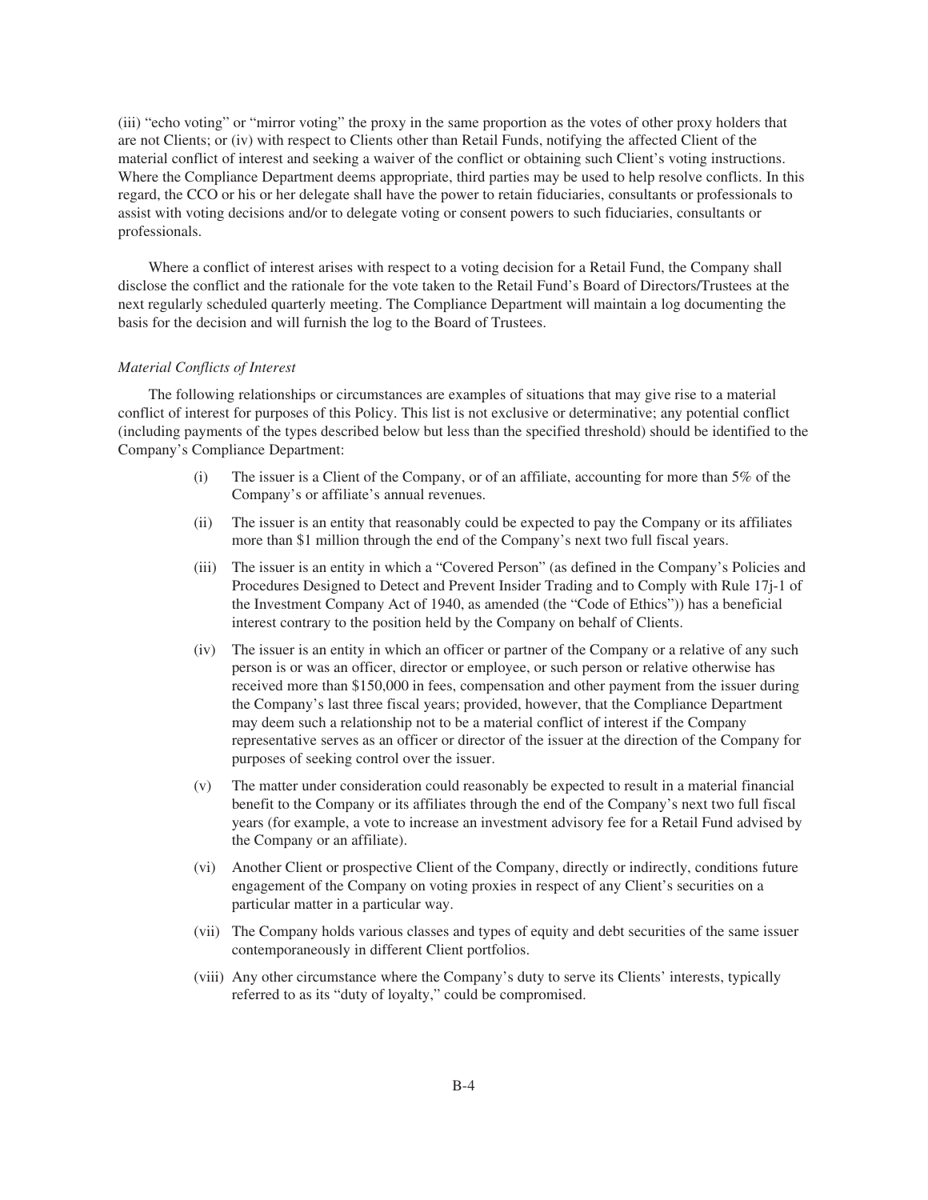(iii) "echo voting" or "mirror voting" the proxy in the same proportion as the votes of other proxy holders that are not Clients; or (iv) with respect to Clients other than Retail Funds, notifying the affected Client of the material conflict of interest and seeking a waiver of the conflict or obtaining such Client's voting instructions. Where the Compliance Department deems appropriate, third parties may be used to help resolve conflicts. In this regard, the CCO or his or her delegate shall have the power to retain fiduciaries, consultants or professionals to assist with voting decisions and/or to delegate voting or consent powers to such fiduciaries, consultants or professionals.

Where a conflict of interest arises with respect to a voting decision for a Retail Fund, the Company shall disclose the conflict and the rationale for the vote taken to the Retail Fund's Board of Directors/Trustees at the next regularly scheduled quarterly meeting. The Compliance Department will maintain a log documenting the basis for the decision and will furnish the log to the Board of Trustees.

*Material Conflicts of Interest*

The following relationships or circumstances are examples of situations that may give rise to a material conflict of interest for purposes of this Policy. This list is not exclusive or determinative; any potential conflict (including payments of the types described below but less than the specified threshold) should be identified to the Company's Compliance Department:

(i) The issuer is a Client of the Company, or of an affiliate, accounting for more than 5% of the Company's or affiliate's annual revenues.

(ii) The issuer is an entity that reasonably could be expected to pay the Company or its affiliates more than $1 million through the end of the Company's next two full fiscal years.

(iii) The issuer is an entity in which a "Covered Person" (as defined in the Company's Policies and Procedures Designed to Detect and Prevent Insider Trading and to Comply with Rule 17j-1 of the Investment Company Act of 1940, as amended (the "Code of Ethics")) has a beneficial interest contrary to the position held by the Company on behalf of Clients.

(iv) The issuer is an entity in which an officer or partner of the Company or a relative of any such person is or was an officer, director or employee, or such person or relative otherwise has received more than $150,000 in fees, compensation and other payment from the issuer during the Company's last three fiscal years; provided, however, that the Compliance Department may deem such a relationship not to be a material conflict of interest if the Company representative serves as an officer or director of the issuer at the direction of the Company for purposes of seeking control over the issuer.

(v) The matter under consideration could reasonably be expected to result in a material financial benefit to the Company or its affiliates through the end of the Company's next two full fiscal years (for example, a vote to increase an investment advisory fee for a Retail Fund advised by the Company or an affiliate).

(vi) Another Client or prospective Client of the Company, directly or indirectly, conditions future engagement of the Company on voting proxies in respect of any Client's securities on a particular matter in a particular way.

(vii) The Company holds various classes and types of equity and debt securities of the same issuer contemporaneously in different Client portfolios.

(viii) Any other circumstance where the Company's duty to serve its Clients' interests, typically referred to as its "duty of loyalty," could be compromised.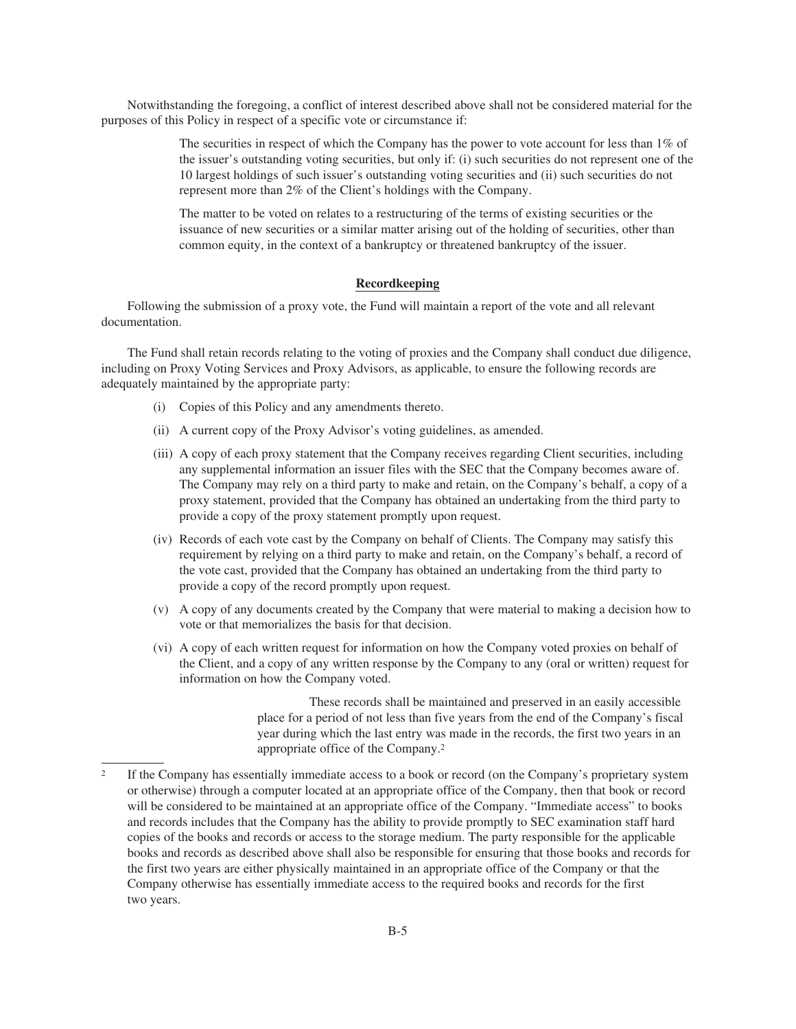Notwithstanding the foregoing, a conflict of interest described above shall not be considered material for the purposes of this Policy in respect of a specific vote or circumstance if:

The securities in respect of which the Company has the power to vote account for less than 1% of the issuer's outstanding voting securities, but only if: (i) such securities do not represent one of the 10 largest holdings of such issuer's outstanding voting securities and (ii) such securities do not represent more than 2% of the Client's holdings with the Company.

The matter to be voted on relates to a restructuring of the terms of existing securities or the issuance of new securities or a similar matter arising out of the holding of securities, other than common equity, in the context of a bankruptcy or threatened bankruptcy of the issuer.

## Recordkeeping

Following the submission of a proxy vote, the Fund will maintain a report of the vote and all relevant documentation.

The Fund shall retain records relating to the voting of proxies and the Company shall conduct due diligence, including on Proxy Voting Services and Proxy Advisors, as applicable, to ensure the following records are adequately maintained by the appropriate party:

(i) Copies of this Policy and any amendments thereto.

(ii) A current copy of the Proxy Advisor's voting guidelines, as amended.

(iii) A copy of each proxy statement that the Company receives regarding Client securities, including any supplemental information an issuer files with the SEC that the Company becomes aware of. The Company may rely on a third party to make and retain, on the Company's behalf, a copy of a proxy statement, provided that the Company has obtained an undertaking from the third party to provide a copy of the proxy statement promptly upon request.

(iv) Records of each vote cast by the Company on behalf of Clients. The Company may satisfy this requirement by relying on a third party to make and retain, on the Company's behalf, a record of the vote cast, provided that the Company has obtained an undertaking from the third party to provide a copy of the record promptly upon request.

(v) A copy of any documents created by the Company that were material to making a decision how to vote or that memorializes the basis for that decision.

(vi) A copy of each written request for information on how the Company voted proxies on behalf of the Client, and a copy of any written response by the Company to any (oral or written) request for information on how the Company voted.

These records shall be maintained and preserved in an easily accessible place for a period of not less than five years from the end of the Company's fiscal year during which the last entry was made in the records, the first two years in an appropriate office of the Company.[2]

[2] If the Company has essentially immediate access to a book or record (on the Company's proprietary system or otherwise) through a computer located at an appropriate office of the Company, then that book or record will be considered to be maintained at an appropriate office of the Company. "Immediate access" to books and records includes that the Company has the ability to provide promptly to SEC examination staff hard copies of the books and records or access to the storage medium. The party responsible for the applicable books and records as described above shall also be responsible for ensuring that those books and records for the first two years are either physically maintained in an appropriate office of the Company or that the Company otherwise has essentially immediate access to the required books and records for the first two years.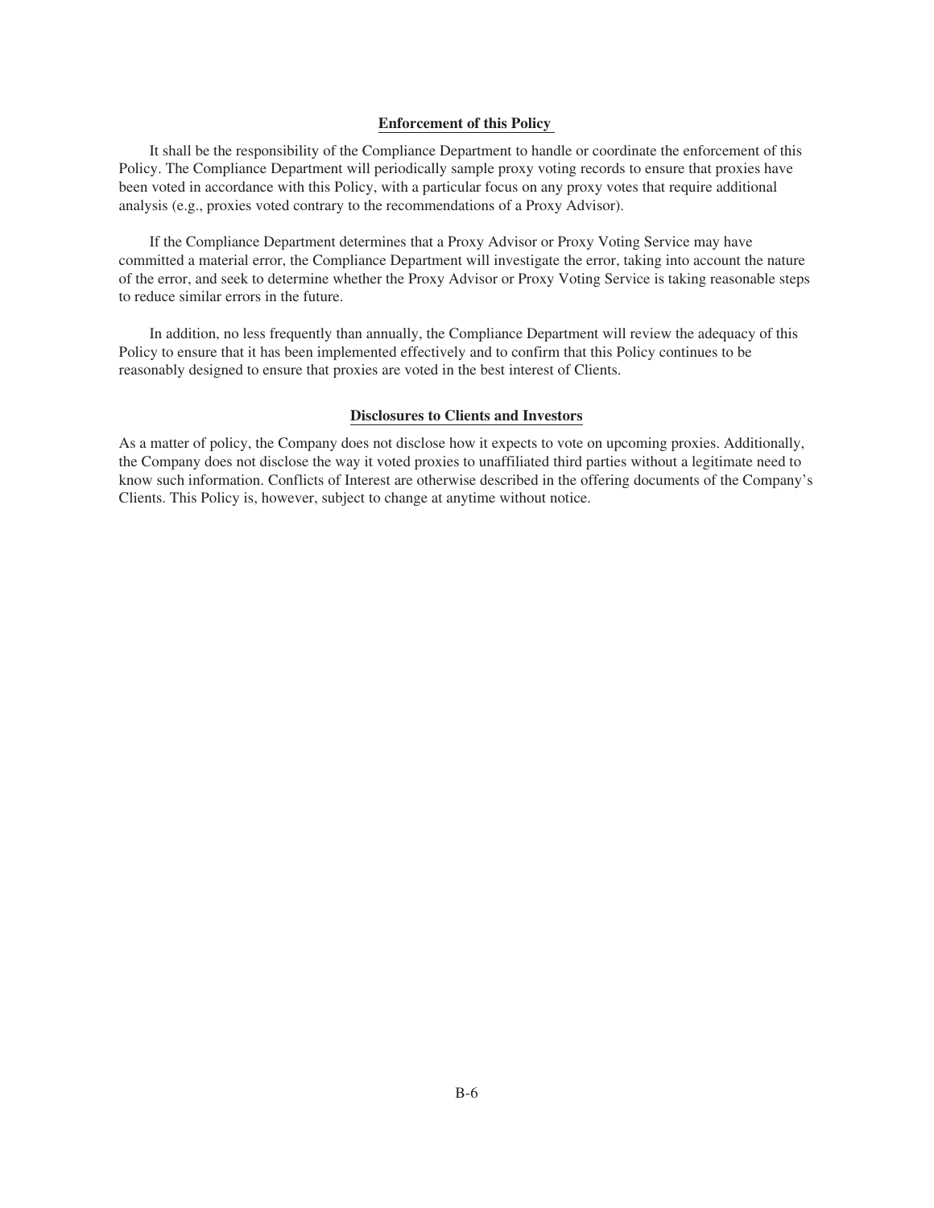**Enforcement of this Policy**

It shall be the responsibility of the Compliance Department to handle or coordinate the enforcement of this Policy. The Compliance Department will periodically sample proxy voting records to ensure that proxies have been voted in accordance with this Policy, with a particular focus on any proxy votes that require additional analysis (e.g., proxies voted contrary to the recommendations of a Proxy Advisor).

If the Compliance Department determines that a Proxy Advisor or Proxy Voting Service may have committed a material error, the Compliance Department will investigate the error, taking into account the nature of the error, and seek to determine whether the Proxy Advisor or Proxy Voting Service is taking reasonable steps to reduce similar errors in the future.

In addition, no less frequently than annually, the Compliance Department will review the adequacy of this Policy to ensure that it has been implemented effectively and to confirm that this Policy continues to be reasonably designed to ensure that proxies are voted in the best interest of Clients.

**Disclosures to Clients and Investors**

As a matter of policy, the Company does not disclose how it expects to vote on upcoming proxies. Additionally, the Company does not disclose the way it voted proxies to unaffiliated third parties without a legitimate need to know such information. Conflicts of Interest are otherwise described in the offering documents of the Company's Clients. This Policy is, however, subject to change at anytime without notice.